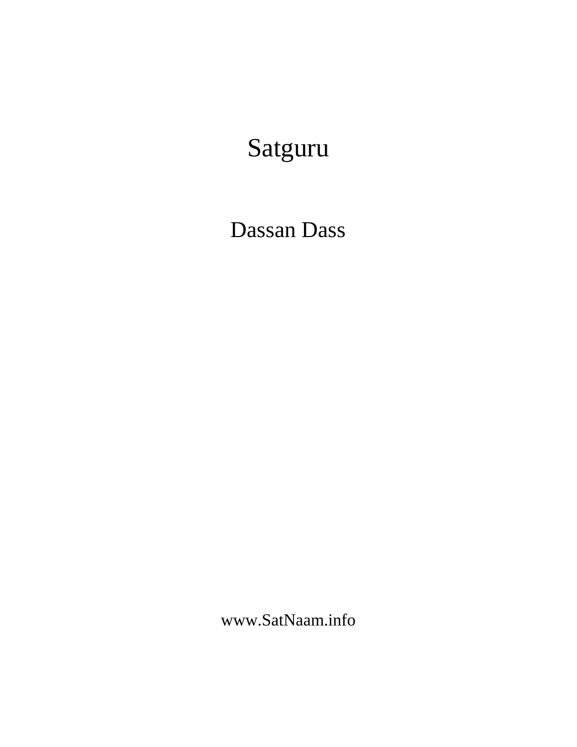# Satguru

Dassan Dass

www.SatNaam.info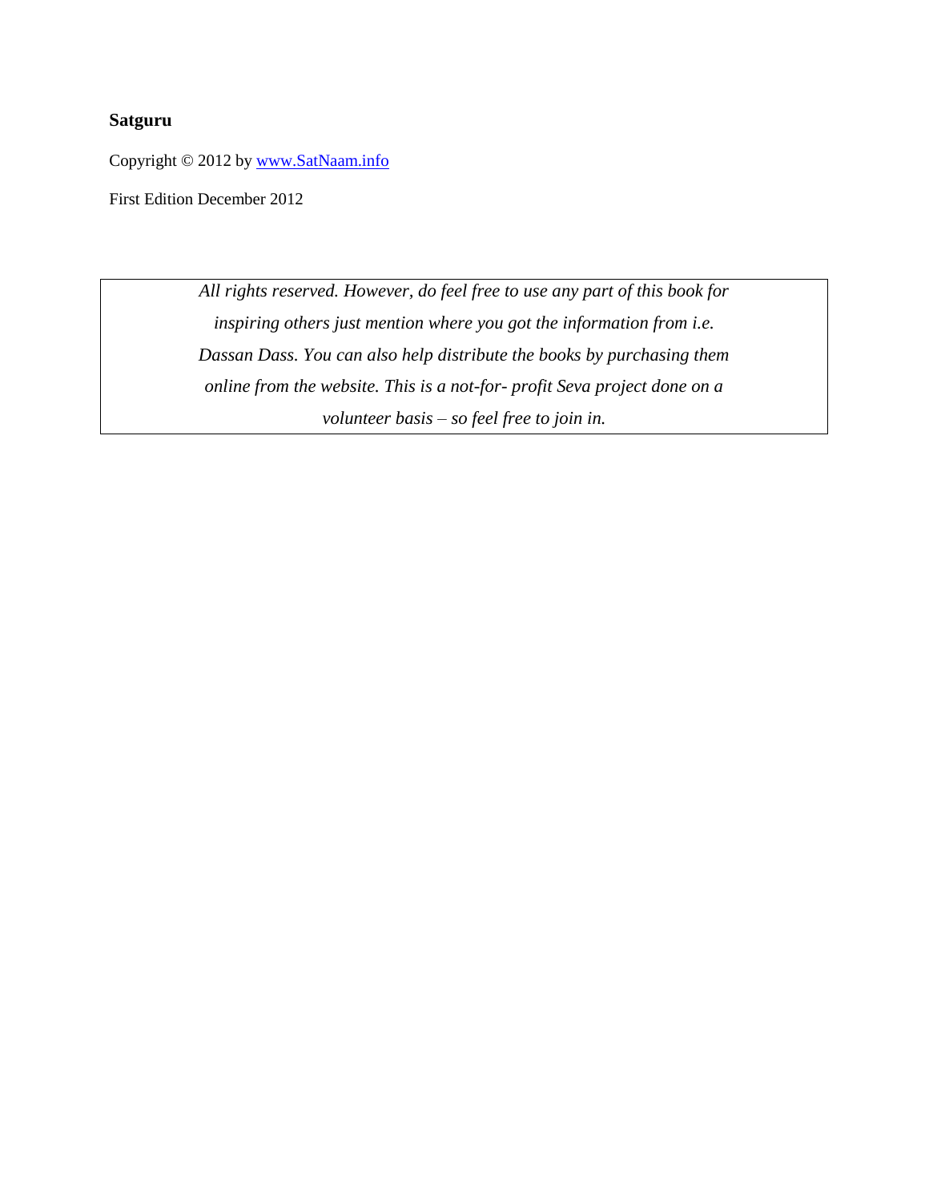**Satguru**

Copyright © 2012 by [www.SatNaam.info](http://www.SatNaam.info)

First Edition December 2012

*All rights reserved. However, do feel free to use any part of this book for inspiring others just mention where you got the information from i.e. Dassan Dass. You can also help distribute the books by purchasing them online from the website. This is a not-for- profit Seva project done on a volunteer basis – so feel free to join in.*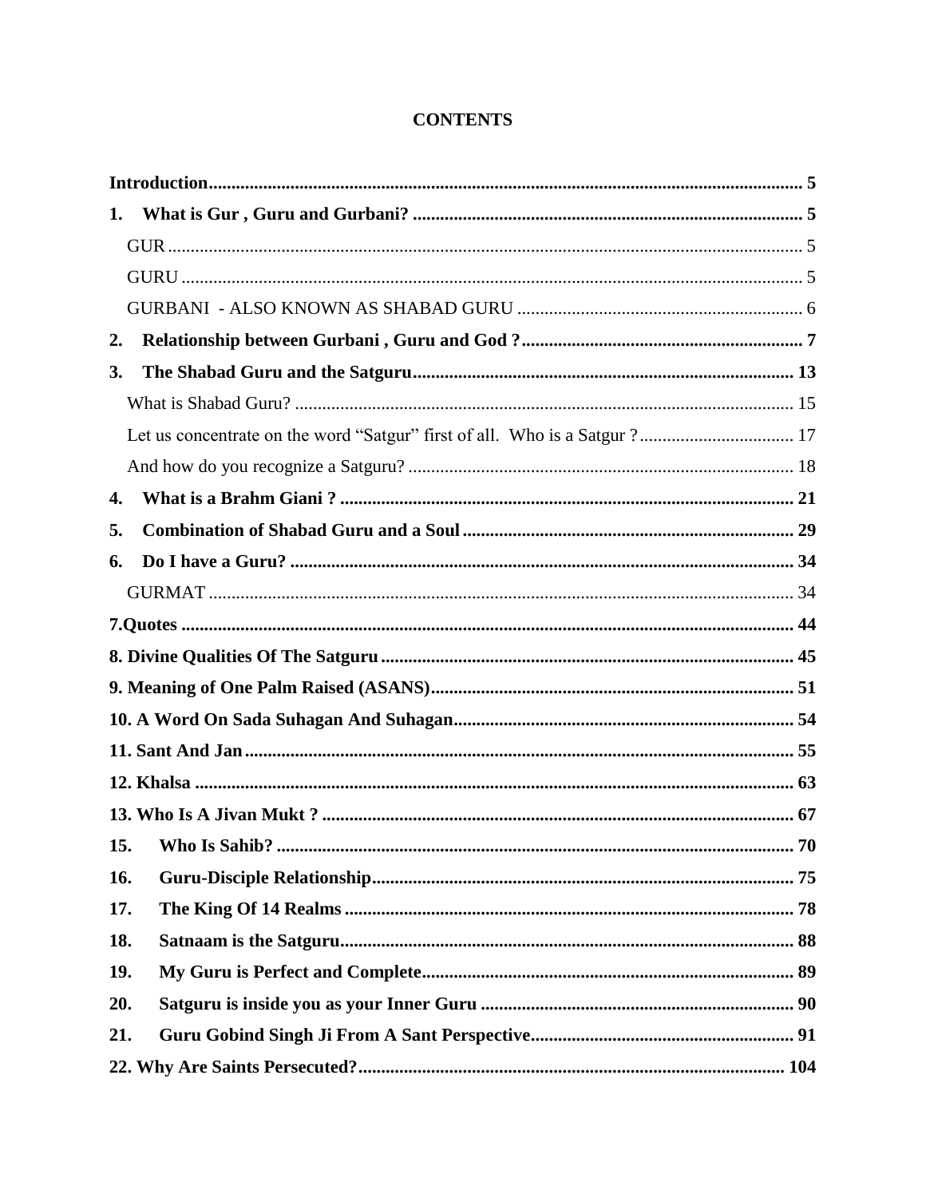# CONTENTS

**Introduction** ........ **5**

**1. What is Gur , Guru and Gurbani?** ........ **5**

- GUR ........ 5
- GURU ........ 5
- GURBANI - ALSO KNOWN AS SHABAD GURU ........ 6

**2. Relationship between Gurbani , Guru and God ?** ........ **7**

**3. The Shabad Guru and the Satguru** ........ **13**

- What is Shabad Guru? ........ 15
- Let us concentrate on the word "Satgur" first of all. Who is a Satgur ? ........ 17
- And how do you recognize a Satguru? ........ 18

**4. What is a Brahm Giani ?** ........ **21**

**5. Combination of Shabad Guru and a Soul** ........ **29**

**6. Do I have a Guru?** ........ **34**

- GURMAT ........ 34

**7.Quotes** ........ **44**

**8. Divine Qualities Of The Satguru** ........ **45**

**9. Meaning of One Palm Raised (ASANS)** ........ **51**

**10. A Word On Sada Suhagan And Suhagan** ........ **54**

**11. Sant And Jan** ........ **55**

**12. Khalsa** ........ **63**

**13. Who Is A Jivan Mukt ?** ........ **67**

**15. Who Is Sahib?** ........ **70**

**16. Guru-Disciple Relationship** ........ **75**

**17. The King Of 14 Realms** ........ **78**

**18. Satnaam is the Satguru** ........ **88**

**19. My Guru is Perfect and Complete** ........ **89**

**20. Satguru is inside you as your Inner Guru** ........ **90**

**21. Guru Gobind Singh Ji From A Sant Perspective** ........ **91**

**22. Why Are Saints Persecuted?** ........ **104**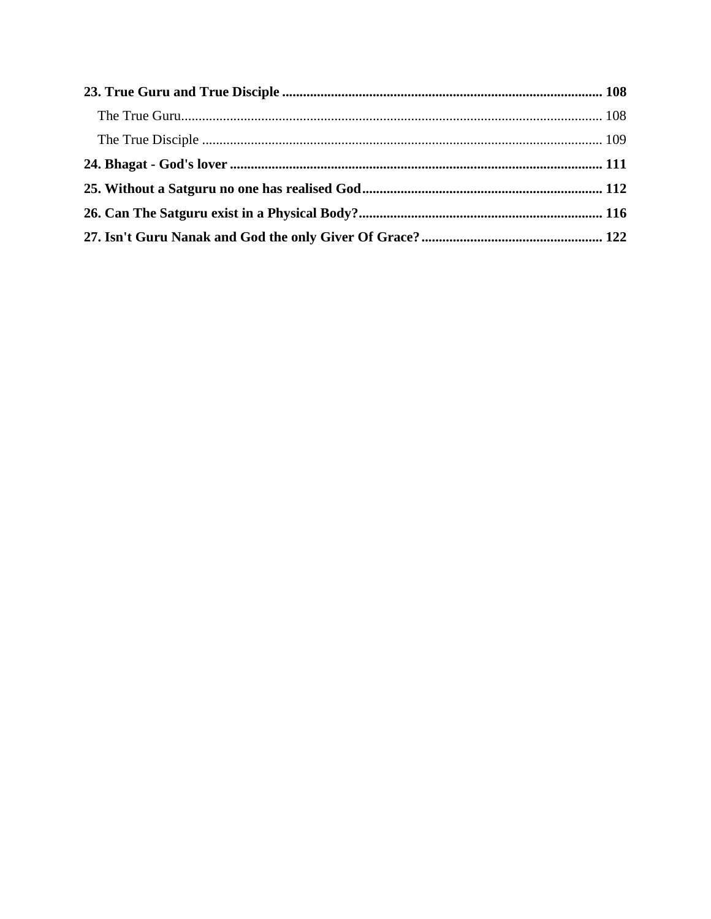**23. True Guru and True Disciple ............................................................................................ 108**

The True Guru........................................................................................................................ 108

The True Disciple ................................................................................................................... 109

**24. Bhagat - God's lover ........................................................................................................ 111**

**25. Without a Satguru no one has realised God.................................................................. 112**

**26. Can The Satguru exist in a Physical Body?.................................................................... 116**

**27. Isn't Guru Nanak and God the only Giver Of Grace?.................................................... 122**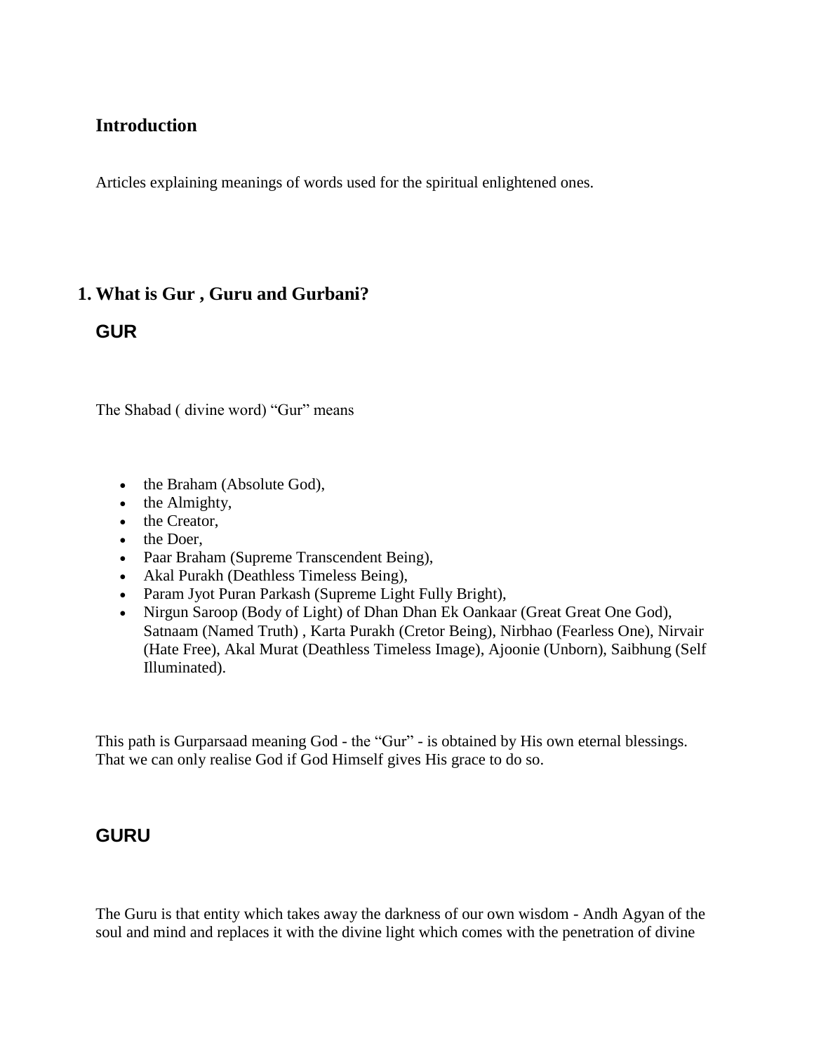## Introduction

Articles explaining meanings of words used for the spiritual enlightened ones.

# 1. What is Gur , Guru and Gurbani?

### GUR

The Shabad ( divine word) “Gur” means

- the Braham (Absolute God),
- the Almighty,
- the Creator,
- the Doer,
- Paar Braham (Supreme Transcendent Being),
- Akal Purakh (Deathless Timeless Being),
- Param Jyot Puran Parkash (Supreme Light Fully Bright),
- Nirgun Saroop (Body of Light) of Dhan Dhan Ek Oankaar (Great Great One God), Satnaam (Named Truth) , Karta Purakh (Cretor Being), Nirbhao (Fearless One), Nirvair (Hate Free), Akal Murat (Deathless Timeless Image), Ajoonie (Unborn), Saibhung (Self Illuminated).

This path is Gurparsaad meaning God - the “Gur” - is obtained by His own eternal blessings. That we can only realise God if God Himself gives His grace to do so.

### GURU

The Guru is that entity which takes away the darkness of our own wisdom - Andh Agyan of the soul and mind and replaces it with the divine light which comes with the penetration of divine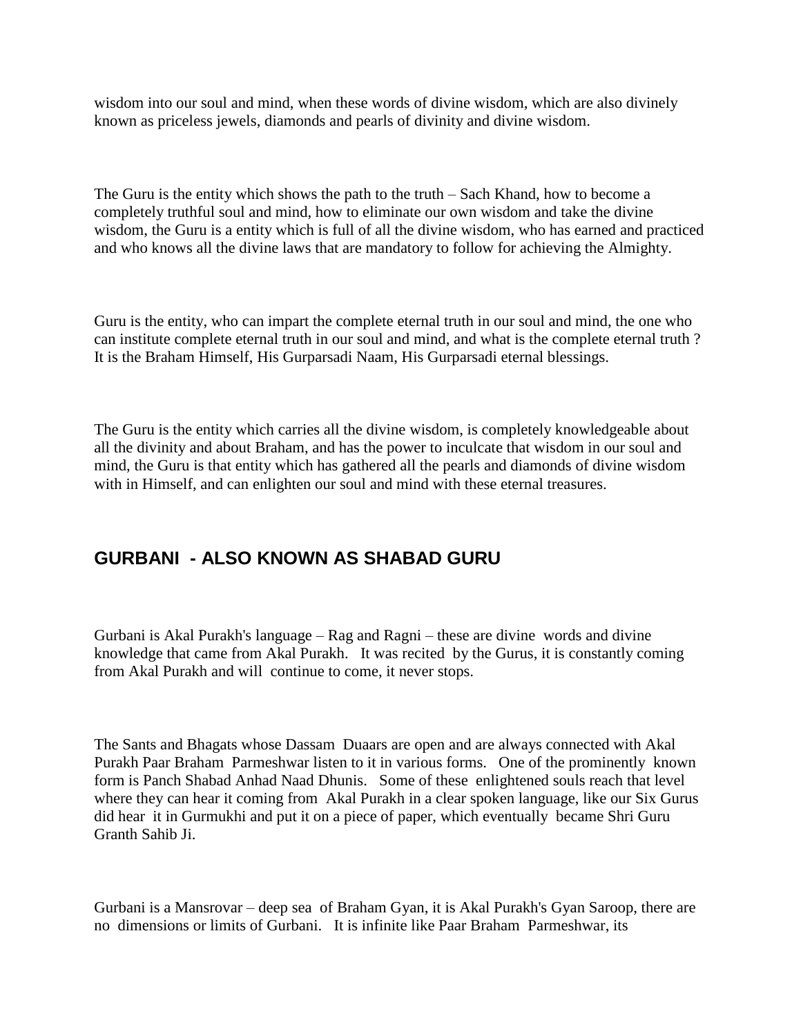wisdom into our soul and mind, when these words of divine wisdom, which are also divinely known as priceless jewels, diamonds and pearls of divinity and divine wisdom.

The Guru is the entity which shows the path to the truth – Sach Khand, how to become a completely truthful soul and mind, how to eliminate our own wisdom and take the divine wisdom, the Guru is a entity which is full of all the divine wisdom, who has earned and practiced and who knows all the divine laws that are mandatory to follow for achieving the Almighty.

Guru is the entity, who can impart the complete eternal truth in our soul and mind, the one who can institute complete eternal truth in our soul and mind, and what is the complete eternal truth ? It is the Braham Himself, His Gurparsadi Naam, His Gurparsadi eternal blessings.

The Guru is the entity which carries all the divine wisdom, is completely knowledgeable about all the divinity and about Braham, and has the power to inculcate that wisdom in our soul and mind, the Guru is that entity which has gathered all the pearls and diamonds of divine wisdom with in Himself, and can enlighten our soul and mind with these eternal treasures.

## GURBANI - ALSO KNOWN AS SHABAD GURU

Gurbani is Akal Purakh's language – Rag and Ragni – these are divine words and divine knowledge that came from Akal Purakh. It was recited by the Gurus, it is constantly coming from Akal Purakh and will continue to come, it never stops.

The Sants and Bhagats whose Dassam Duaars are open and are always connected with Akal Purakh Paar Braham Parmeshwar listen to it in various forms. One of the prominently known form is Panch Shabad Anhad Naad Dhunis. Some of these enlightened souls reach that level where they can hear it coming from Akal Purakh in a clear spoken language, like our Six Gurus did hear it in Gurmukhi and put it on a piece of paper, which eventually became Shri Guru Granth Sahib Ji.

Gurbani is a Mansrovar – deep sea of Braham Gyan, it is Akal Purakh's Gyan Saroop, there are no dimensions or limits of Gurbani. It is infinite like Paar Braham Parmeshwar, its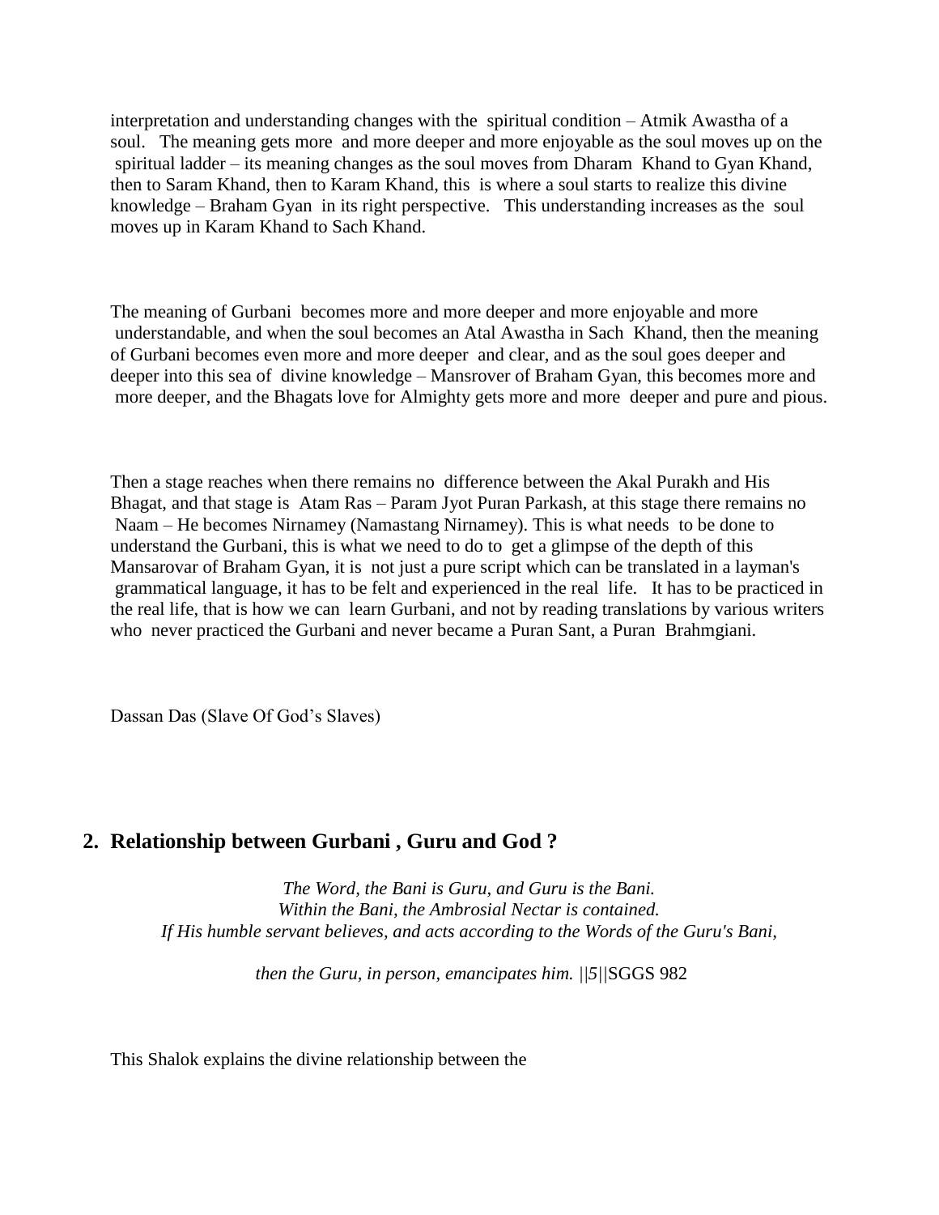interpretation and understanding changes with the spiritual condition – Atmik Awastha of a soul. The meaning gets more and more deeper and more enjoyable as the soul moves up on the spiritual ladder – its meaning changes as the soul moves from Dharam Khand to Gyan Khand, then to Saram Khand, then to Karam Khand, this is where a soul starts to realize this divine knowledge – Braham Gyan in its right perspective. This understanding increases as the soul moves up in Karam Khand to Sach Khand.

The meaning of Gurbani becomes more and more deeper and more enjoyable and more understandable, and when the soul becomes an Atal Awastha in Sach Khand, then the meaning of Gurbani becomes even more and more deeper and clear, and as the soul goes deeper and deeper into this sea of divine knowledge – Mansrover of Braham Gyan, this becomes more and more deeper, and the Bhagats love for Almighty gets more and more deeper and pure and pious.

Then a stage reaches when there remains no difference between the Akal Purakh and His Bhagat, and that stage is Atam Ras – Param Jyot Puran Parkash, at this stage there remains no Naam – He becomes Nirnamey (Namastang Nirnamey). This is what needs to be done to understand the Gurbani, this is what we need to do to get a glimpse of the depth of this Mansarovar of Braham Gyan, it is not just a pure script which can be translated in a layman's grammatical language, it has to be felt and experienced in the real life. It has to be practiced in the real life, that is how we can learn Gurbani, and not by reading translations by various writers who never practiced the Gurbani and never became a Puran Sant, a Puran Brahmgiani.

Dassan Das (Slave Of God's Slaves)

## 2. Relationship between Gurbani , Guru and God ?

*The Word, the Bani is Guru, and Guru is the Bani.*
*Within the Bani, the Ambrosial Nectar is contained.*
*If His humble servant believes, and acts according to the Words of the Guru's Bani,*

*then the Guru, in person, emancipates him. ||5||*SGGS 982

This Shalok explains the divine relationship between the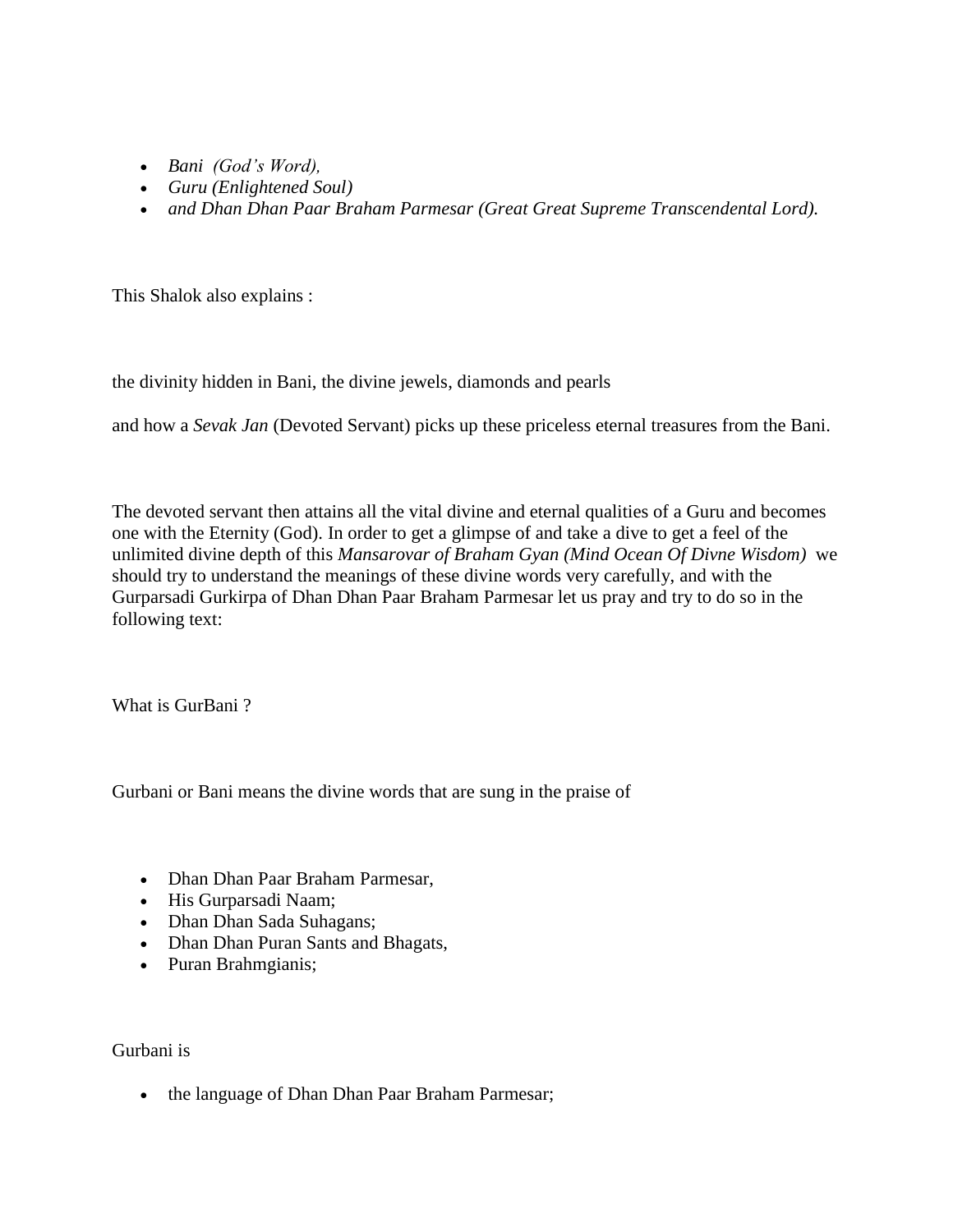- *Bani (God's Word),*
- *Guru (Enlightened Soul)*
- *and Dhan Dhan Paar Braham Parmesar (Great Great Supreme Transcendental Lord).*

This Shalok also explains :

the divinity hidden in Bani, the divine jewels, diamonds and pearls

and how a *Sevak Jan* (Devoted Servant) picks up these priceless eternal treasures from the Bani.

The devoted servant then attains all the vital divine and eternal qualities of a Guru and becomes one with the Eternity (God). In order to get a glimpse of and take a dive to get a feel of the unlimited divine depth of this *Mansarovar of Braham Gyan (Mind Ocean Of Divne Wisdom)* we should try to understand the meanings of these divine words very carefully, and with the Gurparsadi Gurkirpa of Dhan Dhan Paar Braham Parmesar let us pray and try to do so in the following text:

What is GurBani ?

Gurbani or Bani means the divine words that are sung in the praise of

- Dhan Dhan Paar Braham Parmesar,
- His Gurparsadi Naam;
- Dhan Dhan Sada Suhagans;
- Dhan Dhan Puran Sants and Bhagats,
- Puran Brahmgianis;

Gurbani is

- the language of Dhan Dhan Paar Braham Parmesar;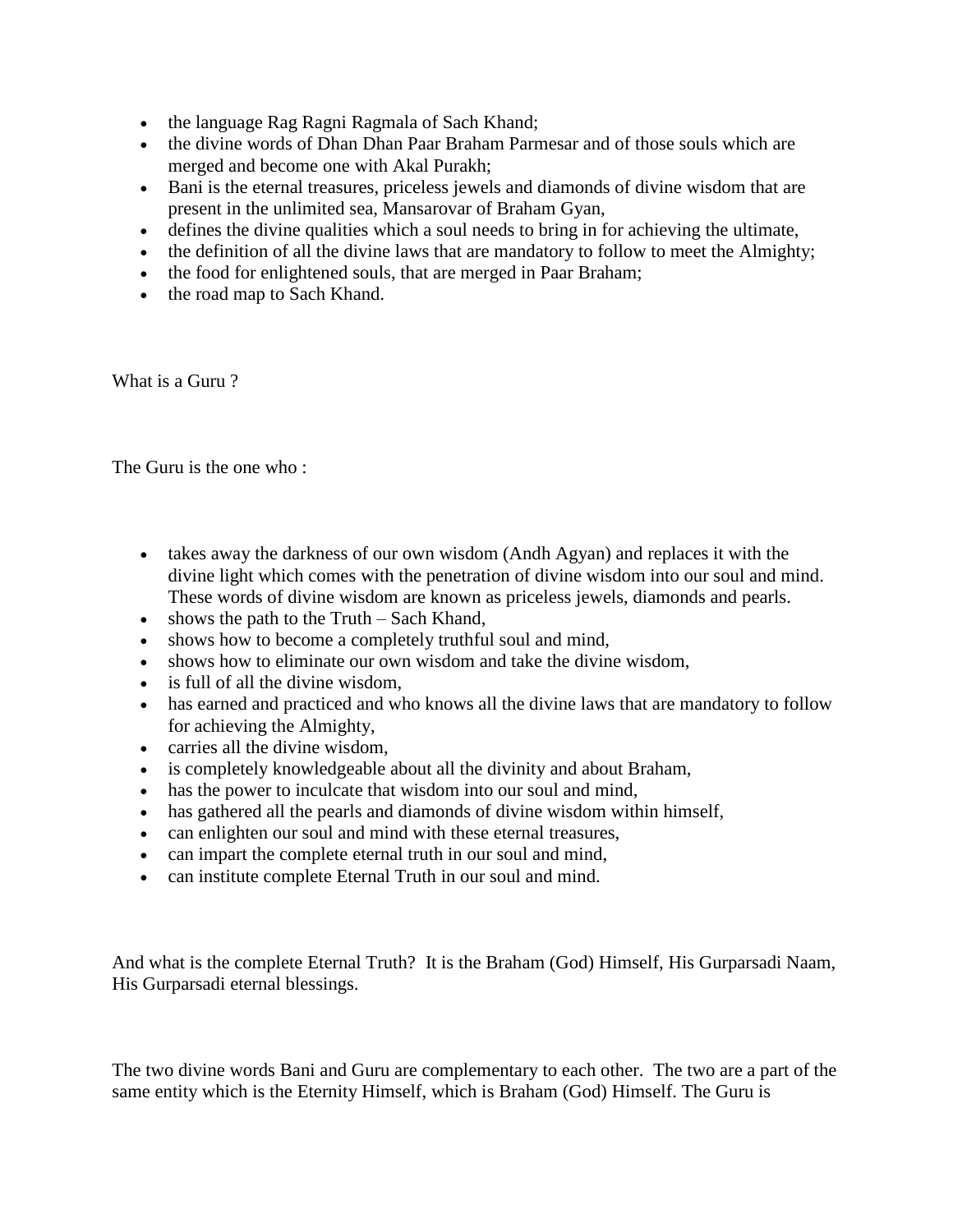- the language Rag Ragni Ragmala of Sach Khand;
- the divine words of Dhan Dhan Paar Braham Parmesar and of those souls which are merged and become one with Akal Purakh;
- Bani is the eternal treasures, priceless jewels and diamonds of divine wisdom that are present in the unlimited sea, Mansarovar of Braham Gyan,
- defines the divine qualities which a soul needs to bring in for achieving the ultimate,
- the definition of all the divine laws that are mandatory to follow to meet the Almighty;
- the food for enlightened souls, that are merged in Paar Braham;
- the road map to Sach Khand.

What is a Guru ?

The Guru is the one who :

- takes away the darkness of our own wisdom (Andh Agyan) and replaces it with the divine light which comes with the penetration of divine wisdom into our soul and mind. These words of divine wisdom are known as priceless jewels, diamonds and pearls.
- shows the path to the Truth – Sach Khand,
- shows how to become a completely truthful soul and mind,
- shows how to eliminate our own wisdom and take the divine wisdom,
- is full of all the divine wisdom,
- has earned and practiced and who knows all the divine laws that are mandatory to follow for achieving the Almighty,
- carries all the divine wisdom,
- is completely knowledgeable about all the divinity and about Braham,
- has the power to inculcate that wisdom into our soul and mind,
- has gathered all the pearls and diamonds of divine wisdom within himself,
- can enlighten our soul and mind with these eternal treasures,
- can impart the complete eternal truth in our soul and mind,
- can institute complete Eternal Truth in our soul and mind.

And what is the complete Eternal Truth? It is the Braham (God) Himself, His Gurparsadi Naam, His Gurparsadi eternal blessings.

The two divine words Bani and Guru are complementary to each other. The two are a part of the same entity which is the Eternity Himself, which is Braham (God) Himself. The Guru is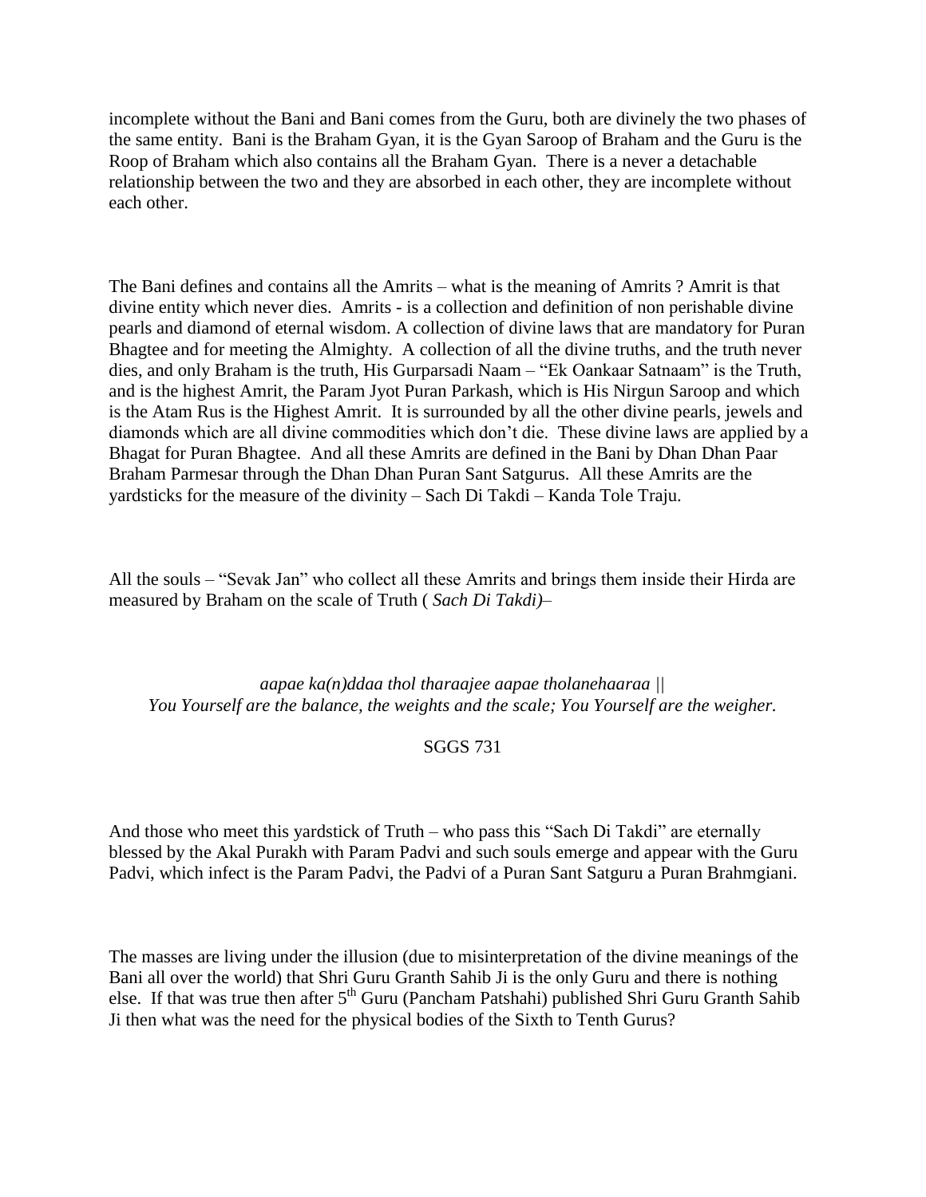incomplete without the Bani and Bani comes from the Guru, both are divinely the two phases of the same entity. Bani is the Braham Gyan, it is the Gyan Saroop of Braham and the Guru is the Roop of Braham which also contains all the Braham Gyan. There is a never a detachable relationship between the two and they are absorbed in each other, they are incomplete without each other.

The Bani defines and contains all the Amrits – what is the meaning of Amrits ? Amrit is that divine entity which never dies. Amrits - is a collection and definition of non perishable divine pearls and diamond of eternal wisdom. A collection of divine laws that are mandatory for Puran Bhagtee and for meeting the Almighty. A collection of all the divine truths, and the truth never dies, and only Braham is the truth, His Gurparsadi Naam – "Ek Oankaar Satnaam" is the Truth, and is the highest Amrit, the Param Jyot Puran Parkash, which is His Nirgun Saroop and which is the Atam Rus is the Highest Amrit. It is surrounded by all the other divine pearls, jewels and diamonds which are all divine commodities which don't die. These divine laws are applied by a Bhagat for Puran Bhagtee. And all these Amrits are defined in the Bani by Dhan Dhan Paar Braham Parmesar through the Dhan Dhan Puran Sant Satgurus. All these Amrits are the yardsticks for the measure of the divinity – Sach Di Takdi – Kanda Tole Traju.

All the souls – "Sevak Jan" who collect all these Amrits and brings them inside their Hirda are measured by Braham on the scale of Truth ( *Sach Di Takdi)*–

*aapae ka(n)ddaa thol tharaajee aapae tholanehaaraa ||*
*You Yourself are the balance, the weights and the scale; You Yourself are the weigher.*

SGGS 731

And those who meet this yardstick of Truth – who pass this "Sach Di Takdi" are eternally blessed by the Akal Purakh with Param Padvi and such souls emerge and appear with the Guru Padvi, which infect is the Param Padvi, the Padvi of a Puran Sant Satguru a Puran Brahmgiani.

The masses are living under the illusion (due to misinterpretation of the divine meanings of the Bani all over the world) that Shri Guru Granth Sahib Ji is the only Guru and there is nothing else. If that was true then after 5th Guru (Pancham Patshahi) published Shri Guru Granth Sahib Ji then what was the need for the physical bodies of the Sixth to Tenth Gurus?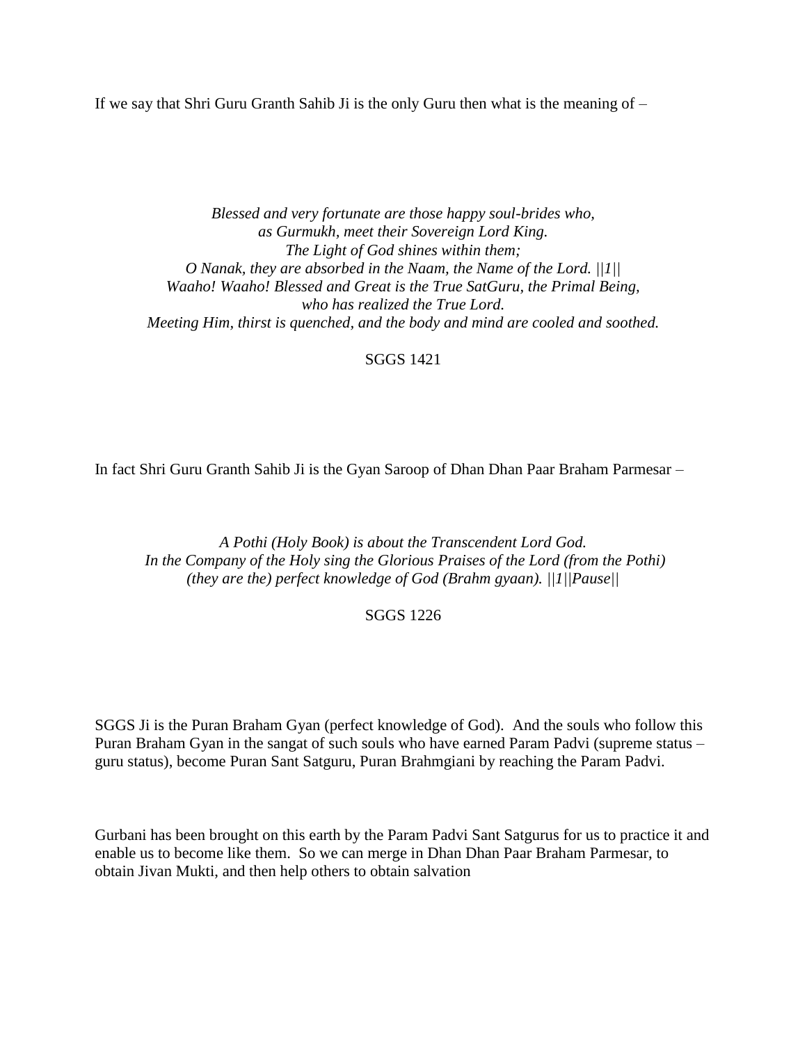If we say that Shri Guru Granth Sahib Ji is the only Guru then what is the meaning of –

*Blessed and very fortunate are those happy soul-brides who,*
*as Gurmukh, meet their Sovereign Lord King.*
*The Light of God shines within them;*
*O Nanak, they are absorbed in the Naam, the Name of the Lord. ||1||*
*Waaho! Waaho! Blessed and Great is the True SatGuru, the Primal Being,*
*who has realized the True Lord.*
*Meeting Him, thirst is quenched, and the body and mind are cooled and soothed.*

SGGS 1421

In fact Shri Guru Granth Sahib Ji is the Gyan Saroop of Dhan Dhan Paar Braham Parmesar –

*A Pothi (Holy Book) is about the Transcendent Lord God.*
*In the Company of the Holy sing the Glorious Praises of the Lord (from the Pothi)*
*(they are the) perfect knowledge of God (Brahm gyaan). ||1||Pause||*

SGGS 1226

SGGS Ji is the Puran Braham Gyan (perfect knowledge of God). And the souls who follow this Puran Braham Gyan in the sangat of such souls who have earned Param Padvi (supreme status – guru status), become Puran Sant Satguru, Puran Brahmgiani by reaching the Param Padvi.

Gurbani has been brought on this earth by the Param Padvi Sant Satgurus for us to practice it and enable us to become like them. So we can merge in Dhan Dhan Paar Braham Parmesar, to obtain Jivan Mukti, and then help others to obtain salvation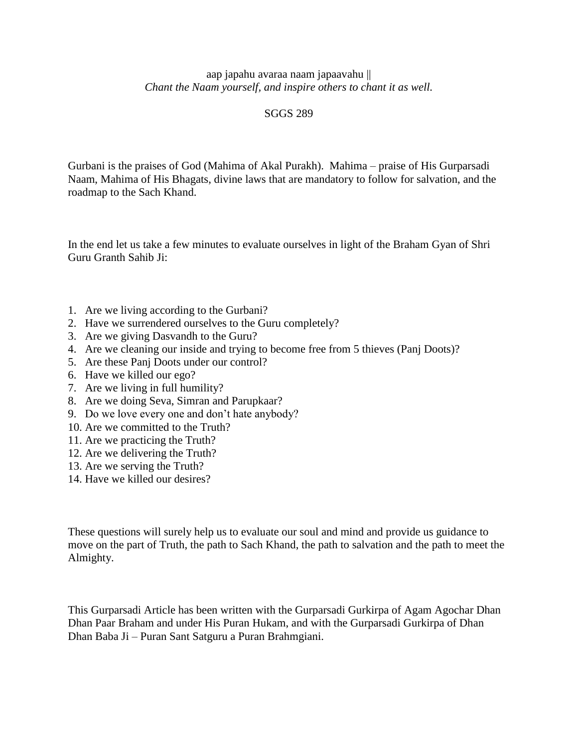aap japahu avaraa naam japaavahu ||

*Chant the Naam yourself, and inspire others to chant it as well.*

SGGS 289

Gurbani is the praises of God (Mahima of Akal Purakh). Mahima – praise of His Gurparsadi Naam, Mahima of His Bhagats, divine laws that are mandatory to follow for salvation, and the roadmap to the Sach Khand.

In the end let us take a few minutes to evaluate ourselves in light of the Braham Gyan of Shri Guru Granth Sahib Ji:

1. Are we living according to the Gurbani?
2. Have we surrendered ourselves to the Guru completely?
3. Are we giving Dasvandh to the Guru?
4. Are we cleaning our inside and trying to become free from 5 thieves (Panj Doots)?
5. Are these Panj Doots under our control?
6. Have we killed our ego?
7. Are we living in full humility?
8. Are we doing Seva, Simran and Parupkaar?
9. Do we love every one and don't hate anybody?
10. Are we committed to the Truth?
11. Are we practicing the Truth?
12. Are we delivering the Truth?
13. Are we serving the Truth?
14. Have we killed our desires?

These questions will surely help us to evaluate our soul and mind and provide us guidance to move on the part of Truth, the path to Sach Khand, the path to salvation and the path to meet the Almighty.

This Gurparsadi Article has been written with the Gurparsadi Gurkirpa of Agam Agochar Dhan Dhan Paar Braham and under His Puran Hukam, and with the Gurparsadi Gurkirpa of Dhan Dhan Baba Ji – Puran Sant Satguru a Puran Brahmgiani.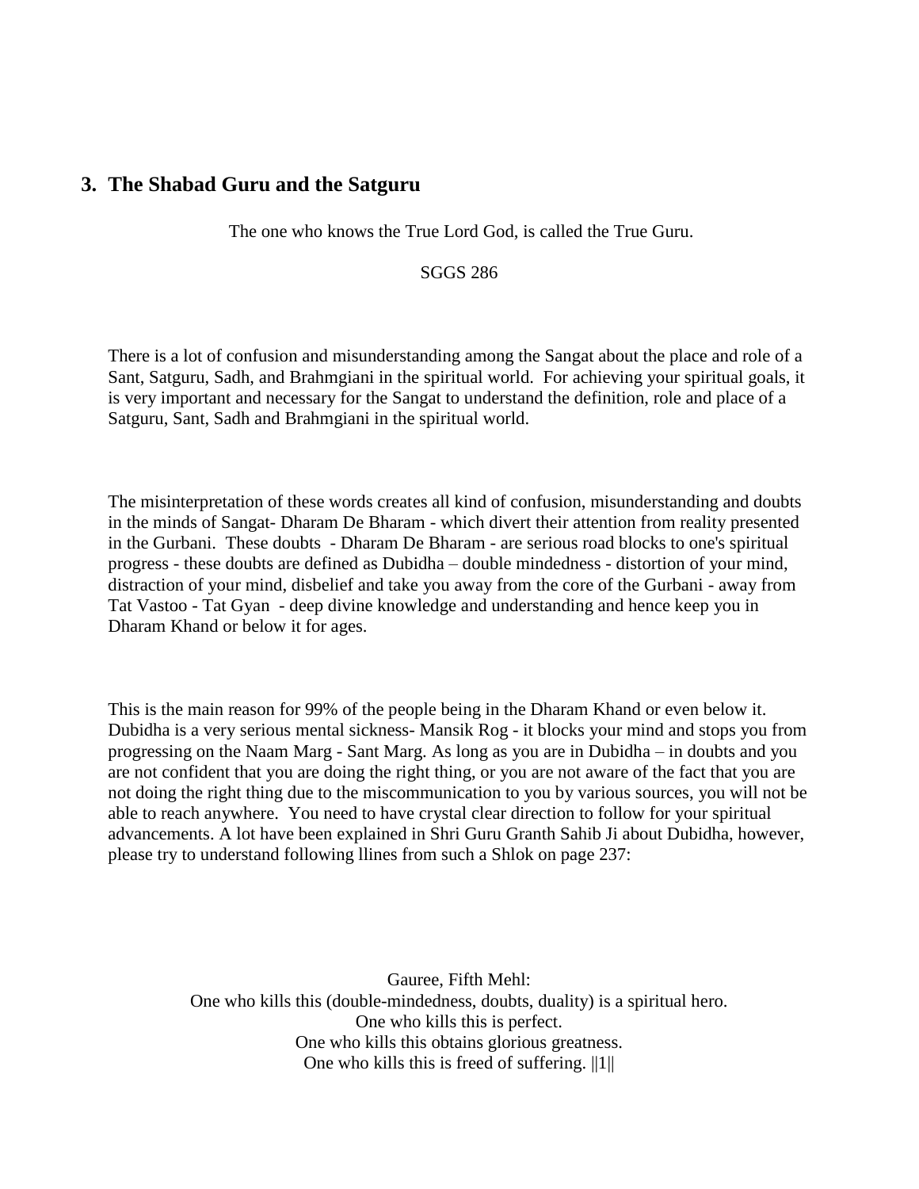## 3. The Shabad Guru and the Satguru

The one who knows the True Lord God, is called the True Guru.

SGGS 286

There is a lot of confusion and misunderstanding among the Sangat about the place and role of a Sant, Satguru, Sadh, and Brahmgiani in the spiritual world. For achieving your spiritual goals, it is very important and necessary for the Sangat to understand the definition, role and place of a Satguru, Sant, Sadh and Brahmgiani in the spiritual world.

The misinterpretation of these words creates all kind of confusion, misunderstanding and doubts in the minds of Sangat- Dharam De Bharam - which divert their attention from reality presented in the Gurbani. These doubts - Dharam De Bharam - are serious road blocks to one's spiritual progress - these doubts are defined as Dubidha – double mindedness - distortion of your mind, distraction of your mind, disbelief and take you away from the core of the Gurbani - away from Tat Vastoo - Tat Gyan - deep divine knowledge and understanding and hence keep you in Dharam Khand or below it for ages.

This is the main reason for 99% of the people being in the Dharam Khand or even below it. Dubidha is a very serious mental sickness- Mansik Rog - it blocks your mind and stops you from progressing on the Naam Marg - Sant Marg. As long as you are in Dubidha – in doubts and you are not confident that you are doing the right thing, or you are not aware of the fact that you are not doing the right thing due to the miscommunication to you by various sources, you will not be able to reach anywhere. You need to have crystal clear direction to follow for your spiritual advancements. A lot have been explained in Shri Guru Granth Sahib Ji about Dubidha, however, please try to understand following llines from such a Shlok on page 237:

Gauree, Fifth Mehl:  
One who kills this (double-mindedness, doubts, duality) is a spiritual hero.  
One who kills this is perfect.  
One who kills this obtains glorious greatness.  
One who kills this is freed of suffering. ||1||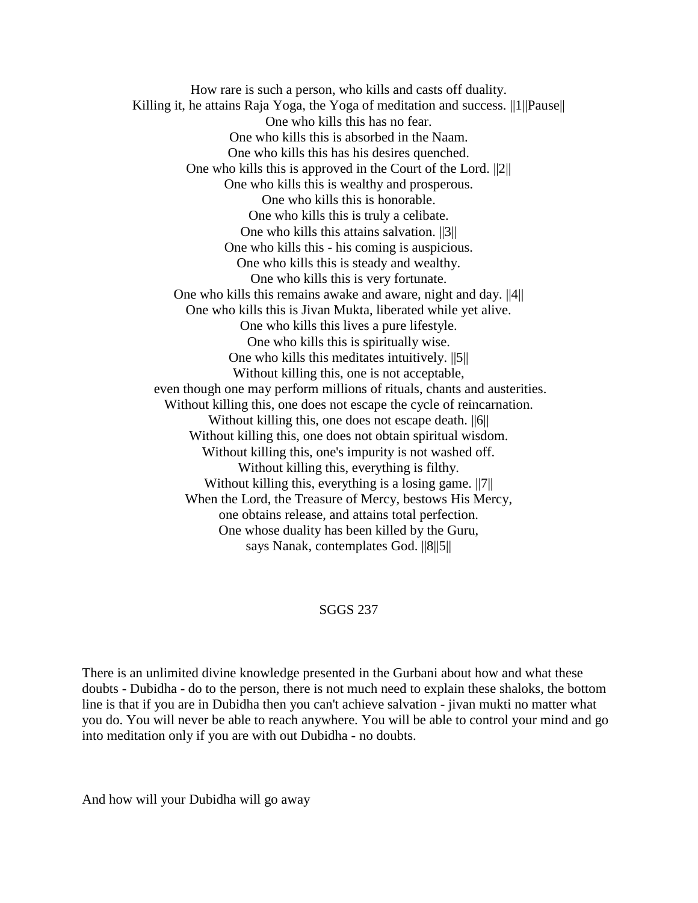How rare is such a person, who kills and casts off duality.
Killing it, he attains Raja Yoga, the Yoga of meditation and success. ||1||Pause||
One who kills this has no fear.
One who kills this is absorbed in the Naam.
One who kills this has his desires quenched.
One who kills this is approved in the Court of the Lord. ||2||
One who kills this is wealthy and prosperous.
One who kills this is honorable.
One who kills this is truly a celibate.
One who kills this attains salvation. ||3||
One who kills this - his coming is auspicious.
One who kills this is steady and wealthy.
One who kills this is very fortunate.
One who kills this remains awake and aware, night and day. ||4||
One who kills this is Jivan Mukta, liberated while yet alive.
One who kills this lives a pure lifestyle.
One who kills this is spiritually wise.
One who kills this meditates intuitively. ||5||
Without killing this, one is not acceptable,
even though one may perform millions of rituals, chants and austerities.
Without killing this, one does not escape the cycle of reincarnation.
Without killing this, one does not escape death. ||6||
Without killing this, one does not obtain spiritual wisdom.
Without killing this, one's impurity is not washed off.
Without killing this, everything is filthy.
Without killing this, everything is a losing game. ||7||
When the Lord, the Treasure of Mercy, bestows His Mercy,
one obtains release, and attains total perfection.
One whose duality has been killed by the Guru,
says Nanak, contemplates God. ||8||5||

SGGS 237

There is an unlimited divine knowledge presented in the Gurbani about how and what these doubts - Dubidha - do to the person, there is not much need to explain these shaloks, the bottom line is that if you are in Dubidha then you can't achieve salvation - jivan mukti no matter what you do. You will never be able to reach anywhere. You will be able to control your mind and go into meditation only if you are with out Dubidha - no doubts.

And how will your Dubidha will go away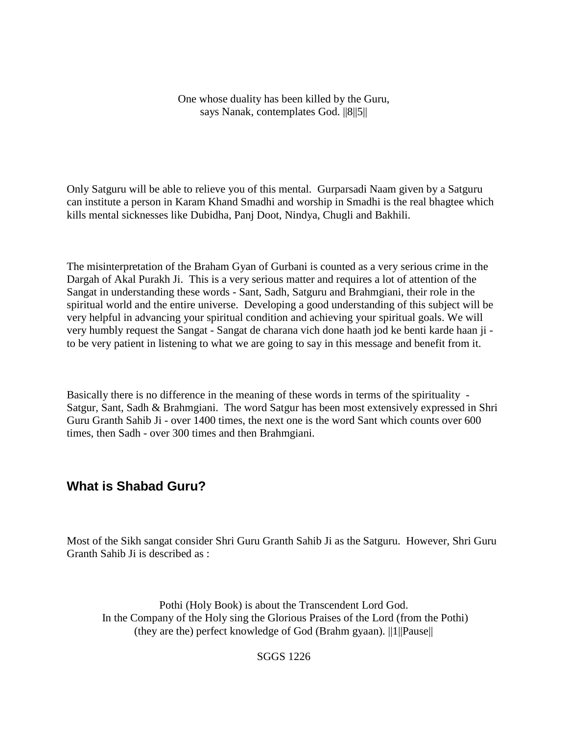One whose duality has been killed by the Guru,  
says Nanak, contemplates God. ||8||5||

Only Satguru will be able to relieve you of this mental. Gurparsadi Naam given by a Satguru can institute a person in Karam Khand Smadhi and worship in Smadhi is the real bhagtee which kills mental sicknesses like Dubidha, Panj Doot, Nindya, Chugli and Bakhili.

The misinterpretation of the Braham Gyan of Gurbani is counted as a very serious crime in the Dargah of Akal Purakh Ji. This is a very serious matter and requires a lot of attention of the Sangat in understanding these words - Sant, Sadh, Satguru and Brahmgiani, their role in the spiritual world and the entire universe. Developing a good understanding of this subject will be very helpful in advancing your spiritual condition and achieving your spiritual goals. We will very humbly request the Sangat - Sangat de charana vich done haath jod ke benti karde haan ji - to be very patient in listening to what we are going to say in this message and benefit from it.

Basically there is no difference in the meaning of these words in terms of the spirituality - Satgur, Sant, Sadh & Brahmgiani. The word Satgur has been most extensively expressed in Shri Guru Granth Sahib Ji - over 1400 times, the next one is the word Sant which counts over 600 times, then Sadh - over 300 times and then Brahmgiani.

## What is Shabad Guru?

Most of the Sikh sangat consider Shri Guru Granth Sahib Ji as the Satguru. However, Shri Guru Granth Sahib Ji is described as :

Pothi (Holy Book) is about the Transcendent Lord God.  
In the Company of the Holy sing the Glorious Praises of the Lord (from the Pothi)  
(they are the) perfect knowledge of God (Brahm gyaan). ||1||Pause||

SGGS 1226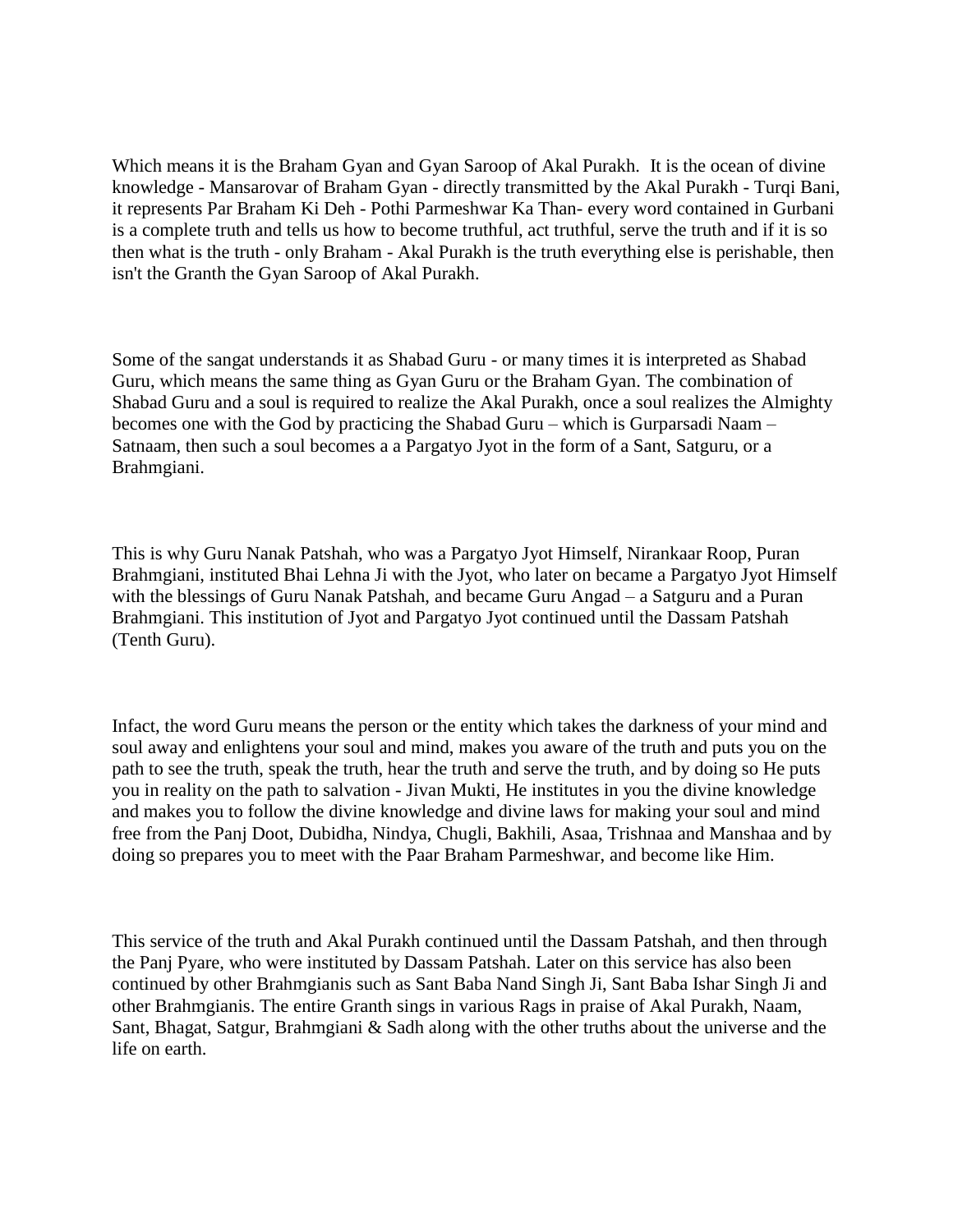Which means it is the Braham Gyan and Gyan Saroop of Akal Purakh. It is the ocean of divine knowledge - Mansarovar of Braham Gyan - directly transmitted by the Akal Purakh - Turqi Bani, it represents Par Braham Ki Deh - Pothi Parmeshwar Ka Than- every word contained in Gurbani is a complete truth and tells us how to become truthful, act truthful, serve the truth and if it is so then what is the truth - only Braham - Akal Purakh is the truth everything else is perishable, then isn't the Granth the Gyan Saroop of Akal Purakh.

Some of the sangat understands it as Shabad Guru - or many times it is interpreted as Shabad Guru, which means the same thing as Gyan Guru or the Braham Gyan. The combination of Shabad Guru and a soul is required to realize the Akal Purakh, once a soul realizes the Almighty becomes one with the God by practicing the Shabad Guru – which is Gurparsadi Naam – Satnaam, then such a soul becomes a a Pargatyo Jyot in the form of a Sant, Satguru, or a Brahmgiani.

This is why Guru Nanak Patshah, who was a Pargatyo Jyot Himself, Nirankaar Roop, Puran Brahmgiani, instituted Bhai Lehna Ji with the Jyot, who later on became a Pargatyo Jyot Himself with the blessings of Guru Nanak Patshah, and became Guru Angad – a Satguru and a Puran Brahmgiani. This institution of Jyot and Pargatyo Jyot continued until the Dassam Patshah (Tenth Guru).

Infact, the word Guru means the person or the entity which takes the darkness of your mind and soul away and enlightens your soul and mind, makes you aware of the truth and puts you on the path to see the truth, speak the truth, hear the truth and serve the truth, and by doing so He puts you in reality on the path to salvation - Jivan Mukti, He institutes in you the divine knowledge and makes you to follow the divine knowledge and divine laws for making your soul and mind free from the Panj Doot, Dubidha, Nindya, Chugli, Bakhili, Asaa, Trishnaa and Manshaa and by doing so prepares you to meet with the Paar Braham Parmeshwar, and become like Him.

This service of the truth and Akal Purakh continued until the Dassam Patshah, and then through the Panj Pyare, who were instituted by Dassam Patshah. Later on this service has also been continued by other Brahmgianis such as Sant Baba Nand Singh Ji, Sant Baba Ishar Singh Ji and other Brahmgianis. The entire Granth sings in various Rags in praise of Akal Purakh, Naam, Sant, Bhagat, Satgur, Brahmgiani & Sadh along with the other truths about the universe and the life on earth.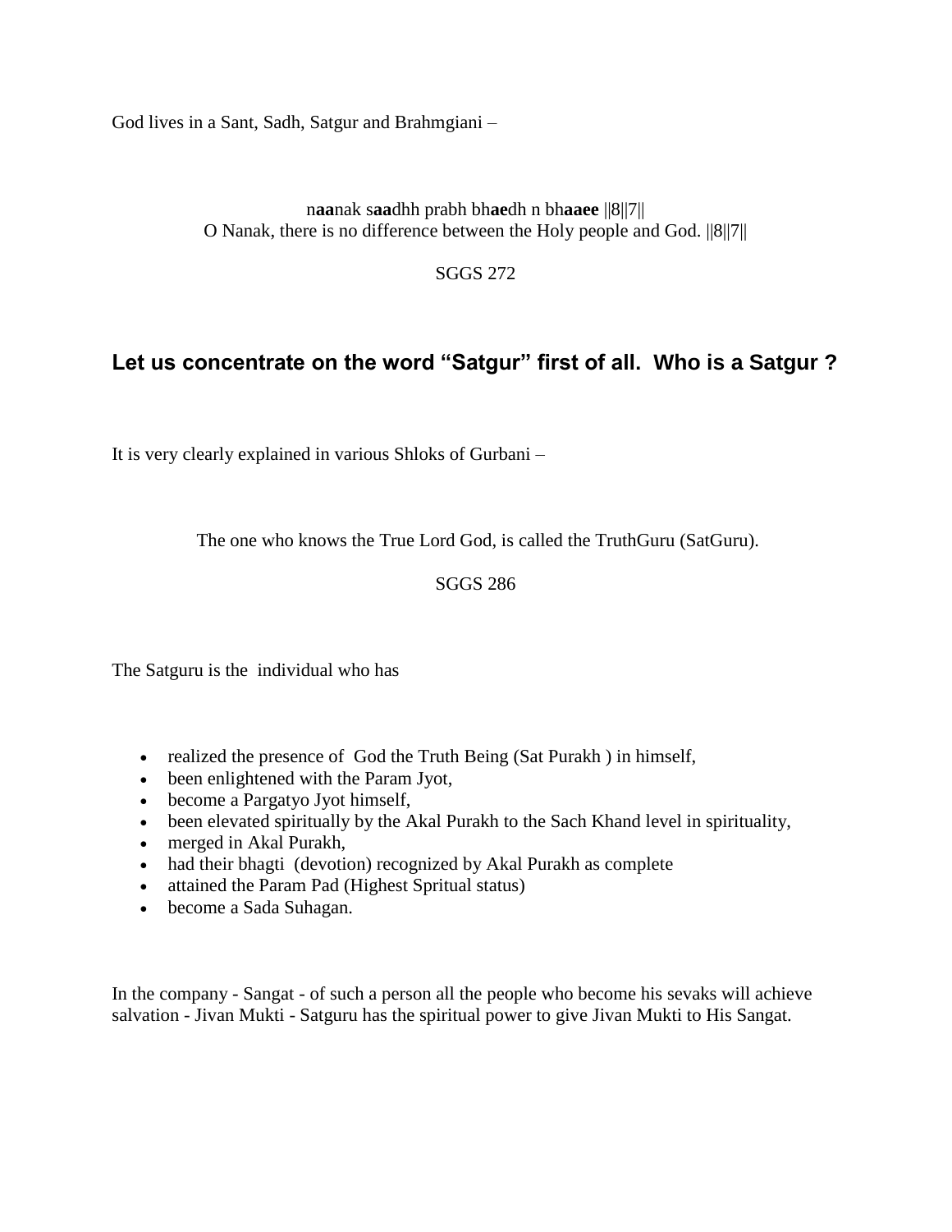God lives in a Sant, Sadh, Satgur and Brahmgiani –

n**aa**nak s**aa**dhh prabh bh**ae**dh n bh**aaee** ||8||7||
O Nanak, there is no difference between the Holy people and God. ||8||7||

SGGS 272

## Let us concentrate on the word "Satgur" first of all. Who is a Satgur ?

It is very clearly explained in various Shloks of Gurbani –

The one who knows the True Lord God, is called the TruthGuru (SatGuru).

SGGS 286

The Satguru is the individual who has

- realized the presence of God the Truth Being (Sat Purakh ) in himself,
- been enlightened with the Param Jyot,
- become a Pargatyo Jyot himself,
- been elevated spiritually by the Akal Purakh to the Sach Khand level in spirituality,
- merged in Akal Purakh,
- had their bhagti (devotion) recognized by Akal Purakh as complete
- attained the Param Pad (Highest Spritual status)
- become a Sada Suhagan.

In the company - Sangat - of such a person all the people who become his sevaks will achieve salvation - Jivan Mukti - Satguru has the spiritual power to give Jivan Mukti to His Sangat.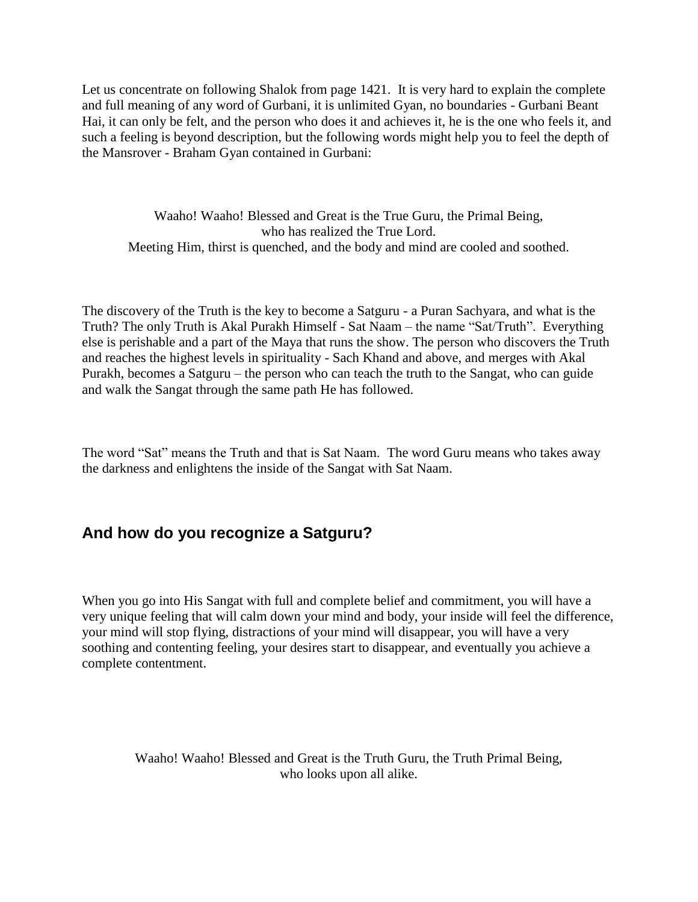Let us concentrate on following Shalok from page 1421. It is very hard to explain the complete and full meaning of any word of Gurbani, it is unlimited Gyan, no boundaries - Gurbani Beant Hai, it can only be felt, and the person who does it and achieves it, he is the one who feels it, and such a feeling is beyond description, but the following words might help you to feel the depth of the Mansrover - Braham Gyan contained in Gurbani:

Waaho! Waaho! Blessed and Great is the True Guru, the Primal Being,
who has realized the True Lord.
Meeting Him, thirst is quenched, and the body and mind are cooled and soothed.

The discovery of the Truth is the key to become a Satguru - a Puran Sachyara, and what is the Truth? The only Truth is Akal Purakh Himself - Sat Naam – the name "Sat/Truth". Everything else is perishable and a part of the Maya that runs the show. The person who discovers the Truth and reaches the highest levels in spirituality - Sach Khand and above, and merges with Akal Purakh, becomes a Satguru – the person who can teach the truth to the Sangat, who can guide and walk the Sangat through the same path He has followed.

The word "Sat" means the Truth and that is Sat Naam. The word Guru means who takes away the darkness and enlightens the inside of the Sangat with Sat Naam.

## And how do you recognize a Satguru?

When you go into His Sangat with full and complete belief and commitment, you will have a very unique feeling that will calm down your mind and body, your inside will feel the difference, your mind will stop flying, distractions of your mind will disappear, you will have a very soothing and contenting feeling, your desires start to disappear, and eventually you achieve a complete contentment.

Waaho! Waaho! Blessed and Great is the Truth Guru, the Truth Primal Being,
who looks upon all alike.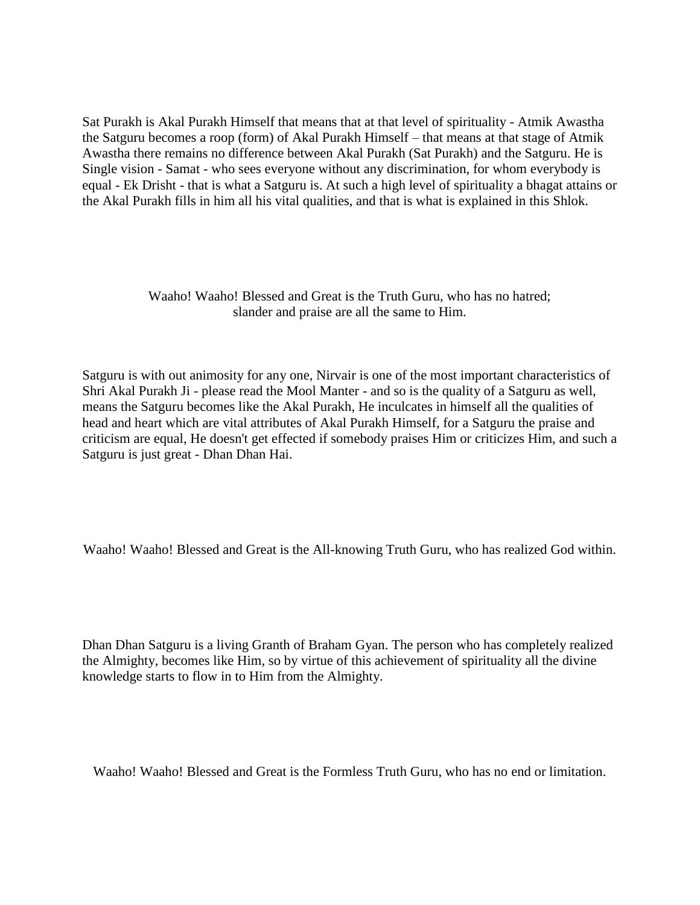Sat Purakh is Akal Purakh Himself that means that at that level of spirituality - Atmik Awastha the Satguru becomes a roop (form) of Akal Purakh Himself – that means at that stage of Atmik Awastha there remains no difference between Akal Purakh (Sat Purakh) and the Satguru. He is Single vision - Samat - who sees everyone without any discrimination, for whom everybody is equal - Ek Drisht - that is what a Satguru is. At such a high level of spirituality a bhagat attains or the Akal Purakh fills in him all his vital qualities, and that is what is explained in this Shlok.

Waaho! Waaho! Blessed and Great is the Truth Guru, who has no hatred;
slander and praise are all the same to Him.

Satguru is with out animosity for any one, Nirvair is one of the most important characteristics of Shri Akal Purakh Ji - please read the Mool Manter - and so is the quality of a Satguru as well, means the Satguru becomes like the Akal Purakh, He inculcates in himself all the qualities of head and heart which are vital attributes of Akal Purakh Himself, for a Satguru the praise and criticism are equal, He doesn't get effected if somebody praises Him or criticizes Him, and such a Satguru is just great - Dhan Dhan Hai.

Waaho! Waaho! Blessed and Great is the All-knowing Truth Guru, who has realized God within.

Dhan Dhan Satguru is a living Granth of Braham Gyan. The person who has completely realized the Almighty, becomes like Him, so by virtue of this achievement of spirituality all the divine knowledge starts to flow in to Him from the Almighty.

Waaho! Waaho! Blessed and Great is the Formless Truth Guru, who has no end or limitation.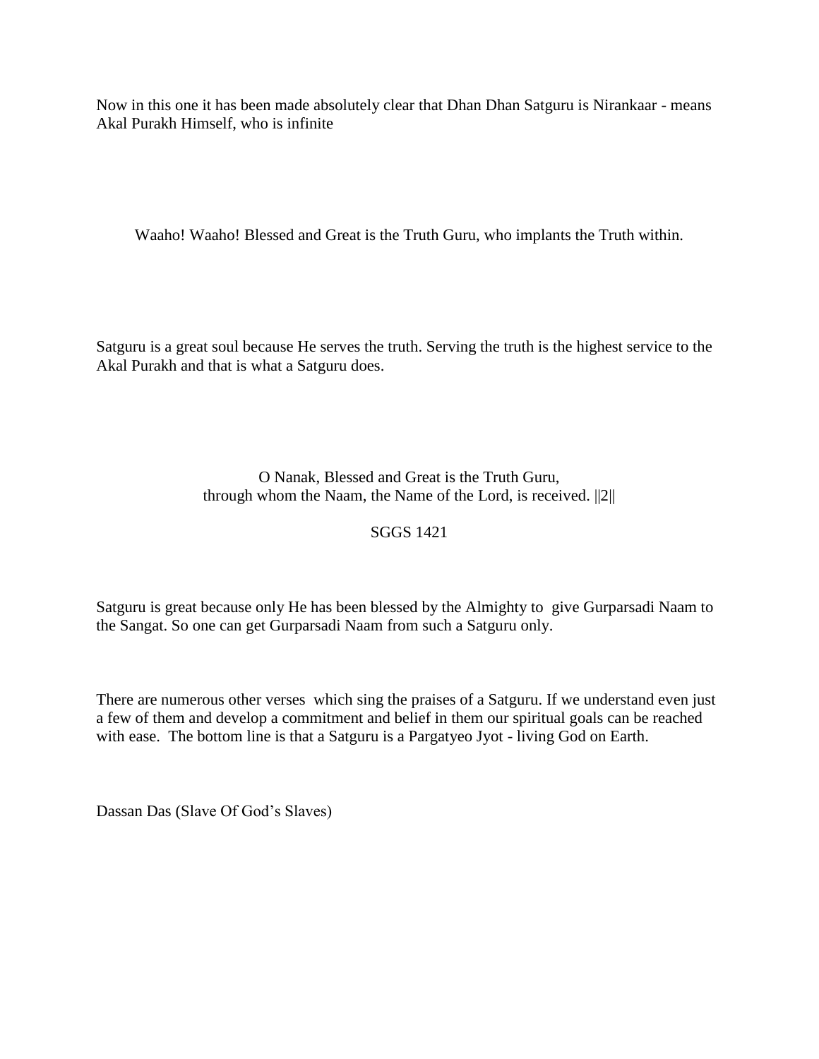Now in this one it has been made absolutely clear that Dhan Dhan Satguru is Nirankaar - means Akal Purakh Himself, who is infinite

Waaho! Waaho! Blessed and Great is the Truth Guru, who implants the Truth within.

Satguru is a great soul because He serves the truth. Serving the truth is the highest service to the Akal Purakh and that is what a Satguru does.

O Nanak, Blessed and Great is the Truth Guru,
through whom the Naam, the Name of the Lord, is received. ||2||

SGGS 1421

Satguru is great because only He has been blessed by the Almighty to give Gurparsadi Naam to the Sangat. So one can get Gurparsadi Naam from such a Satguru only.

There are numerous other verses which sing the praises of a Satguru. If we understand even just a few of them and develop a commitment and belief in them our spiritual goals can be reached with ease. The bottom line is that a Satguru is a Pargatyeo Jyot - living God on Earth.

Dassan Das (Slave Of God's Slaves)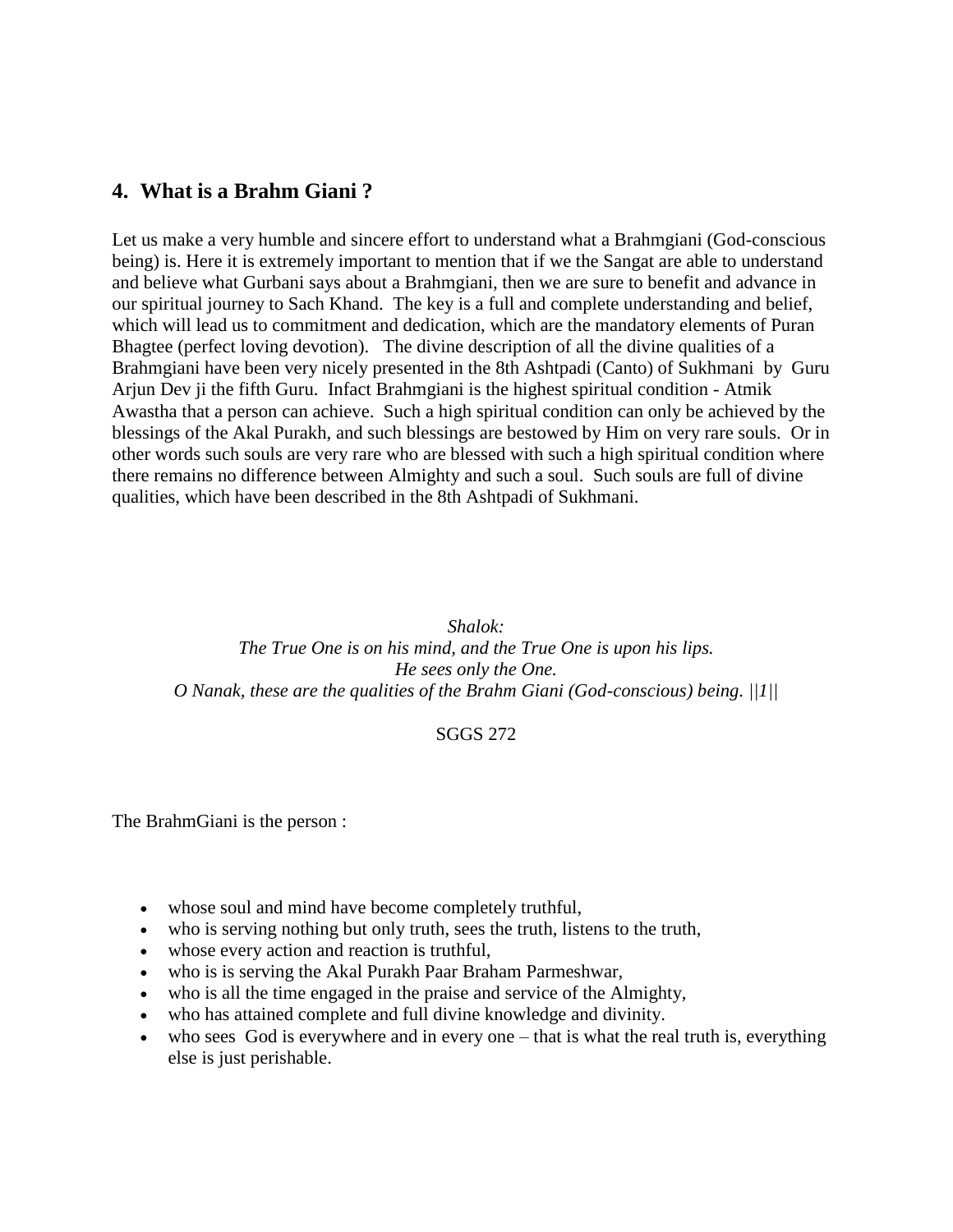## 4. What is a Brahm Giani ?

Let us make a very humble and sincere effort to understand what a Brahmgiani (God-conscious being) is. Here it is extremely important to mention that if we the Sangat are able to understand and believe what Gurbani says about a Brahmgiani, then we are sure to benefit and advance in our spiritual journey to Sach Khand. The key is a full and complete understanding and belief, which will lead us to commitment and dedication, which are the mandatory elements of Puran Bhagtee (perfect loving devotion). The divine description of all the divine qualities of a Brahmgiani have been very nicely presented in the 8th Ashtpadi (Canto) of Sukhmani by Guru Arjun Dev ji the fifth Guru. Infact Brahmgiani is the highest spiritual condition - Atmik Awastha that a person can achieve. Such a high spiritual condition can only be achieved by the blessings of the Akal Purakh, and such blessings are bestowed by Him on very rare souls. Or in other words such souls are very rare who are blessed with such a high spiritual condition where there remains no difference between Almighty and such a soul. Such souls are full of divine qualities, which have been described in the 8th Ashtpadi of Sukhmani.

*Shalok:*
*The True One is on his mind, and the True One is upon his lips.*
*He sees only the One.*
*O Nanak, these are the qualities of the Brahm Giani (God-conscious) being. ||1||*

SGGS 272

The BrahmGiani is the person :

- whose soul and mind have become completely truthful,
- who is serving nothing but only truth, sees the truth, listens to the truth,
- whose every action and reaction is truthful,
- who is is serving the Akal Purakh Paar Braham Parmeshwar,
- who is all the time engaged in the praise and service of the Almighty,
- who has attained complete and full divine knowledge and divinity.
- who sees God is everywhere and in every one – that is what the real truth is, everything else is just perishable.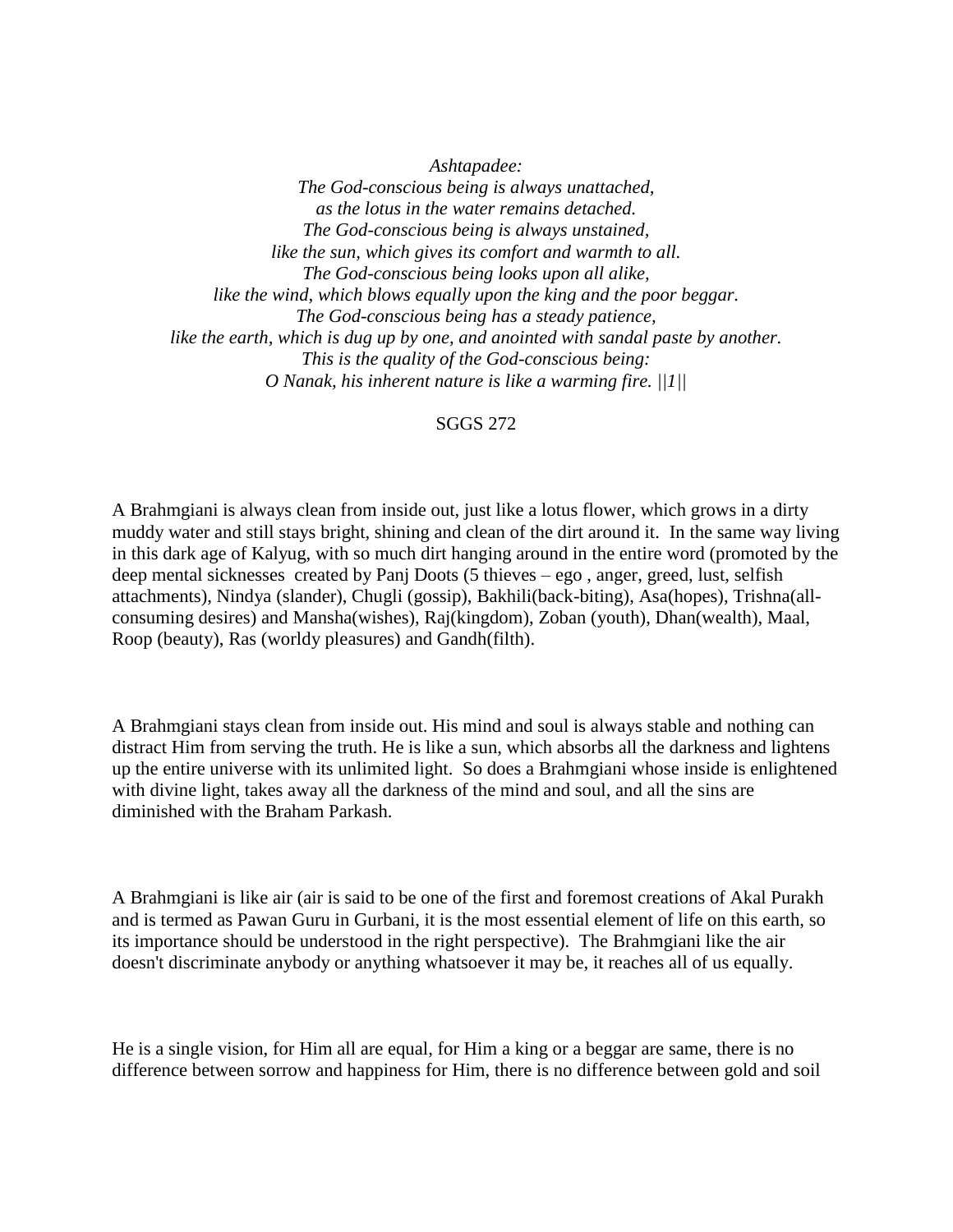*Ashtapadee:*
*The God-conscious being is always unattached,*
*as the lotus in the water remains detached.*
*The God-conscious being is always unstained,*
*like the sun, which gives its comfort and warmth to all.*
*The God-conscious being looks upon all alike,*
*like the wind, which blows equally upon the king and the poor beggar.*
*The God-conscious being has a steady patience,*
*like the earth, which is dug up by one, and anointed with sandal paste by another.*
*This is the quality of the God-conscious being:*
*O Nanak, his inherent nature is like a warming fire. ||1||*

SGGS 272

A Brahmgiani is always clean from inside out, just like a lotus flower, which grows in a dirty muddy water and still stays bright, shining and clean of the dirt around it. In the same way living in this dark age of Kalyug, with so much dirt hanging around in the entire word (promoted by the deep mental sicknesses created by Panj Doots (5 thieves – ego , anger, greed, lust, selfish attachments), Nindya (slander), Chugli (gossip), Bakhili(back-biting), Asa(hopes), Trishna(all-consuming desires) and Mansha(wishes), Raj(kingdom), Zoban (youth), Dhan(wealth), Maal, Roop (beauty), Ras (worldy pleasures) and Gandh(filth).

A Brahmgiani stays clean from inside out. His mind and soul is always stable and nothing can distract Him from serving the truth. He is like a sun, which absorbs all the darkness and lightens up the entire universe with its unlimited light. So does a Brahmgiani whose inside is enlightened with divine light, takes away all the darkness of the mind and soul, and all the sins are diminished with the Braham Parkash.

A Brahmgiani is like air (air is said to be one of the first and foremost creations of Akal Purakh and is termed as Pawan Guru in Gurbani, it is the most essential element of life on this earth, so its importance should be understood in the right perspective). The Brahmgiani like the air doesn't discriminate anybody or anything whatsoever it may be, it reaches all of us equally.

He is a single vision, for Him all are equal, for Him a king or a beggar are same, there is no difference between sorrow and happiness for Him, there is no difference between gold and soil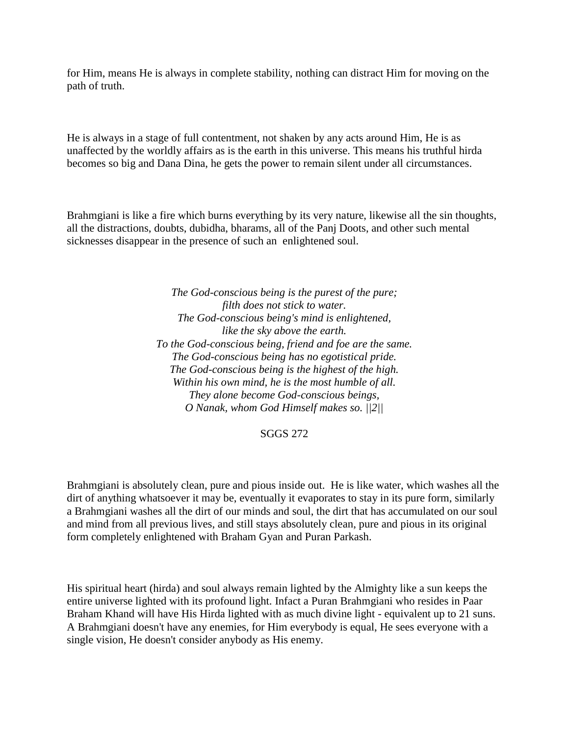for Him, means He is always in complete stability, nothing can distract Him for moving on the path of truth.

He is always in a stage of full contentment, not shaken by any acts around Him, He is as unaffected by the worldly affairs as is the earth in this universe. This means his truthful hirda becomes so big and Dana Dina, he gets the power to remain silent under all circumstances.

Brahmgiani is like a fire which burns everything by its very nature, likewise all the sin thoughts, all the distractions, doubts, dubidha, bharams, all of the Panj Doots, and other such mental sicknesses disappear in the presence of such an enlightened soul.

*The God-conscious being is the purest of the pure;*
*filth does not stick to water.*
*The God-conscious being's mind is enlightened,*
*like the sky above the earth.*
*To the God-conscious being, friend and foe are the same.*
*The God-conscious being has no egotistical pride.*
*The God-conscious being is the highest of the high.*
*Within his own mind, he is the most humble of all.*
*They alone become God-conscious beings,*
*O Nanak, whom God Himself makes so. ||2||*

SGGS 272

Brahmgiani is absolutely clean, pure and pious inside out. He is like water, which washes all the dirt of anything whatsoever it may be, eventually it evaporates to stay in its pure form, similarly a Brahmgiani washes all the dirt of our minds and soul, the dirt that has accumulated on our soul and mind from all previous lives, and still stays absolutely clean, pure and pious in its original form completely enlightened with Braham Gyan and Puran Parkash.

His spiritual heart (hirda) and soul always remain lighted by the Almighty like a sun keeps the entire universe lighted with its profound light. Infact a Puran Brahmgiani who resides in Paar Braham Khand will have His Hirda lighted with as much divine light - equivalent up to 21 suns. A Brahmgiani doesn't have any enemies, for Him everybody is equal, He sees everyone with a single vision, He doesn't consider anybody as His enemy.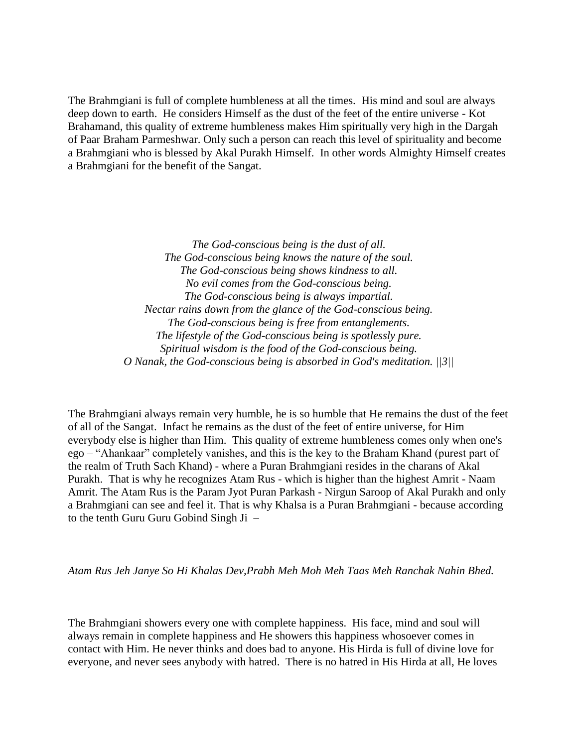The Brahmgiani is full of complete humbleness at all the times. His mind and soul are always deep down to earth. He considers Himself as the dust of the feet of the entire universe - Kot Brahamand, this quality of extreme humbleness makes Him spiritually very high in the Dargah of Paar Braham Parmeshwar. Only such a person can reach this level of spirituality and become a Brahmgiani who is blessed by Akal Purakh Himself. In other words Almighty Himself creates a Brahmgiani for the benefit of the Sangat.

*The God-conscious being is the dust of all.*
*The God-conscious being knows the nature of the soul.*
*The God-conscious being shows kindness to all.*
*No evil comes from the God-conscious being.*
*The God-conscious being is always impartial.*
*Nectar rains down from the glance of the God-conscious being.*
*The God-conscious being is free from entanglements.*
*The lifestyle of the God-conscious being is spotlessly pure.*
*Spiritual wisdom is the food of the God-conscious being.*
*O Nanak, the God-conscious being is absorbed in God's meditation. ||3||*

The Brahmgiani always remain very humble, he is so humble that He remains the dust of the feet of all of the Sangat. Infact he remains as the dust of the feet of entire universe, for Him everybody else is higher than Him. This quality of extreme humbleness comes only when one's ego – "Ahankaar" completely vanishes, and this is the key to the Braham Khand (purest part of the realm of Truth Sach Khand) - where a Puran Brahmgiani resides in the charans of Akal Purakh. That is why he recognizes Atam Rus - which is higher than the highest Amrit - Naam Amrit. The Atam Rus is the Param Jyot Puran Parkash - Nirgun Saroop of Akal Purakh and only a Brahmgiani can see and feel it. That is why Khalsa is a Puran Brahmgiani - because according to the tenth Guru Guru Gobind Singh Ji –

*Atam Rus Jeh Janye So Hi Khalas Dev,Prabh Meh Moh Meh Taas Meh Ranchak Nahin Bhed.*

The Brahmgiani showers every one with complete happiness. His face, mind and soul will always remain in complete happiness and He showers this happiness whosoever comes in contact with Him. He never thinks and does bad to anyone. His Hirda is full of divine love for everyone, and never sees anybody with hatred. There is no hatred in His Hirda at all, He loves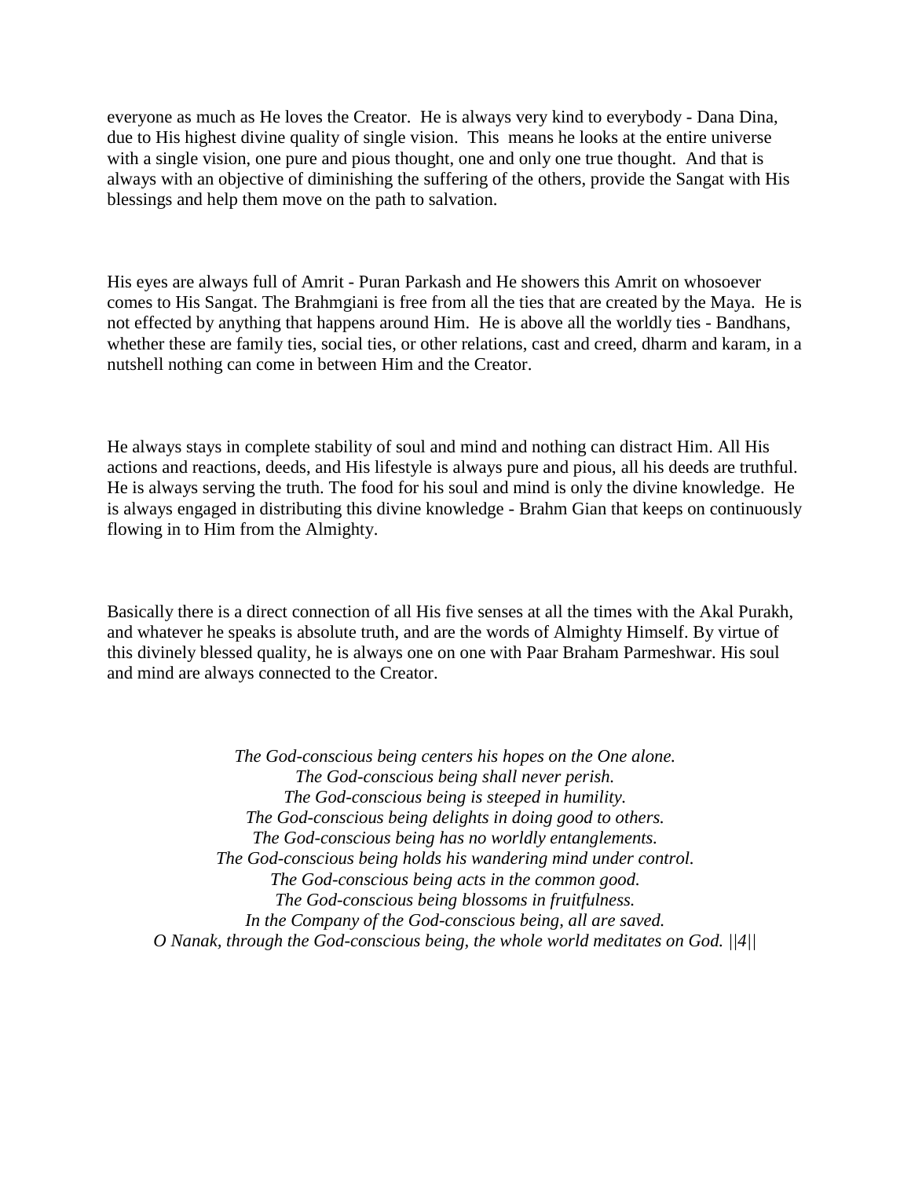everyone as much as He loves the Creator. He is always very kind to everybody - Dana Dina, due to His highest divine quality of single vision. This means he looks at the entire universe with a single vision, one pure and pious thought, one and only one true thought. And that is always with an objective of diminishing the suffering of the others, provide the Sangat with His blessings and help them move on the path to salvation.

His eyes are always full of Amrit - Puran Parkash and He showers this Amrit on whosoever comes to His Sangat. The Brahmgiani is free from all the ties that are created by the Maya. He is not effected by anything that happens around Him. He is above all the worldly ties - Bandhans, whether these are family ties, social ties, or other relations, cast and creed, dharm and karam, in a nutshell nothing can come in between Him and the Creator.

He always stays in complete stability of soul and mind and nothing can distract Him. All His actions and reactions, deeds, and His lifestyle is always pure and pious, all his deeds are truthful. He is always serving the truth. The food for his soul and mind is only the divine knowledge. He is always engaged in distributing this divine knowledge - Brahm Gian that keeps on continuously flowing in to Him from the Almighty.

Basically there is a direct connection of all His five senses at all the times with the Akal Purakh, and whatever he speaks is absolute truth, and are the words of Almighty Himself. By virtue of this divinely blessed quality, he is always one on one with Paar Braham Parmeshwar. His soul and mind are always connected to the Creator.

*The God-conscious being centers his hopes on the One alone.*
*The God-conscious being shall never perish.*
*The God-conscious being is steeped in humility.*
*The God-conscious being delights in doing good to others.*
*The God-conscious being has no worldly entanglements.*
*The God-conscious being holds his wandering mind under control.*
*The God-conscious being acts in the common good.*
*The God-conscious being blossoms in fruitfulness.*
*In the Company of the God-conscious being, all are saved.*
*O Nanak, through the God-conscious being, the whole world meditates on God. ||4||*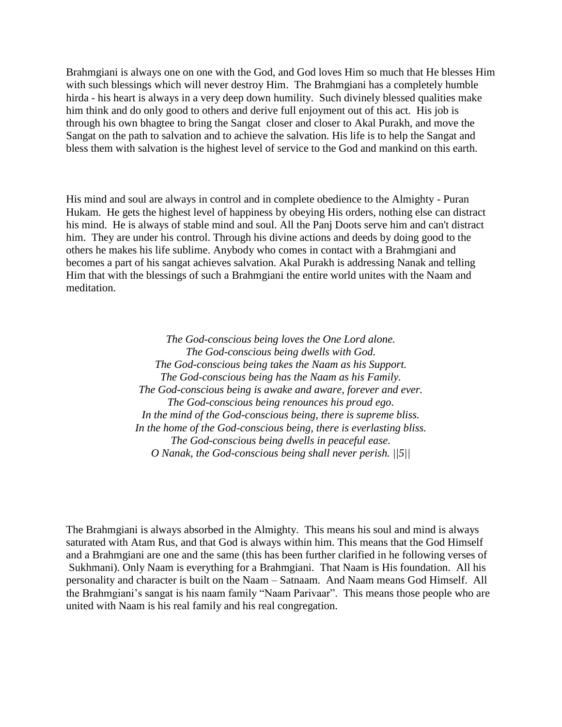Brahmgiani is always one on one with the God, and God loves Him so much that He blesses Him with such blessings which will never destroy Him. The Brahmgiani has a completely humble hirda - his heart is always in a very deep down humility. Such divinely blessed qualities make him think and do only good to others and derive full enjoyment out of this act. His job is through his own bhagtee to bring the Sangat closer and closer to Akal Purakh, and move the Sangat on the path to salvation and to achieve the salvation. His life is to help the Sangat and bless them with salvation is the highest level of service to the God and mankind on this earth.

His mind and soul are always in control and in complete obedience to the Almighty - Puran Hukam. He gets the highest level of happiness by obeying His orders, nothing else can distract his mind. He is always of stable mind and soul. All the Panj Doots serve him and can't distract him. They are under his control. Through his divine actions and deeds by doing good to the others he makes his life sublime. Anybody who comes in contact with a Brahmgiani and becomes a part of his sangat achieves salvation. Akal Purakh is addressing Nanak and telling Him that with the blessings of such a Brahmgiani the entire world unites with the Naam and meditation.

*The God-conscious being loves the One Lord alone.*
*The God-conscious being dwells with God.*
*The God-conscious being takes the Naam as his Support.*
*The God-conscious being has the Naam as his Family.*
*The God-conscious being is awake and aware, forever and ever.*
*The God-conscious being renounces his proud ego.*
*In the mind of the God-conscious being, there is supreme bliss.*
*In the home of the God-conscious being, there is everlasting bliss.*
*The God-conscious being dwells in peaceful ease.*
*O Nanak, the God-conscious being shall never perish. ||5||*

The Brahmgiani is always absorbed in the Almighty. This means his soul and mind is always saturated with Atam Rus, and that God is always within him. This means that the God Himself and a Brahmgiani are one and the same (this has been further clarified in he following verses of Sukhmani). Only Naam is everything for a Brahmgiani. That Naam is His foundation. All his personality and character is built on the Naam – Satnaam. And Naam means God Himself. All the Brahmgiani's sangat is his naam family "Naam Parivaar". This means those people who are united with Naam is his real family and his real congregation.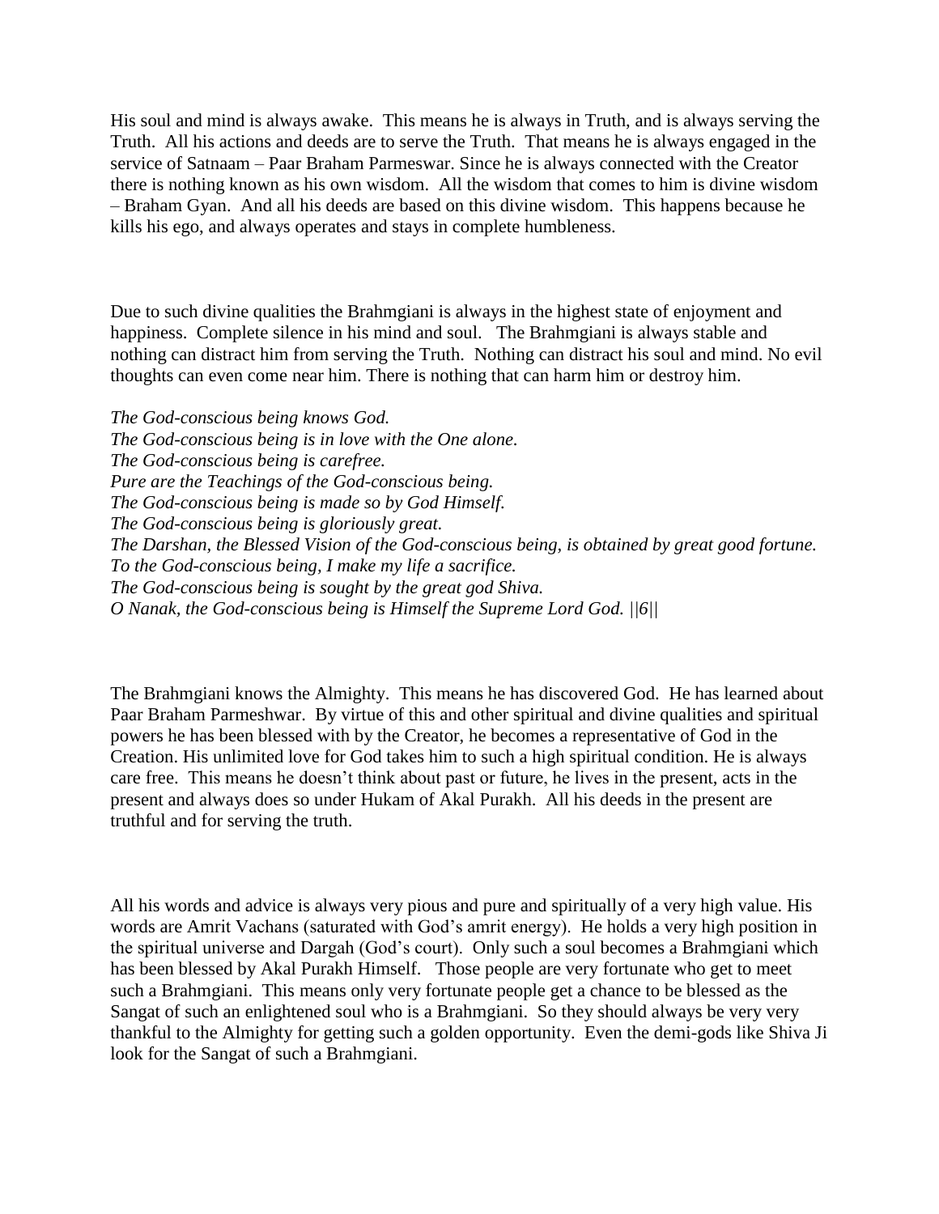His soul and mind is always awake. This means he is always in Truth, and is always serving the Truth. All his actions and deeds are to serve the Truth. That means he is always engaged in the service of Satnaam – Paar Braham Parmeswar. Since he is always connected with the Creator there is nothing known as his own wisdom. All the wisdom that comes to him is divine wisdom – Braham Gyan. And all his deeds are based on this divine wisdom. This happens because he kills his ego, and always operates and stays in complete humbleness.

Due to such divine qualities the Brahmgiani is always in the highest state of enjoyment and happiness. Complete silence in his mind and soul. The Brahmgiani is always stable and nothing can distract him from serving the Truth. Nothing can distract his soul and mind. No evil thoughts can even come near him. There is nothing that can harm him or destroy him.

*The God-conscious being knows God.*
*The God-conscious being is in love with the One alone.*
*The God-conscious being is carefree.*
*Pure are the Teachings of the God-conscious being.*
*The God-conscious being is made so by God Himself.*
*The God-conscious being is gloriously great.*
*The Darshan, the Blessed Vision of the God-conscious being, is obtained by great good fortune.*
*To the God-conscious being, I make my life a sacrifice.*
*The God-conscious being is sought by the great god Shiva.*
*O Nanak, the God-conscious being is Himself the Supreme Lord God. ||6||*

The Brahmgiani knows the Almighty. This means he has discovered God. He has learned about Paar Braham Parmeshwar. By virtue of this and other spiritual and divine qualities and spiritual powers he has been blessed with by the Creator, he becomes a representative of God in the Creation. His unlimited love for God takes him to such a high spiritual condition. He is always care free. This means he doesn't think about past or future, he lives in the present, acts in the present and always does so under Hukam of Akal Purakh. All his deeds in the present are truthful and for serving the truth.

All his words and advice is always very pious and pure and spiritually of a very high value. His words are Amrit Vachans (saturated with God's amrit energy). He holds a very high position in the spiritual universe and Dargah (God's court). Only such a soul becomes a Brahmgiani which has been blessed by Akal Purakh Himself. Those people are very fortunate who get to meet such a Brahmgiani. This means only very fortunate people get a chance to be blessed as the Sangat of such an enlightened soul who is a Brahmgiani. So they should always be very very thankful to the Almighty for getting such a golden opportunity. Even the demi-gods like Shiva Ji look for the Sangat of such a Brahmgiani.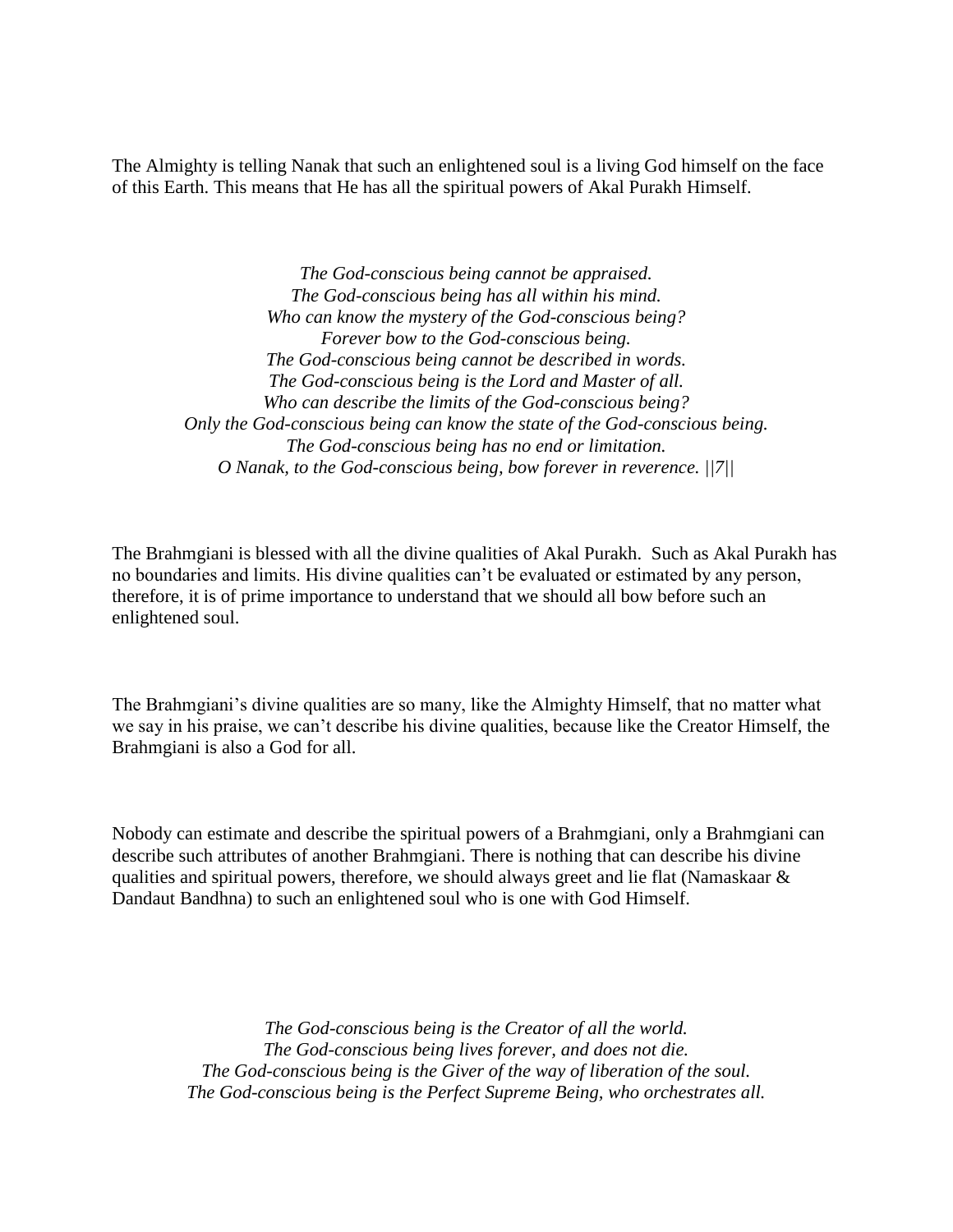The Almighty is telling Nanak that such an enlightened soul is a living God himself on the face of this Earth. This means that He has all the spiritual powers of Akal Purakh Himself.

*The God-conscious being cannot be appraised.*  
*The God-conscious being has all within his mind.*  
*Who can know the mystery of the God-conscious being?*  
*Forever bow to the God-conscious being.*  
*The God-conscious being cannot be described in words.*  
*The God-conscious being is the Lord and Master of all.*  
*Who can describe the limits of the God-conscious being?*  
*Only the God-conscious being can know the state of the God-conscious being.*  
*The God-conscious being has no end or limitation.*  
*O Nanak, to the God-conscious being, bow forever in reverence. ||7||*

The Brahmgiani is blessed with all the divine qualities of Akal Purakh. Such as Akal Purakh has no boundaries and limits. His divine qualities can't be evaluated or estimated by any person, therefore, it is of prime importance to understand that we should all bow before such an enlightened soul.

The Brahmgiani's divine qualities are so many, like the Almighty Himself, that no matter what we say in his praise, we can't describe his divine qualities, because like the Creator Himself, the Brahmgiani is also a God for all.

Nobody can estimate and describe the spiritual powers of a Brahmgiani, only a Brahmgiani can describe such attributes of another Brahmgiani. There is nothing that can describe his divine qualities and spiritual powers, therefore, we should always greet and lie flat (Namaskaar & Dandaut Bandhna) to such an enlightened soul who is one with God Himself.

*The God-conscious being is the Creator of all the world.*  
*The God-conscious being lives forever, and does not die.*  
*The God-conscious being is the Giver of the way of liberation of the soul.*  
*The God-conscious being is the Perfect Supreme Being, who orchestrates all.*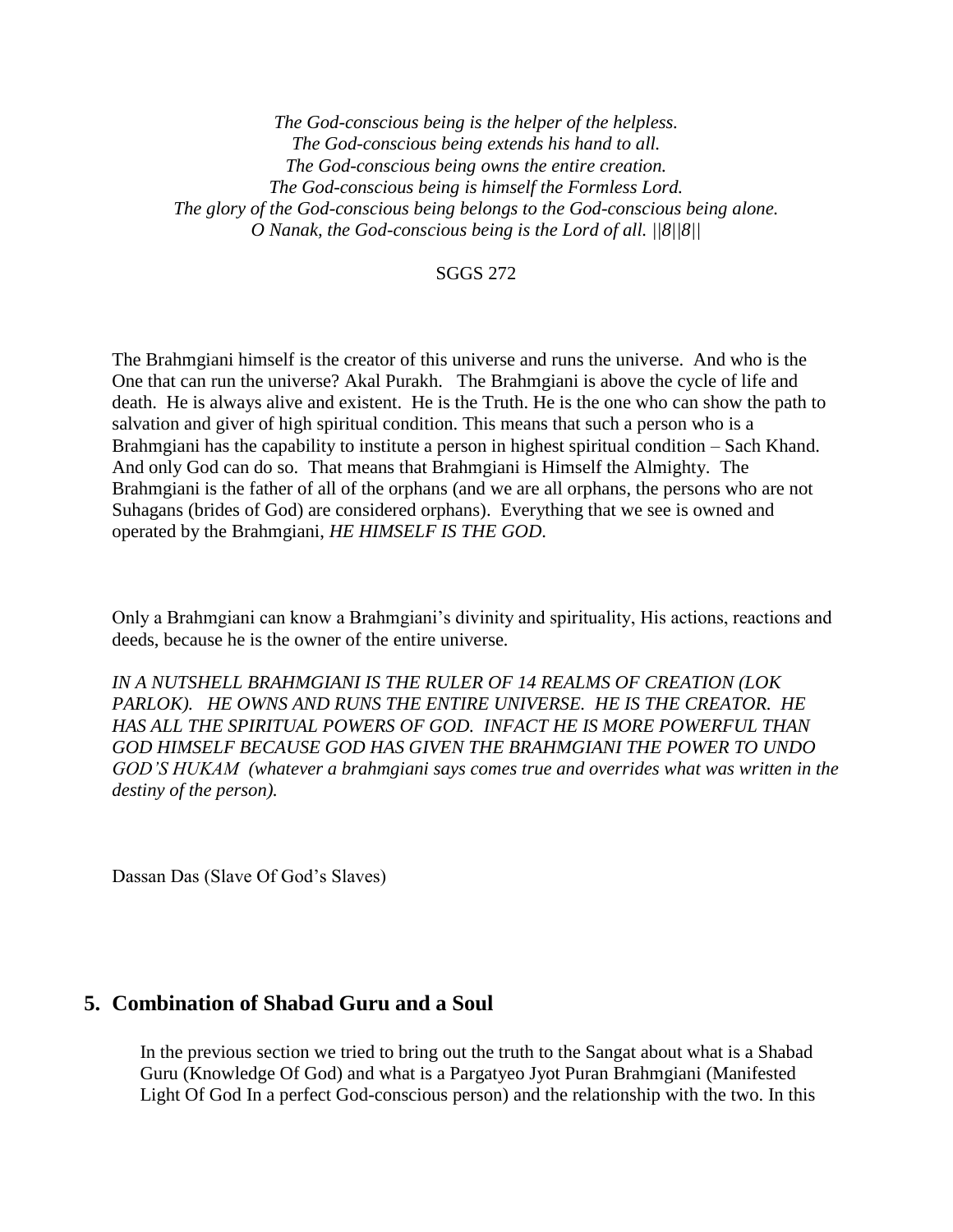*The God-conscious being is the helper of the helpless.*
*The God-conscious being extends his hand to all.*
*The God-conscious being owns the entire creation.*
*The God-conscious being is himself the Formless Lord.*
*The glory of the God-conscious being belongs to the God-conscious being alone.*
*O Nanak, the God-conscious being is the Lord of all. ||8||8||*

SGGS 272

The Brahmgiani himself is the creator of this universe and runs the universe. And who is the One that can run the universe? Akal Purakh. The Brahmgiani is above the cycle of life and death. He is always alive and existent. He is the Truth. He is the one who can show the path to salvation and giver of high spiritual condition. This means that such a person who is a Brahmgiani has the capability to institute a person in highest spiritual condition – Sach Khand. And only God can do so. That means that Brahmgiani is Himself the Almighty. The Brahmgiani is the father of all of the orphans (and we are all orphans, the persons who are not Suhagans (brides of God) are considered orphans). Everything that we see is owned and operated by the Brahmgiani, *HE HIMSELF IS THE GOD.*

Only a Brahmgiani can know a Brahmgiani's divinity and spirituality, His actions, reactions and deeds, because he is the owner of the entire universe.

*IN A NUTSHELL BRAHMGIANI IS THE RULER OF 14 REALMS OF CREATION (LOK PARLOK). HE OWNS AND RUNS THE ENTIRE UNIVERSE. HE IS THE CREATOR. HE HAS ALL THE SPIRITUAL POWERS OF GOD. INFACT HE IS MORE POWERFUL THAN GOD HIMSELF BECAUSE GOD HAS GIVEN THE BRAHMGIANI THE POWER TO UNDO GOD'S HUKAM (whatever a brahmgiani says comes true and overrides what was written in the destiny of the person).*

Dassan Das (Slave Of God's Slaves)

## 5. Combination of Shabad Guru and a Soul

In the previous section we tried to bring out the truth to the Sangat about what is a Shabad Guru (Knowledge Of God) and what is a Pargatyeo Jyot Puran Brahmgiani (Manifested Light Of God In a perfect God-conscious person) and the relationship with the two. In this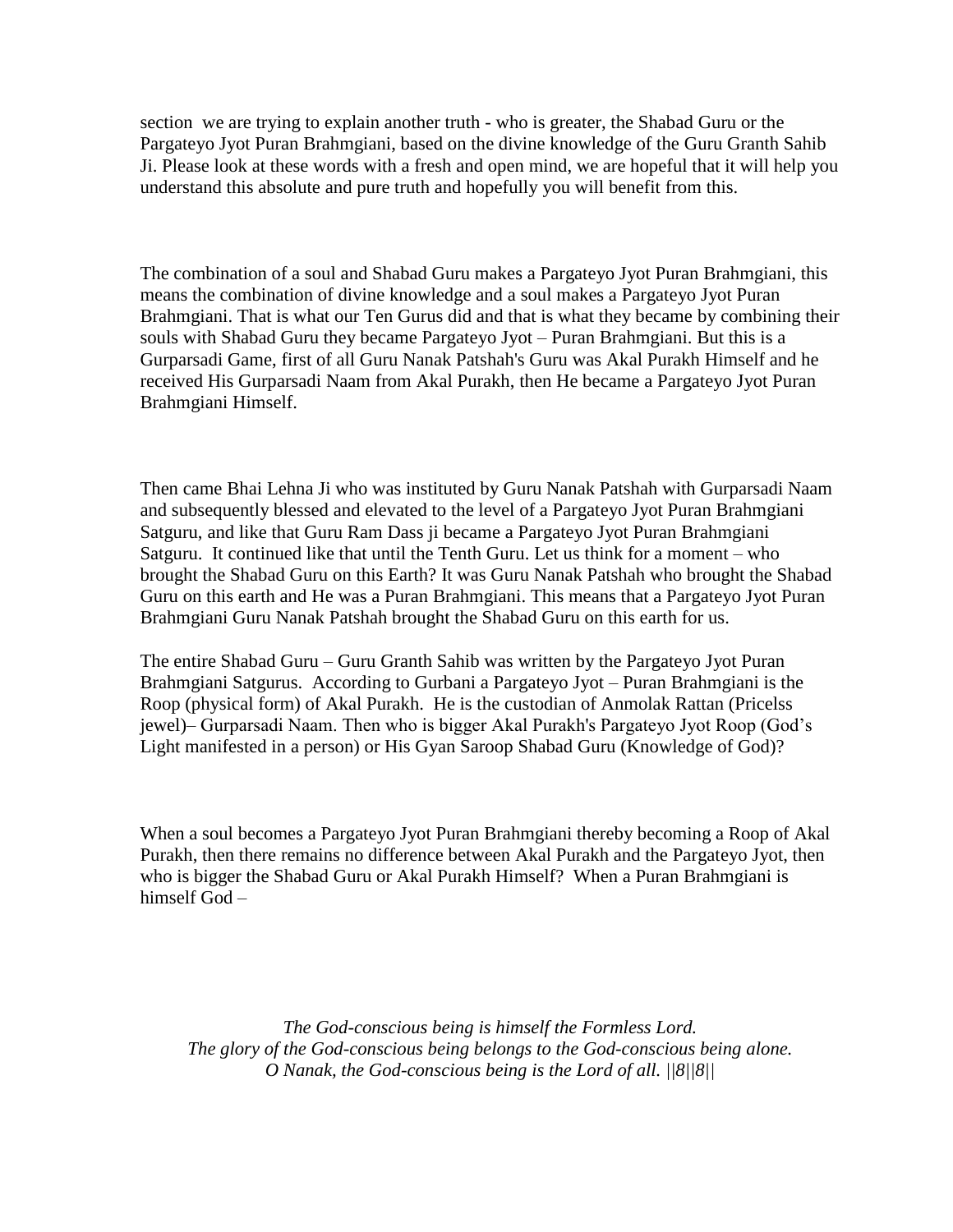section we are trying to explain another truth - who is greater, the Shabad Guru or the Pargateyo Jyot Puran Brahmgiani, based on the divine knowledge of the Guru Granth Sahib Ji. Please look at these words with a fresh and open mind, we are hopeful that it will help you understand this absolute and pure truth and hopefully you will benefit from this.

The combination of a soul and Shabad Guru makes a Pargateyo Jyot Puran Brahmgiani, this means the combination of divine knowledge and a soul makes a Pargateyo Jyot Puran Brahmgiani. That is what our Ten Gurus did and that is what they became by combining their souls with Shabad Guru they became Pargateyo Jyot – Puran Brahmgiani. But this is a Gurparsadi Game, first of all Guru Nanak Patshah's Guru was Akal Purakh Himself and he received His Gurparsadi Naam from Akal Purakh, then He became a Pargateyo Jyot Puran Brahmgiani Himself.

Then came Bhai Lehna Ji who was instituted by Guru Nanak Patshah with Gurparsadi Naam and subsequently blessed and elevated to the level of a Pargateyo Jyot Puran Brahmgiani Satguru, and like that Guru Ram Dass ji became a Pargateyo Jyot Puran Brahmgiani Satguru. It continued like that until the Tenth Guru. Let us think for a moment – who brought the Shabad Guru on this Earth? It was Guru Nanak Patshah who brought the Shabad Guru on this earth and He was a Puran Brahmgiani. This means that a Pargateyo Jyot Puran Brahmgiani Guru Nanak Patshah brought the Shabad Guru on this earth for us.

The entire Shabad Guru – Guru Granth Sahib was written by the Pargateyo Jyot Puran Brahmgiani Satgurus. According to Gurbani a Pargateyo Jyot – Puran Brahmgiani is the Roop (physical form) of Akal Purakh. He is the custodian of Anmolak Rattan (Pricelss jewel)– Gurparsadi Naam. Then who is bigger Akal Purakh's Pargateyo Jyot Roop (God's Light manifested in a person) or His Gyan Saroop Shabad Guru (Knowledge of God)?

When a soul becomes a Pargateyo Jyot Puran Brahmgiani thereby becoming a Roop of Akal Purakh, then there remains no difference between Akal Purakh and the Pargateyo Jyot, then who is bigger the Shabad Guru or Akal Purakh Himself? When a Puran Brahmgiani is himself God –

*The God-conscious being is himself the Formless Lord.*
*The glory of the God-conscious being belongs to the God-conscious being alone.*
*O Nanak, the God-conscious being is the Lord of all. ||8||8||*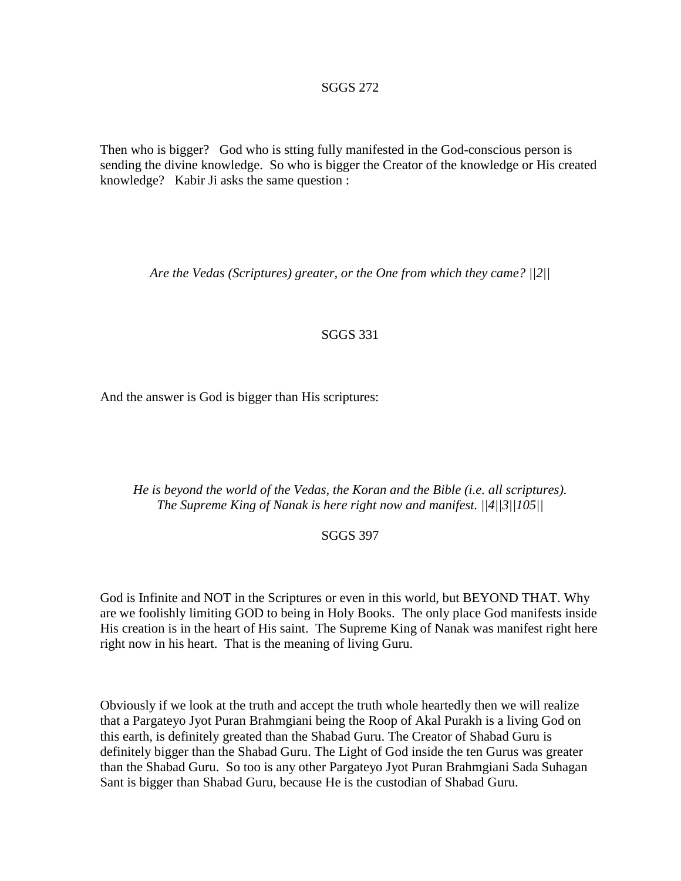SGGS 272

Then who is bigger? God who is stting fully manifested in the God-conscious person is sending the divine knowledge. So who is bigger the Creator of the knowledge or His created knowledge? Kabir Ji asks the same question :

*Are the Vedas (Scriptures) greater, or the One from which they came? ||2||*

SGGS 331

And the answer is God is bigger than His scriptures:

*He is beyond the world of the Vedas, the Koran and the Bible (i.e. all scriptures).*
*The Supreme King of Nanak is here right now and manifest. ||4||3||105||*

SGGS 397

God is Infinite and NOT in the Scriptures or even in this world, but BEYOND THAT. Why are we foolishly limiting GOD to being in Holy Books. The only place God manifests inside His creation is in the heart of His saint. The Supreme King of Nanak was manifest right here right now in his heart. That is the meaning of living Guru.

Obviously if we look at the truth and accept the truth whole heartedly then we will realize that a Pargateyo Jyot Puran Brahmgiani being the Roop of Akal Purakh is a living God on this earth, is definitely greated than the Shabad Guru. The Creator of Shabad Guru is definitely bigger than the Shabad Guru. The Light of God inside the ten Gurus was greater than the Shabad Guru. So too is any other Pargateyo Jyot Puran Brahmgiani Sada Suhagan Sant is bigger than Shabad Guru, because He is the custodian of Shabad Guru.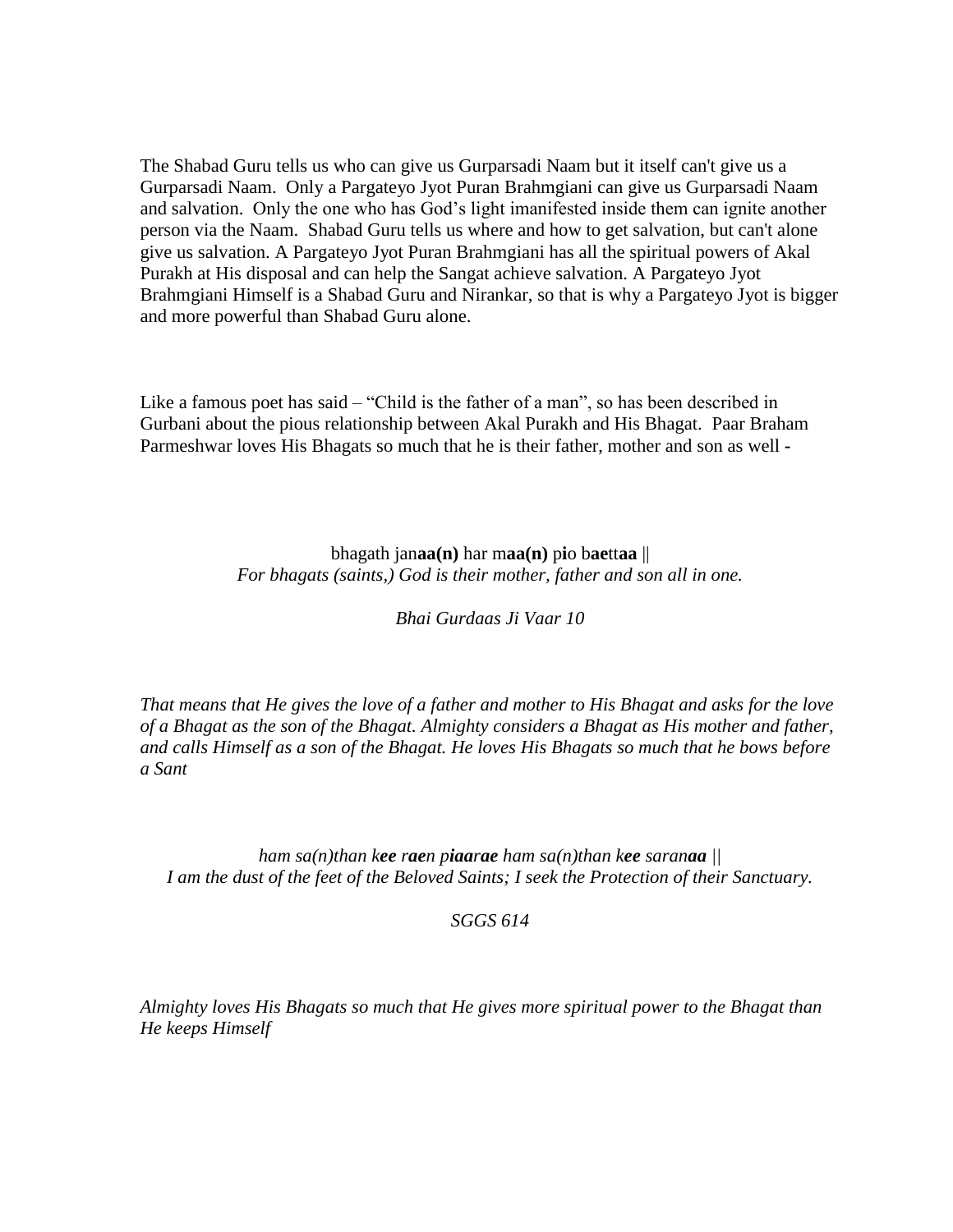The Shabad Guru tells us who can give us Gurparsadi Naam but it itself can't give us a Gurparsadi Naam. Only a Pargateyo Jyot Puran Brahmgiani can give us Gurparsadi Naam and salvation. Only the one who has God's light imanifested inside them can ignite another person via the Naam. Shabad Guru tells us where and how to get salvation, but can't alone give us salvation. A Pargateyo Jyot Puran Brahmgiani has all the spiritual powers of Akal Purakh at His disposal and can help the Sangat achieve salvation. A Pargateyo Jyot Brahmgiani Himself is a Shabad Guru and Nirankar, so that is why a Pargateyo Jyot is bigger and more powerful than Shabad Guru alone.

Like a famous poet has said – "Child is the father of a man", so has been described in Gurbani about the pious relationship between Akal Purakh and His Bhagat. Paar Braham Parmeshwar loves His Bhagats so much that he is their father, mother and son as well -

bhagath jan**aa(n)** har m**aa(n)** p**i**o b**ae**tt**aa** ||
*For bhagats (saints,) God is their mother, father and son all in one.*

*Bhai Gurdaas Ji Vaar 10*

*That means that He gives the love of a father and mother to His Bhagat and asks for the love of a Bhagat as the son of the Bhagat. Almighty considers a Bhagat as His mother and father, and calls Himself as a son of the Bhagat. He loves His Bhagats so much that he bows before a Sant*

*ham sa(n)than k**ee** r**ae**n p**iaa**r**ae** ham sa(n)than k**ee** saran**aa** ||*
*I am the dust of the feet of the Beloved Saints; I seek the Protection of their Sanctuary.*

*SGGS 614*

*Almighty loves His Bhagats so much that He gives more spiritual power to the Bhagat than He keeps Himself*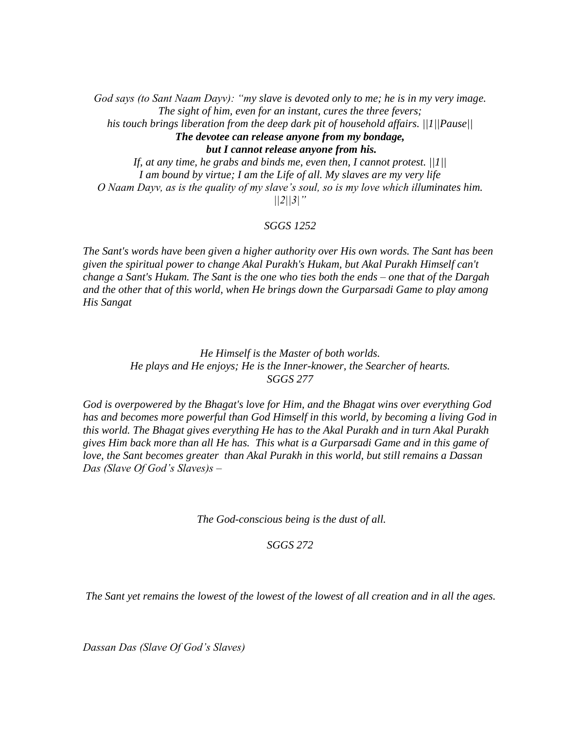*God says (to Sant Naam Dayv): "my slave is devoted only to me; he is in my very image.*
*The sight of him, even for an instant, cures the three fevers;*
*his touch brings liberation from the deep dark pit of household affairs. ||1||Pause||*
***The devotee can release anyone from my bondage,***
***but I cannot release anyone from his.***
*If, at any time, he grabs and binds me, even then, I cannot protest. ||1||*
*I am bound by virtue; I am the Life of all. My slaves are my very life*
*O Naam Dayv, as is the quality of my slave's soul, so is my love which illuminates him.*
*||2||3|"*

*SGGS 1252*

*The Sant's words have been given a higher authority over His own words. The Sant has been given the spiritual power to change Akal Purakh's Hukam, but Akal Purakh Himself can't change a Sant's Hukam. The Sant is the one who ties both the ends – one that of the Dargah and the other that of this world, when He brings down the Gurparsadi Game to play among His Sangat*

*He Himself is the Master of both worlds.*
*He plays and He enjoys; He is the Inner-knower, the Searcher of hearts.*
*SGGS 277*

*God is overpowered by the Bhagat's love for Him, and the Bhagat wins over everything God has and becomes more powerful than God Himself in this world, by becoming a living God in this world. The Bhagat gives everything He has to the Akal Purakh and in turn Akal Purakh gives Him back more than all He has. This what is a Gurparsadi Game and in this game of love, the Sant becomes greater than Akal Purakh in this world, but still remains a Dassan Das (Slave Of God's Slaves)s –*

*The God-conscious being is the dust of all.*

*SGGS 272*

*The Sant yet remains the lowest of the lowest of the lowest of all creation and in all the ages.*

*Dassan Das (Slave Of God's Slaves)*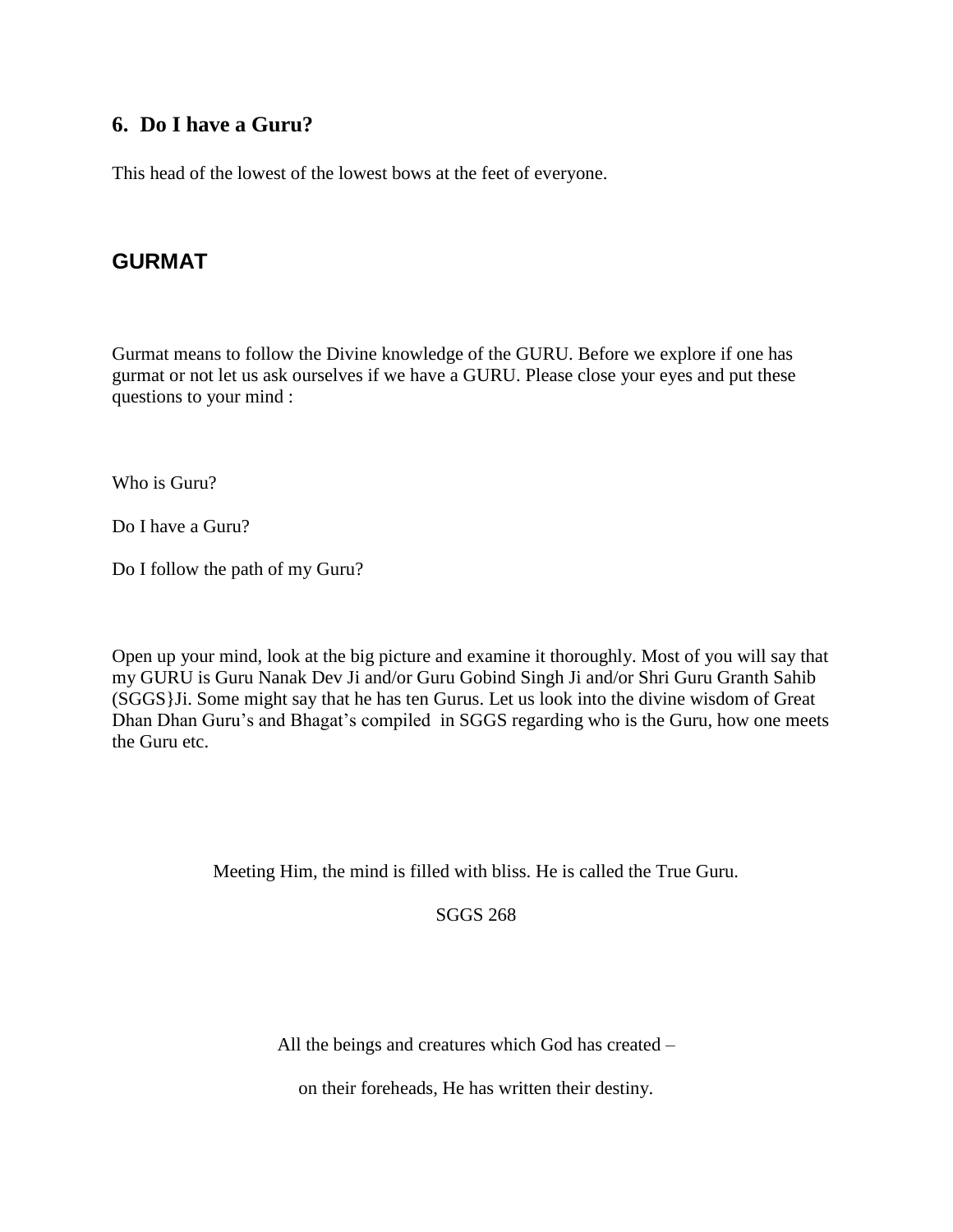## 6. Do I have a Guru?

This head of the lowest of the lowest bows at the feet of everyone.

## GURMAT

Gurmat means to follow the Divine knowledge of the GURU. Before we explore if one has gurmat or not let us ask ourselves if we have a GURU. Please close your eyes and put these questions to your mind :

Who is Guru?

Do I have a Guru?

Do I follow the path of my Guru?

Open up your mind, look at the big picture and examine it thoroughly. Most of you will say that my GURU is Guru Nanak Dev Ji and/or Guru Gobind Singh Ji and/or Shri Guru Granth Sahib (SGGS}Ji. Some might say that he has ten Gurus. Let us look into the divine wisdom of Great Dhan Dhan Guru's and Bhagat's compiled in SGGS regarding who is the Guru, how one meets the Guru etc.

Meeting Him, the mind is filled with bliss. He is called the True Guru.

SGGS 268

All the beings and creatures which God has created –

on their foreheads, He has written their destiny.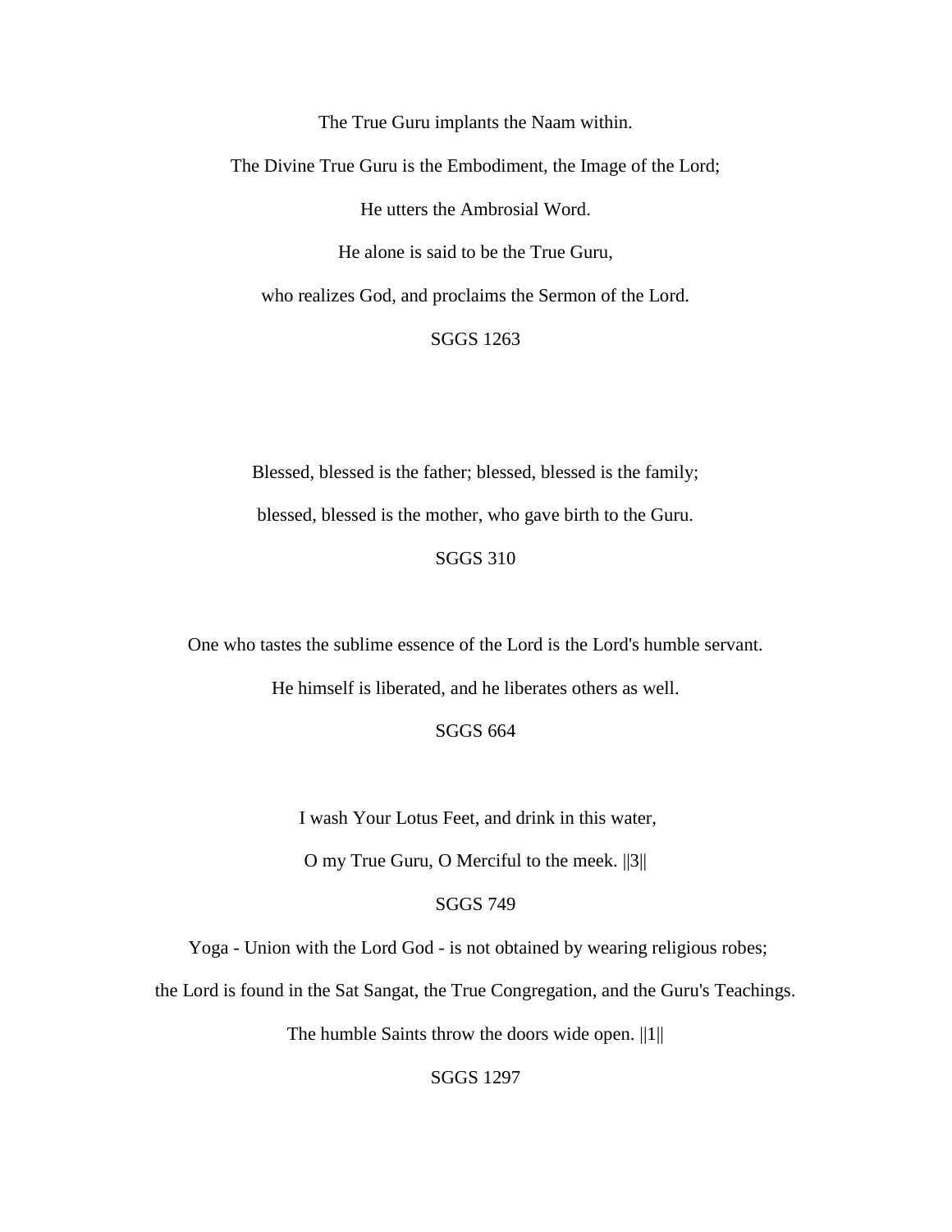The True Guru implants the Naam within.

The Divine True Guru is the Embodiment, the Image of the Lord;

He utters the Ambrosial Word.

He alone is said to be the True Guru,

who realizes God, and proclaims the Sermon of the Lord.

SGGS 1263

Blessed, blessed is the father; blessed, blessed is the family;

blessed, blessed is the mother, who gave birth to the Guru.

SGGS 310

One who tastes the sublime essence of the Lord is the Lord's humble servant.

He himself is liberated, and he liberates others as well.

SGGS 664

I wash Your Lotus Feet, and drink in this water,

O my True Guru, O Merciful to the meek. ||3||

SGGS 749

Yoga - Union with the Lord God - is not obtained by wearing religious robes;

the Lord is found in the Sat Sangat, the True Congregation, and the Guru's Teachings.

The humble Saints throw the doors wide open. ||1||

SGGS 1297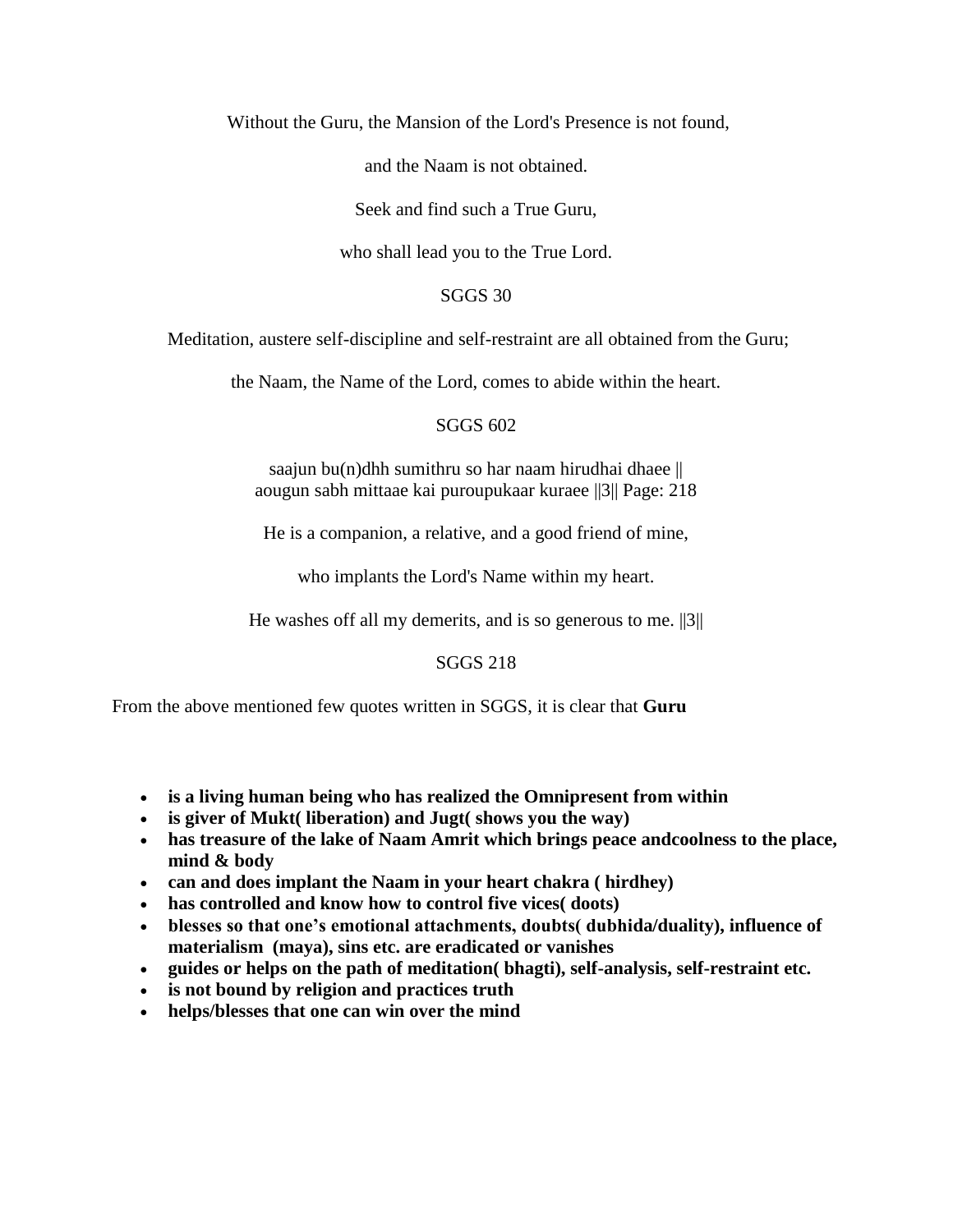Without the Guru, the Mansion of the Lord's Presence is not found,

and the Naam is not obtained.

Seek and find such a True Guru,

who shall lead you to the True Lord.

SGGS 30

Meditation, austere self-discipline and self-restraint are all obtained from the Guru;

the Naam, the Name of the Lord, comes to abide within the heart.

SGGS 602

saajun bu(n)dhh sumithru so har naam hirudhai dhaee ||
aougun sabh mittaae kai puroupukaar kuraee ||3|| Page: 218

He is a companion, a relative, and a good friend of mine,

who implants the Lord's Name within my heart.

He washes off all my demerits, and is so generous to me. ||3||

SGGS 218

From the above mentioned few quotes written in SGGS, it is clear that **Guru**

- **is a living human being who has realized the Omnipresent from within**
- **is giver of Mukt( liberation) and Jugt( shows you the way)**
- **has treasure of the lake of Naam Amrit which brings peace andcoolness to the place, mind & body**
- **can and does implant the Naam in your heart chakra ( hirdhey)**
- **has controlled and know how to control five vices( doots)**
- **blesses so that one's emotional attachments, doubts( dubhida/duality), influence of materialism (maya), sins etc. are eradicated or vanishes**
- **guides or helps on the path of meditation( bhagti), self-analysis, self-restraint etc.**
- **is not bound by religion and practices truth**
- **helps/blesses that one can win over the mind**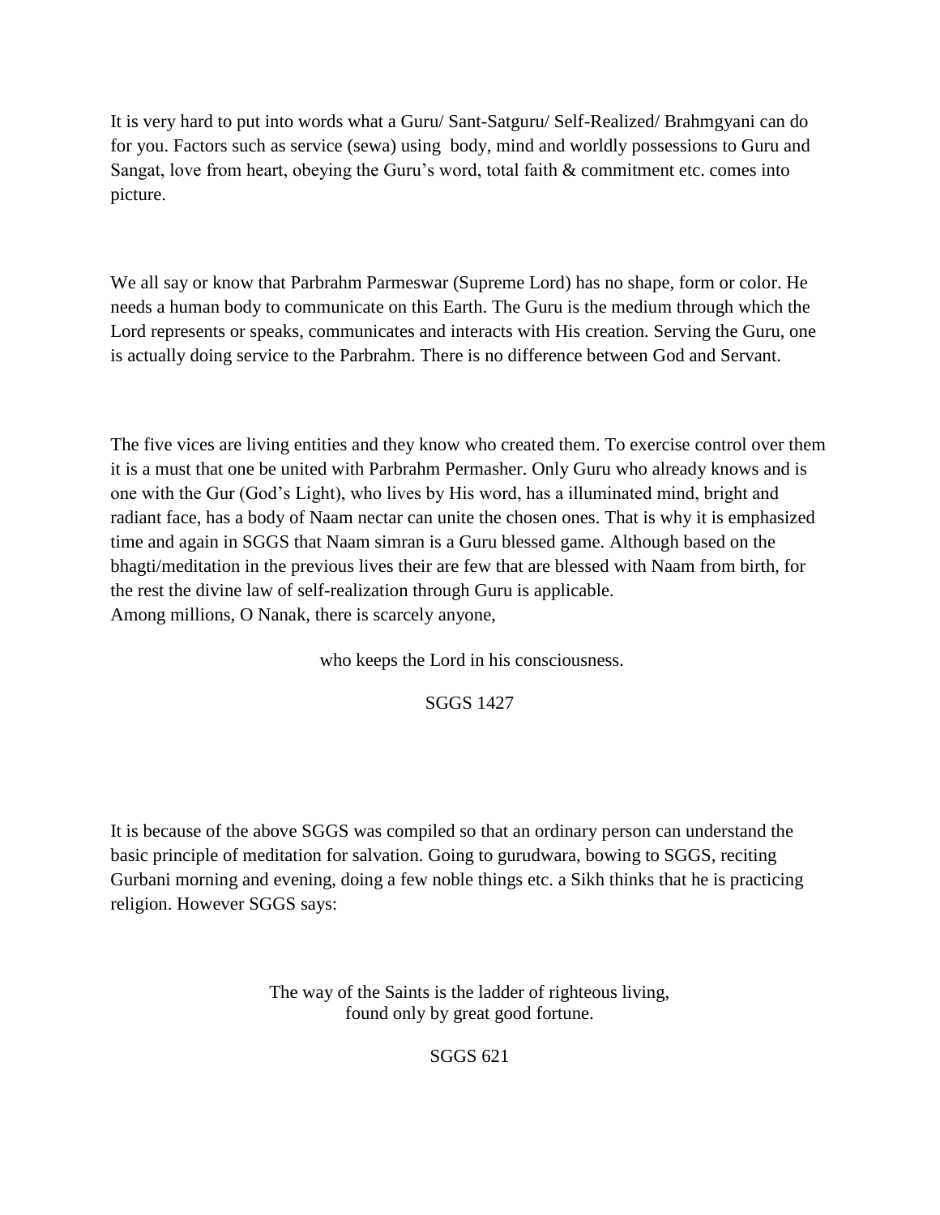It is very hard to put into words what a Guru/ Sant-Satguru/ Self-Realized/ Brahmgyani can do for you. Factors such as service (sewa) using body, mind and worldly possessions to Guru and Sangat, love from heart, obeying the Guru's word, total faith & commitment etc. comes into picture.

We all say or know that Parbrahm Parmeswar (Supreme Lord) has no shape, form or color. He needs a human body to communicate on this Earth. The Guru is the medium through which the Lord represents or speaks, communicates and interacts with His creation. Serving the Guru, one is actually doing service to the Parbrahm. There is no difference between God and Servant.

The five vices are living entities and they know who created them. To exercise control over them it is a must that one be united with Parbrahm Permasher. Only Guru who already knows and is one with the Gur (God's Light), who lives by His word, has a illuminated mind, bright and radiant face, has a body of Naam nectar can unite the chosen ones. That is why it is emphasized time and again in SGGS that Naam simran is a Guru blessed game. Although based on the bhagti/meditation in the previous lives their are few that are blessed with Naam from birth, for the rest the divine law of self-realization through Guru is applicable.
Among millions, O Nanak, there is scarcely anyone,

who keeps the Lord in his consciousness.

SGGS 1427

It is because of the above SGGS was compiled so that an ordinary person can understand the basic principle of meditation for salvation. Going to gurudwara, bowing to SGGS, reciting Gurbani morning and evening, doing a few noble things etc. a Sikh thinks that he is practicing religion. However SGGS says:

The way of the Saints is the ladder of righteous living,
found only by great good fortune.

SGGS 621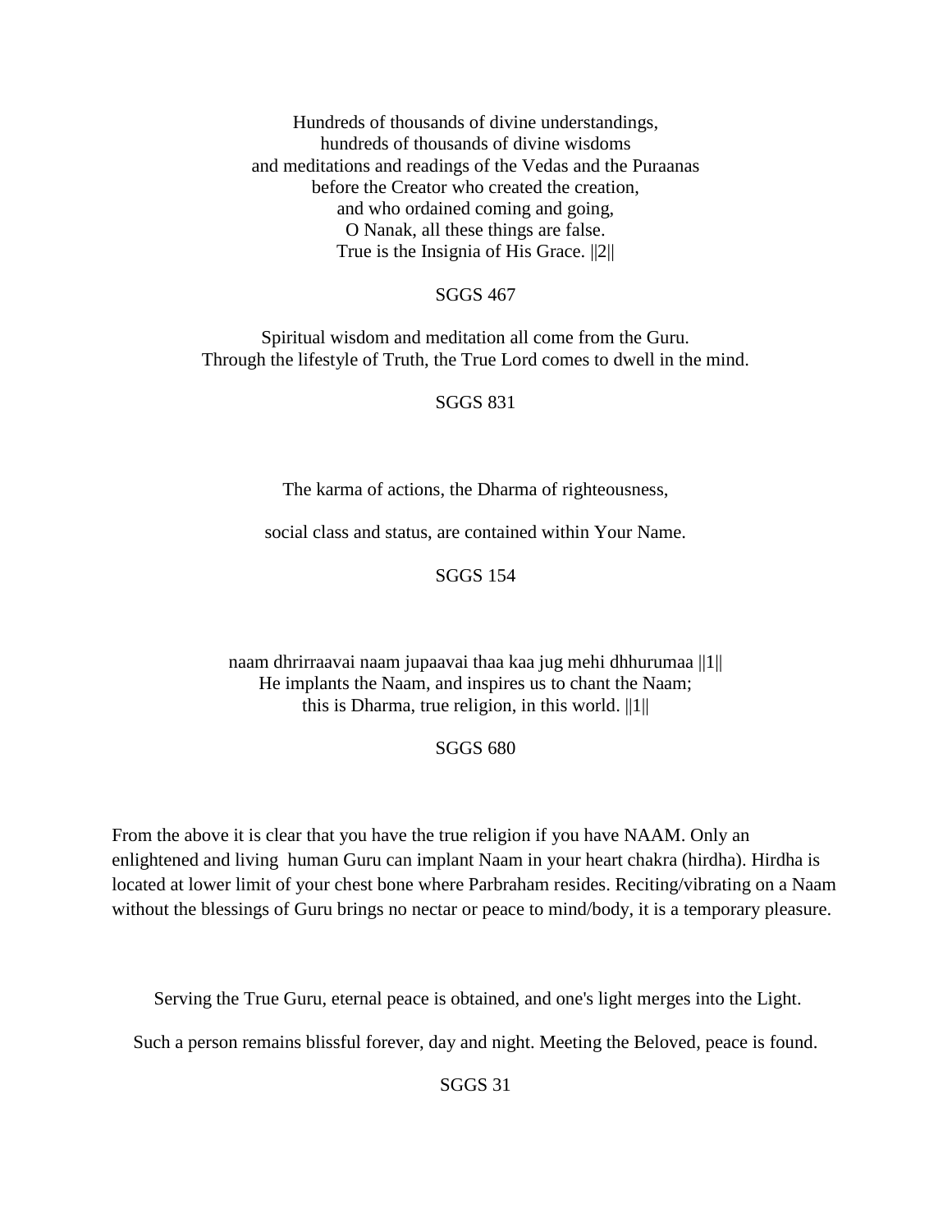Hundreds of thousands of divine understandings,
hundreds of thousands of divine wisdoms
and meditations and readings of the Vedas and the Puraanas
before the Creator who created the creation,
and who ordained coming and going,
O Nanak, all these things are false.
True is the Insignia of His Grace. ||2||

SGGS 467

Spiritual wisdom and meditation all come from the Guru.
Through the lifestyle of Truth, the True Lord comes to dwell in the mind.

SGGS 831

The karma of actions, the Dharma of righteousness,

social class and status, are contained within Your Name.

SGGS 154

naam dhrirraavai naam jupaavai thaa kaa jug mehi dhhurumaa ||1||
He implants the Naam, and inspires us to chant the Naam;
this is Dharma, true religion, in this world. ||1||

SGGS 680

From the above it is clear that you have the true religion if you have NAAM. Only an enlightened and living human Guru can implant Naam in your heart chakra (hirdha). Hirdha is located at lower limit of your chest bone where Parbraham resides. Reciting/vibrating on a Naam without the blessings of Guru brings no nectar or peace to mind/body, it is a temporary pleasure.

Serving the True Guru, eternal peace is obtained, and one's light merges into the Light.

Such a person remains blissful forever, day and night. Meeting the Beloved, peace is found.

SGGS 31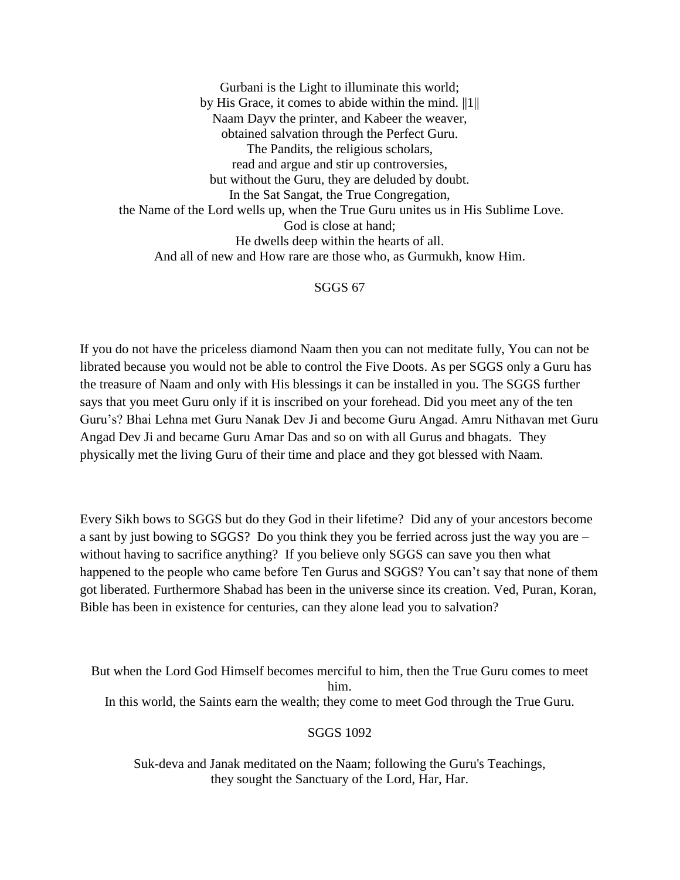Gurbani is the Light to illuminate this world;
by His Grace, it comes to abide within the mind. ||1||
Naam Dayv the printer, and Kabeer the weaver,
obtained salvation through the Perfect Guru.
The Pandits, the religious scholars,
read and argue and stir up controversies,
but without the Guru, they are deluded by doubt.
In the Sat Sangat, the True Congregation,
the Name of the Lord wells up, when the True Guru unites us in His Sublime Love.
God is close at hand;
He dwells deep within the hearts of all.
And all of new and How rare are those who, as Gurmukh, know Him.

SGGS 67

If you do not have the priceless diamond Naam then you can not meditate fully, You can not be librated because you would not be able to control the Five Doots. As per SGGS only a Guru has the treasure of Naam and only with His blessings it can be installed in you. The SGGS further says that you meet Guru only if it is inscribed on your forehead. Did you meet any of the ten Guru's? Bhai Lehna met Guru Nanak Dev Ji and become Guru Angad. Amru Nithavan met Guru Angad Dev Ji and became Guru Amar Das and so on with all Gurus and bhagats. They physically met the living Guru of their time and place and they got blessed with Naam.

Every Sikh bows to SGGS but do they God in their lifetime? Did any of your ancestors become a sant by just bowing to SGGS? Do you think they you be ferried across just the way you are – without having to sacrifice anything? If you believe only SGGS can save you then what happened to the people who came before Ten Gurus and SGGS? You can't say that none of them got liberated. Furthermore Shabad has been in the universe since its creation. Ved, Puran, Koran, Bible has been in existence for centuries, can they alone lead you to salvation?

But when the Lord God Himself becomes merciful to him, then the True Guru comes to meet him.
In this world, the Saints earn the wealth; they come to meet God through the True Guru.

SGGS 1092

Suk-deva and Janak meditated on the Naam; following the Guru's Teachings,
they sought the Sanctuary of the Lord, Har, Har.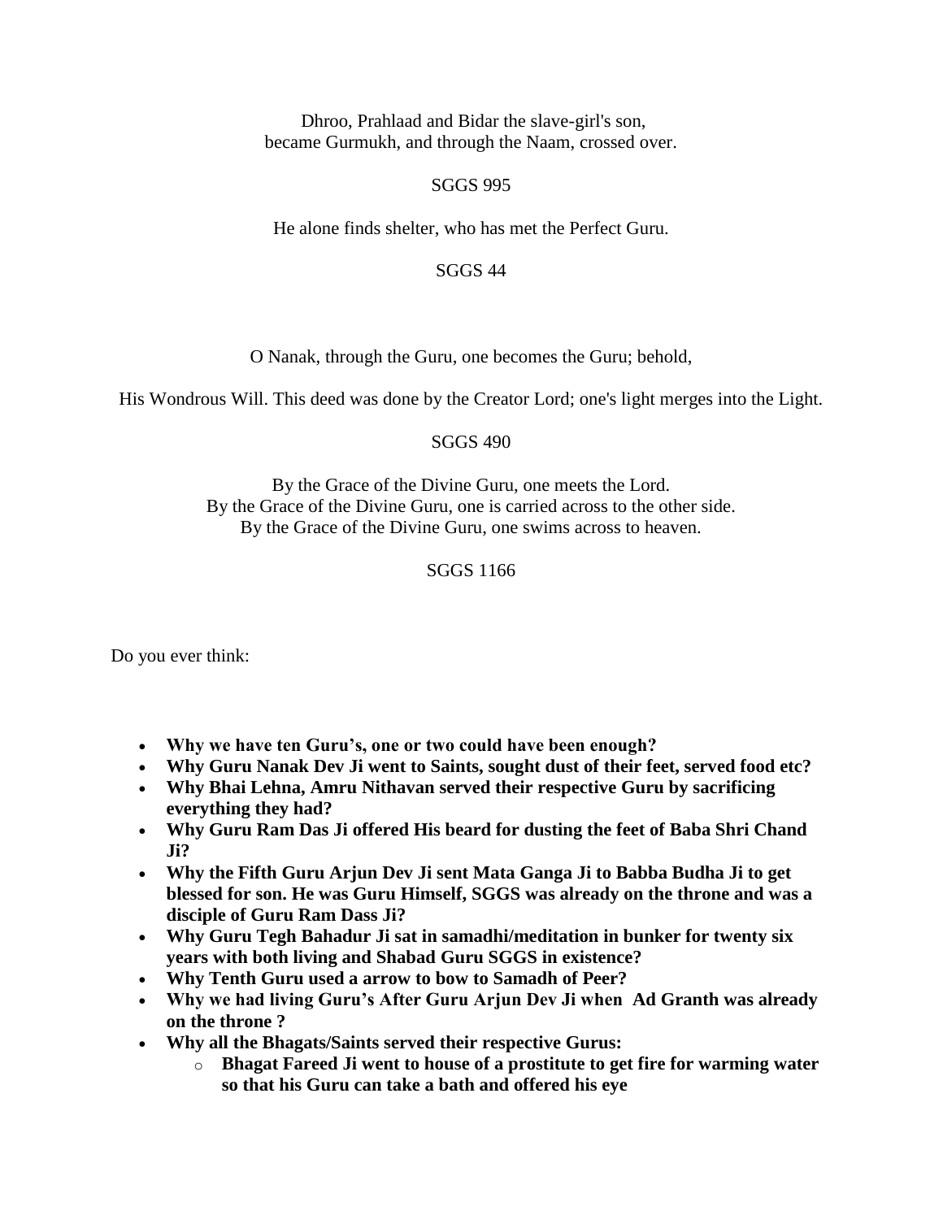Dhroo, Prahlaad and Bidar the slave-girl's son,
became Gurmukh, and through the Naam, crossed over.

SGGS 995

He alone finds shelter, who has met the Perfect Guru.

SGGS 44

O Nanak, through the Guru, one becomes the Guru; behold,

His Wondrous Will. This deed was done by the Creator Lord; one's light merges into the Light.

SGGS 490

By the Grace of the Divine Guru, one meets the Lord.
By the Grace of the Divine Guru, one is carried across to the other side.
By the Grace of the Divine Guru, one swims across to heaven.

SGGS 1166

Do you ever think:

- **Why we have ten Guru's, one or two could have been enough?**
- **Why Guru Nanak Dev Ji went to Saints, sought dust of their feet, served food etc?**
- **Why Bhai Lehna, Amru Nithavan served their respective Guru by sacrificing everything they had?**
- **Why Guru Ram Das Ji offered His beard for dusting the feet of Baba Shri Chand Ji?**
- **Why the Fifth Guru Arjun Dev Ji sent Mata Ganga Ji to Babba Budha Ji to get blessed for son. He was Guru Himself, SGGS was already on the throne and was a disciple of Guru Ram Dass Ji?**
- **Why Guru Tegh Bahadur Ji sat in samadhi/meditation in bunker for twenty six years with both living and Shabad Guru SGGS in existence?**
- **Why Tenth Guru used a arrow to bow to Samadh of Peer?**
- **Why we had living Guru's After Guru Arjun Dev Ji when Ad Granth was already on the throne ?**
- **Why all the Bhagats/Saints served their respective Gurus:**
  - **Bhagat Fareed Ji went to house of a prostitute to get fire for warming water so that his Guru can take a bath and offered his eye**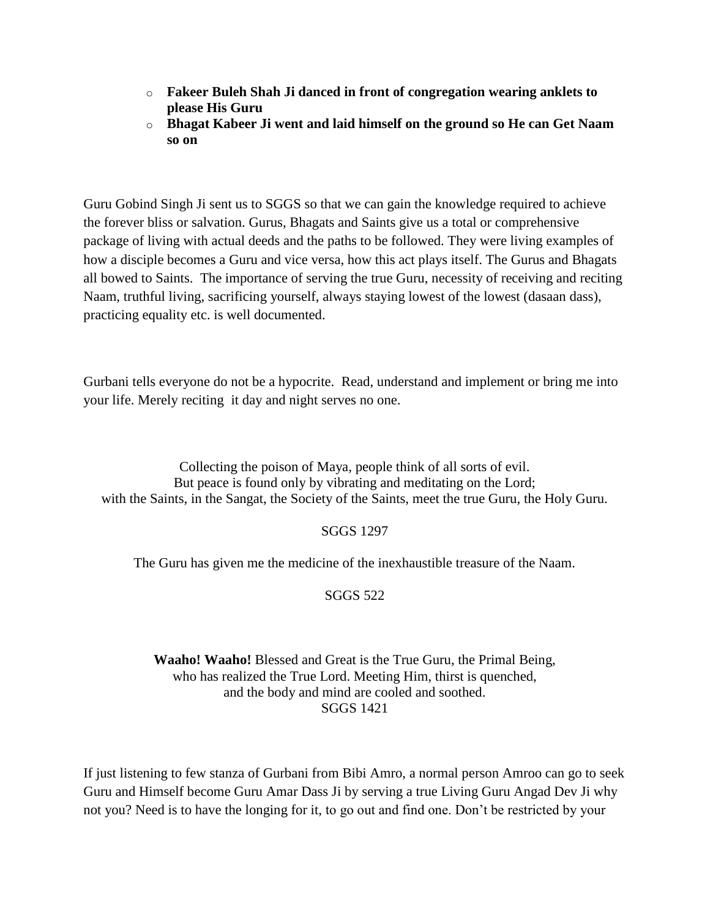- **Fakeer Buleh Shah Ji danced in front of congregation wearing anklets to please His Guru**
- **Bhagat Kabeer Ji went and laid himself on the ground so He can Get Naam so on**

Guru Gobind Singh Ji sent us to SGGS so that we can gain the knowledge required to achieve the forever bliss or salvation. Gurus, Bhagats and Saints give us a total or comprehensive package of living with actual deeds and the paths to be followed. They were living examples of how a disciple becomes a Guru and vice versa, how this act plays itself. The Gurus and Bhagats all bowed to Saints. The importance of serving the true Guru, necessity of receiving and reciting Naam, truthful living, sacrificing yourself, always staying lowest of the lowest (dasaan dass), practicing equality etc. is well documented.

Gurbani tells everyone do not be a hypocrite. Read, understand and implement or bring me into your life. Merely reciting it day and night serves no one.

Collecting the poison of Maya, people think of all sorts of evil.
But peace is found only by vibrating and meditating on the Lord;
with the Saints, in the Sangat, the Society of the Saints, meet the true Guru, the Holy Guru.

SGGS 1297

The Guru has given me the medicine of the inexhaustible treasure of the Naam.

SGGS 522

**Waaho! Waaho!** Blessed and Great is the True Guru, the Primal Being,
who has realized the True Lord. Meeting Him, thirst is quenched,
and the body and mind are cooled and soothed.
SGGS 1421

If just listening to few stanza of Gurbani from Bibi Amro, a normal person Amroo can go to seek Guru and Himself become Guru Amar Dass Ji by serving a true Living Guru Angad Dev Ji why not you? Need is to have the longing for it, to go out and find one. Don't be restricted by your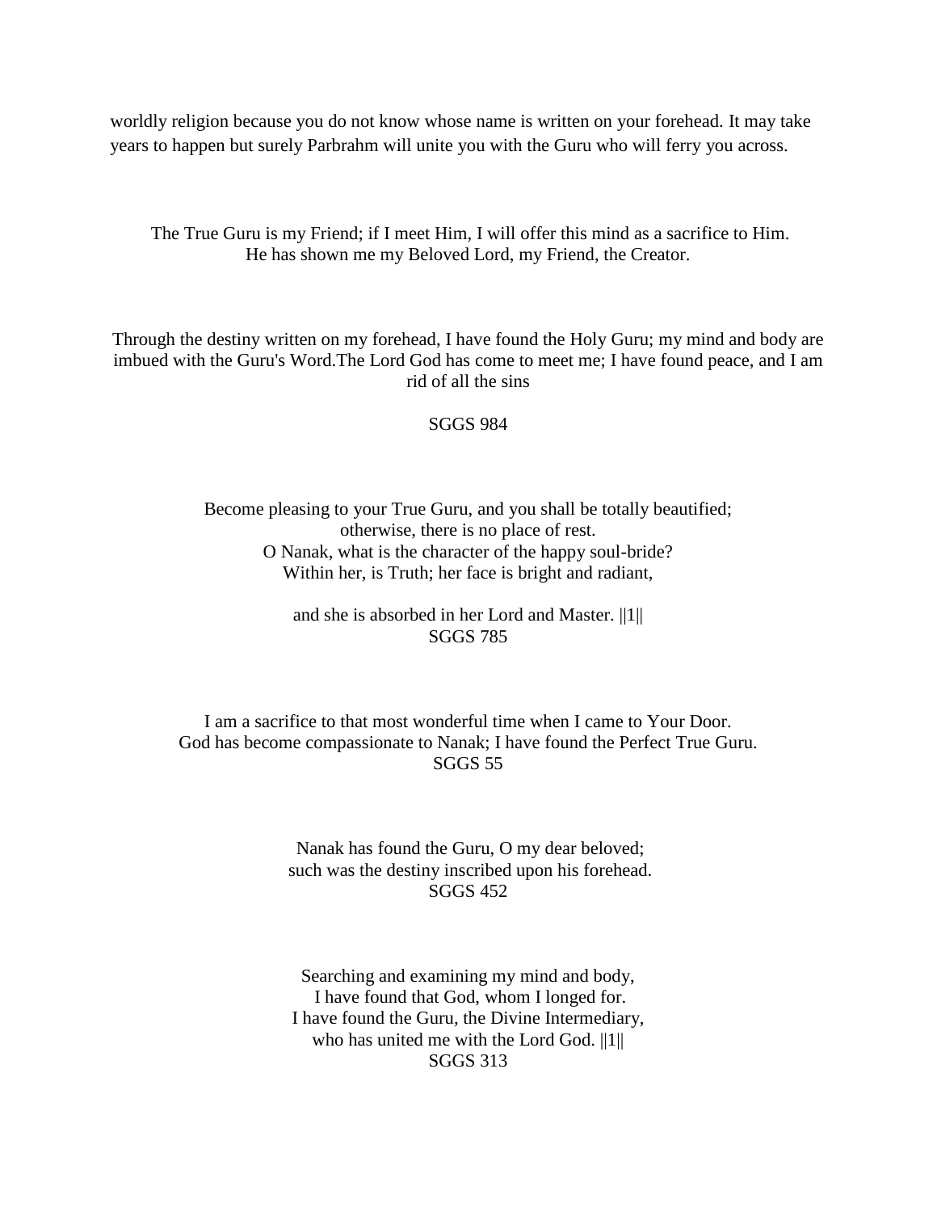worldly religion because you do not know whose name is written on your forehead. It may take years to happen but surely Parbrahm will unite you with the Guru who will ferry you across.

The True Guru is my Friend; if I meet Him, I will offer this mind as a sacrifice to Him.
He has shown me my Beloved Lord, my Friend, the Creator.

Through the destiny written on my forehead, I have found the Holy Guru; my mind and body are imbued with the Guru's Word.The Lord God has come to meet me; I have found peace, and I am rid of all the sins

SGGS 984

Become pleasing to your True Guru, and you shall be totally beautified;
otherwise, there is no place of rest.
O Nanak, what is the character of the happy soul-bride?
Within her, is Truth; her face is bright and radiant,

and she is absorbed in her Lord and Master. ||1||
SGGS 785

I am a sacrifice to that most wonderful time when I came to Your Door.
God has become compassionate to Nanak; I have found the Perfect True Guru.
SGGS 55

Nanak has found the Guru, O my dear beloved;
such was the destiny inscribed upon his forehead.
SGGS 452

Searching and examining my mind and body,
I have found that God, whom I longed for.
I have found the Guru, the Divine Intermediary,
who has united me with the Lord God. ||1||
SGGS 313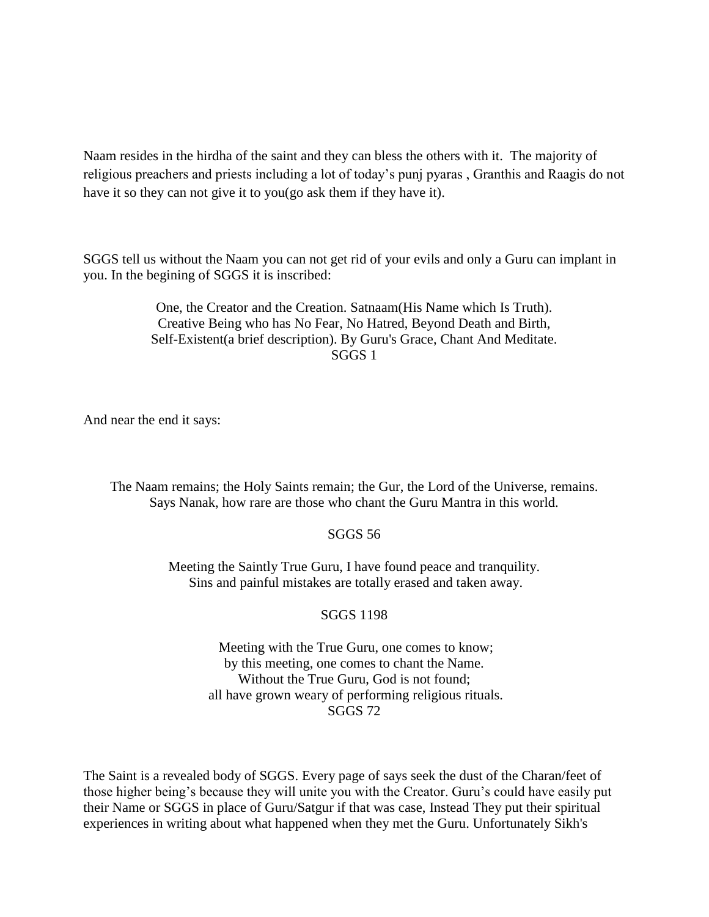Naam resides in the hirdha of the saint and they can bless the others with it. The majority of religious preachers and priests including a lot of today's punj pyaras , Granthis and Raagis do not have it so they can not give it to you(go ask them if they have it).

SGGS tell us without the Naam you can not get rid of your evils and only a Guru can implant in you. In the begining of SGGS it is inscribed:

> One, the Creator and the Creation. Satnaam(His Name which Is Truth).
> Creative Being who has No Fear, No Hatred, Beyond Death and Birth,
> Self-Existent(a brief description). By Guru's Grace, Chant And Meditate.
> SGGS 1

And near the end it says:

> The Naam remains; the Holy Saints remain; the Gur, the Lord of the Universe, remains.
> Says Nanak, how rare are those who chant the Guru Mantra in this world.
>
> SGGS 56
>
> Meeting the Saintly True Guru, I have found peace and tranquility.
> Sins and painful mistakes are totally erased and taken away.
>
> SGGS 1198
>
> Meeting with the True Guru, one comes to know;
> by this meeting, one comes to chant the Name.
> Without the True Guru, God is not found;
> all have grown weary of performing religious rituals.
> SGGS 72

The Saint is a revealed body of SGGS. Every page of says seek the dust of the Charan/feet of those higher being's because they will unite you with the Creator. Guru's could have easily put their Name or SGGS in place of Guru/Satgur if that was case, Instead They put their spiritual experiences in writing about what happened when they met the Guru. Unfortunately Sikh's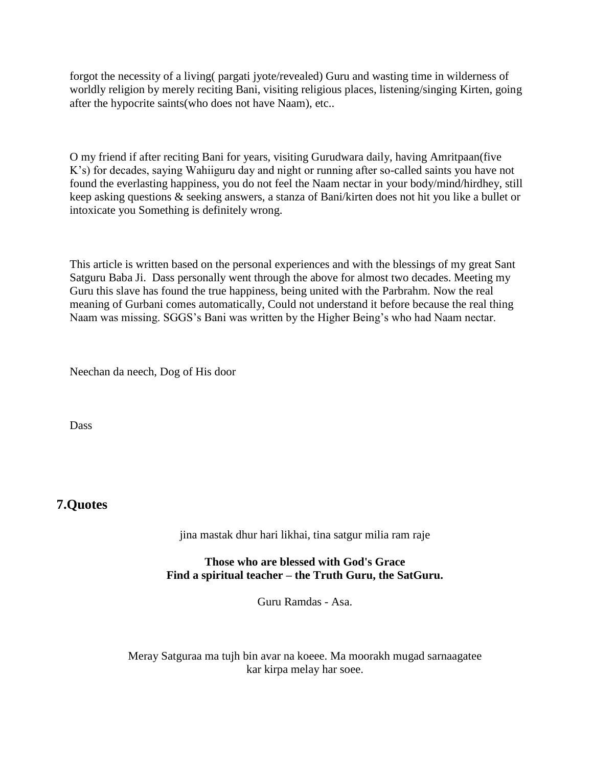forgot the necessity of a living( pargati jyote/revealed) Guru and wasting time in wilderness of worldly religion by merely reciting Bani, visiting religious places, listening/singing Kirten, going after the hypocrite saints(who does not have Naam), etc..

O my friend if after reciting Bani for years, visiting Gurudwara daily, having Amritpaan(five K's) for decades, saying Wahiiguru day and night or running after so-called saints you have not found the everlasting happiness, you do not feel the Naam nectar in your body/mind/hirdhey, still keep asking questions & seeking answers, a stanza of Bani/kirten does not hit you like a bullet or intoxicate you Something is definitely wrong.

This article is written based on the personal experiences and with the blessings of my great Sant Satguru Baba Ji. Dass personally went through the above for almost two decades. Meeting my Guru this slave has found the true happiness, being united with the Parbrahm. Now the real meaning of Gurbani comes automatically, Could not understand it before because the real thing Naam was missing. SGGS's Bani was written by the Higher Being's who had Naam nectar.

Neechan da neech, Dog of His door

Dass

## 7.Quotes

jina mastak dhur hari likhai, tina satgur milia ram raje

**Those who are blessed with God's Grace**
**Find a spiritual teacher – the Truth Guru, the SatGuru.**

Guru Ramdas - Asa.

Meray Satguraa ma tujh bin avar na koeee. Ma moorakh mugad sarnaagatee kar kirpa melay har soee.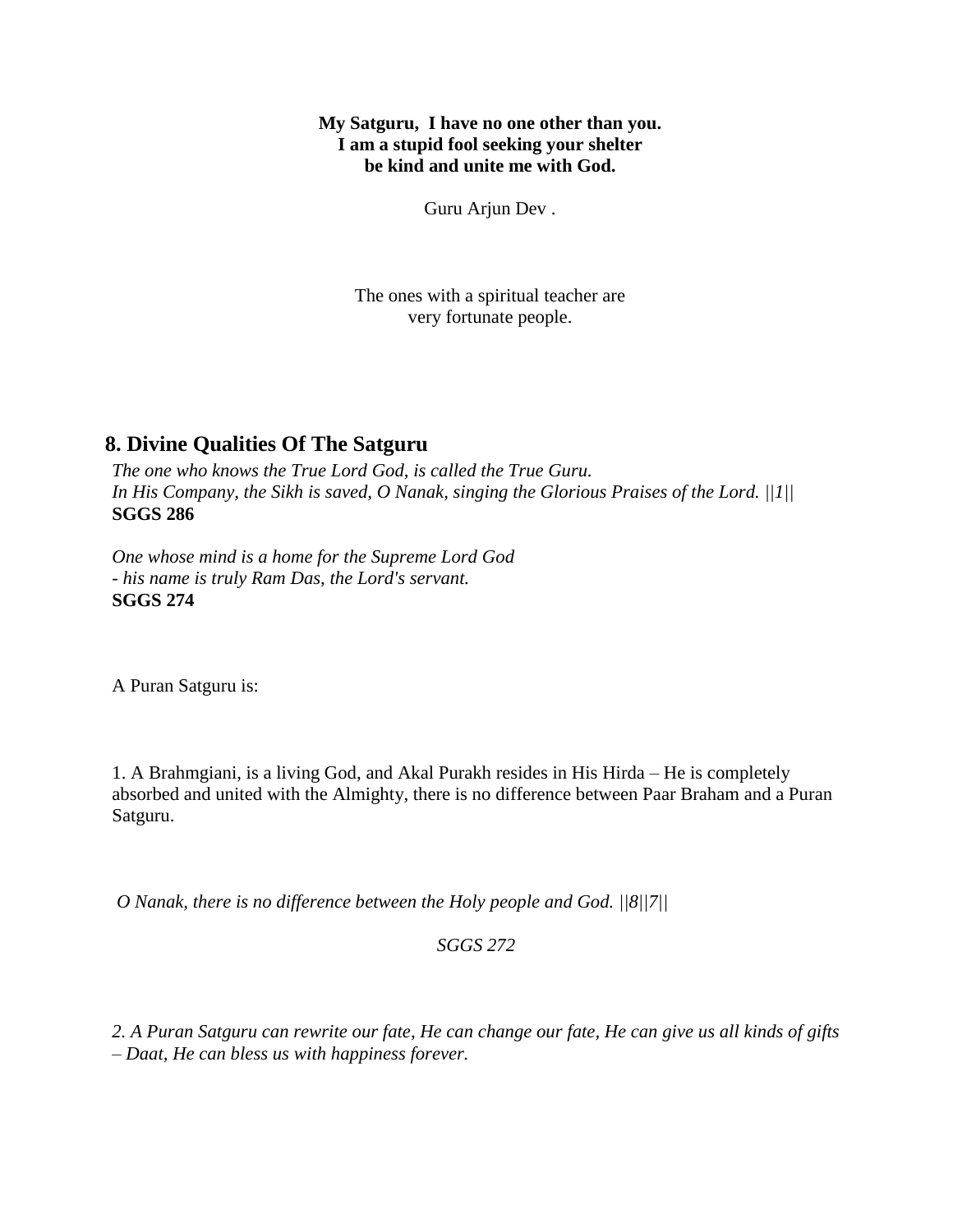**My Satguru, I have no one other than you.**
**I am a stupid fool seeking your shelter**
**be kind and unite me with God.**

Guru Arjun Dev .

The ones with a spiritual teacher are
very fortunate people.

## 8. Divine Qualities Of The Satguru

*The one who knows the True Lord God, is called the True Guru.*
*In His Company, the Sikh is saved, O Nanak, singing the Glorious Praises of the Lord. ||1||*
**SGGS 286**

*One whose mind is a home for the Supreme Lord God*
*- his name is truly Ram Das, the Lord's servant.*
**SGGS 274**

A Puran Satguru is:

1. A Brahmgiani, is a living God, and Akal Purakh resides in His Hirda – He is completely absorbed and united with the Almighty, there is no difference between Paar Braham and a Puran Satguru.

*O Nanak, there is no difference between the Holy people and God. ||8||7||*

*SGGS 272*

*2. A Puran Satguru can rewrite our fate, He can change our fate, He can give us all kinds of gifts – Daat, He can bless us with happiness forever.*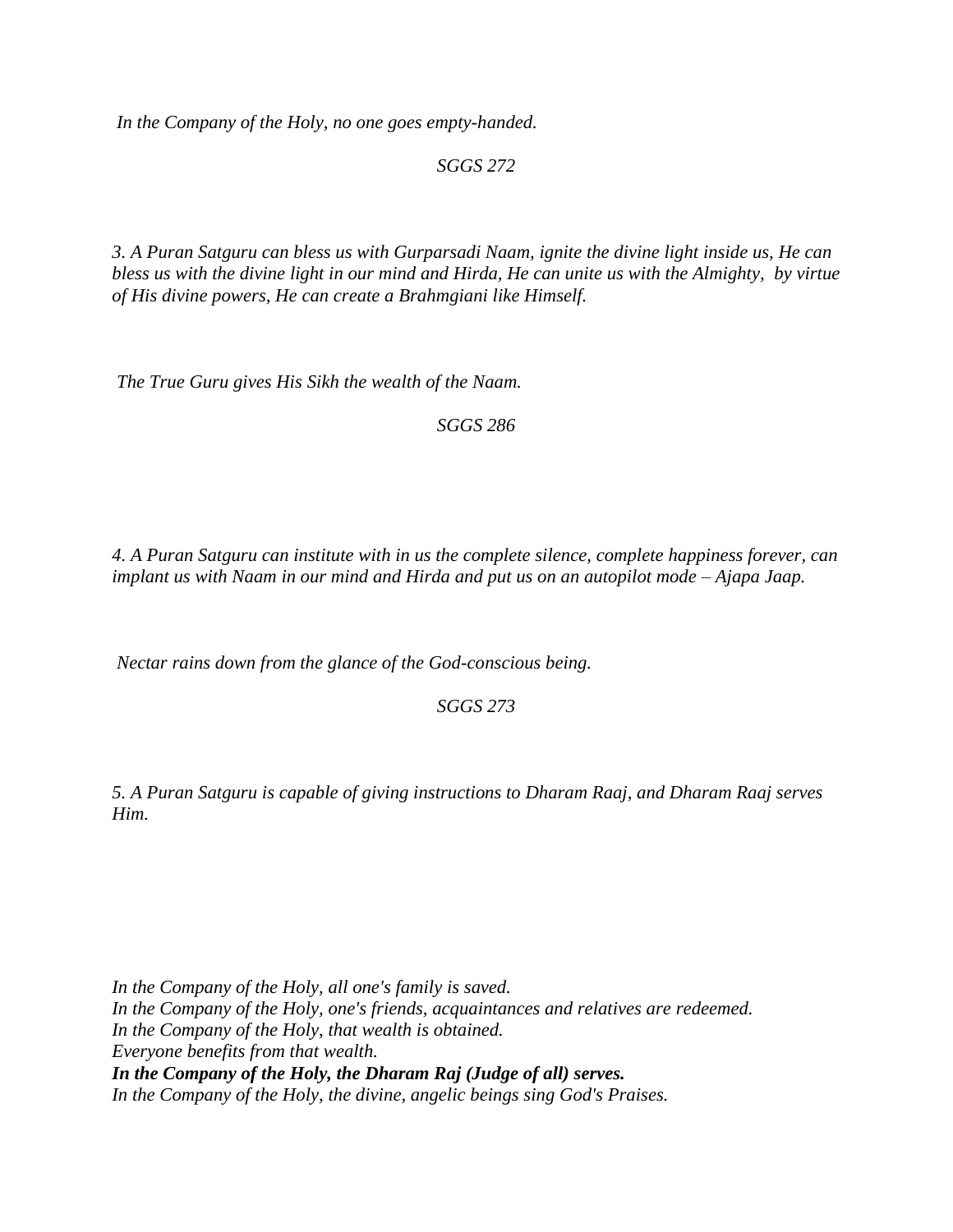*In the Company of the Holy, no one goes empty-handed.*

*SGGS 272*

*3. A Puran Satguru can bless us with Gurparsadi Naam, ignite the divine light inside us, He can bless us with the divine light in our mind and Hirda, He can unite us with the Almighty, by virtue of His divine powers, He can create a Brahmgiani like Himself.*

*The True Guru gives His Sikh the wealth of the Naam.*

*SGGS 286*

*4. A Puran Satguru can institute with in us the complete silence, complete happiness forever, can implant us with Naam in our mind and Hirda and put us on an autopilot mode – Ajapa Jaap.*

*Nectar rains down from the glance of the God-conscious being.*

*SGGS 273*

*5. A Puran Satguru is capable of giving instructions to Dharam Raaj, and Dharam Raaj serves Him.*

*In the Company of the Holy, all one's family is saved.*
*In the Company of the Holy, one's friends, acquaintances and relatives are redeemed.*
*In the Company of the Holy, that wealth is obtained.*
*Everyone benefits from that wealth.*
***In the Company of the Holy, the Dharam Raj (Judge of all) serves.***
*In the Company of the Holy, the divine, angelic beings sing God's Praises.*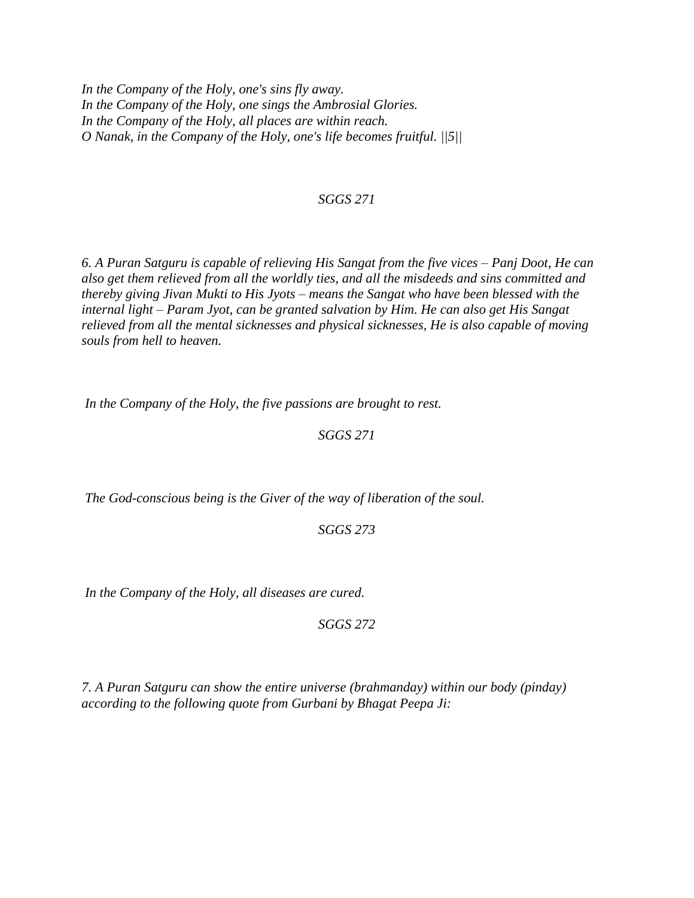*In the Company of the Holy, one's sins fly away.*
*In the Company of the Holy, one sings the Ambrosial Glories.*
*In the Company of the Holy, all places are within reach.*
*O Nanak, in the Company of the Holy, one's life becomes fruitful. ||5||*

*SGGS 271*

*6. A Puran Satguru is capable of relieving His Sangat from the five vices – Panj Doot, He can also get them relieved from all the worldly ties, and all the misdeeds and sins committed and thereby giving Jivan Mukti to His Jyots – means the Sangat who have been blessed with the internal light – Param Jyot, can be granted salvation by Him. He can also get His Sangat relieved from all the mental sicknesses and physical sicknesses, He is also capable of moving souls from hell to heaven.*

*In the Company of the Holy, the five passions are brought to rest.*

*SGGS 271*

*The God-conscious being is the Giver of the way of liberation of the soul.*

*SGGS 273*

*In the Company of the Holy, all diseases are cured.*

*SGGS 272*

*7. A Puran Satguru can show the entire universe (brahmanday) within our body (pinday) according to the following quote from Gurbani by Bhagat Peepa Ji:*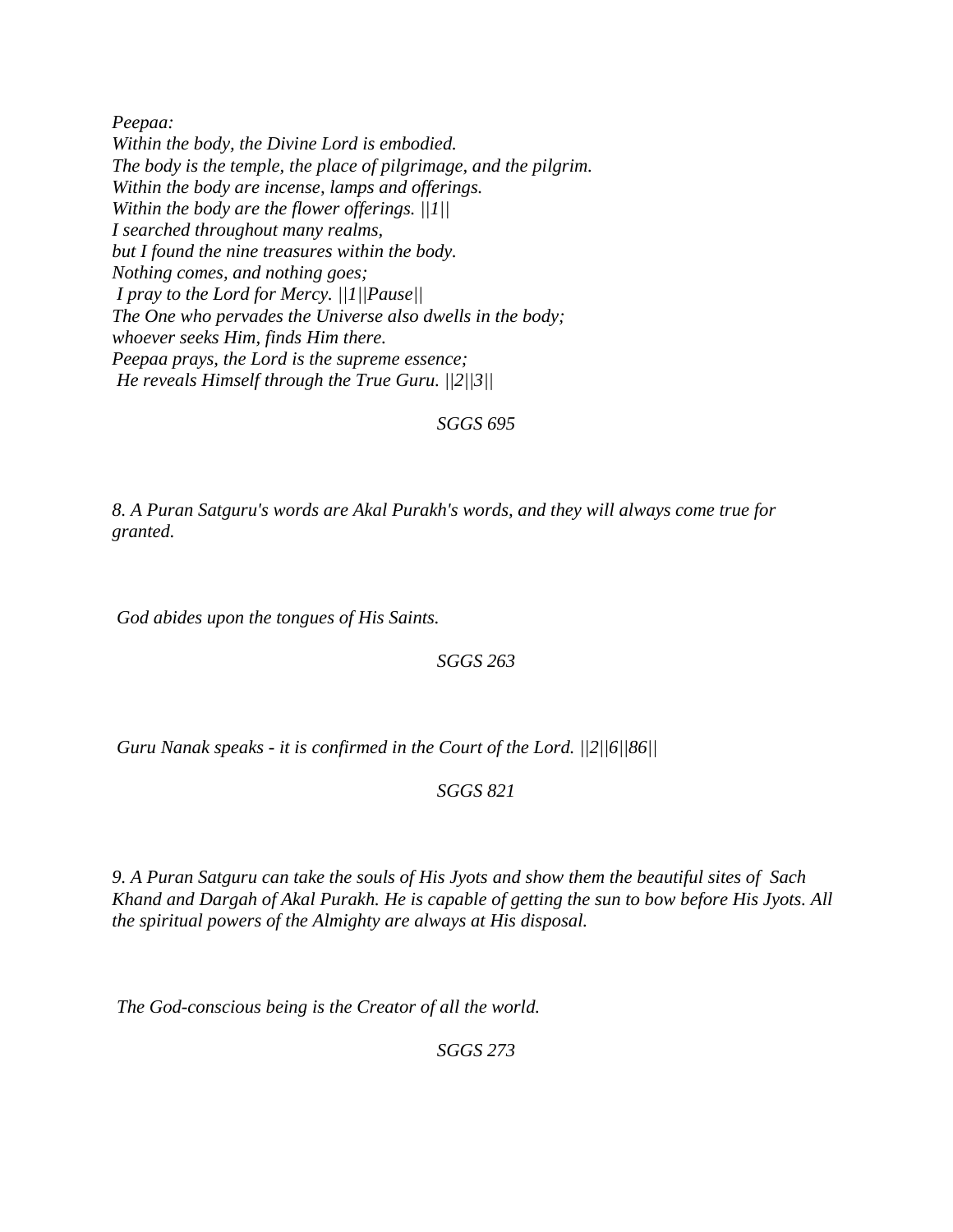*Peepaa:*
*Within the body, the Divine Lord is embodied.*
*The body is the temple, the place of pilgrimage, and the pilgrim.*
*Within the body are incense, lamps and offerings.*
*Within the body are the flower offerings. ||1||*
*I searched throughout many realms,*
*but I found the nine treasures within the body.*
*Nothing comes, and nothing goes;*
*I pray to the Lord for Mercy. ||1||Pause||*
*The One who pervades the Universe also dwells in the body;*
*whoever seeks Him, finds Him there.*
*Peepaa prays, the Lord is the supreme essence;*
*He reveals Himself through the True Guru. ||2||3||*

*SGGS 695*

*8. A Puran Satguru's words are Akal Purakh's words, and they will always come true for granted.*

*God abides upon the tongues of His Saints.*

*SGGS 263*

*Guru Nanak speaks - it is confirmed in the Court of the Lord. ||2||6||86||*

*SGGS 821*

*9. A Puran Satguru can take the souls of His Jyots and show them the beautiful sites of Sach Khand and Dargah of Akal Purakh. He is capable of getting the sun to bow before His Jyots. All the spiritual powers of the Almighty are always at His disposal.*

*The God-conscious being is the Creator of all the world.*

*SGGS 273*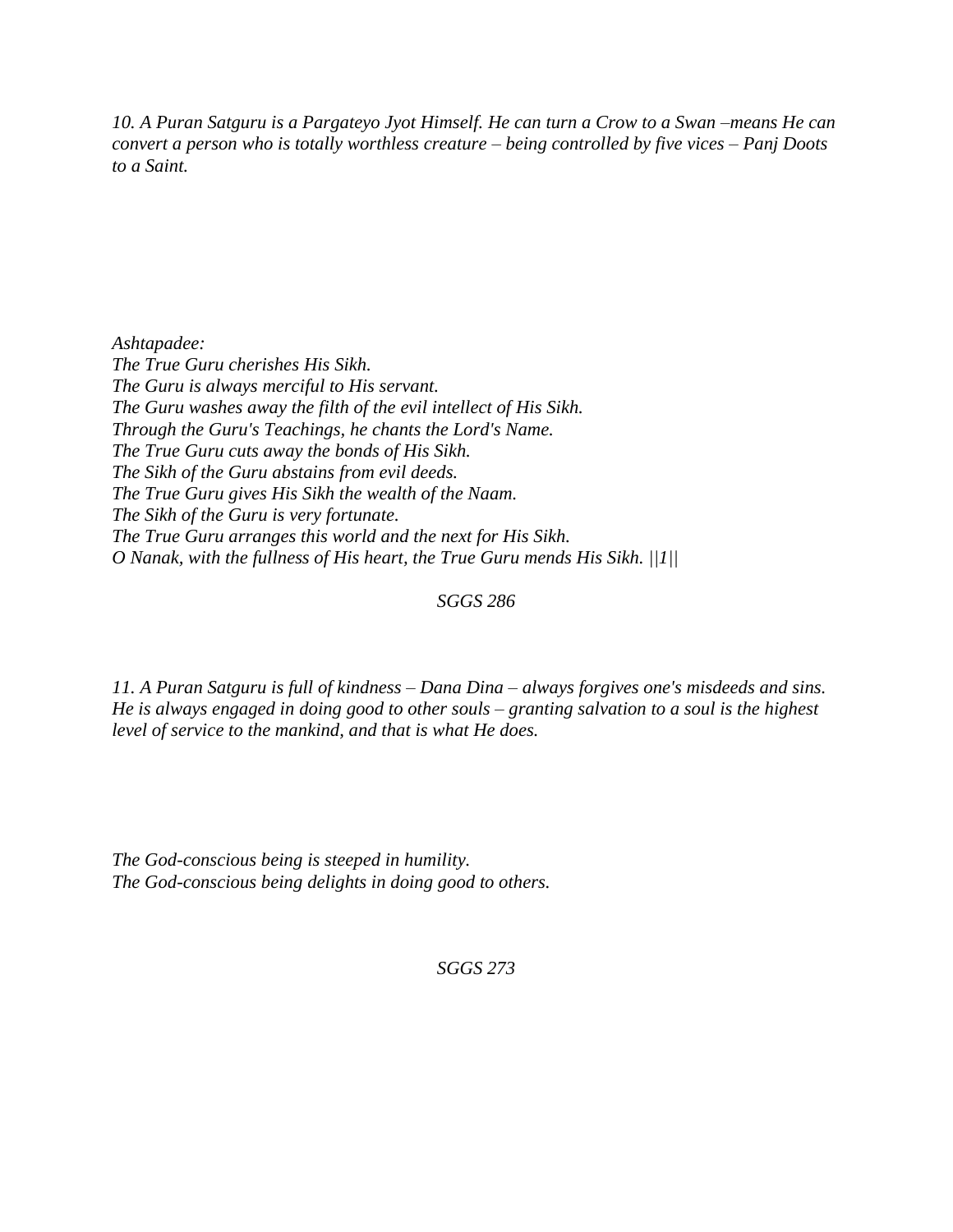*10. A Puran Satguru is a Pargateyo Jyot Himself. He can turn a Crow to a Swan –means He can convert a person who is totally worthless creature – being controlled by five vices – Panj Doots to a Saint.*

*Ashtapadee:*  
*The True Guru cherishes His Sikh.*  
*The Guru is always merciful to His servant.*  
*The Guru washes away the filth of the evil intellect of His Sikh.*  
*Through the Guru's Teachings, he chants the Lord's Name.*  
*The True Guru cuts away the bonds of His Sikh.*  
*The Sikh of the Guru abstains from evil deeds.*  
*The True Guru gives His Sikh the wealth of the Naam.*  
*The Sikh of the Guru is very fortunate.*  
*The True Guru arranges this world and the next for His Sikh.*  
*O Nanak, with the fullness of His heart, the True Guru mends His Sikh. ||1||*

*SGGS 286*

*11. A Puran Satguru is full of kindness – Dana Dina – always forgives one's misdeeds and sins. He is always engaged in doing good to other souls – granting salvation to a soul is the highest level of service to the mankind, and that is what He does.*

*The God-conscious being is steeped in humility.*  
*The God-conscious being delights in doing good to others.*

*SGGS 273*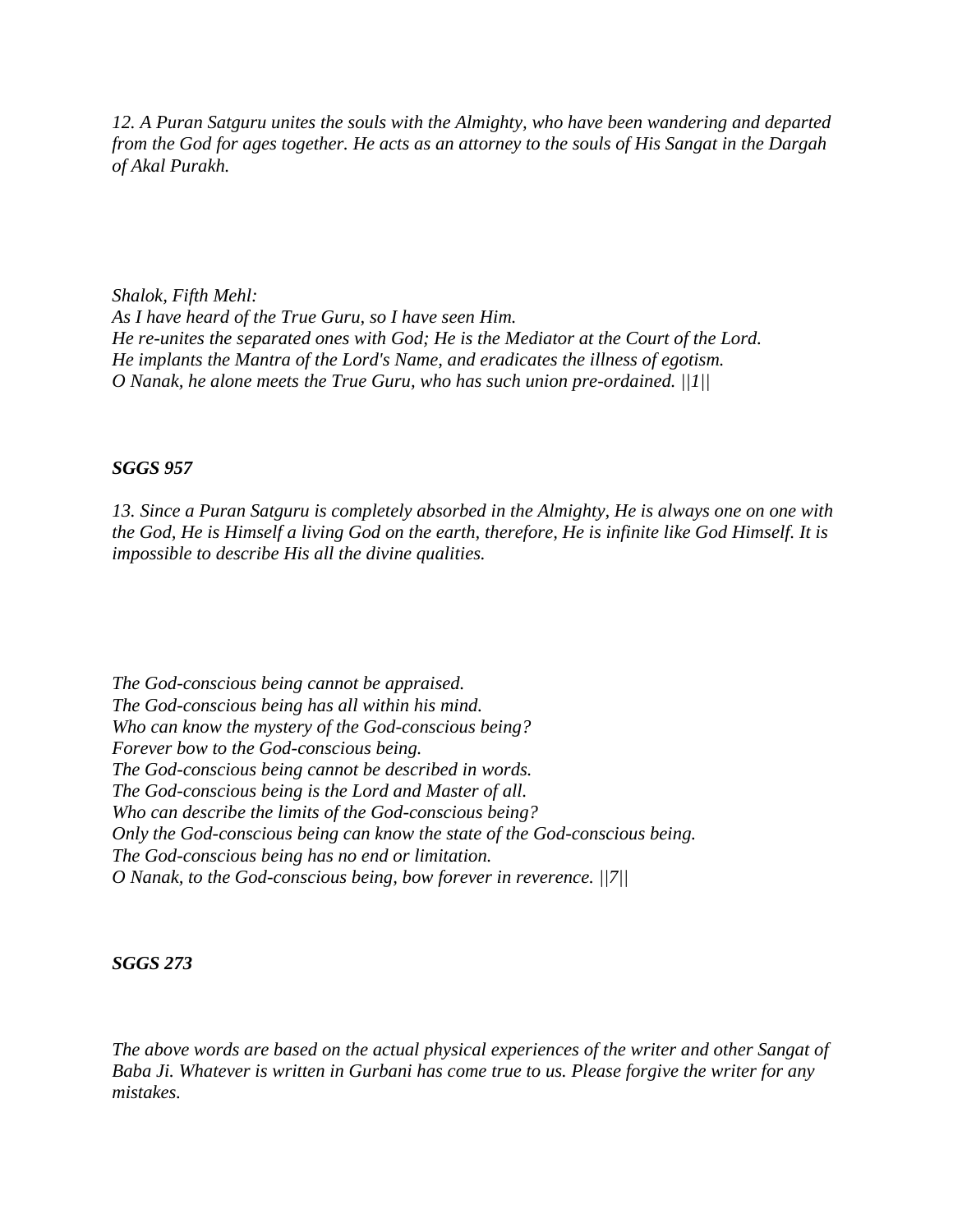*12. A Puran Satguru unites the souls with the Almighty, who have been wandering and departed from the God for ages together. He acts as an attorney to the souls of His Sangat in the Dargah of Akal Purakh.*

*Shalok, Fifth Mehl:*
*As I have heard of the True Guru, so I have seen Him.*
*He re-unites the separated ones with God; He is the Mediator at the Court of the Lord.*
*He implants the Mantra of the Lord's Name, and eradicates the illness of egotism.*
*O Nanak, he alone meets the True Guru, who has such union pre-ordained. ||1||*

***SGGS 957***

*13. Since a Puran Satguru is completely absorbed in the Almighty, He is always one on one with the God, He is Himself a living God on the earth, therefore, He is infinite like God Himself. It is impossible to describe His all the divine qualities.*

*The God-conscious being cannot be appraised.*
*The God-conscious being has all within his mind.*
*Who can know the mystery of the God-conscious being?*
*Forever bow to the God-conscious being.*
*The God-conscious being cannot be described in words.*
*The God-conscious being is the Lord and Master of all.*
*Who can describe the limits of the God-conscious being?*
*Only the God-conscious being can know the state of the God-conscious being.*
*The God-conscious being has no end or limitation.*
*O Nanak, to the God-conscious being, bow forever in reverence. ||7||*

***SGGS 273***

*The above words are based on the actual physical experiences of the writer and other Sangat of Baba Ji. Whatever is written in Gurbani has come true to us. Please forgive the writer for any mistakes.*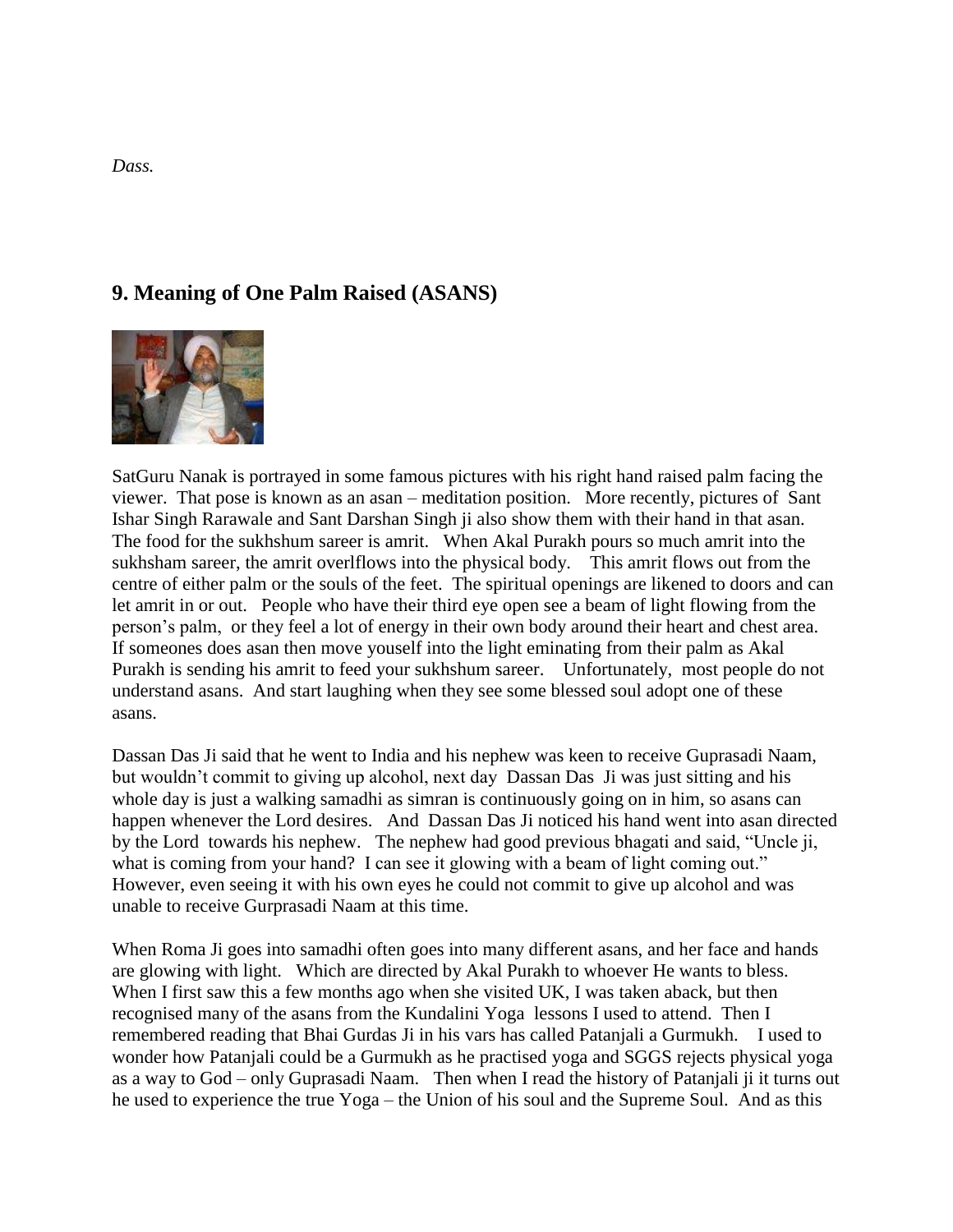*Dass.*

## 9. Meaning of One Palm Raised (ASANS)

SatGuru Nanak is portrayed in some famous pictures with his right hand raised palm facing the viewer. That pose is known as an asan – meditation position. More recently, pictures of Sant Ishar Singh Rarawale and Sant Darshan Singh ji also show them with their hand in that asan. The food for the sukhshum sareer is amrit. When Akal Purakh pours so much amrit into the sukhsham sareer, the amrit overlflows into the physical body. This amrit flows out from the centre of either palm or the souls of the feet. The spiritual openings are likened to doors and can let amrit in or out. People who have their third eye open see a beam of light flowing from the person's palm, or they feel a lot of energy in their own body around their heart and chest area. If someones does asan then move youself into the light eminating from their palm as Akal Purakh is sending his amrit to feed your sukhshum sareer. Unfortunately, most people do not understand asans. And start laughing when they see some blessed soul adopt one of these asans.

Dassan Das Ji said that he went to India and his nephew was keen to receive Guprasadi Naam, but wouldn't commit to giving up alcohol, next day Dassan Das Ji was just sitting and his whole day is just a walking samadhi as simran is continuously going on in him, so asans can happen whenever the Lord desires. And Dassan Das Ji noticed his hand went into asan directed by the Lord towards his nephew. The nephew had good previous bhagati and said, "Uncle ji, what is coming from your hand? I can see it glowing with a beam of light coming out." However, even seeing it with his own eyes he could not commit to give up alcohol and was unable to receive Gurprasadi Naam at this time.

When Roma Ji goes into samadhi often goes into many different asans, and her face and hands are glowing with light. Which are directed by Akal Purakh to whoever He wants to bless. When I first saw this a few months ago when she visited UK, I was taken aback, but then recognised many of the asans from the Kundalini Yoga lessons I used to attend. Then I remembered reading that Bhai Gurdas Ji in his vars has called Patanjali a Gurmukh. I used to wonder how Patanjali could be a Gurmukh as he practised yoga and SGGS rejects physical yoga as a way to God – only Guprasadi Naam. Then when I read the history of Patanjali ji it turns out he used to experience the true Yoga – the Union of his soul and the Supreme Soul. And as this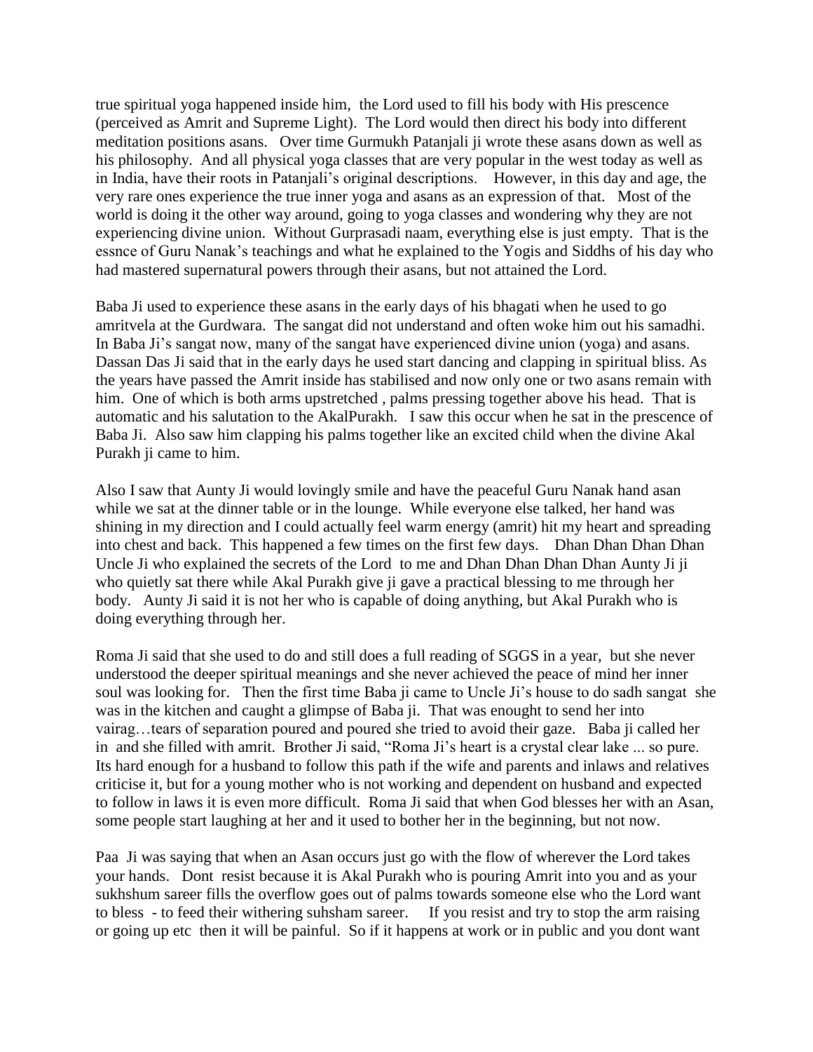true spiritual yoga happened inside him, the Lord used to fill his body with His prescence (perceived as Amrit and Supreme Light). The Lord would then direct his body into different meditation positions asans. Over time Gurmukh Patanjali ji wrote these asans down as well as his philosophy. And all physical yoga classes that are very popular in the west today as well as in India, have their roots in Patanjali's original descriptions. However, in this day and age, the very rare ones experience the true inner yoga and asans as an expression of that. Most of the world is doing it the other way around, going to yoga classes and wondering why they are not experiencing divine union. Without Gurprasadi naam, everything else is just empty. That is the essnce of Guru Nanak's teachings and what he explained to the Yogis and Siddhs of his day who had mastered supernatural powers through their asans, but not attained the Lord.

Baba Ji used to experience these asans in the early days of his bhagati when he used to go amritvela at the Gurdwara. The sangat did not understand and often woke him out his samadhi. In Baba Ji's sangat now, many of the sangat have experienced divine union (yoga) and asans. Dassan Das Ji said that in the early days he used start dancing and clapping in spiritual bliss. As the years have passed the Amrit inside has stabilised and now only one or two asans remain with him. One of which is both arms upstretched , palms pressing together above his head. That is automatic and his salutation to the AkalPurakh. I saw this occur when he sat in the prescence of Baba Ji. Also saw him clapping his palms together like an excited child when the divine Akal Purakh ji came to him.

Also I saw that Aunty Ji would lovingly smile and have the peaceful Guru Nanak hand asan while we sat at the dinner table or in the lounge. While everyone else talked, her hand was shining in my direction and I could actually feel warm energy (amrit) hit my heart and spreading into chest and back. This happened a few times on the first few days. Dhan Dhan Dhan Dhan Uncle Ji who explained the secrets of the Lord to me and Dhan Dhan Dhan Dhan Aunty Ji ji who quietly sat there while Akal Purakh give ji gave a practical blessing to me through her body. Aunty Ji said it is not her who is capable of doing anything, but Akal Purakh who is doing everything through her.

Roma Ji said that she used to do and still does a full reading of SGGS in a year, but she never understood the deeper spiritual meanings and she never achieved the peace of mind her inner soul was looking for. Then the first time Baba ji came to Uncle Ji's house to do sadh sangat she was in the kitchen and caught a glimpse of Baba ji. That was enought to send her into vairag…tears of separation poured and poured she tried to avoid their gaze. Baba ji called her in and she filled with amrit. Brother Ji said, "Roma Ji's heart is a crystal clear lake ... so pure. Its hard enough for a husband to follow this path if the wife and parents and inlaws and relatives criticise it, but for a young mother who is not working and dependent on husband and expected to follow in laws it is even more difficult. Roma Ji said that when God blesses her with an Asan, some people start laughing at her and it used to bother her in the beginning, but not now.

Paa Ji was saying that when an Asan occurs just go with the flow of wherever the Lord takes your hands. Dont resist because it is Akal Purakh who is pouring Amrit into you and as your sukhshum sareer fills the overflow goes out of palms towards someone else who the Lord want to bless - to feed their withering suhsham sareer. If you resist and try to stop the arm raising or going up etc then it will be painful. So if it happens at work or in public and you dont want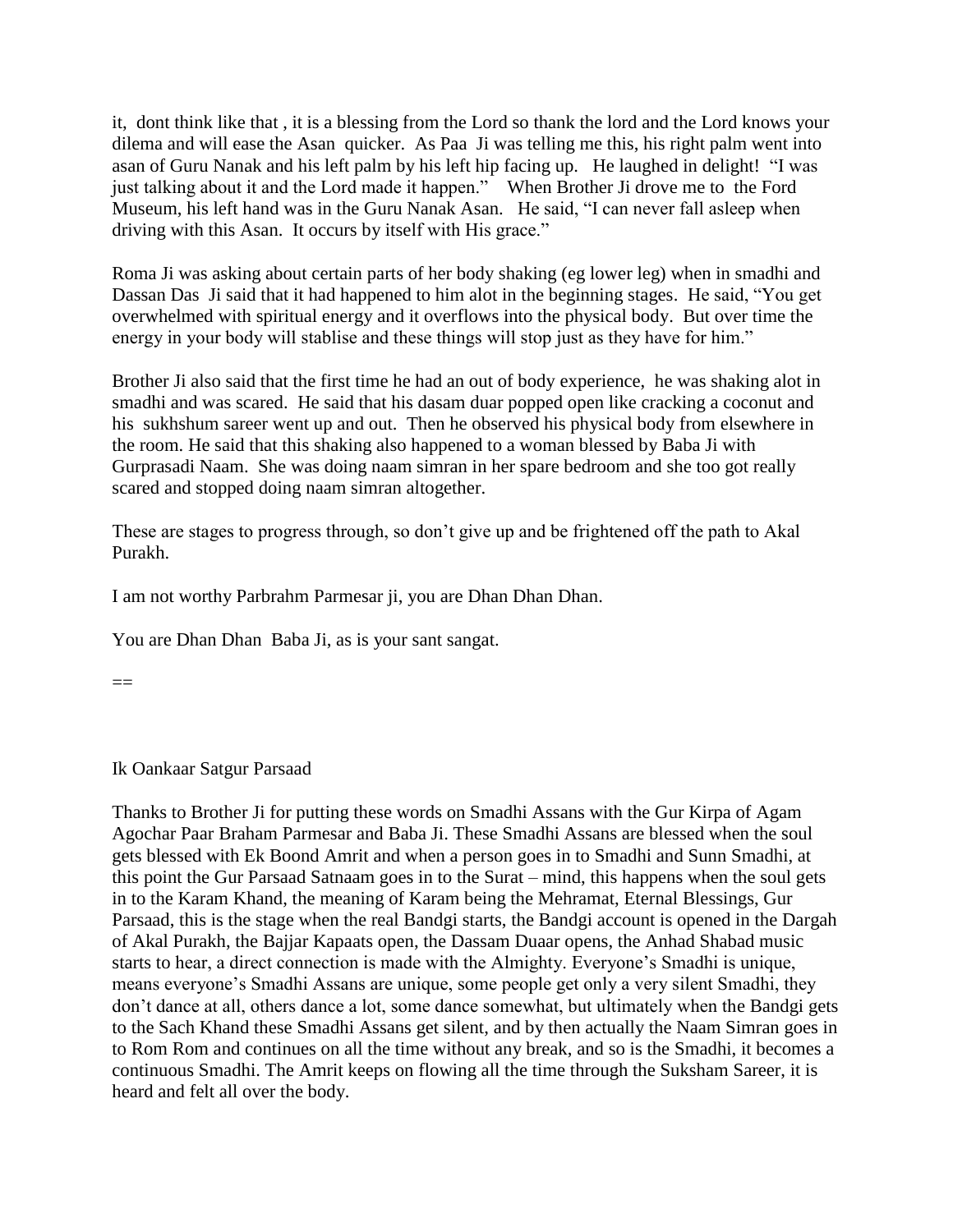it, dont think like that , it is a blessing from the Lord so thank the lord and the Lord knows your dilema and will ease the Asan quicker. As Paa Ji was telling me this, his right palm went into asan of Guru Nanak and his left palm by his left hip facing up. He laughed in delight! "I was just talking about it and the Lord made it happen." When Brother Ji drove me to the Ford Museum, his left hand was in the Guru Nanak Asan. He said, "I can never fall asleep when driving with this Asan. It occurs by itself with His grace."

Roma Ji was asking about certain parts of her body shaking (eg lower leg) when in smadhi and Dassan Das Ji said that it had happened to him alot in the beginning stages. He said, "You get overwhelmed with spiritual energy and it overflows into the physical body. But over time the energy in your body will stablise and these things will stop just as they have for him."

Brother Ji also said that the first time he had an out of body experience, he was shaking alot in smadhi and was scared. He said that his dasam duar popped open like cracking a coconut and his sukhshum sareer went up and out. Then he observed his physical body from elsewhere in the room. He said that this shaking also happened to a woman blessed by Baba Ji with Gurprasadi Naam. She was doing naam simran in her spare bedroom and she too got really scared and stopped doing naam simran altogether.

These are stages to progress through, so don't give up and be frightened off the path to Akal Purakh.

I am not worthy Parbrahm Parmesar ji, you are Dhan Dhan Dhan.

You are Dhan Dhan Baba Ji, as is your sant sangat.

==

Ik Oankaar Satgur Parsaad

Thanks to Brother Ji for putting these words on Smadhi Assans with the Gur Kirpa of Agam Agochar Paar Braham Parmesar and Baba Ji. These Smadhi Assans are blessed when the soul gets blessed with Ek Boond Amrit and when a person goes in to Smadhi and Sunn Smadhi, at this point the Gur Parsaad Satnaam goes in to the Surat – mind, this happens when the soul gets in to the Karam Khand, the meaning of Karam being the Mehramat, Eternal Blessings, Gur Parsaad, this is the stage when the real Bandgi starts, the Bandgi account is opened in the Dargah of Akal Purakh, the Bajjar Kapaats open, the Dassam Duaar opens, the Anhad Shabad music starts to hear, a direct connection is made with the Almighty. Everyone's Smadhi is unique, means everyone's Smadhi Assans are unique, some people get only a very silent Smadhi, they don't dance at all, others dance a lot, some dance somewhat, but ultimately when the Bandgi gets to the Sach Khand these Smadhi Assans get silent, and by then actually the Naam Simran goes in to Rom Rom and continues on all the time without any break, and so is the Smadhi, it becomes a continuous Smadhi. The Amrit keeps on flowing all the time through the Suksham Sareer, it is heard and felt all over the body.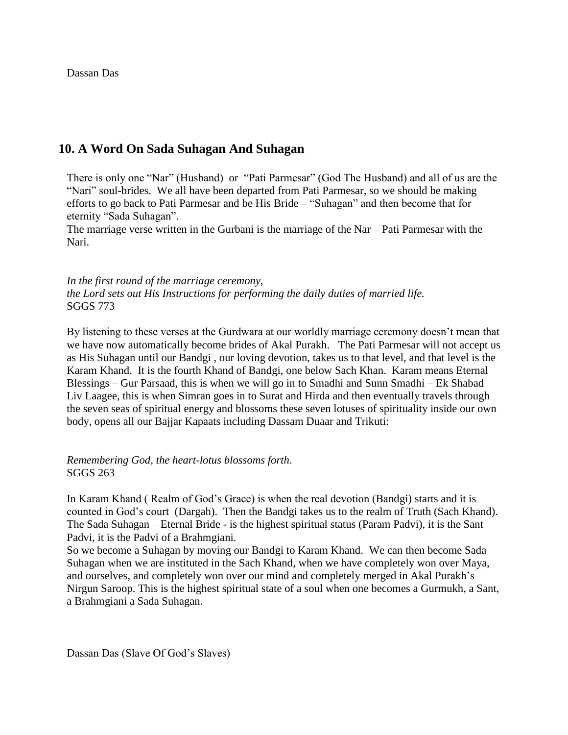Dassan Das

## 10. A Word On Sada Suhagan And Suhagan

There is only one "Nar" (Husband) or "Pati Parmesar" (God The Husband) and all of us are the "Nari" soul-brides. We all have been departed from Pati Parmesar, so we should be making efforts to go back to Pati Parmesar and be His Bride – "Suhagan" and then become that for eternity "Sada Suhagan".
The marriage verse written in the Gurbani is the marriage of the Nar – Pati Parmesar with the Nari.

*In the first round of the marriage ceremony,*
*the Lord sets out His Instructions for performing the daily duties of married life.*
SGGS 773

By listening to these verses at the Gurdwara at our worldly marriage ceremony doesn't mean that we have now automatically become brides of Akal Purakh. The Pati Parmesar will not accept us as His Suhagan until our Bandgi , our loving devotion, takes us to that level, and that level is the Karam Khand. It is the fourth Khand of Bandgi, one below Sach Khan. Karam means Eternal Blessings – Gur Parsaad, this is when we will go in to Smadhi and Sunn Smadhi – Ek Shabad Liv Laagee, this is when Simran goes in to Surat and Hirda and then eventually travels through the seven seas of spiritual energy and blossoms these seven lotuses of spirituality inside our own body, opens all our Bajjar Kapaats including Dassam Duaar and Trikuti:

*Remembering God, the heart-lotus blossoms forth*.
SGGS 263

In Karam Khand ( Realm of God's Grace) is when the real devotion (Bandgi) starts and it is counted in God's court (Dargah). Then the Bandgi takes us to the realm of Truth (Sach Khand). The Sada Suhagan – Eternal Bride - is the highest spiritual status (Param Padvi), it is the Sant Padvi, it is the Padvi of a Brahmgiani.
So we become a Suhagan by moving our Bandgi to Karam Khand. We can then become Sada Suhagan when we are instituted in the Sach Khand, when we have completely won over Maya, and ourselves, and completely won over our mind and completely merged in Akal Purakh's Nirgun Saroop. This is the highest spiritual state of a soul when one becomes a Gurmukh, a Sant, a Brahmgiani a Sada Suhagan.

Dassan Das (Slave Of God's Slaves)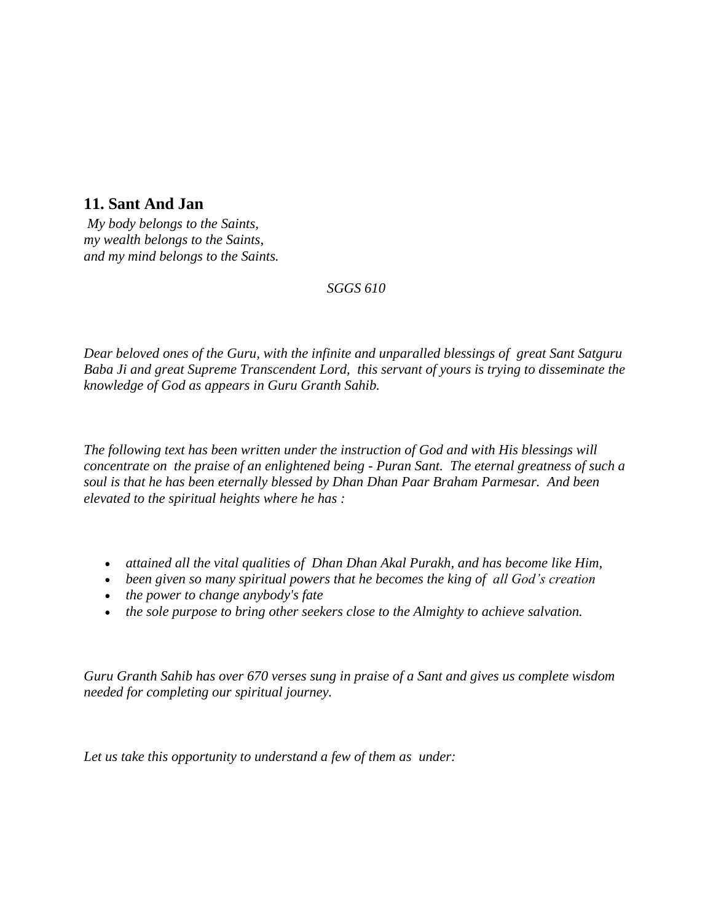## 11. Sant And Jan

*My body belongs to the Saints,*
*my wealth belongs to the Saints,*
*and my mind belongs to the Saints.*

*SGGS 610*

*Dear beloved ones of the Guru, with the infinite and unparalled blessings of great Sant Satguru Baba Ji and great Supreme Transcendent Lord, this servant of yours is trying to disseminate the knowledge of God as appears in Guru Granth Sahib.*

*The following text has been written under the instruction of God and with His blessings will concentrate on the praise of an enlightened being - Puran Sant. The eternal greatness of such a soul is that he has been eternally blessed by Dhan Dhan Paar Braham Parmesar. And been elevated to the spiritual heights where he has :*

- *attained all the vital qualities of Dhan Dhan Akal Purakh, and has become like Him,*
- *been given so many spiritual powers that he becomes the king of all God's creation*
- *the power to change anybody's fate*
- *the sole purpose to bring other seekers close to the Almighty to achieve salvation.*

*Guru Granth Sahib has over 670 verses sung in praise of a Sant and gives us complete wisdom needed for completing our spiritual journey.*

*Let us take this opportunity to understand a few of them as under:*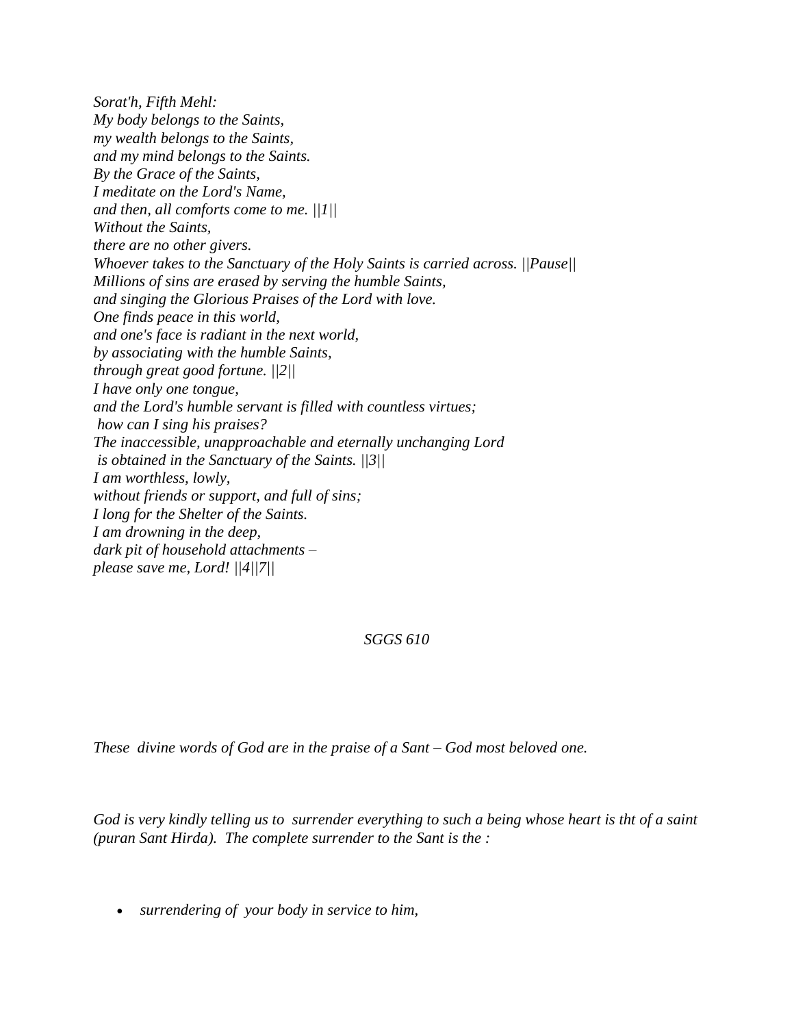*Sorat'h, Fifth Mehl:*
*My body belongs to the Saints,*
*my wealth belongs to the Saints,*
*and my mind belongs to the Saints.*
*By the Grace of the Saints,*
*I meditate on the Lord's Name,*
*and then, all comforts come to me. ||1||*
*Without the Saints,*
*there are no other givers.*
*Whoever takes to the Sanctuary of the Holy Saints is carried across. ||Pause||*
*Millions of sins are erased by serving the humble Saints,*
*and singing the Glorious Praises of the Lord with love.*
*One finds peace in this world,*
*and one's face is radiant in the next world,*
*by associating with the humble Saints,*
*through great good fortune. ||2||*
*I have only one tongue,*
*and the Lord's humble servant is filled with countless virtues;*
*how can I sing his praises?*
*The inaccessible, unapproachable and eternally unchanging Lord*
*is obtained in the Sanctuary of the Saints. ||3||*
*I am worthless, lowly,*
*without friends or support, and full of sins;*
*I long for the Shelter of the Saints.*
*I am drowning in the deep,*
*dark pit of household attachments –*
*please save me, Lord! ||4||7||*

*SGGS 610*

*These divine words of God are in the praise of a Sant – God most beloved one.*

*God is very kindly telling us to surrender everything to such a being whose heart is tht of a saint (puran Sant Hirda). The complete surrender to the Sant is the :*

- *surrendering of your body in service to him,*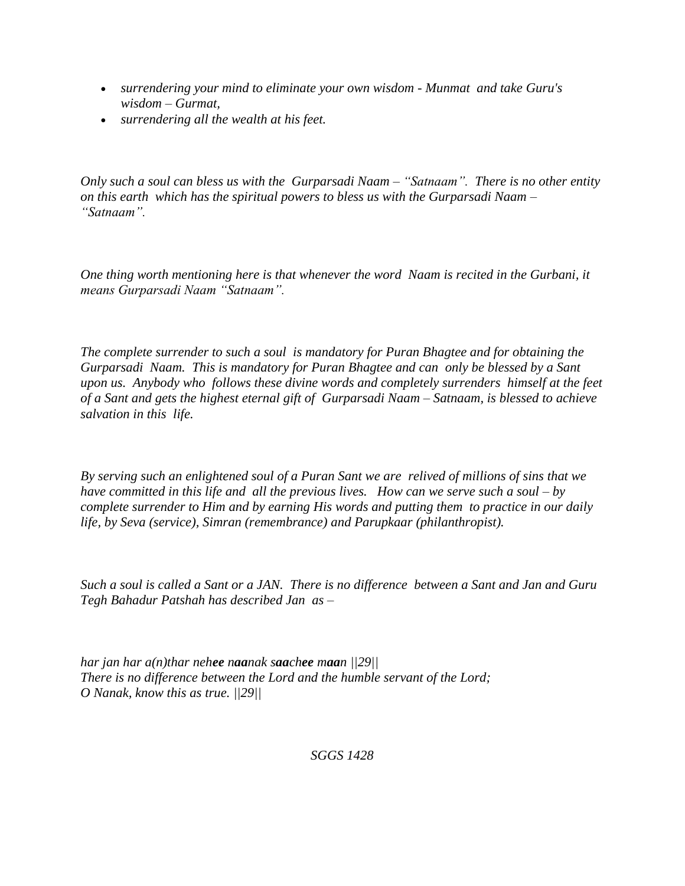- *surrendering your mind to eliminate your own wisdom - Munmat and take Guru's wisdom – Gurmat,*
- *surrendering all the wealth at his feet.*

*Only such a soul can bless us with the Gurparsadi Naam – "Satnaam". There is no other entity on this earth which has the spiritual powers to bless us with the Gurparsadi Naam – "Satnaam".*

*One thing worth mentioning here is that whenever the word Naam is recited in the Gurbani, it means Gurparsadi Naam "Satnaam".*

*The complete surrender to such a soul is mandatory for Puran Bhagtee and for obtaining the Gurparsadi Naam. This is mandatory for Puran Bhagtee and can only be blessed by a Sant upon us. Anybody who follows these divine words and completely surrenders himself at the feet of a Sant and gets the highest eternal gift of Gurparsadi Naam – Satnaam, is blessed to achieve salvation in this life.*

*By serving such an enlightened soul of a Puran Sant we are relived of millions of sins that we have committed in this life and all the previous lives. How can we serve such a soul – by complete surrender to Him and by earning His words and putting them to practice in our daily life, by Seva (service), Simran (remembrance) and Parupkaar (philanthropist).*

*Such a soul is called a Sant or a JAN. There is no difference between a Sant and Jan and Guru Tegh Bahadur Patshah has described Jan as –*

*har jan har a(n)thar neh**ee** n**aa**nak s**aa**ch**ee** m**aa**n ||29||*
*There is no difference between the Lord and the humble servant of the Lord;*
*O Nanak, know this as true. ||29||*

*SGGS 1428*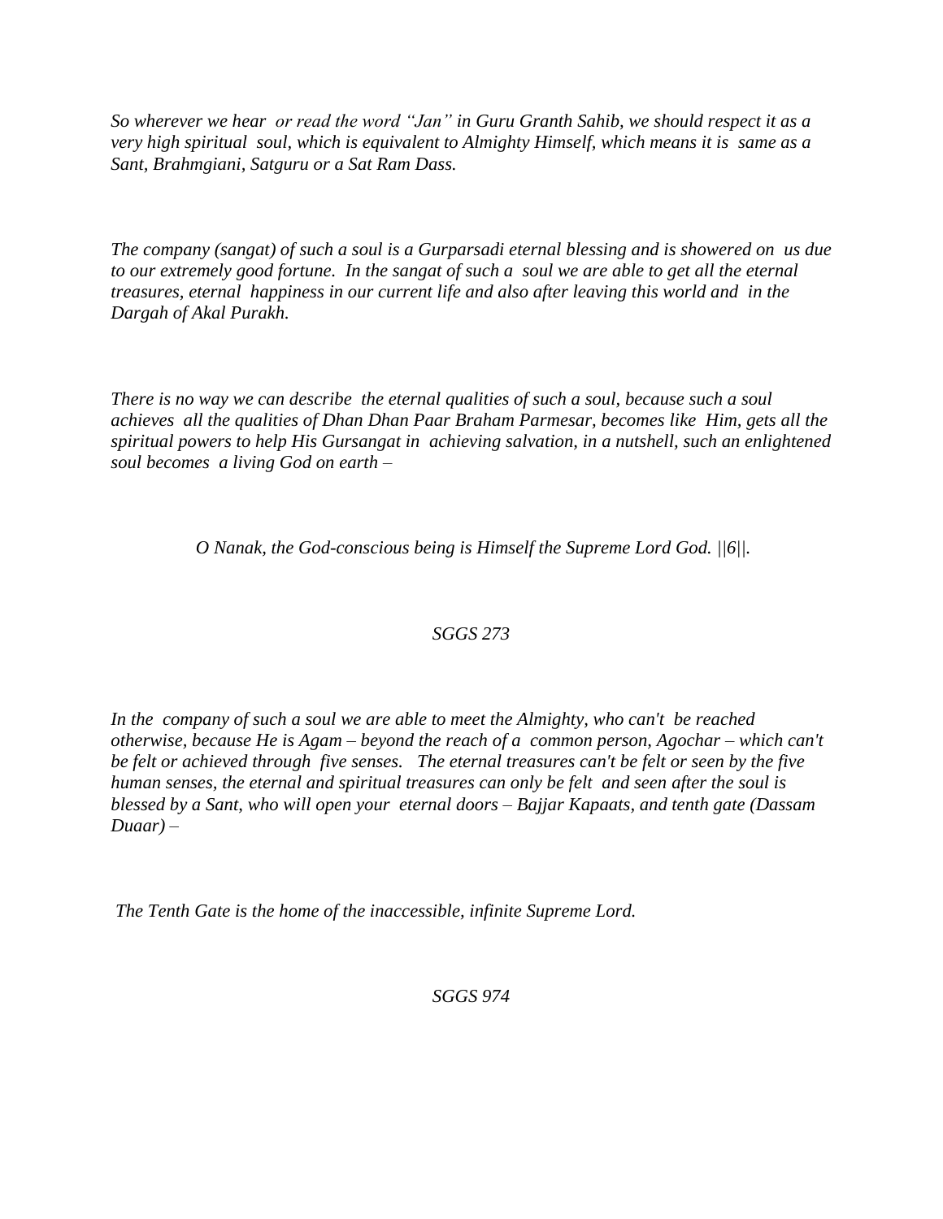*So wherever we hear or read the word "Jan" in Guru Granth Sahib, we should respect it as a very high spiritual soul, which is equivalent to Almighty Himself, which means it is same as a Sant, Brahmgiani, Satguru or a Sat Ram Dass.*

*The company (sangat) of such a soul is a Gurparsadi eternal blessing and is showered on us due to our extremely good fortune. In the sangat of such a soul we are able to get all the eternal treasures, eternal happiness in our current life and also after leaving this world and in the Dargah of Akal Purakh.*

*There is no way we can describe the eternal qualities of such a soul, because such a soul achieves all the qualities of Dhan Dhan Paar Braham Parmesar, becomes like Him, gets all the spiritual powers to help His Gursangat in achieving salvation, in a nutshell, such an enlightened soul becomes a living God on earth –*

*O Nanak, the God-conscious being is Himself the Supreme Lord God. ||6||.*

*SGGS 273*

*In the company of such a soul we are able to meet the Almighty, who can't be reached otherwise, because He is Agam – beyond the reach of a common person, Agochar – which can't be felt or achieved through five senses. The eternal treasures can't be felt or seen by the five human senses, the eternal and spiritual treasures can only be felt and seen after the soul is blessed by a Sant, who will open your eternal doors – Bajjar Kapaats, and tenth gate (Dassam Duaar) –*

*The Tenth Gate is the home of the inaccessible, infinite Supreme Lord.*

*SGGS 974*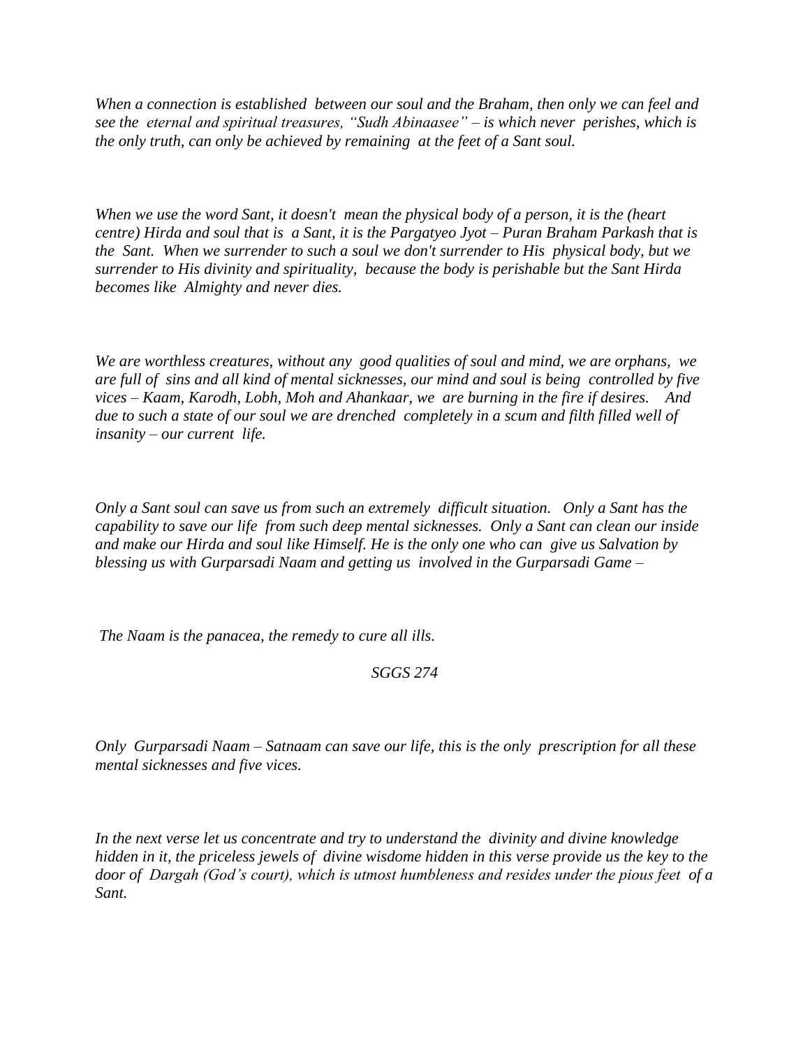*When a connection is established between our soul and the Braham, then only we can feel and see the eternal and spiritual treasures, "Sudh Abinaasee" – is which never perishes, which is the only truth, can only be achieved by remaining at the feet of a Sant soul.*

*When we use the word Sant, it doesn't mean the physical body of a person, it is the (heart centre) Hirda and soul that is a Sant, it is the Pargatyeo Jyot – Puran Braham Parkash that is the Sant. When we surrender to such a soul we don't surrender to His physical body, but we surrender to His divinity and spirituality, because the body is perishable but the Sant Hirda becomes like Almighty and never dies.*

*We are worthless creatures, without any good qualities of soul and mind, we are orphans, we are full of sins and all kind of mental sicknesses, our mind and soul is being controlled by five vices – Kaam, Karodh, Lobh, Moh and Ahankaar, we are burning in the fire if desires. And due to such a state of our soul we are drenched completely in a scum and filth filled well of insanity – our current life.*

*Only a Sant soul can save us from such an extremely difficult situation. Only a Sant has the capability to save our life from such deep mental sicknesses. Only a Sant can clean our inside and make our Hirda and soul like Himself. He is the only one who can give us Salvation by blessing us with Gurparsadi Naam and getting us involved in the Gurparsadi Game –*

*The Naam is the panacea, the remedy to cure all ills.*

*SGGS 274*

*Only Gurparsadi Naam – Satnaam can save our life, this is the only prescription for all these mental sicknesses and five vices.*

*In the next verse let us concentrate and try to understand the divinity and divine knowledge hidden in it, the priceless jewels of divine wisdome hidden in this verse provide us the key to the door of Dargah (God's court), which is utmost humbleness and resides under the pious feet of a Sant.*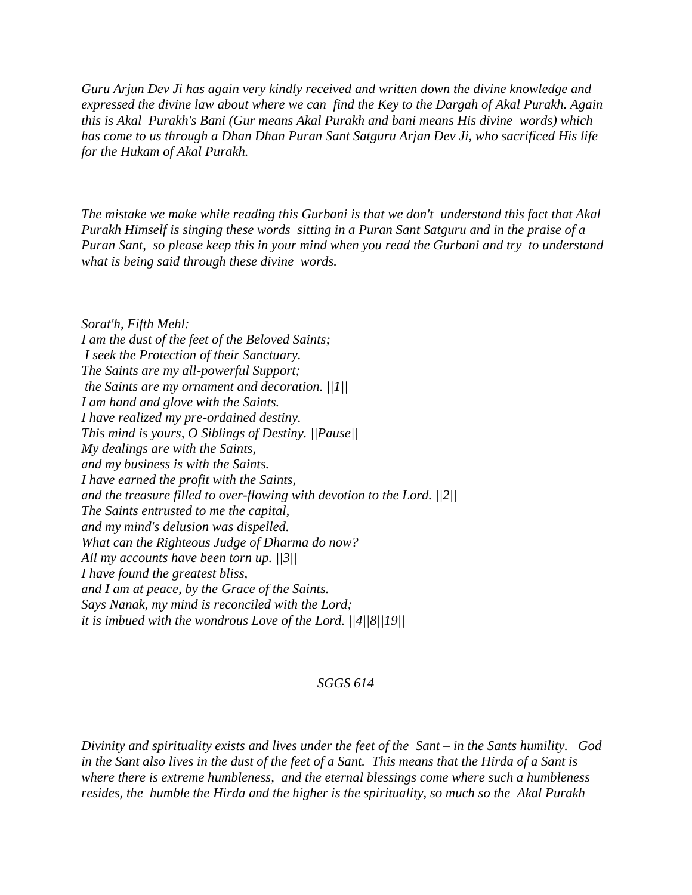*Guru Arjun Dev Ji has again very kindly received and written down the divine knowledge and expressed the divine law about where we can find the Key to the Dargah of Akal Purakh. Again this is Akal Purakh's Bani (Gur means Akal Purakh and bani means His divine words) which has come to us through a Dhan Dhan Puran Sant Satguru Arjan Dev Ji, who sacrificed His life for the Hukam of Akal Purakh.*

*The mistake we make while reading this Gurbani is that we don't understand this fact that Akal Purakh Himself is singing these words sitting in a Puran Sant Satguru and in the praise of a Puran Sant, so please keep this in your mind when you read the Gurbani and try to understand what is being said through these divine words.*

*Sorat'h, Fifth Mehl:*
*I am the dust of the feet of the Beloved Saints;*
*I seek the Protection of their Sanctuary.*
*The Saints are my all-powerful Support;*
*the Saints are my ornament and decoration. ||1||*
*I am hand and glove with the Saints.*
*I have realized my pre-ordained destiny.*
*This mind is yours, O Siblings of Destiny. ||Pause||*
*My dealings are with the Saints,*
*and my business is with the Saints.*
*I have earned the profit with the Saints,*
*and the treasure filled to over-flowing with devotion to the Lord. ||2||*
*The Saints entrusted to me the capital,*
*and my mind's delusion was dispelled.*
*What can the Righteous Judge of Dharma do now?*
*All my accounts have been torn up. ||3||*
*I have found the greatest bliss,*
*and I am at peace, by the Grace of the Saints.*
*Says Nanak, my mind is reconciled with the Lord;*
*it is imbued with the wondrous Love of the Lord. ||4||8||19||*

*SGGS 614*

*Divinity and spirituality exists and lives under the feet of the Sant – in the Sants humility. God in the Sant also lives in the dust of the feet of a Sant. This means that the Hirda of a Sant is where there is extreme humbleness, and the eternal blessings come where such a humbleness resides, the humble the Hirda and the higher is the spirituality, so much so the Akal Purakh*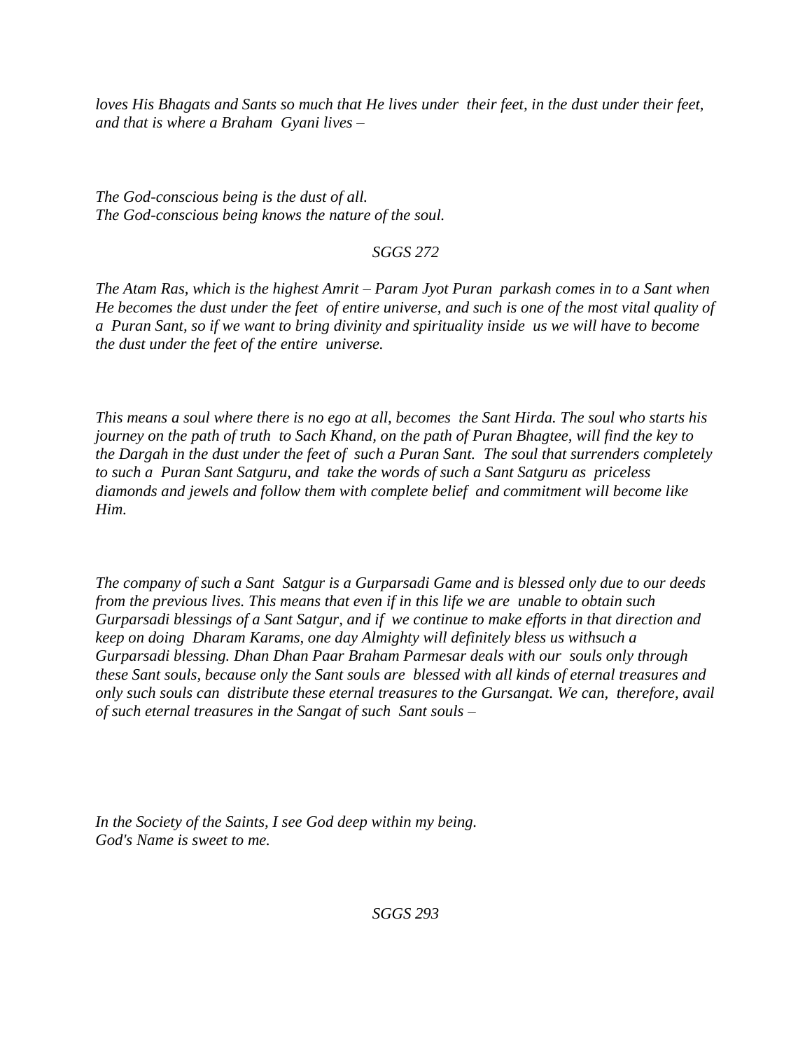*loves His Bhagats and Sants so much that He lives under their feet, in the dust under their feet, and that is where a Braham Gyani lives –*

*The God-conscious being is the dust of all.*
*The God-conscious being knows the nature of the soul.*

*SGGS 272*

*The Atam Ras, which is the highest Amrit – Param Jyot Puran parkash comes in to a Sant when He becomes the dust under the feet of entire universe, and such is one of the most vital quality of a Puran Sant, so if we want to bring divinity and spirituality inside us we will have to become the dust under the feet of the entire universe.*

*This means a soul where there is no ego at all, becomes the Sant Hirda. The soul who starts his journey on the path of truth to Sach Khand, on the path of Puran Bhagtee, will find the key to the Dargah in the dust under the feet of such a Puran Sant. The soul that surrenders completely to such a Puran Sant Satguru, and take the words of such a Sant Satguru as priceless diamonds and jewels and follow them with complete belief and commitment will become like Him.*

*The company of such a Sant Satgur is a Gurparsadi Game and is blessed only due to our deeds from the previous lives. This means that even if in this life we are unable to obtain such Gurparsadi blessings of a Sant Satgur, and if we continue to make efforts in that direction and keep on doing Dharam Karams, one day Almighty will definitely bless us withsuch a Gurparsadi blessing. Dhan Dhan Paar Braham Parmesar deals with our souls only through these Sant souls, because only the Sant souls are blessed with all kinds of eternal treasures and only such souls can distribute these eternal treasures to the Gursangat. We can, therefore, avail of such eternal treasures in the Sangat of such Sant souls –*

*In the Society of the Saints, I see God deep within my being.*
*God's Name is sweet to me.*

*SGGS 293*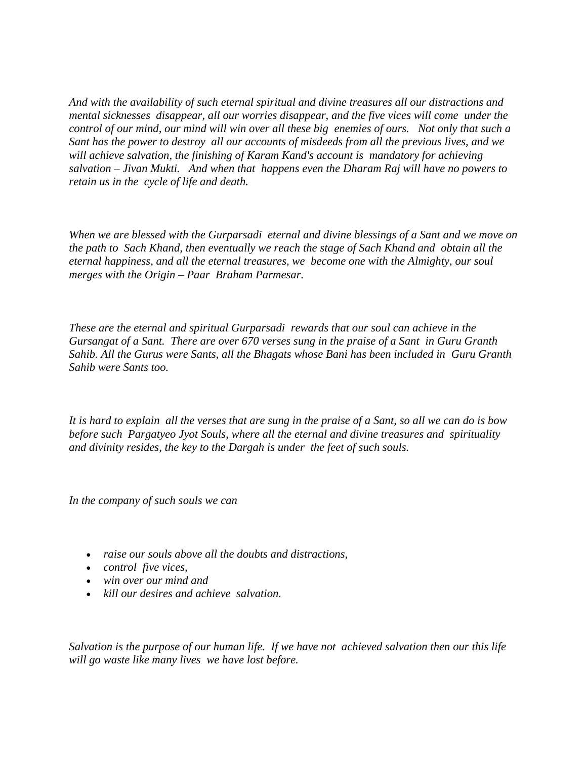*And with the availability of such eternal spiritual and divine treasures all our distractions and mental sicknesses disappear, all our worries disappear, and the five vices will come under the control of our mind, our mind will win over all these big enemies of ours. Not only that such a Sant has the power to destroy all our accounts of misdeeds from all the previous lives, and we will achieve salvation, the finishing of Karam Kand's account is mandatory for achieving salvation – Jivan Mukti. And when that happens even the Dharam Raj will have no powers to retain us in the cycle of life and death.*

*When we are blessed with the Gurparsadi eternal and divine blessings of a Sant and we move on the path to Sach Khand, then eventually we reach the stage of Sach Khand and obtain all the eternal happiness, and all the eternal treasures, we become one with the Almighty, our soul merges with the Origin – Paar Braham Parmesar.*

*These are the eternal and spiritual Gurparsadi rewards that our soul can achieve in the Gursangat of a Sant. There are over 670 verses sung in the praise of a Sant in Guru Granth Sahib. All the Gurus were Sants, all the Bhagats whose Bani has been included in Guru Granth Sahib were Sants too.*

*It is hard to explain all the verses that are sung in the praise of a Sant, so all we can do is bow before such Pargatyeo Jyot Souls, where all the eternal and divine treasures and spirituality and divinity resides, the key to the Dargah is under the feet of such souls.*

*In the company of such souls we can*

- *raise our souls above all the doubts and distractions,*
- *control five vices,*
- *win over our mind and*
- *kill our desires and achieve salvation.*

*Salvation is the purpose of our human life. If we have not achieved salvation then our this life will go waste like many lives we have lost before.*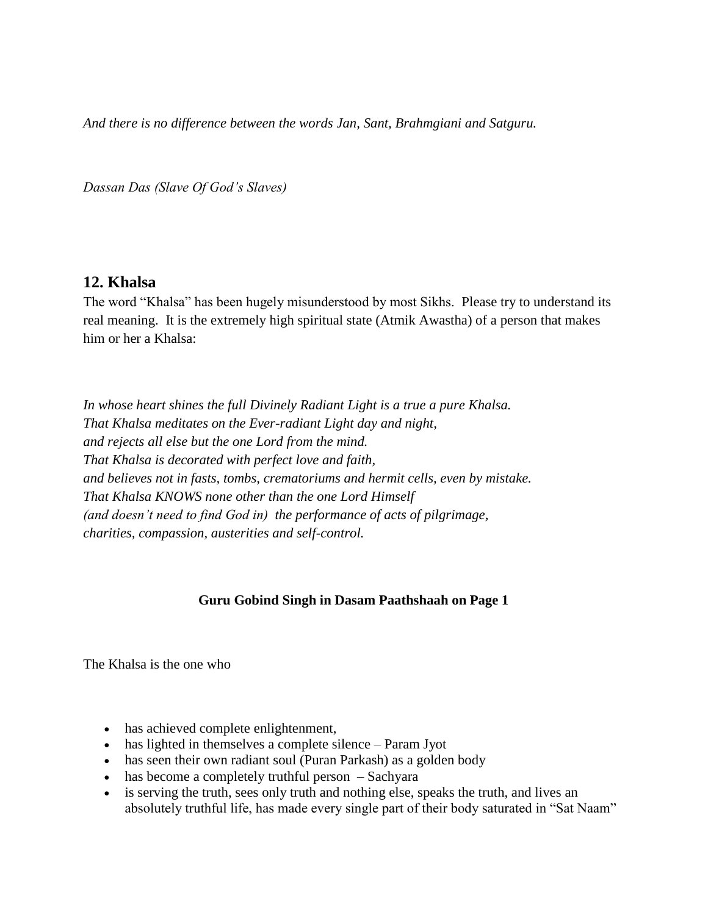*And there is no difference between the words Jan, Sant, Brahmgiani and Satguru.*

*Dassan Das (Slave Of God's Slaves)*

## 12. Khalsa

The word "Khalsa" has been hugely misunderstood by most Sikhs. Please try to understand its real meaning. It is the extremely high spiritual state (Atmik Awastha) of a person that makes him or her a Khalsa:

*In whose heart shines the full Divinely Radiant Light is a true a pure Khalsa.*
*That Khalsa meditates on the Ever-radiant Light day and night,*
*and rejects all else but the one Lord from the mind.*
*That Khalsa is decorated with perfect love and faith,*
*and believes not in fasts, tombs, crematoriums and hermit cells, even by mistake.*
*That Khalsa KNOWS none other than the one Lord Himself*
*(and doesn't need to find God in) the performance of acts of pilgrimage,*
*charities, compassion, austerities and self-control.*

**Guru Gobind Singh in Dasam Paathshaah on Page 1**

The Khalsa is the one who

- has achieved complete enlightenment,
- has lighted in themselves a complete silence – Param Jyot
- has seen their own radiant soul (Puran Parkash) as a golden body
- has become a completely truthful person – Sachyara
- is serving the truth, sees only truth and nothing else, speaks the truth, and lives an absolutely truthful life, has made every single part of their body saturated in "Sat Naam"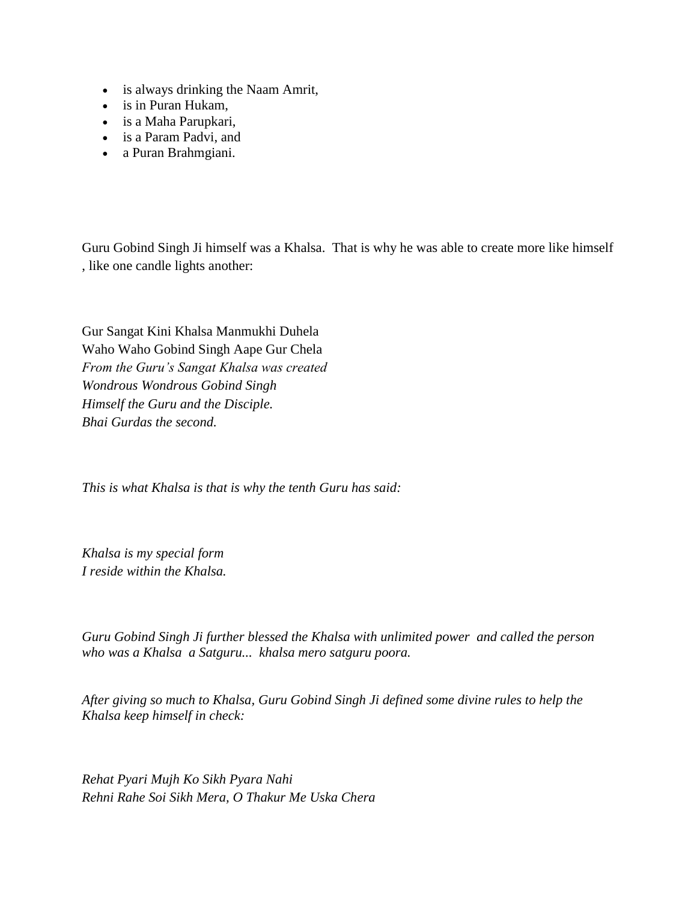- is always drinking the Naam Amrit,
- is in Puran Hukam,
- is a Maha Parupkari,
- is a Param Padvi, and
- a Puran Brahmgiani.

Guru Gobind Singh Ji himself was a Khalsa. That is why he was able to create more like himself , like one candle lights another:

Gur Sangat Kini Khalsa Manmukhi Duhela
Waho Waho Gobind Singh Aape Gur Chela
*From the Guru's Sangat Khalsa was created*
*Wondrous Wondrous Gobind Singh*
*Himself the Guru and the Disciple.*
*Bhai Gurdas the second.*

*This is what Khalsa is that is why the tenth Guru has said:*

*Khalsa is my special form*
*I reside within the Khalsa.*

*Guru Gobind Singh Ji further blessed the Khalsa with unlimited power and called the person who was a Khalsa a Satguru... khalsa mero satguru poora.*

*After giving so much to Khalsa, Guru Gobind Singh Ji defined some divine rules to help the Khalsa keep himself in check:*

*Rehat Pyari Mujh Ko Sikh Pyara Nahi*
*Rehni Rahe Soi Sikh Mera, O Thakur Me Uska Chera*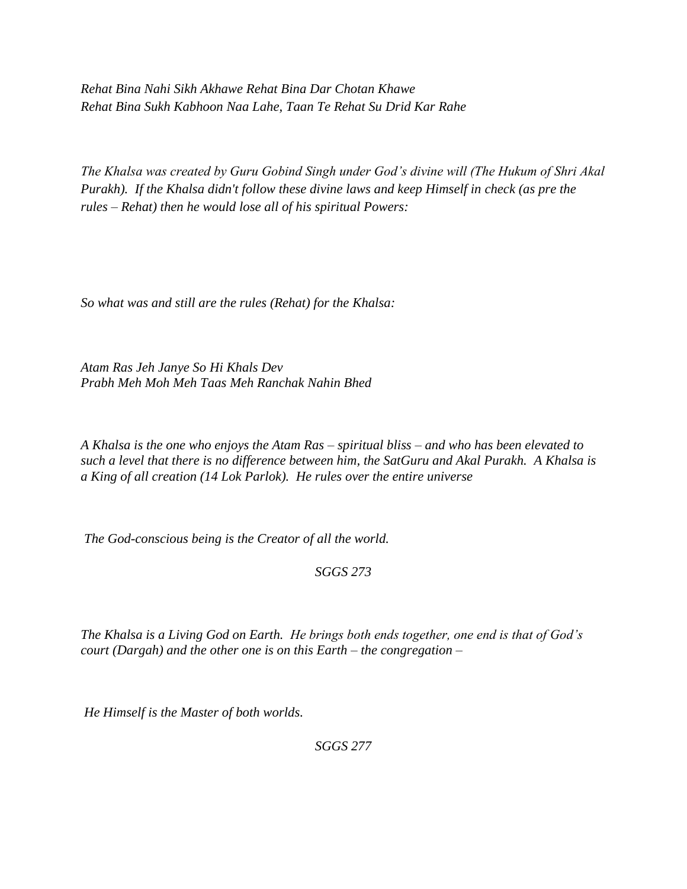*Rehat Bina Nahi Sikh Akhawe Rehat Bina Dar Chotan Khawe*
*Rehat Bina Sukh Kabhoon Naa Lahe, Taan Te Rehat Su Drid Kar Rahe*

*The Khalsa was created by Guru Gobind Singh under God's divine will (The Hukum of Shri Akal Purakh). If the Khalsa didn't follow these divine laws and keep Himself in check (as pre the rules – Rehat) then he would lose all of his spiritual Powers:*

*So what was and still are the rules (Rehat) for the Khalsa:*

*Atam Ras Jeh Janye So Hi Khals Dev*
*Prabh Meh Moh Meh Taas Meh Ranchak Nahin Bhed*

*A Khalsa is the one who enjoys the Atam Ras – spiritual bliss – and who has been elevated to such a level that there is no difference between him, the SatGuru and Akal Purakh. A Khalsa is a King of all creation (14 Lok Parlok). He rules over the entire universe*

*The God-conscious being is the Creator of all the world.*

*SGGS 273*

*The Khalsa is a Living God on Earth. He brings both ends together, one end is that of God's court (Dargah) and the other one is on this Earth – the congregation –*

*He Himself is the Master of both worlds.*

*SGGS 277*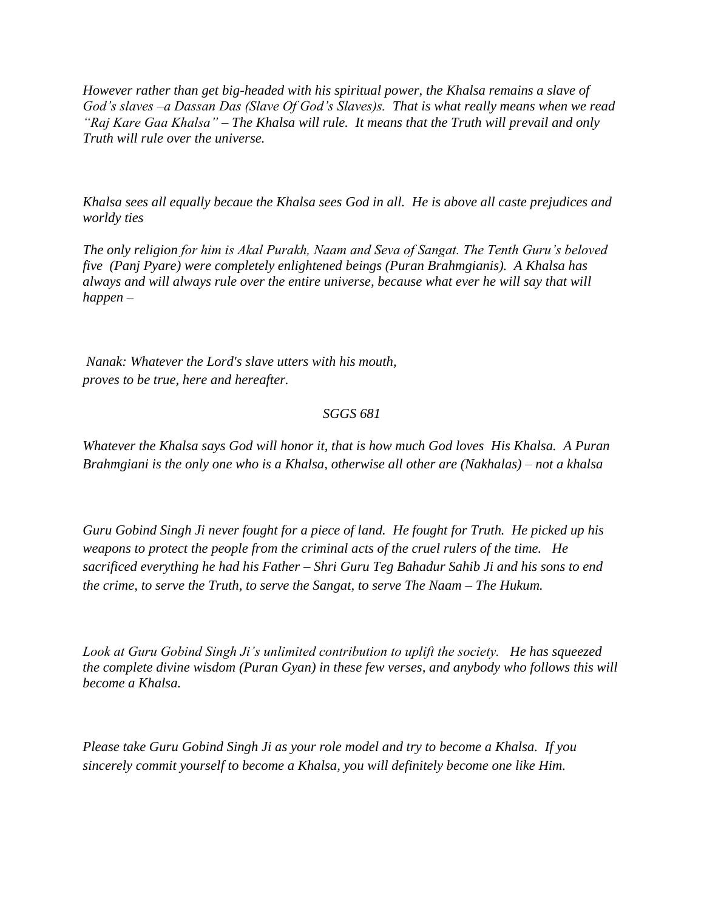*However rather than get big-headed with his spiritual power, the Khalsa remains a slave of God's slaves –a Dassan Das (Slave Of God's Slaves)s. That is what really means when we read "Raj Kare Gaa Khalsa" – The Khalsa will rule. It means that the Truth will prevail and only Truth will rule over the universe.*

*Khalsa sees all equally becaue the Khalsa sees God in all. He is above all caste prejudices and worldy ties*

*The only religion for him is Akal Purakh, Naam and Seva of Sangat. The Tenth Guru's beloved five (Panj Pyare) were completely enlightened beings (Puran Brahmgianis). A Khalsa has always and will always rule over the entire universe, because what ever he will say that will happen –*

*Nanak: Whatever the Lord's slave utters with his mouth,*
*proves to be true, here and hereafter.*

*SGGS 681*

*Whatever the Khalsa says God will honor it, that is how much God loves His Khalsa. A Puran Brahmgiani is the only one who is a Khalsa, otherwise all other are (Nakhalas) – not a khalsa*

*Guru Gobind Singh Ji never fought for a piece of land. He fought for Truth. He picked up his weapons to protect the people from the criminal acts of the cruel rulers of the time. He sacrificed everything he had his Father – Shri Guru Teg Bahadur Sahib Ji and his sons to end the crime, to serve the Truth, to serve the Sangat, to serve The Naam – The Hukum.*

*Look at Guru Gobind Singh Ji's unlimited contribution to uplift the society. He has squeezed the complete divine wisdom (Puran Gyan) in these few verses, and anybody who follows this will become a Khalsa.*

*Please take Guru Gobind Singh Ji as your role model and try to become a Khalsa. If you sincerely commit yourself to become a Khalsa, you will definitely become one like Him.*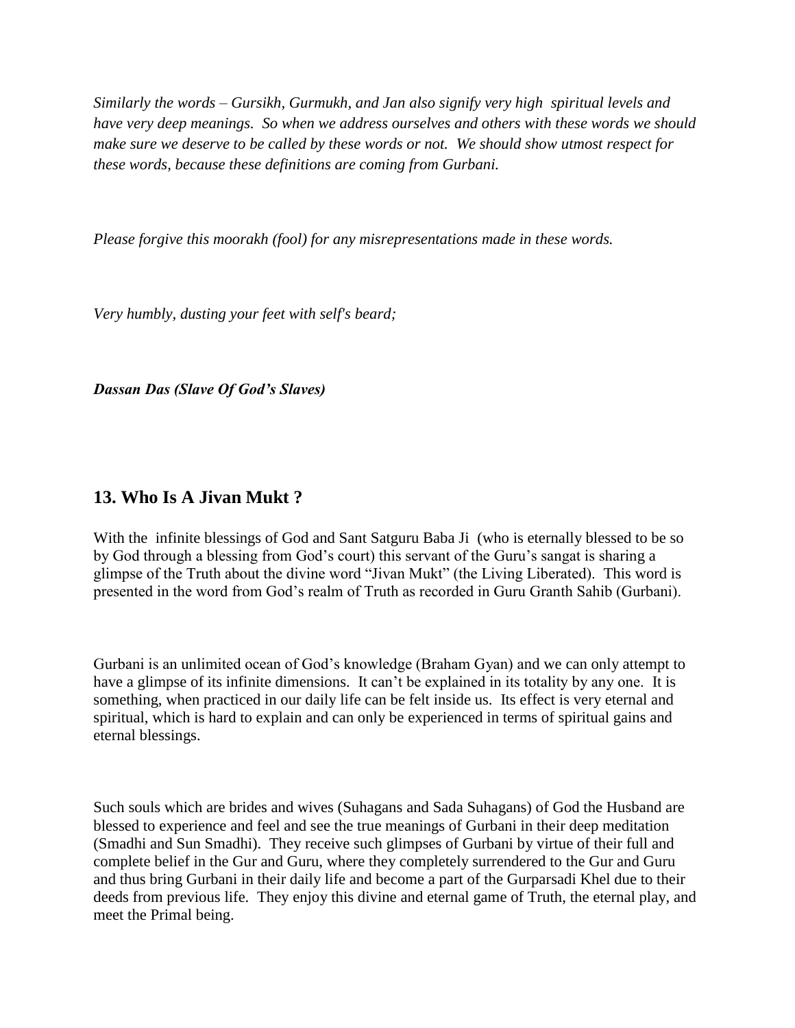*Similarly the words – Gursikh, Gurmukh, and Jan also signify very high spiritual levels and have very deep meanings. So when we address ourselves and others with these words we should make sure we deserve to be called by these words or not. We should show utmost respect for these words, because these definitions are coming from Gurbani.*

*Please forgive this moorakh (fool) for any misrepresentations made in these words.*

*Very humbly, dusting your feet with self's beard;*

***Dassan Das (Slave Of God's Slaves)***

## 13. Who Is A Jivan Mukt ?

With the infinite blessings of God and Sant Satguru Baba Ji (who is eternally blessed to be so by God through a blessing from God's court) this servant of the Guru's sangat is sharing a glimpse of the Truth about the divine word "Jivan Mukt" (the Living Liberated). This word is presented in the word from God's realm of Truth as recorded in Guru Granth Sahib (Gurbani).

Gurbani is an unlimited ocean of God's knowledge (Braham Gyan) and we can only attempt to have a glimpse of its infinite dimensions. It can't be explained in its totality by any one. It is something, when practiced in our daily life can be felt inside us. Its effect is very eternal and spiritual, which is hard to explain and can only be experienced in terms of spiritual gains and eternal blessings.

Such souls which are brides and wives (Suhagans and Sada Suhagans) of God the Husband are blessed to experience and feel and see the true meanings of Gurbani in their deep meditation (Smadhi and Sun Smadhi). They receive such glimpses of Gurbani by virtue of their full and complete belief in the Gur and Guru, where they completely surrendered to the Gur and Guru and thus bring Gurbani in their daily life and become a part of the Gurparsadi Khel due to their deeds from previous life. They enjoy this divine and eternal game of Truth, the eternal play, and meet the Primal being.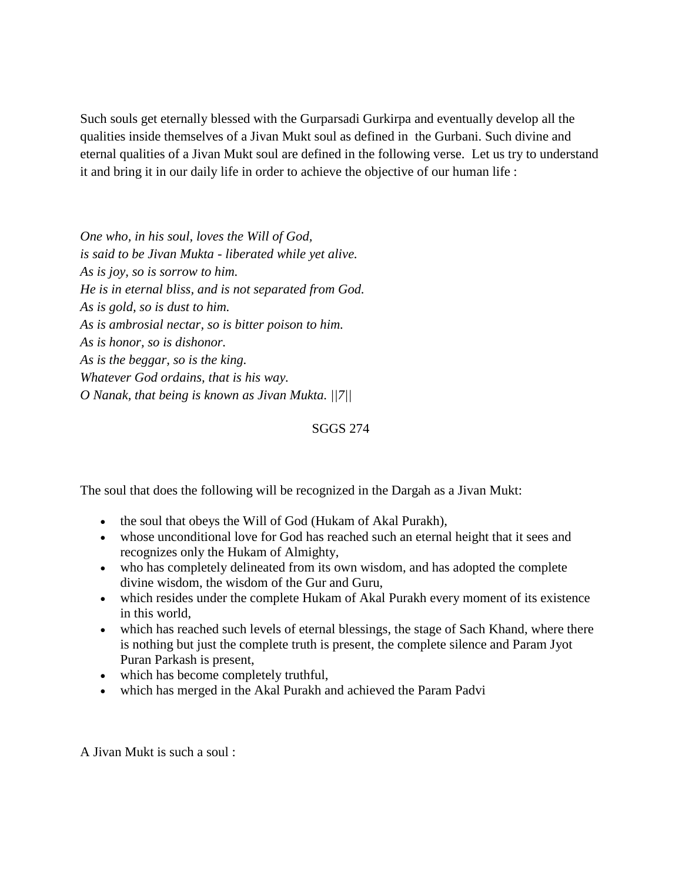Such souls get eternally blessed with the Gurparsadi Gurkirpa and eventually develop all the qualities inside themselves of a Jivan Mukt soul as defined in the Gurbani. Such divine and eternal qualities of a Jivan Mukt soul are defined in the following verse. Let us try to understand it and bring it in our daily life in order to achieve the objective of our human life :

*One who, in his soul, loves the Will of God,*
*is said to be Jivan Mukta - liberated while yet alive.*
*As is joy, so is sorrow to him.*
*He is in eternal bliss, and is not separated from God.*
*As is gold, so is dust to him.*
*As is ambrosial nectar, so is bitter poison to him.*
*As is honor, so is dishonor.*
*As is the beggar, so is the king.*
*Whatever God ordains, that is his way.*
*O Nanak, that being is known as Jivan Mukta. ||7||*

SGGS 274

The soul that does the following will be recognized in the Dargah as a Jivan Mukt:

- the soul that obeys the Will of God (Hukam of Akal Purakh),
- whose unconditional love for God has reached such an eternal height that it sees and recognizes only the Hukam of Almighty,
- who has completely delineated from its own wisdom, and has adopted the complete divine wisdom, the wisdom of the Gur and Guru,
- which resides under the complete Hukam of Akal Purakh every moment of its existence in this world,
- which has reached such levels of eternal blessings, the stage of Sach Khand, where there is nothing but just the complete truth is present, the complete silence and Param Jyot Puran Parkash is present,
- which has become completely truthful,
- which has merged in the Akal Purakh and achieved the Param Padvi

A Jivan Mukt is such a soul :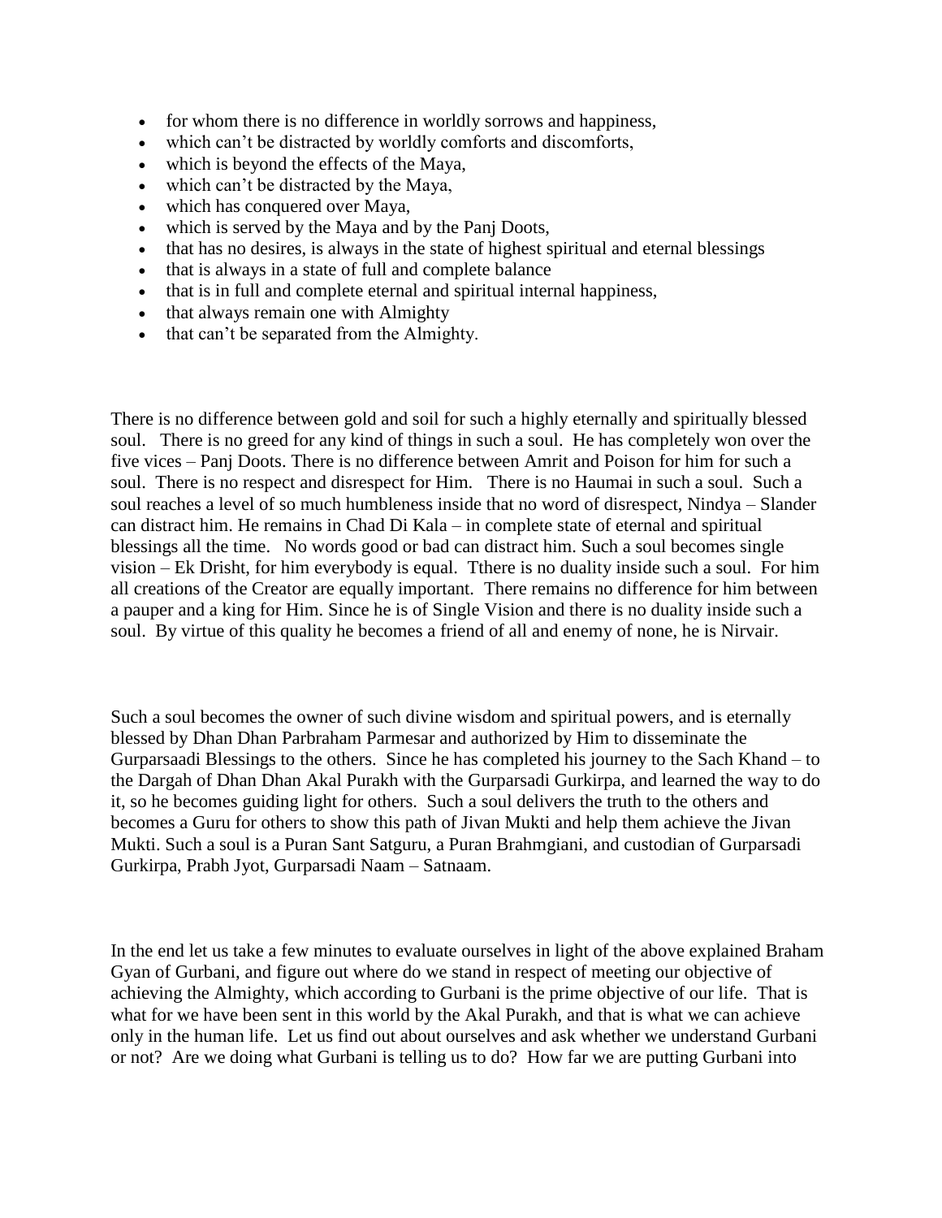- for whom there is no difference in worldly sorrows and happiness,
- which can't be distracted by worldly comforts and discomforts,
- which is beyond the effects of the Maya,
- which can't be distracted by the Maya,
- which has conquered over Maya,
- which is served by the Maya and by the Panj Doots,
- that has no desires, is always in the state of highest spiritual and eternal blessings
- that is always in a state of full and complete balance
- that is in full and complete eternal and spiritual internal happiness,
- that always remain one with Almighty
- that can't be separated from the Almighty.

There is no difference between gold and soil for such a highly eternally and spiritually blessed soul. There is no greed for any kind of things in such a soul. He has completely won over the five vices – Panj Doots. There is no difference between Amrit and Poison for him for such a soul. There is no respect and disrespect for Him. There is no Haumai in such a soul. Such a soul reaches a level of so much humbleness inside that no word of disrespect, Nindya – Slander can distract him. He remains in Chad Di Kala – in complete state of eternal and spiritual blessings all the time. No words good or bad can distract him. Such a soul becomes single vision – Ek Drisht, for him everybody is equal. Tthere is no duality inside such a soul. For him all creations of the Creator are equally important. There remains no difference for him between a pauper and a king for Him. Since he is of Single Vision and there is no duality inside such a soul. By virtue of this quality he becomes a friend of all and enemy of none, he is Nirvair.

Such a soul becomes the owner of such divine wisdom and spiritual powers, and is eternally blessed by Dhan Dhan Parbraham Parmesar and authorized by Him to disseminate the Gurparsaadi Blessings to the others. Since he has completed his journey to the Sach Khand – to the Dargah of Dhan Dhan Akal Purakh with the Gurparsadi Gurkirpa, and learned the way to do it, so he becomes guiding light for others. Such a soul delivers the truth to the others and becomes a Guru for others to show this path of Jivan Mukti and help them achieve the Jivan Mukti. Such a soul is a Puran Sant Satguru, a Puran Brahmgiani, and custodian of Gurparsadi Gurkirpa, Prabh Jyot, Gurparsadi Naam – Satnaam.

In the end let us take a few minutes to evaluate ourselves in light of the above explained Braham Gyan of Gurbani, and figure out where do we stand in respect of meeting our objective of achieving the Almighty, which according to Gurbani is the prime objective of our life. That is what for we have been sent in this world by the Akal Purakh, and that is what we can achieve only in the human life. Let us find out about ourselves and ask whether we understand Gurbani or not? Are we doing what Gurbani is telling us to do? How far we are putting Gurbani into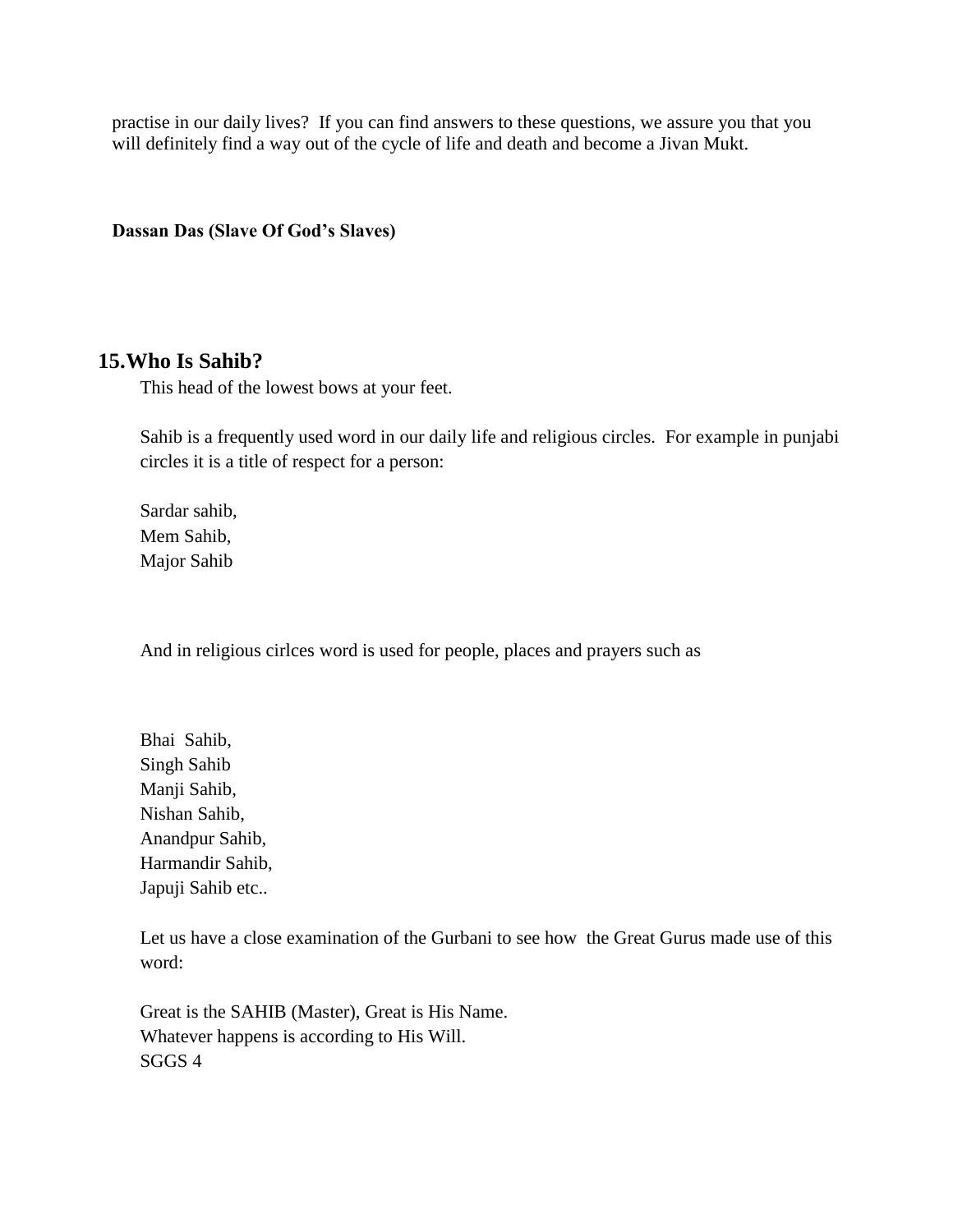practise in our daily lives? If you can find answers to these questions, we assure you that you will definitely find a way out of the cycle of life and death and become a Jivan Mukt.

**Dassan Das (Slave Of God's Slaves)**

## 15. Who Is Sahib?

This head of the lowest bows at your feet.

Sahib is a frequently used word in our daily life and religious circles. For example in punjabi circles it is a title of respect for a person:

Sardar sahib,
Mem Sahib,
Major Sahib

And in religious cirlces word is used for people, places and prayers such as

Bhai Sahib,
Singh Sahib
Manji Sahib,
Nishan Sahib,
Anandpur Sahib,
Harmandir Sahib,
Japuji Sahib etc..

Let us have a close examination of the Gurbani to see how the Great Gurus made use of this word:

Great is the SAHIB (Master), Great is His Name.
Whatever happens is according to His Will.
SGGS 4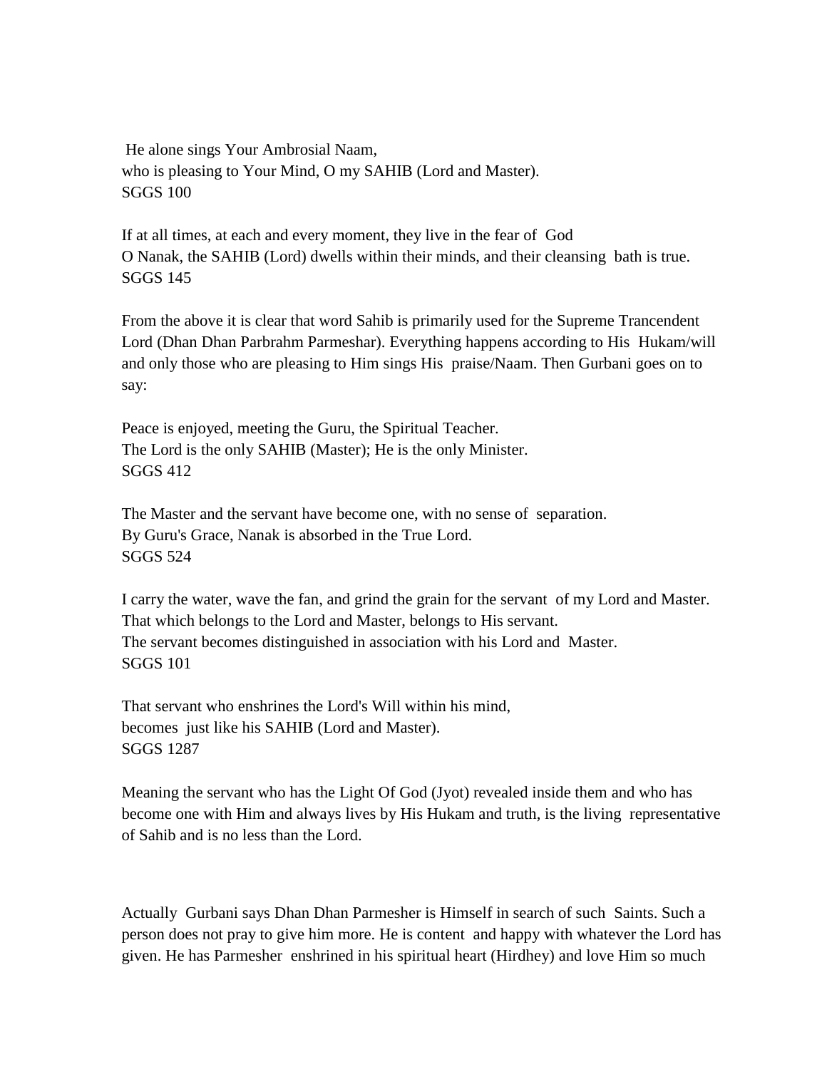He alone sings Your Ambrosial Naam,
who is pleasing to Your Mind, O my SAHIB (Lord and Master).
SGGS 100

If at all times, at each and every moment, they live in the fear of God
O Nanak, the SAHIB (Lord) dwells within their minds, and their cleansing bath is true.
SGGS 145

From the above it is clear that word Sahib is primarily used for the Supreme Trancendent Lord (Dhan Dhan Parbrahm Parmeshar). Everything happens according to His Hukam/will and only those who are pleasing to Him sings His praise/Naam. Then Gurbani goes on to say:

Peace is enjoyed, meeting the Guru, the Spiritual Teacher.
The Lord is the only SAHIB (Master); He is the only Minister.
SGGS 412

The Master and the servant have become one, with no sense of separation.
By Guru's Grace, Nanak is absorbed in the True Lord.
SGGS 524

I carry the water, wave the fan, and grind the grain for the servant of my Lord and Master.
That which belongs to the Lord and Master, belongs to His servant.
The servant becomes distinguished in association with his Lord and Master.
SGGS 101

That servant who enshrines the Lord's Will within his mind,
becomes just like his SAHIB (Lord and Master).
SGGS 1287

Meaning the servant who has the Light Of God (Jyot) revealed inside them and who has become one with Him and always lives by His Hukam and truth, is the living representative of Sahib and is no less than the Lord.

Actually Gurbani says Dhan Dhan Parmesher is Himself in search of such Saints. Such a person does not pray to give him more. He is content and happy with whatever the Lord has given. He has Parmesher enshrined in his spiritual heart (Hirdhey) and love Him so much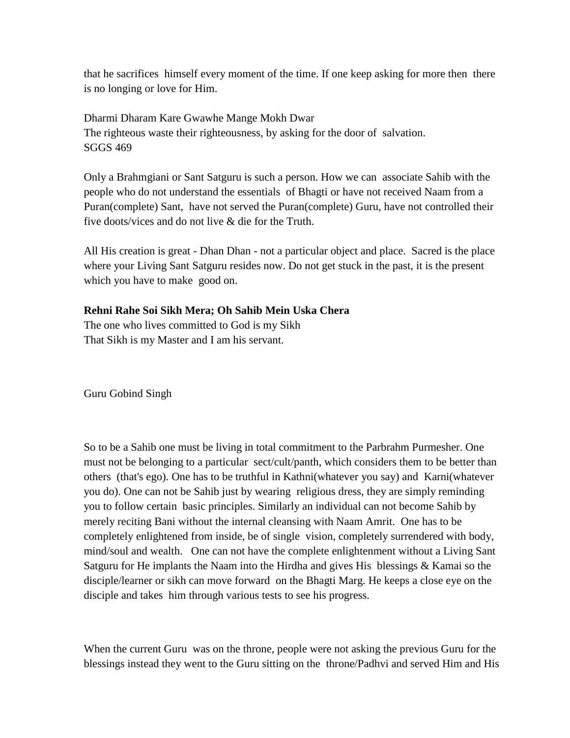that he sacrifices himself every moment of the time. If one keep asking for more then there is no longing or love for Him.

Dharmi Dharam Kare Gwawhe Mange Mokh Dwar
The righteous waste their righteousness, by asking for the door of salvation.
SGGS 469

Only a Brahmgiani or Sant Satguru is such a person. How we can associate Sahib with the people who do not understand the essentials of Bhagti or have not received Naam from a Puran(complete) Sant, have not served the Puran(complete) Guru, have not controlled their five doots/vices and do not live & die for the Truth.

All His creation is great - Dhan Dhan - not a particular object and place. Sacred is the place where your Living Sant Satguru resides now. Do not get stuck in the past, it is the present which you have to make good on.

**Rehni Rahe Soi Sikh Mera; Oh Sahib Mein Uska Chera**
The one who lives committed to God is my Sikh
That Sikh is my Master and I am his servant.

Guru Gobind Singh

So to be a Sahib one must be living in total commitment to the Parbrahm Purmesher. One must not be belonging to a particular sect/cult/panth, which considers them to be better than others (that's ego). One has to be truthful in Kathni(whatever you say) and Karni(whatever you do). One can not be Sahib just by wearing religious dress, they are simply reminding you to follow certain basic principles. Similarly an individual can not become Sahib by merely reciting Bani without the internal cleansing with Naam Amrit. One has to be completely enlightened from inside, be of single vision, completely surrendered with body, mind/soul and wealth. One can not have the complete enlightenment without a Living Sant Satguru for He implants the Naam into the Hirdha and gives His blessings & Kamai so the disciple/learner or sikh can move forward on the Bhagti Marg. He keeps a close eye on the disciple and takes him through various tests to see his progress.

When the current Guru was on the throne, people were not asking the previous Guru for the blessings instead they went to the Guru sitting on the throne/Padhvi and served Him and His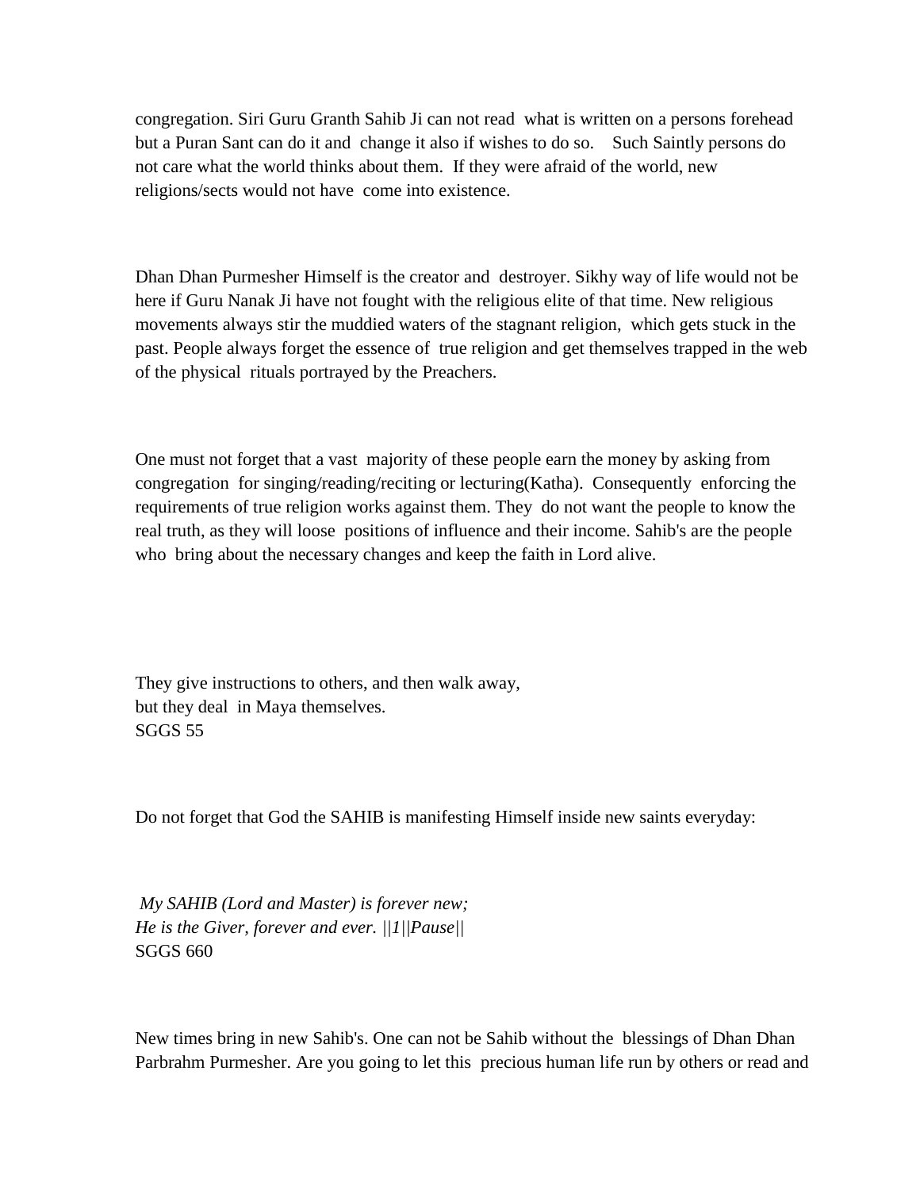congregation. Siri Guru Granth Sahib Ji can not read what is written on a persons forehead but a Puran Sant can do it and change it also if wishes to do so. Such Saintly persons do not care what the world thinks about them. If they were afraid of the world, new religions/sects would not have come into existence.

Dhan Dhan Purmesher Himself is the creator and destroyer. Sikhy way of life would not be here if Guru Nanak Ji have not fought with the religious elite of that time. New religious movements always stir the muddied waters of the stagnant religion, which gets stuck in the past. People always forget the essence of true religion and get themselves trapped in the web of the physical rituals portrayed by the Preachers.

One must not forget that a vast majority of these people earn the money by asking from congregation for singing/reading/reciting or lecturing(Katha). Consequently enforcing the requirements of true religion works against them. They do not want the people to know the real truth, as they will loose positions of influence and their income. Sahib's are the people who bring about the necessary changes and keep the faith in Lord alive.

They give instructions to others, and then walk away,  
but they deal in Maya themselves.  
SGGS 55

Do not forget that God the SAHIB is manifesting Himself inside new saints everyday:

*My SAHIB (Lord and Master) is forever new;*  
*He is the Giver, forever and ever. ||1||Pause||*  
SGGS 660

New times bring in new Sahib's. One can not be Sahib without the blessings of Dhan Dhan Parbrahm Purmesher. Are you going to let this precious human life run by others or read and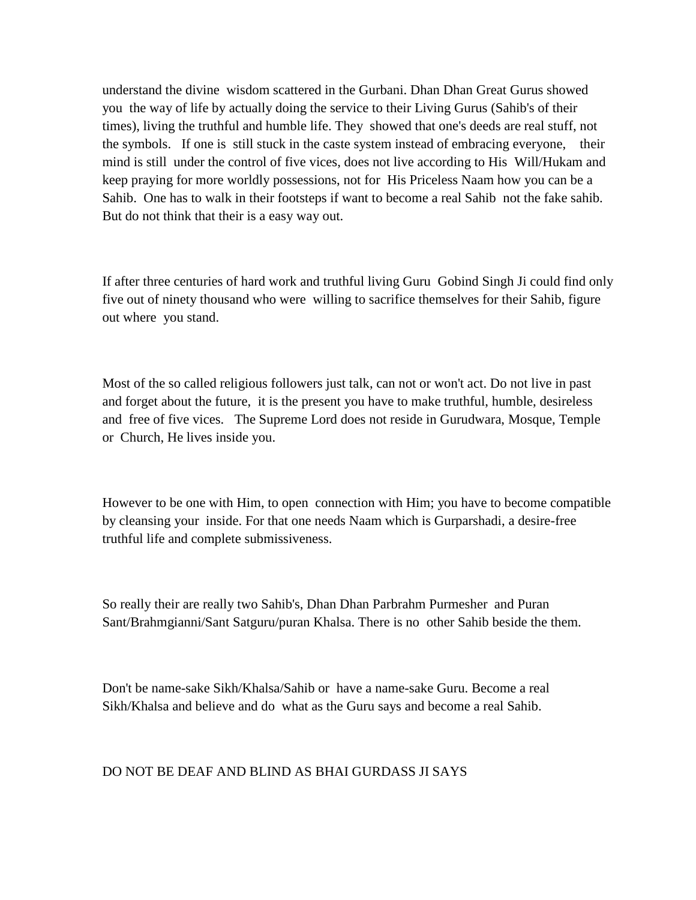understand the divine wisdom scattered in the Gurbani. Dhan Dhan Great Gurus showed you the way of life by actually doing the service to their Living Gurus (Sahib's of their times), living the truthful and humble life. They showed that one's deeds are real stuff, not the symbols. If one is still stuck in the caste system instead of embracing everyone, their mind is still under the control of five vices, does not live according to His Will/Hukam and keep praying for more worldly possessions, not for His Priceless Naam how you can be a Sahib. One has to walk in their footsteps if want to become a real Sahib not the fake sahib. But do not think that their is a easy way out.

If after three centuries of hard work and truthful living Guru Gobind Singh Ji could find only five out of ninety thousand who were willing to sacrifice themselves for their Sahib, figure out where you stand.

Most of the so called religious followers just talk, can not or won't act. Do not live in past and forget about the future, it is the present you have to make truthful, humble, desireless and free of five vices. The Supreme Lord does not reside in Gurudwara, Mosque, Temple or Church, He lives inside you.

However to be one with Him, to open connection with Him; you have to become compatible by cleansing your inside. For that one needs Naam which is Gurparshadi, a desire-free truthful life and complete submissiveness.

So really their are really two Sahib's, Dhan Dhan Parbrahm Purmesher and Puran Sant/Brahmgianni/Sant Satguru/puran Khalsa. There is no other Sahib beside the them.

Don't be name-sake Sikh/Khalsa/Sahib or have a name-sake Guru. Become a real Sikh/Khalsa and believe and do what as the Guru says and become a real Sahib.

DO NOT BE DEAF AND BLIND AS BHAI GURDASS JI SAYS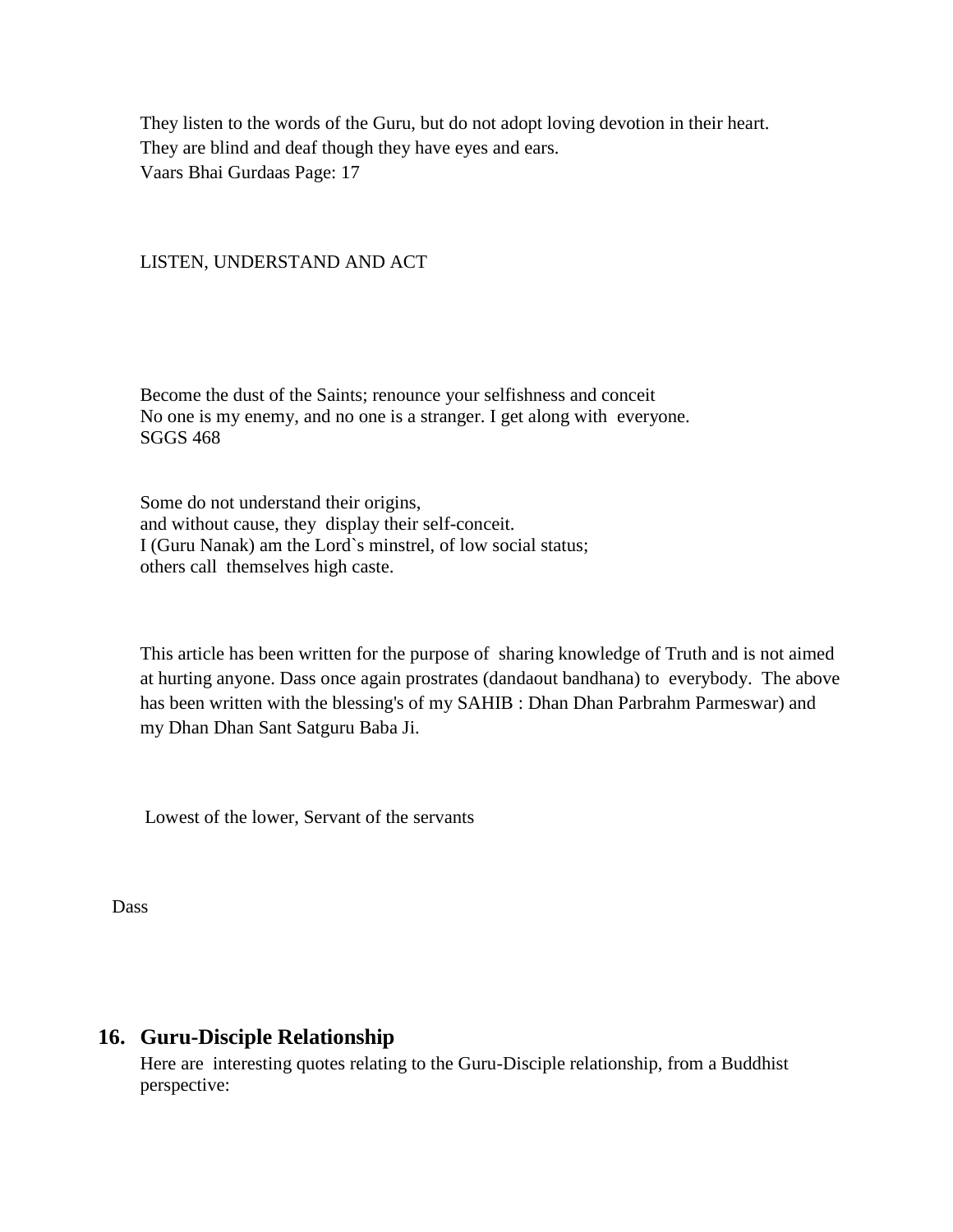They listen to the words of the Guru, but do not adopt loving devotion in their heart.
They are blind and deaf though they have eyes and ears.
Vaars Bhai Gurdaas Page: 17

LISTEN, UNDERSTAND AND ACT

Become the dust of the Saints; renounce your selfishness and conceit
No one is my enemy, and no one is a stranger. I get along with everyone.
SGGS 468

Some do not understand their origins,
and without cause, they display their self-conceit.
I (Guru Nanak) am the Lord`s minstrel, of low social status;
others call themselves high caste.

This article has been written for the purpose of sharing knowledge of Truth and is not aimed at hurting anyone. Dass once again prostrates (dandaout bandhana) to everybody. The above has been written with the blessing's of my SAHIB : Dhan Dhan Parbrahm Parmeswar) and my Dhan Dhan Sant Satguru Baba Ji.

Lowest of the lower, Servant of the servants

Dass

## 16. Guru-Disciple Relationship

Here are interesting quotes relating to the Guru-Disciple relationship, from a Buddhist perspective: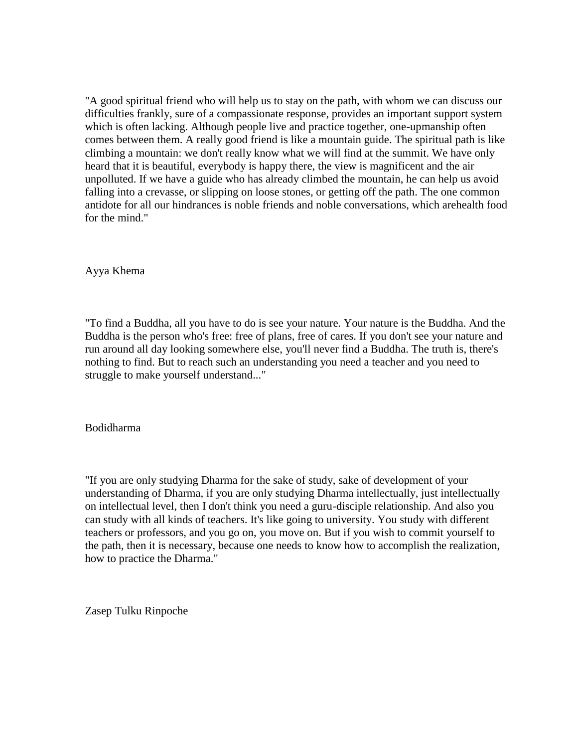"A good spiritual friend who will help us to stay on the path, with whom we can discuss our difficulties frankly, sure of a compassionate response, provides an important support system which is often lacking. Although people live and practice together, one-upmanship often comes between them. A really good friend is like a mountain guide. The spiritual path is like climbing a mountain: we don't really know what we will find at the summit. We have only heard that it is beautiful, everybody is happy there, the view is magnificent and the air unpolluted. If we have a guide who has already climbed the mountain, he can help us avoid falling into a crevasse, or slipping on loose stones, or getting off the path. The one common antidote for all our hindrances is noble friends and noble conversations, which arehealth food for the mind."

Ayya Khema

"To find a Buddha, all you have to do is see your nature. Your nature is the Buddha. And the Buddha is the person who's free: free of plans, free of cares. If you don't see your nature and run around all day looking somewhere else, you'll never find a Buddha. The truth is, there's nothing to find. But to reach such an understanding you need a teacher and you need to struggle to make yourself understand..."

Bodidharma

"If you are only studying Dharma for the sake of study, sake of development of your understanding of Dharma, if you are only studying Dharma intellectually, just intellectually on intellectual level, then I don't think you need a guru-disciple relationship. And also you can study with all kinds of teachers. It's like going to university. You study with different teachers or professors, and you go on, you move on. But if you wish to commit yourself to the path, then it is necessary, because one needs to know how to accomplish the realization, how to practice the Dharma."

Zasep Tulku Rinpoche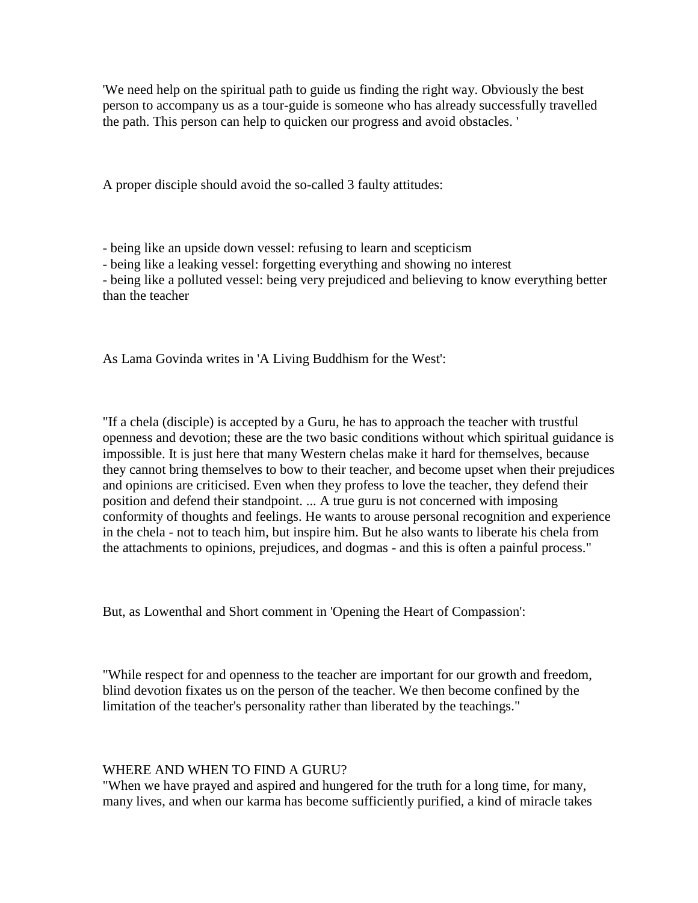'We need help on the spiritual path to guide us finding the right way. Obviously the best person to accompany us as a tour-guide is someone who has already successfully travelled the path. This person can help to quicken our progress and avoid obstacles. '

A proper disciple should avoid the so-called 3 faulty attitudes:

- being like an upside down vessel: refusing to learn and scepticism
- being like a leaking vessel: forgetting everything and showing no interest
- being like a polluted vessel: being very prejudiced and believing to know everything better than the teacher

As Lama Govinda writes in 'A Living Buddhism for the West':

"If a chela (disciple) is accepted by a Guru, he has to approach the teacher with trustful openness and devotion; these are the two basic conditions without which spiritual guidance is impossible. It is just here that many Western chelas make it hard for themselves, because they cannot bring themselves to bow to their teacher, and become upset when their prejudices and opinions are criticised. Even when they profess to love the teacher, they defend their position and defend their standpoint. ... A true guru is not concerned with imposing conformity of thoughts and feelings. He wants to arouse personal recognition and experience in the chela - not to teach him, but inspire him. But he also wants to liberate his chela from the attachments to opinions, prejudices, and dogmas - and this is often a painful process."

But, as Lowenthal and Short comment in 'Opening the Heart of Compassion':

"While respect for and openness to the teacher are important for our growth and freedom, blind devotion fixates us on the person of the teacher. We then become confined by the limitation of the teacher's personality rather than liberated by the teachings."

WHERE AND WHEN TO FIND A GURU?

"When we have prayed and aspired and hungered for the truth for a long time, for many, many lives, and when our karma has become sufficiently purified, a kind of miracle takes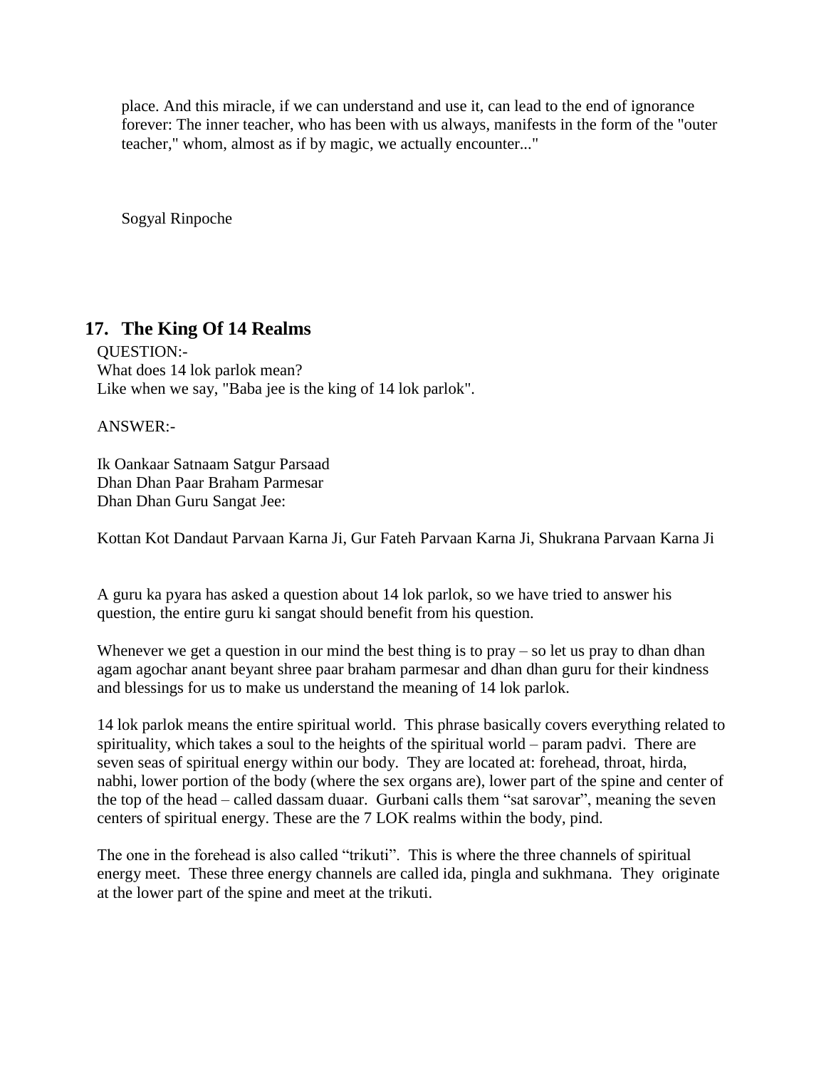place. And this miracle, if we can understand and use it, can lead to the end of ignorance forever: The inner teacher, who has been with us always, manifests in the form of the "outer teacher," whom, almost as if by magic, we actually encounter..."

Sogyal Rinpoche

## 17. The King Of 14 Realms

QUESTION:-
What does 14 lok parlok mean?
Like when we say, "Baba jee is the king of 14 lok parlok".

ANSWER:-

Ik Oankaar Satnaam Satgur Parsaad
Dhan Dhan Paar Braham Parmesar
Dhan Dhan Guru Sangat Jee:

Kottan Kot Dandaut Parvaan Karna Ji, Gur Fateh Parvaan Karna Ji, Shukrana Parvaan Karna Ji

A guru ka pyara has asked a question about 14 lok parlok, so we have tried to answer his question, the entire guru ki sangat should benefit from his question.

Whenever we get a question in our mind the best thing is to pray – so let us pray to dhan dhan agam agochar anant beyant shree paar braham parmesar and dhan dhan guru for their kindness and blessings for us to make us understand the meaning of 14 lok parlok.

14 lok parlok means the entire spiritual world. This phrase basically covers everything related to spirituality, which takes a soul to the heights of the spiritual world – param padvi. There are seven seas of spiritual energy within our body. They are located at: forehead, throat, hirda, nabhi, lower portion of the body (where the sex organs are), lower part of the spine and center of the top of the head – called dassam duaar. Gurbani calls them "sat sarovar", meaning the seven centers of spiritual energy. These are the 7 LOK realms within the body, pind.

The one in the forehead is also called "trikuti". This is where the three channels of spiritual energy meet. These three energy channels are called ida, pingla and sukhmana. They originate at the lower part of the spine and meet at the trikuti.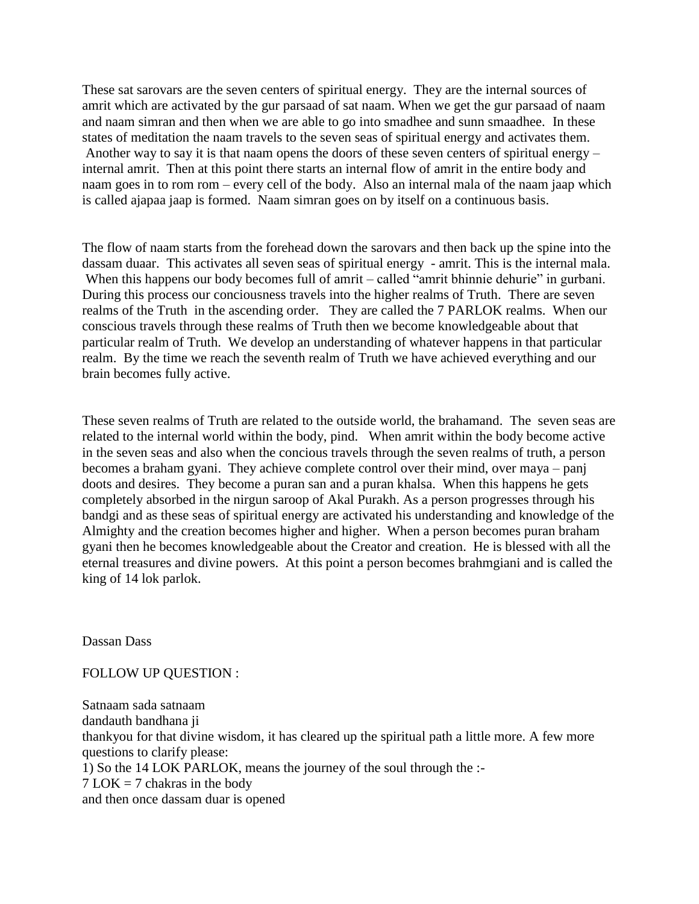These sat sarovars are the seven centers of spiritual energy. They are the internal sources of amrit which are activated by the gur parsaad of sat naam. When we get the gur parsaad of naam and naam simran and then when we are able to go into smadhee and sunn smaadhee. In these states of meditation the naam travels to the seven seas of spiritual energy and activates them. Another way to say it is that naam opens the doors of these seven centers of spiritual energy – internal amrit. Then at this point there starts an internal flow of amrit in the entire body and naam goes in to rom rom – every cell of the body. Also an internal mala of the naam jaap which is called ajapaa jaap is formed. Naam simran goes on by itself on a continuous basis.

The flow of naam starts from the forehead down the sarovars and then back up the spine into the dassam duaar. This activates all seven seas of spiritual energy - amrit. This is the internal mala. When this happens our body becomes full of amrit – called "amrit bhinnie dehurie" in gurbani. During this process our conciousness travels into the higher realms of Truth. There are seven realms of the Truth in the ascending order. They are called the 7 PARLOK realms. When our conscious travels through these realms of Truth then we become knowledgeable about that particular realm of Truth. We develop an understanding of whatever happens in that particular realm. By the time we reach the seventh realm of Truth we have achieved everything and our brain becomes fully active.

These seven realms of Truth are related to the outside world, the brahamand. The seven seas are related to the internal world within the body, pind. When amrit within the body become active in the seven seas and also when the concious travels through the seven realms of truth, a person becomes a braham gyani. They achieve complete control over their mind, over maya – panj doots and desires. They become a puran san and a puran khalsa. When this happens he gets completely absorbed in the nirgun saroop of Akal Purakh. As a person progresses through his bandgi and as these seas of spiritual energy are activated his understanding and knowledge of the Almighty and the creation becomes higher and higher. When a person becomes puran braham gyani then he becomes knowledgeable about the Creator and creation. He is blessed with all the eternal treasures and divine powers. At this point a person becomes brahmgiani and is called the king of 14 lok parlok.

Dassan Dass

FOLLOW UP QUESTION :

Satnaam sada satnaam
dandauth bandhana ji
thankyou for that divine wisdom, it has cleared up the spiritual path a little more. A few more questions to clarify please:
1) So the 14 LOK PARLOK, means the journey of the soul through the :-
7 LOK = 7 chakras in the body
and then once dassam duar is opened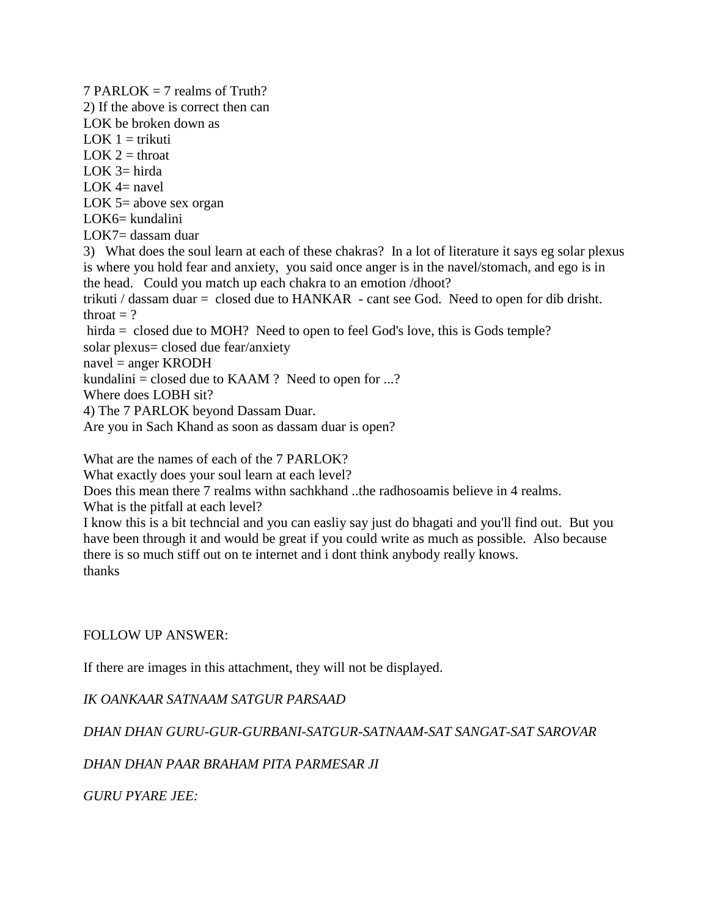7 PARLOK = 7 realms of Truth?
2) If the above is correct then can
LOK be broken down as
LOK 1 = trikuti
LOK 2 = throat
LOK 3= hirda
LOK 4= navel
LOK 5= above sex organ
LOK6= kundalini
LOK7= dassam duar
3) What does the soul learn at each of these chakras? In a lot of literature it says eg solar plexus is where you hold fear and anxiety, you said once anger is in the navel/stomach, and ego is in the head. Could you match up each chakra to an emotion /dhoot?
trikuti / dassam duar = closed due to HANKAR - cant see God. Need to open for dib drisht.
throat = ?
hirda = closed due to MOH? Need to open to feel God's love, this is Gods temple?
solar plexus= closed due fear/anxiety
navel = anger KRODH
kundalini = closed due to KAAM ? Need to open for ...?
Where does LOBH sit?
4) The 7 PARLOK beyond Dassam Duar.
Are you in Sach Khand as soon as dassam duar is open?

What are the names of each of the 7 PARLOK?
What exactly does your soul learn at each level?
Does this mean there 7 realms withn sachkhand ..the radhosoamis believe in 4 realms.
What is the pitfall at each level?
I know this is a bit techncial and you can easliy say just do bhagati and you'll find out. But you have been through it and would be great if you could write as much as possible. Also because there is so much stiff out on te internet and i dont think anybody really knows.
thanks

FOLLOW UP ANSWER:

If there are images in this attachment, they will not be displayed.

*IK OANKAAR SATNAAM SATGUR PARSAAD*

*DHAN DHAN GURU-GUR-GURBANI-SATGUR-SATNAAM-SAT SANGAT-SAT SAROVAR*

*DHAN DHAN PAAR BRAHAM PITA PARMESAR JI*

*GURU PYARE JEE:*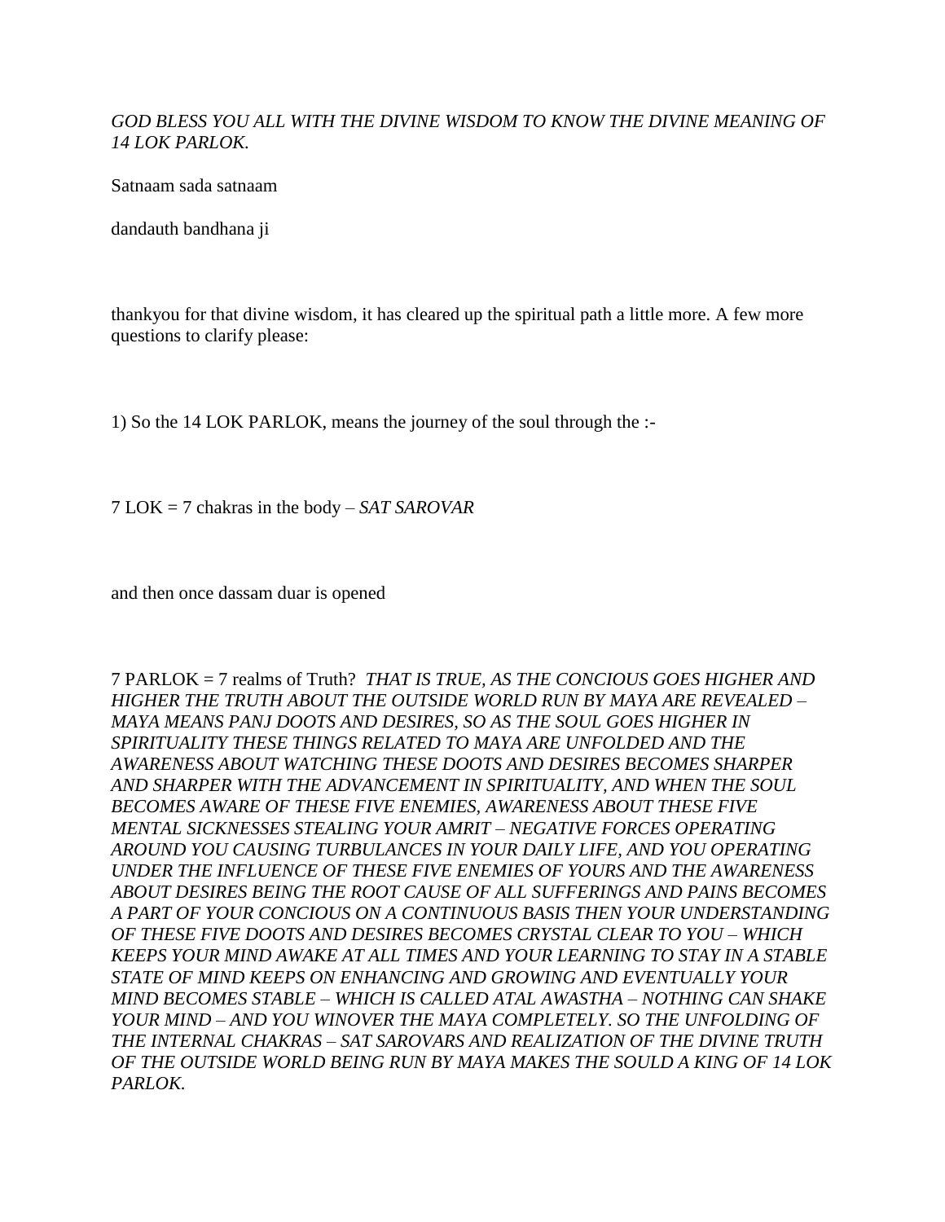*GOD BLESS YOU ALL WITH THE DIVINE WISDOM TO KNOW THE DIVINE MEANING OF 14 LOK PARLOK.*

Satnaam sada satnaam

dandauth bandhana ji

thankyou for that divine wisdom, it has cleared up the spiritual path a little more. A few more questions to clarify please:

1) So the 14 LOK PARLOK, means the journey of the soul through the :-

7 LOK = 7 chakras in the body – *SAT SAROVAR*

and then once dassam duar is opened

7 PARLOK = 7 realms of Truth? *THAT IS TRUE, AS THE CONCIOUS GOES HIGHER AND HIGHER THE TRUTH ABOUT THE OUTSIDE WORLD RUN BY MAYA ARE REVEALED – MAYA MEANS PANJ DOOTS AND DESIRES, SO AS THE SOUL GOES HIGHER IN SPIRITUALITY THESE THINGS RELATED TO MAYA ARE UNFOLDED AND THE AWARENESS ABOUT WATCHING THESE DOOTS AND DESIRES BECOMES SHARPER AND SHARPER WITH THE ADVANCEMENT IN SPIRITUALITY, AND WHEN THE SOUL BECOMES AWARE OF THESE FIVE ENEMIES, AWARENESS ABOUT THESE FIVE MENTAL SICKNESSES STEALING YOUR AMRIT – NEGATIVE FORCES OPERATING AROUND YOU CAUSING TURBULANCES IN YOUR DAILY LIFE, AND YOU OPERATING UNDER THE INFLUENCE OF THESE FIVE ENEMIES OF YOURS AND THE AWARENESS ABOUT DESIRES BEING THE ROOT CAUSE OF ALL SUFFERINGS AND PAINS BECOMES A PART OF YOUR CONCIOUS ON A CONTINUOUS BASIS THEN YOUR UNDERSTANDING OF THESE FIVE DOOTS AND DESIRES BECOMES CRYSTAL CLEAR TO YOU – WHICH KEEPS YOUR MIND AWAKE AT ALL TIMES AND YOUR LEARNING TO STAY IN A STABLE STATE OF MIND KEEPS ON ENHANCING AND GROWING AND EVENTUALLY YOUR MIND BECOMES STABLE – WHICH IS CALLED ATAL AWASTHA – NOTHING CAN SHAKE YOUR MIND – AND YOU WINOVER THE MAYA COMPLETELY. SO THE UNFOLDING OF THE INTERNAL CHAKRAS – SAT SAROVARS AND REALIZATION OF THE DIVINE TRUTH OF THE OUTSIDE WORLD BEING RUN BY MAYA MAKES THE SOULD A KING OF 14 LOK PARLOK.*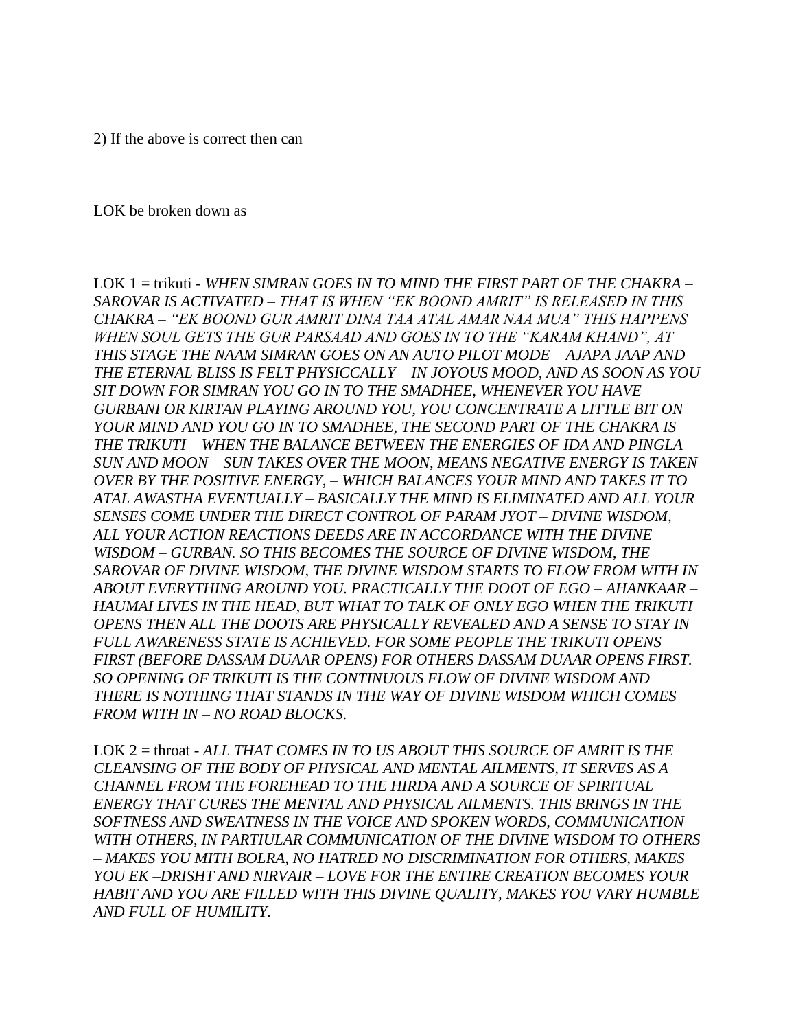2) If the above is correct then can

LOK be broken down as

LOK 1 = trikuti - *WHEN SIMRAN GOES IN TO MIND THE FIRST PART OF THE CHAKRA – SAROVAR IS ACTIVATED – THAT IS WHEN "EK BOOND AMRIT" IS RELEASED IN THIS CHAKRA – "EK BOOND GUR AMRIT DINA TAA ATAL AMAR NAA MUA" THIS HAPPENS WHEN SOUL GETS THE GUR PARSAAD AND GOES IN TO THE "KARAM KHAND", AT THIS STAGE THE NAAM SIMRAN GOES ON AN AUTO PILOT MODE – AJAPA JAAP AND THE ETERNAL BLISS IS FELT PHYSICCALLY – IN JOYOUS MOOD, AND AS SOON AS YOU SIT DOWN FOR SIMRAN YOU GO IN TO THE SMADHEE, WHENEVER YOU HAVE GURBANI OR KIRTAN PLAYING AROUND YOU, YOU CONCENTRATE A LITTLE BIT ON YOUR MIND AND YOU GO IN TO SMADHEE, THE SECOND PART OF THE CHAKRA IS THE TRIKUTI – WHEN THE BALANCE BETWEEN THE ENERGIES OF IDA AND PINGLA – SUN AND MOON – SUN TAKES OVER THE MOON, MEANS NEGATIVE ENERGY IS TAKEN OVER BY THE POSITIVE ENERGY, – WHICH BALANCES YOUR MIND AND TAKES IT TO ATAL AWASTHA EVENTUALLY – BASICALLY THE MIND IS ELIMINATED AND ALL YOUR SENSES COME UNDER THE DIRECT CONTROL OF PARAM JYOT – DIVINE WISDOM, ALL YOUR ACTION REACTIONS DEEDS ARE IN ACCORDANCE WITH THE DIVINE WISDOM – GURBAN. SO THIS BECOMES THE SOURCE OF DIVINE WISDOM, THE SAROVAR OF DIVINE WISDOM, THE DIVINE WISDOM STARTS TO FLOW FROM WITH IN ABOUT EVERYTHING AROUND YOU. PRACTICALLY THE DOOT OF EGO – AHANKAAR – HAUMAI LIVES IN THE HEAD, BUT WHAT TO TALK OF ONLY EGO WHEN THE TRIKUTI OPENS THEN ALL THE DOOTS ARE PHYSICALLY REVEALED AND A SENSE TO STAY IN FULL AWARENESS STATE IS ACHIEVED. FOR SOME PEOPLE THE TRIKUTI OPENS FIRST (BEFORE DASSAM DUAAR OPENS) FOR OTHERS DASSAM DUAAR OPENS FIRST. SO OPENING OF TRIKUTI IS THE CONTINUOUS FLOW OF DIVINE WISDOM AND THERE IS NOTHING THAT STANDS IN THE WAY OF DIVINE WISDOM WHICH COMES FROM WITH IN – NO ROAD BLOCKS.*

LOK 2 = throat - *ALL THAT COMES IN TO US ABOUT THIS SOURCE OF AMRIT IS THE CLEANSING OF THE BODY OF PHYSICAL AND MENTAL AILMENTS, IT SERVES AS A CHANNEL FROM THE FOREHEAD TO THE HIRDA AND A SOURCE OF SPIRITUAL ENERGY THAT CURES THE MENTAL AND PHYSICAL AILMENTS. THIS BRINGS IN THE SOFTNESS AND SWEATNESS IN THE VOICE AND SPOKEN WORDS, COMMUNICATION WITH OTHERS, IN PARTIULAR COMMUNICATION OF THE DIVINE WISDOM TO OTHERS – MAKES YOU MITH BOLRA, NO HATRED NO DISCRIMINATION FOR OTHERS, MAKES YOU EK –DRISHT AND NIRVAIR – LOVE FOR THE ENTIRE CREATION BECOMES YOUR HABIT AND YOU ARE FILLED WITH THIS DIVINE QUALITY, MAKES YOU VARY HUMBLE AND FULL OF HUMILITY.*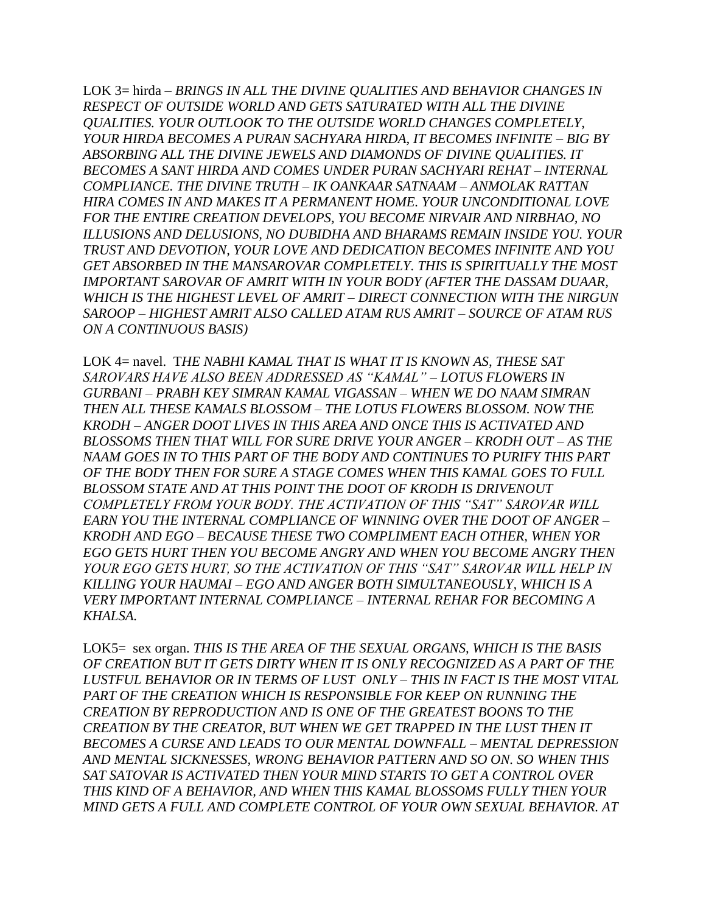LOK 3= hirda – *BRINGS IN ALL THE DIVINE QUALITIES AND BEHAVIOR CHANGES IN RESPECT OF OUTSIDE WORLD AND GETS SATURATED WITH ALL THE DIVINE QUALITIES. YOUR OUTLOOK TO THE OUTSIDE WORLD CHANGES COMPLETELY, YOUR HIRDA BECOMES A PURAN SACHYARA HIRDA, IT BECOMES INFINITE – BIG BY ABSORBING ALL THE DIVINE JEWELS AND DIAMONDS OF DIVINE QUALITIES. IT BECOMES A SANT HIRDA AND COMES UNDER PURAN SACHYARI REHAT – INTERNAL COMPLIANCE. THE DIVINE TRUTH – IK OANKAAR SATNAAM – ANMOLAK RATTAN HIRA COMES IN AND MAKES IT A PERMANENT HOME. YOUR UNCONDITIONAL LOVE FOR THE ENTIRE CREATION DEVELOPS, YOU BECOME NIRVAIR AND NIRBHAO, NO ILLUSIONS AND DELUSIONS, NO DUBIDHA AND BHARAMS REMAIN INSIDE YOU. YOUR TRUST AND DEVOTION, YOUR LOVE AND DEDICATION BECOMES INFINITE AND YOU GET ABSORBED IN THE MANSAROVAR COMPLETELY. THIS IS SPIRITUALLY THE MOST IMPORTANT SAROVAR OF AMRIT WITH IN YOUR BODY (AFTER THE DASSAM DUAAR, WHICH IS THE HIGHEST LEVEL OF AMRIT – DIRECT CONNECTION WITH THE NIRGUN SAROOP – HIGHEST AMRIT ALSO CALLED ATAM RUS AMRIT – SOURCE OF ATAM RUS ON A CONTINUOUS BASIS)*

LOK 4= navel. T*HE NABHI KAMAL THAT IS WHAT IT IS KNOWN AS, THESE SAT SAROVARS HAVE ALSO BEEN ADDRESSED AS "KAMAL" – LOTUS FLOWERS IN GURBANI – PRABH KEY SIMRAN KAMAL VIGASSAN – WHEN WE DO NAAM SIMRAN THEN ALL THESE KAMALS BLOSSOM – THE LOTUS FLOWERS BLOSSOM. NOW THE KRODH – ANGER DOOT LIVES IN THIS AREA AND ONCE THIS IS ACTIVATED AND BLOSSOMS THEN THAT WILL FOR SURE DRIVE YOUR ANGER – KRODH OUT – AS THE NAAM GOES IN TO THIS PART OF THE BODY AND CONTINUES TO PURIFY THIS PART OF THE BODY THEN FOR SURE A STAGE COMES WHEN THIS KAMAL GOES TO FULL BLOSSOM STATE AND AT THIS POINT THE DOOT OF KRODH IS DRIVENOUT COMPLETELY FROM YOUR BODY. THE ACTIVATION OF THIS "SAT" SAROVAR WILL EARN YOU THE INTERNAL COMPLIANCE OF WINNING OVER THE DOOT OF ANGER – KRODH AND EGO – BECAUSE THESE TWO COMPLIMENT EACH OTHER, WHEN YOR EGO GETS HURT THEN YOU BECOME ANGRY AND WHEN YOU BECOME ANGRY THEN YOUR EGO GETS HURT, SO THE ACTIVATION OF THIS "SAT" SAROVAR WILL HELP IN KILLING YOUR HAUMAI – EGO AND ANGER BOTH SIMULTANEOUSLY, WHICH IS A VERY IMPORTANT INTERNAL COMPLIANCE – INTERNAL REHAR FOR BECOMING A KHALSA.*

LOK5= sex organ. *THIS IS THE AREA OF THE SEXUAL ORGANS, WHICH IS THE BASIS OF CREATION BUT IT GETS DIRTY WHEN IT IS ONLY RECOGNIZED AS A PART OF THE LUSTFUL BEHAVIOR OR IN TERMS OF LUST ONLY – THIS IN FACT IS THE MOST VITAL PART OF THE CREATION WHICH IS RESPONSIBLE FOR KEEP ON RUNNING THE CREATION BY REPRODUCTION AND IS ONE OF THE GREATEST BOONS TO THE CREATION BY THE CREATOR, BUT WHEN WE GET TRAPPED IN THE LUST THEN IT BECOMES A CURSE AND LEADS TO OUR MENTAL DOWNFALL – MENTAL DEPRESSION AND MENTAL SICKNESSES, WRONG BEHAVIOR PATTERN AND SO ON. SO WHEN THIS SAT SATOVAR IS ACTIVATED THEN YOUR MIND STARTS TO GET A CONTROL OVER THIS KIND OF A BEHAVIOR, AND WHEN THIS KAMAL BLOSSOMS FULLY THEN YOUR MIND GETS A FULL AND COMPLETE CONTROL OF YOUR OWN SEXUAL BEHAVIOR. AT*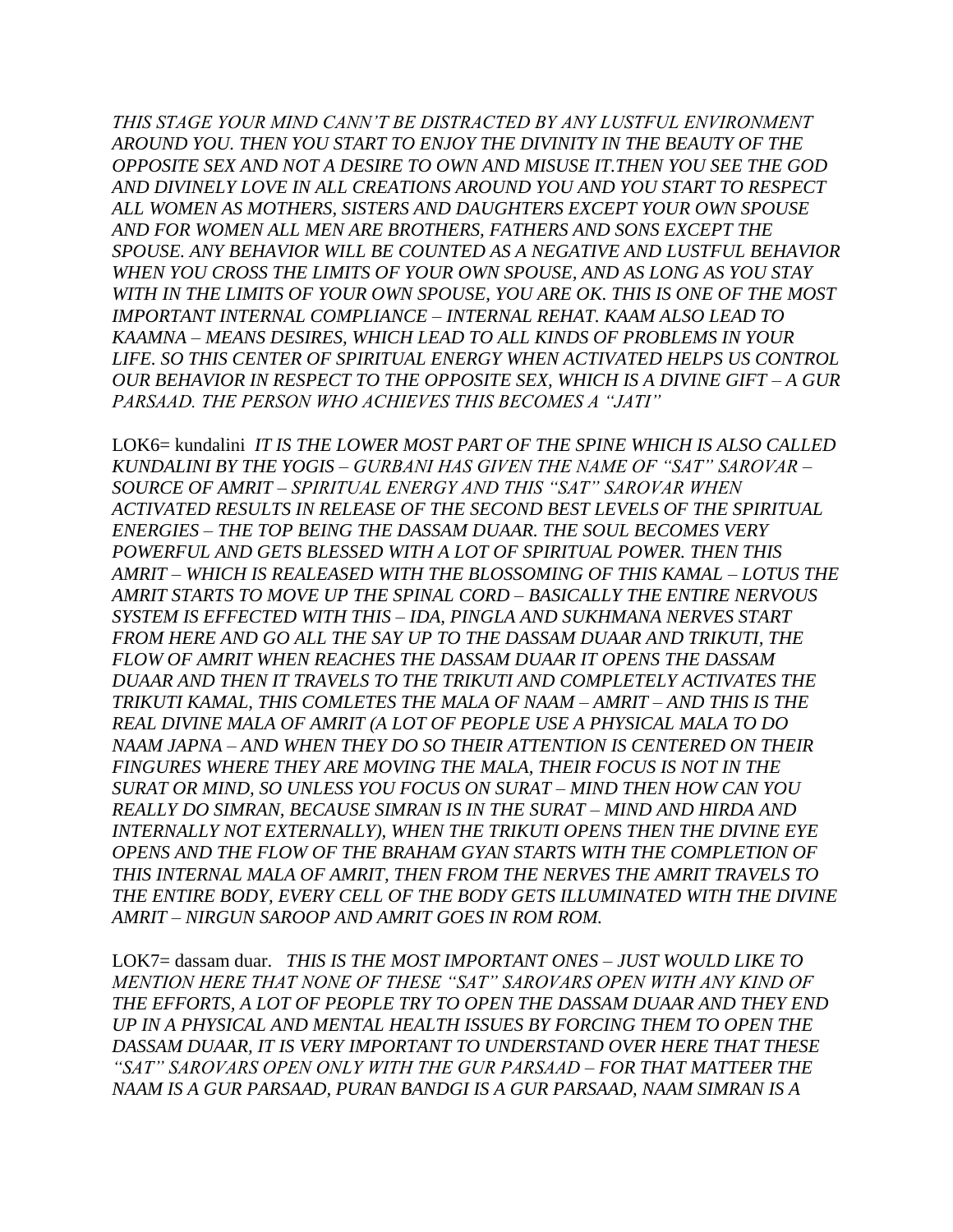*THIS STAGE YOUR MIND CANN'T BE DISTRACTED BY ANY LUSTFUL ENVIRONMENT AROUND YOU. THEN YOU START TO ENJOY THE DIVINITY IN THE BEAUTY OF THE OPPOSITE SEX AND NOT A DESIRE TO OWN AND MISUSE IT.THEN YOU SEE THE GOD AND DIVINELY LOVE IN ALL CREATIONS AROUND YOU AND YOU START TO RESPECT ALL WOMEN AS MOTHERS, SISTERS AND DAUGHTERS EXCEPT YOUR OWN SPOUSE AND FOR WOMEN ALL MEN ARE BROTHERS, FATHERS AND SONS EXCEPT THE SPOUSE. ANY BEHAVIOR WILL BE COUNTED AS A NEGATIVE AND LUSTFUL BEHAVIOR WHEN YOU CROSS THE LIMITS OF YOUR OWN SPOUSE, AND AS LONG AS YOU STAY WITH IN THE LIMITS OF YOUR OWN SPOUSE, YOU ARE OK. THIS IS ONE OF THE MOST IMPORTANT INTERNAL COMPLIANCE – INTERNAL REHAT. KAAM ALSO LEAD TO KAAMNA – MEANS DESIRES, WHICH LEAD TO ALL KINDS OF PROBLEMS IN YOUR LIFE. SO THIS CENTER OF SPIRITUAL ENERGY WHEN ACTIVATED HELPS US CONTROL OUR BEHAVIOR IN RESPECT TO THE OPPOSITE SEX, WHICH IS A DIVINE GIFT – A GUR PARSAAD. THE PERSON WHO ACHIEVES THIS BECOMES A "JATI"*

LOK6= kundalini *IT IS THE LOWER MOST PART OF THE SPINE WHICH IS ALSO CALLED KUNDALINI BY THE YOGIS – GURBANI HAS GIVEN THE NAME OF "SAT" SAROVAR – SOURCE OF AMRIT – SPIRITUAL ENERGY AND THIS "SAT" SAROVAR WHEN ACTIVATED RESULTS IN RELEASE OF THE SECOND BEST LEVELS OF THE SPIRITUAL ENERGIES – THE TOP BEING THE DASSAM DUAAR. THE SOUL BECOMES VERY POWERFUL AND GETS BLESSED WITH A LOT OF SPIRITUAL POWER. THEN THIS AMRIT – WHICH IS REALEASED WITH THE BLOSSOMING OF THIS KAMAL – LOTUS THE AMRIT STARTS TO MOVE UP THE SPINAL CORD – BASICALLY THE ENTIRE NERVOUS SYSTEM IS EFFECTED WITH THIS – IDA, PINGLA AND SUKHMANA NERVES START FROM HERE AND GO ALL THE SAY UP TO THE DASSAM DUAAR AND TRIKUTI, THE FLOW OF AMRIT WHEN REACHES THE DASSAM DUAAR IT OPENS THE DASSAM DUAAR AND THEN IT TRAVELS TO THE TRIKUTI AND COMPLETELY ACTIVATES THE TRIKUTI KAMAL, THIS COMLETES THE MALA OF NAAM – AMRIT – AND THIS IS THE REAL DIVINE MALA OF AMRIT (A LOT OF PEOPLE USE A PHYSICAL MALA TO DO NAAM JAPNA – AND WHEN THEY DO SO THEIR ATTENTION IS CENTERED ON THEIR FINGURES WHERE THEY ARE MOVING THE MALA, THEIR FOCUS IS NOT IN THE SURAT OR MIND, SO UNLESS YOU FOCUS ON SURAT – MIND THEN HOW CAN YOU REALLY DO SIMRAN, BECAUSE SIMRAN IS IN THE SURAT – MIND AND HIRDA AND INTERNALLY NOT EXTERNALLY), WHEN THE TRIKUTI OPENS THEN THE DIVINE EYE OPENS AND THE FLOW OF THE BRAHAM GYAN STARTS WITH THE COMPLETION OF THIS INTERNAL MALA OF AMRIT, THEN FROM THE NERVES THE AMRIT TRAVELS TO THE ENTIRE BODY, EVERY CELL OF THE BODY GETS ILLUMINATED WITH THE DIVINE AMRIT – NIRGUN SAROOP AND AMRIT GOES IN ROM ROM.*

LOK7= dassam duar. *THIS IS THE MOST IMPORTANT ONES – JUST WOULD LIKE TO MENTION HERE THAT NONE OF THESE "SAT" SAROVARS OPEN WITH ANY KIND OF THE EFFORTS, A LOT OF PEOPLE TRY TO OPEN THE DASSAM DUAAR AND THEY END UP IN A PHYSICAL AND MENTAL HEALTH ISSUES BY FORCING THEM TO OPEN THE DASSAM DUAAR, IT IS VERY IMPORTANT TO UNDERSTAND OVER HERE THAT THESE "SAT" SAROVARS OPEN ONLY WITH THE GUR PARSAAD – FOR THAT MATTEER THE NAAM IS A GUR PARSAAD, PURAN BANDGI IS A GUR PARSAAD, NAAM SIMRAN IS A*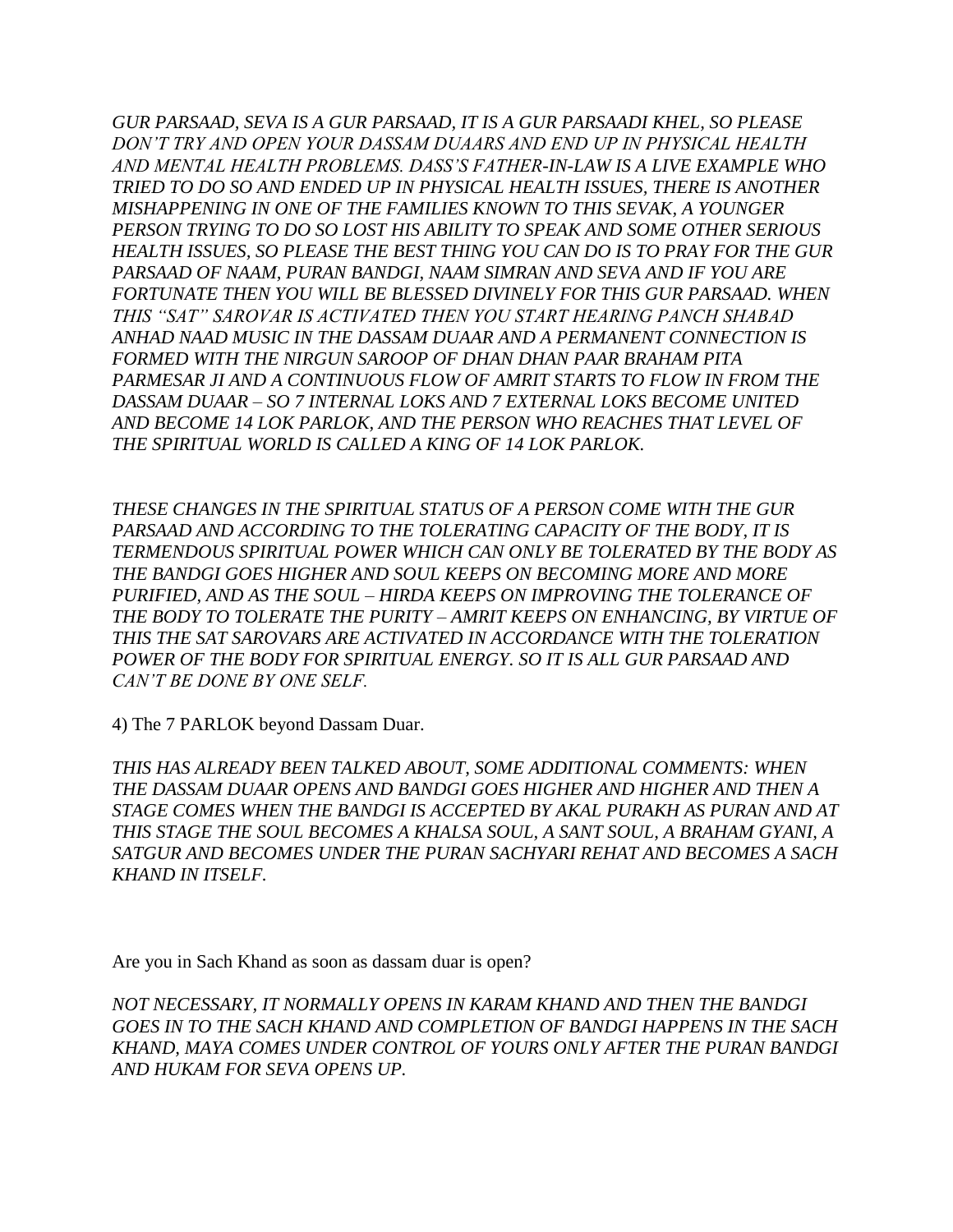*GUR PARSAAD, SEVA IS A GUR PARSAAD, IT IS A GUR PARSAADI KHEL, SO PLEASE DON'T TRY AND OPEN YOUR DASSAM DUAARS AND END UP IN PHYSICAL HEALTH AND MENTAL HEALTH PROBLEMS. DASS'S FATHER-IN-LAW IS A LIVE EXAMPLE WHO TRIED TO DO SO AND ENDED UP IN PHYSICAL HEALTH ISSUES, THERE IS ANOTHER MISHAPPENING IN ONE OF THE FAMILIES KNOWN TO THIS SEVAK, A YOUNGER PERSON TRYING TO DO SO LOST HIS ABILITY TO SPEAK AND SOME OTHER SERIOUS HEALTH ISSUES, SO PLEASE THE BEST THING YOU CAN DO IS TO PRAY FOR THE GUR PARSAAD OF NAAM, PURAN BANDGI, NAAM SIMRAN AND SEVA AND IF YOU ARE FORTUNATE THEN YOU WILL BE BLESSED DIVINELY FOR THIS GUR PARSAAD. WHEN THIS "SAT" SAROVAR IS ACTIVATED THEN YOU START HEARING PANCH SHABAD ANHAD NAAD MUSIC IN THE DASSAM DUAAR AND A PERMANENT CONNECTION IS FORMED WITH THE NIRGUN SAROOP OF DHAN DHAN PAAR BRAHAM PITA PARMESAR JI AND A CONTINUOUS FLOW OF AMRIT STARTS TO FLOW IN FROM THE DASSAM DUAAR – SO 7 INTERNAL LOKS AND 7 EXTERNAL LOKS BECOME UNITED AND BECOME 14 LOK PARLOK, AND THE PERSON WHO REACHES THAT LEVEL OF THE SPIRITUAL WORLD IS CALLED A KING OF 14 LOK PARLOK.*

*THESE CHANGES IN THE SPIRITUAL STATUS OF A PERSON COME WITH THE GUR PARSAAD AND ACCORDING TO THE TOLERATING CAPACITY OF THE BODY, IT IS TERMENDOUS SPIRITUAL POWER WHICH CAN ONLY BE TOLERATED BY THE BODY AS THE BANDGI GOES HIGHER AND SOUL KEEPS ON BECOMING MORE AND MORE PURIFIED, AND AS THE SOUL – HIRDA KEEPS ON IMPROVING THE TOLERANCE OF THE BODY TO TOLERATE THE PURITY – AMRIT KEEPS ON ENHANCING, BY VIRTUE OF THIS THE SAT SAROVARS ARE ACTIVATED IN ACCORDANCE WITH THE TOLERATION POWER OF THE BODY FOR SPIRITUAL ENERGY. SO IT IS ALL GUR PARSAAD AND CAN'T BE DONE BY ONE SELF.*

4) The 7 PARLOK beyond Dassam Duar.

*THIS HAS ALREADY BEEN TALKED ABOUT, SOME ADDITIONAL COMMENTS: WHEN THE DASSAM DUAAR OPENS AND BANDGI GOES HIGHER AND HIGHER AND THEN A STAGE COMES WHEN THE BANDGI IS ACCEPTED BY AKAL PURAKH AS PURAN AND AT THIS STAGE THE SOUL BECOMES A KHALSA SOUL, A SANT SOUL, A BRAHAM GYANI, A SATGUR AND BECOMES UNDER THE PURAN SACHYARI REHAT AND BECOMES A SACH KHAND IN ITSELF.*

Are you in Sach Khand as soon as dassam duar is open?

*NOT NECESSARY, IT NORMALLY OPENS IN KARAM KHAND AND THEN THE BANDGI GOES IN TO THE SACH KHAND AND COMPLETION OF BANDGI HAPPENS IN THE SACH KHAND, MAYA COMES UNDER CONTROL OF YOURS ONLY AFTER THE PURAN BANDGI AND HUKAM FOR SEVA OPENS UP.*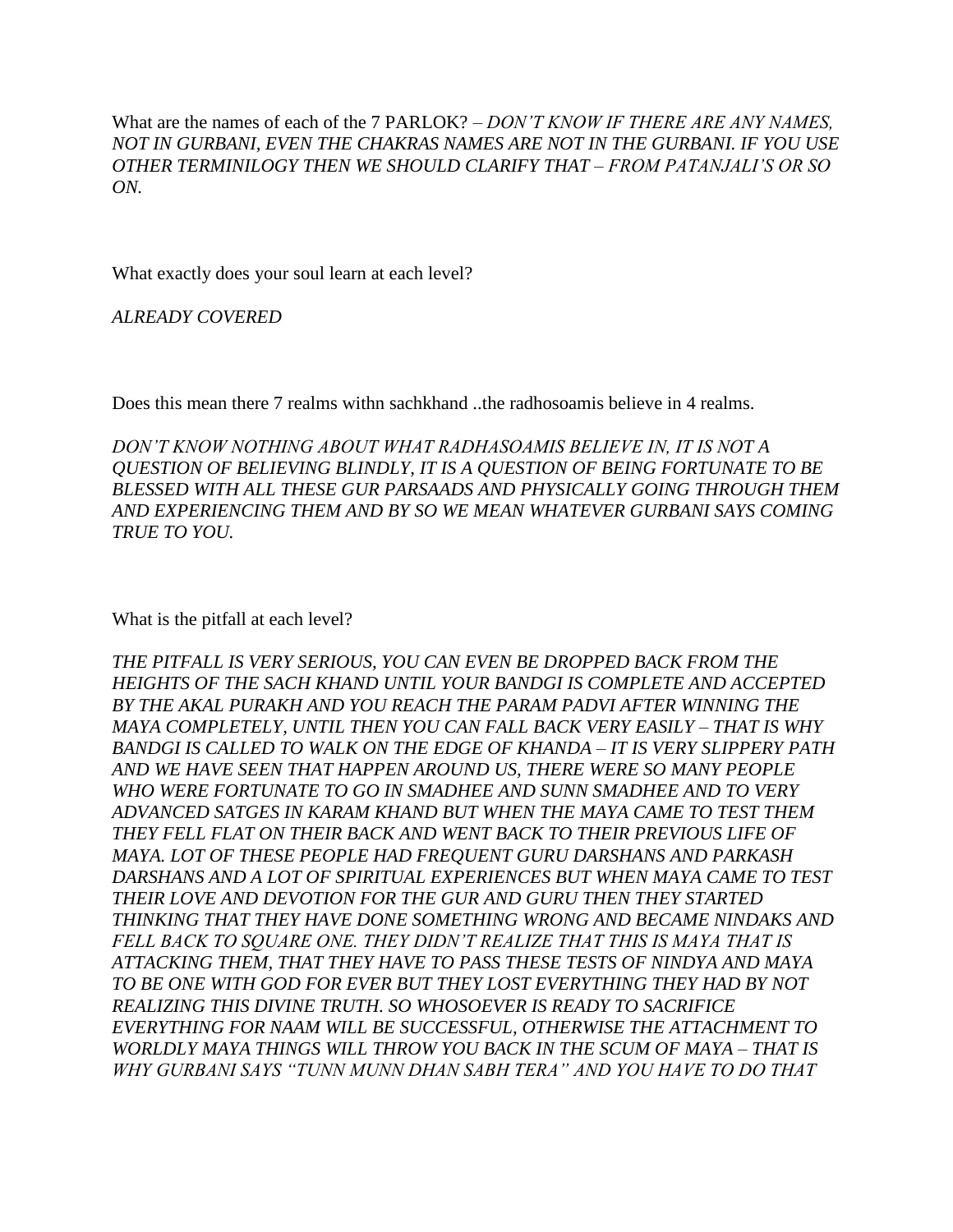What are the names of each of the 7 PARLOK? – *DON'T KNOW IF THERE ARE ANY NAMES, NOT IN GURBANI, EVEN THE CHAKRAS NAMES ARE NOT IN THE GURBANI. IF YOU USE OTHER TERMINILOGY THEN WE SHOULD CLARIFY THAT – FROM PATANJALI'S OR SO ON.*

What exactly does your soul learn at each level?

*ALREADY COVERED*

Does this mean there 7 realms withn sachkhand ..the radhosoamis believe in 4 realms.

*DON'T KNOW NOTHING ABOUT WHAT RADHASOAMIS BELIEVE IN, IT IS NOT A QUESTION OF BELIEVING BLINDLY, IT IS A QUESTION OF BEING FORTUNATE TO BE BLESSED WITH ALL THESE GUR PARSAADS AND PHYSICALLY GOING THROUGH THEM AND EXPERIENCING THEM AND BY SO WE MEAN WHATEVER GURBANI SAYS COMING TRUE TO YOU.*

What is the pitfall at each level?

*THE PITFALL IS VERY SERIOUS, YOU CAN EVEN BE DROPPED BACK FROM THE HEIGHTS OF THE SACH KHAND UNTIL YOUR BANDGI IS COMPLETE AND ACCEPTED BY THE AKAL PURAKH AND YOU REACH THE PARAM PADVI AFTER WINNING THE MAYA COMPLETELY, UNTIL THEN YOU CAN FALL BACK VERY EASILY – THAT IS WHY BANDGI IS CALLED TO WALK ON THE EDGE OF KHANDA – IT IS VERY SLIPPERY PATH AND WE HAVE SEEN THAT HAPPEN AROUND US, THERE WERE SO MANY PEOPLE WHO WERE FORTUNATE TO GO IN SMADHEE AND SUNN SMADHEE AND TO VERY ADVANCED SATGES IN KARAM KHAND BUT WHEN THE MAYA CAME TO TEST THEM THEY FELL FLAT ON THEIR BACK AND WENT BACK TO THEIR PREVIOUS LIFE OF MAYA. LOT OF THESE PEOPLE HAD FREQUENT GURU DARSHANS AND PARKASH DARSHANS AND A LOT OF SPIRITUAL EXPERIENCES BUT WHEN MAYA CAME TO TEST THEIR LOVE AND DEVOTION FOR THE GUR AND GURU THEN THEY STARTED THINKING THAT THEY HAVE DONE SOMETHING WRONG AND BECAME NINDAKS AND FELL BACK TO SQUARE ONE. THEY DIDN'T REALIZE THAT THIS IS MAYA THAT IS ATTACKING THEM, THAT THEY HAVE TO PASS THESE TESTS OF NINDYA AND MAYA TO BE ONE WITH GOD FOR EVER BUT THEY LOST EVERYTHING THEY HAD BY NOT REALIZING THIS DIVINE TRUTH. SO WHOSOEVER IS READY TO SACRIFICE EVERYTHING FOR NAAM WILL BE SUCCESSFUL, OTHERWISE THE ATTACHMENT TO WORLDLY MAYA THINGS WILL THROW YOU BACK IN THE SCUM OF MAYA – THAT IS WHY GURBANI SAYS "TUNN MUNN DHAN SABH TERA" AND YOU HAVE TO DO THAT*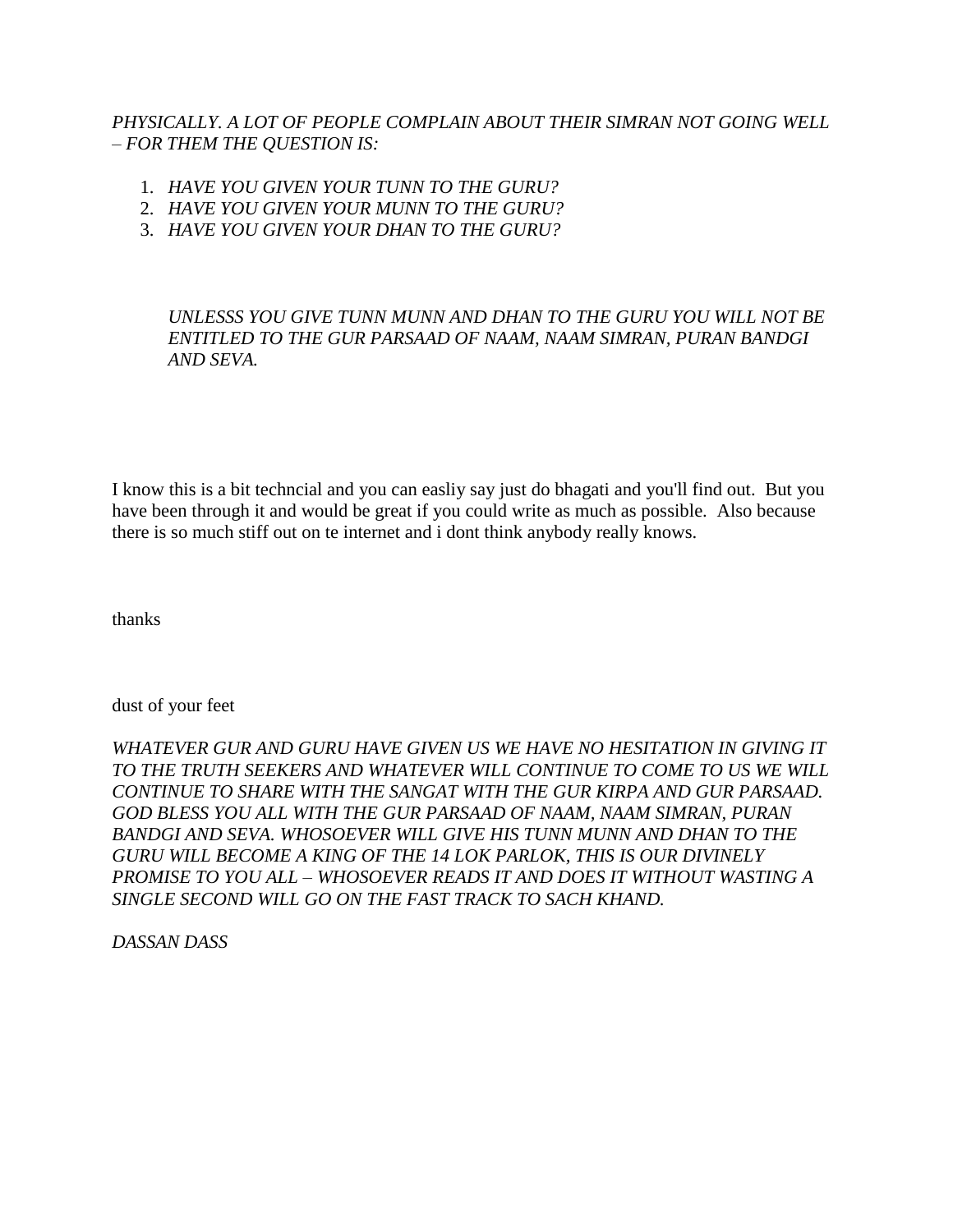*PHYSICALLY. A LOT OF PEOPLE COMPLAIN ABOUT THEIR SIMRAN NOT GOING WELL – FOR THEM THE QUESTION IS:*

1. *HAVE YOU GIVEN YOUR TUNN TO THE GURU?*
2. *HAVE YOU GIVEN YOUR MUNN TO THE GURU?*
3. *HAVE YOU GIVEN YOUR DHAN TO THE GURU?*

> *UNLESSS YOU GIVE TUNN MUNN AND DHAN TO THE GURU YOU WILL NOT BE ENTITLED TO THE GUR PARSAAD OF NAAM, NAAM SIMRAN, PURAN BANDGI AND SEVA.*

I know this is a bit techncial and you can easliy say just do bhagati and you'll find out. But you have been through it and would be great if you could write as much as possible. Also because there is so much stiff out on te internet and i dont think anybody really knows.

thanks

dust of your feet

*WHATEVER GUR AND GURU HAVE GIVEN US WE HAVE NO HESITATION IN GIVING IT TO THE TRUTH SEEKERS AND WHATEVER WILL CONTINUE TO COME TO US WE WILL CONTINUE TO SHARE WITH THE SANGAT WITH THE GUR KIRPA AND GUR PARSAAD. GOD BLESS YOU ALL WITH THE GUR PARSAAD OF NAAM, NAAM SIMRAN, PURAN BANDGI AND SEVA. WHOSOEVER WILL GIVE HIS TUNN MUNN AND DHAN TO THE GURU WILL BECOME A KING OF THE 14 LOK PARLOK, THIS IS OUR DIVINELY PROMISE TO YOU ALL – WHOSOEVER READS IT AND DOES IT WITHOUT WASTING A SINGLE SECOND WILL GO ON THE FAST TRACK TO SACH KHAND.*

*DASSAN DASS*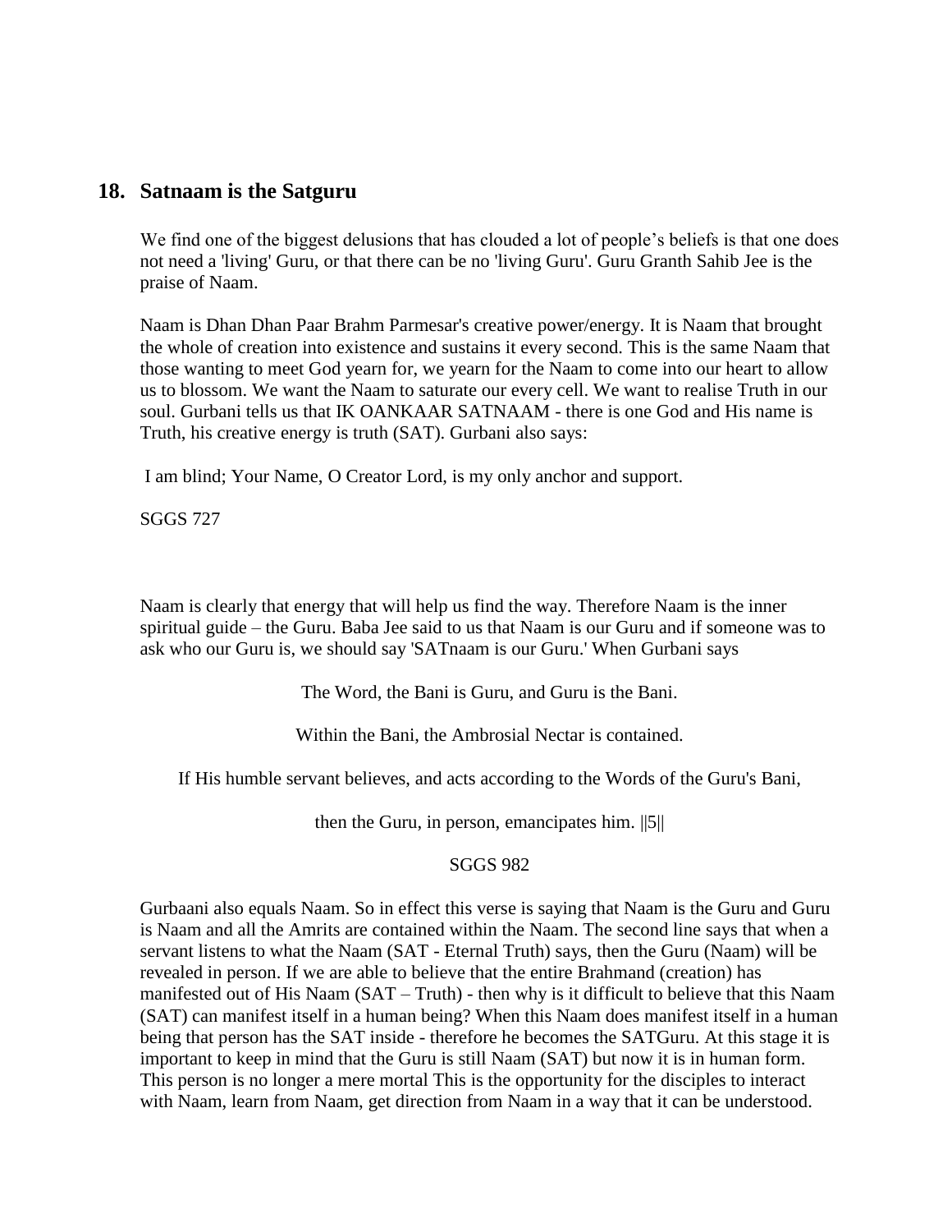## 18. Satnaam is the Satguru

We find one of the biggest delusions that has clouded a lot of people's beliefs is that one does not need a 'living' Guru, or that there can be no 'living Guru'. Guru Granth Sahib Jee is the praise of Naam.

Naam is Dhan Dhan Paar Brahm Parmesar's creative power/energy. It is Naam that brought the whole of creation into existence and sustains it every second. This is the same Naam that those wanting to meet God yearn for, we yearn for the Naam to come into our heart to allow us to blossom. We want the Naam to saturate our every cell. We want to realise Truth in our soul. Gurbani tells us that IK OANKAAR SATNAAM - there is one God and His name is Truth, his creative energy is truth (SAT). Gurbani also says:

I am blind; Your Name, O Creator Lord, is my only anchor and support.

SGGS 727

Naam is clearly that energy that will help us find the way. Therefore Naam is the inner spiritual guide – the Guru. Baba Jee said to us that Naam is our Guru and if someone was to ask who our Guru is, we should say 'SATnaam is our Guru.' When Gurbani says

The Word, the Bani is Guru, and Guru is the Bani.

Within the Bani, the Ambrosial Nectar is contained.

If His humble servant believes, and acts according to the Words of the Guru's Bani,

then the Guru, in person, emancipates him. ||5||

SGGS 982

Gurbaani also equals Naam. So in effect this verse is saying that Naam is the Guru and Guru is Naam and all the Amrits are contained within the Naam. The second line says that when a servant listens to what the Naam (SAT - Eternal Truth) says, then the Guru (Naam) will be revealed in person. If we are able to believe that the entire Brahmand (creation) has manifested out of His Naam (SAT – Truth) - then why is it difficult to believe that this Naam (SAT) can manifest itself in a human being? When this Naam does manifest itself in a human being that person has the SAT inside - therefore he becomes the SATGuru. At this stage it is important to keep in mind that the Guru is still Naam (SAT) but now it is in human form. This person is no longer a mere mortal This is the opportunity for the disciples to interact with Naam, learn from Naam, get direction from Naam in a way that it can be understood.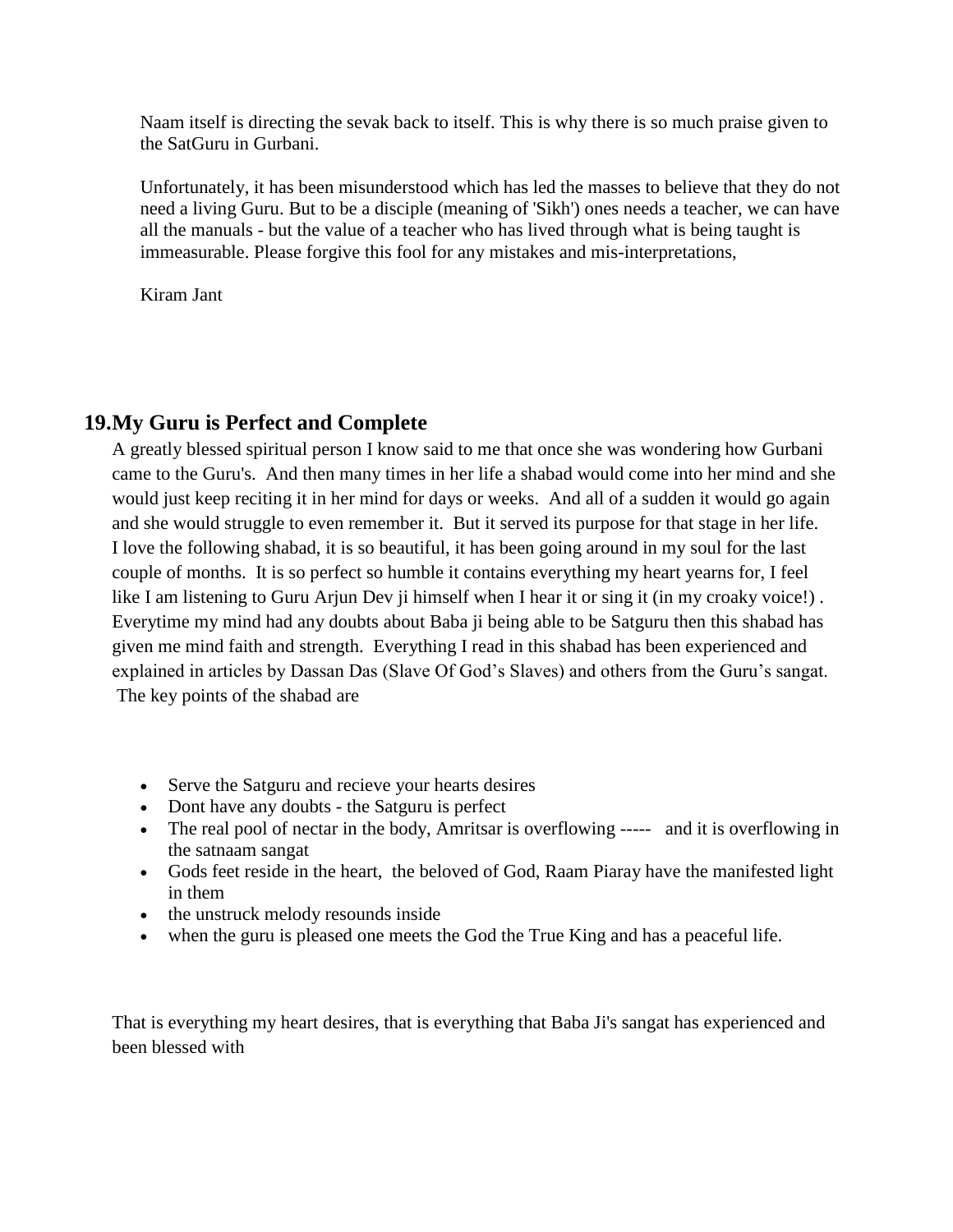Naam itself is directing the sevak back to itself. This is why there is so much praise given to the SatGuru in Gurbani.

Unfortunately, it has been misunderstood which has led the masses to believe that they do not need a living Guru. But to be a disciple (meaning of 'Sikh') ones needs a teacher, we can have all the manuals - but the value of a teacher who has lived through what is being taught is immeasurable. Please forgive this fool for any mistakes and mis-interpretations,

Kiram Jant

## 19. My Guru is Perfect and Complete

A greatly blessed spiritual person I know said to me that once she was wondering how Gurbani came to the Guru's. And then many times in her life a shabad would come into her mind and she would just keep reciting it in her mind for days or weeks. And all of a sudden it would go again and she would struggle to even remember it. But it served its purpose for that stage in her life. I love the following shabad, it is so beautiful, it has been going around in my soul for the last couple of months. It is so perfect so humble it contains everything my heart yearns for, I feel like I am listening to Guru Arjun Dev ji himself when I hear it or sing it (in my croaky voice!) . Everytime my mind had any doubts about Baba ji being able to be Satguru then this shabad has given me mind faith and strength. Everything I read in this shabad has been experienced and explained in articles by Dassan Das (Slave Of God's Slaves) and others from the Guru's sangat. The key points of the shabad are

- Serve the Satguru and recieve your hearts desires
- Dont have any doubts - the Satguru is perfect
- The real pool of nectar in the body, Amritsar is overflowing ----- and it is overflowing in the satnaam sangat
- Gods feet reside in the heart, the beloved of God, Raam Piaray have the manifested light in them
- the unstruck melody resounds inside
- when the guru is pleased one meets the God the True King and has a peaceful life.

That is everything my heart desires, that is everything that Baba Ji's sangat has experienced and been blessed with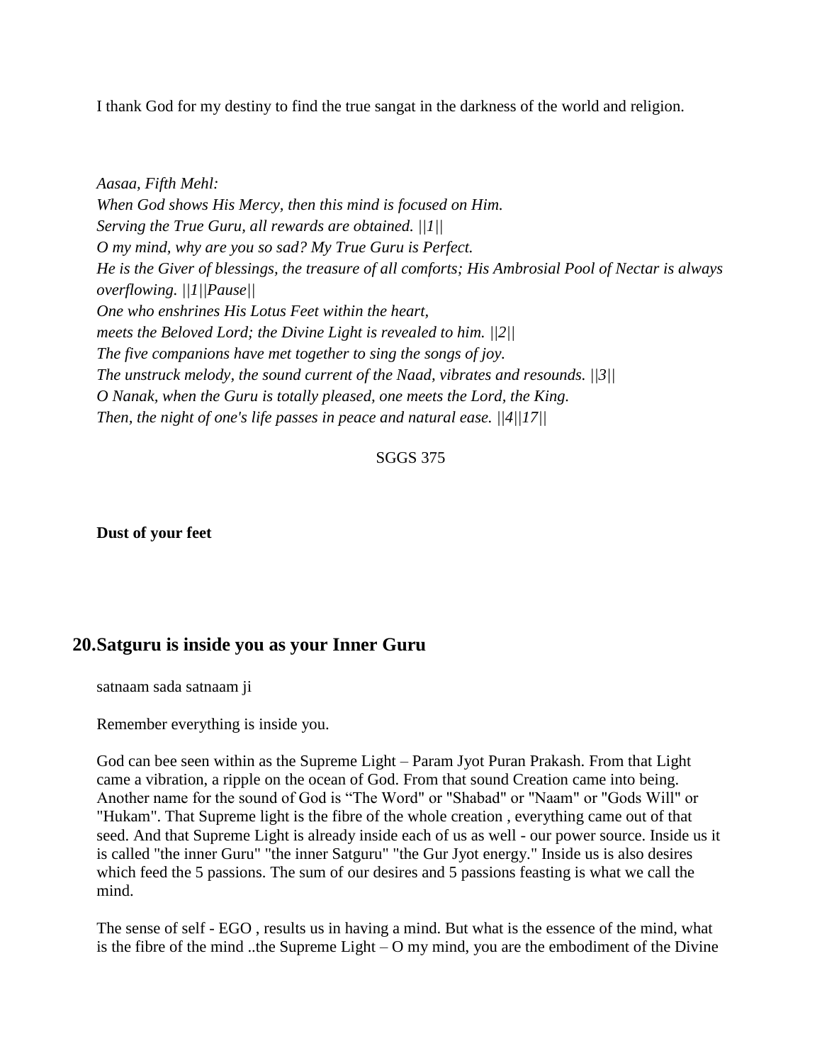I thank God for my destiny to find the true sangat in the darkness of the world and religion.

*Aasaa, Fifth Mehl:*
*When God shows His Mercy, then this mind is focused on Him.*
*Serving the True Guru, all rewards are obtained. ||1||*
*O my mind, why are you so sad? My True Guru is Perfect.*
*He is the Giver of blessings, the treasure of all comforts; His Ambrosial Pool of Nectar is always overflowing. ||1||Pause||*
*One who enshrines His Lotus Feet within the heart,*
*meets the Beloved Lord; the Divine Light is revealed to him. ||2||*
*The five companions have met together to sing the songs of joy.*
*The unstruck melody, the sound current of the Naad, vibrates and resounds. ||3||*
*O Nanak, when the Guru is totally pleased, one meets the Lord, the King.*
*Then, the night of one's life passes in peace and natural ease. ||4||17||*

SGGS 375

**Dust of your feet**

## 20. Satguru is inside you as your Inner Guru

satnaam sada satnaam ji

Remember everything is inside you.

God can bee seen within as the Supreme Light – Param Jyot Puran Prakash. From that Light came a vibration, a ripple on the ocean of God. From that sound Creation came into being. Another name for the sound of God is "The Word" or "Shabad" or "Naam" or "Gods Will" or "Hukam". That Supreme light is the fibre of the whole creation , everything came out of that seed. And that Supreme Light is already inside each of us as well - our power source. Inside us it is called "the inner Guru" "the inner Satguru" "the Gur Jyot energy." Inside us is also desires which feed the 5 passions. The sum of our desires and 5 passions feasting is what we call the mind.

The sense of self - EGO , results us in having a mind. But what is the essence of the mind, what is the fibre of the mind ..the Supreme Light – O my mind, you are the embodiment of the Divine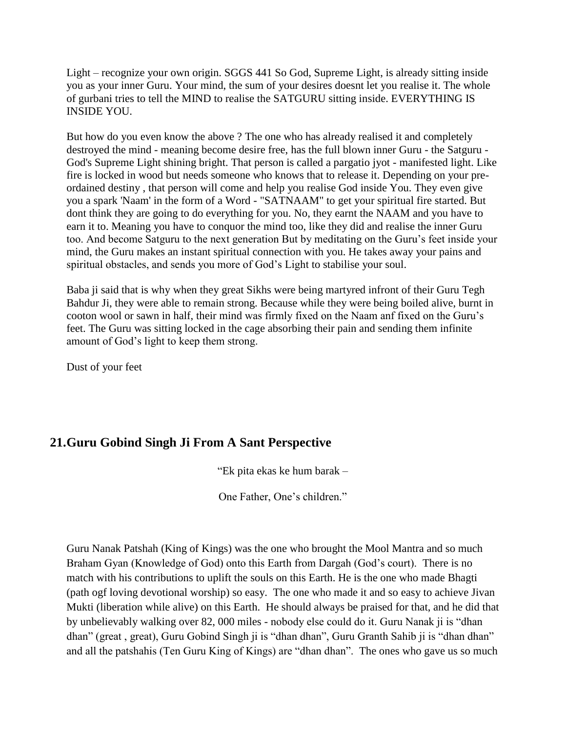Light – recognize your own origin. SGGS 441 So God, Supreme Light, is already sitting inside you as your inner Guru. Your mind, the sum of your desires doesnt let you realise it. The whole of gurbani tries to tell the MIND to realise the SATGURU sitting inside. EVERYTHING IS INSIDE YOU.

But how do you even know the above ? The one who has already realised it and completely destroyed the mind - meaning become desire free, has the full blown inner Guru - the Satguru - God's Supreme Light shining bright. That person is called a pargatio jyot - manifested light. Like fire is locked in wood but needs someone who knows that to release it. Depending on your pre-ordained destiny , that person will come and help you realise God inside You. They even give you a spark 'Naam' in the form of a Word - "SATNAAM" to get your spiritual fire started. But dont think they are going to do everything for you. No, they earnt the NAAM and you have to earn it to. Meaning you have to conquor the mind too, like they did and realise the inner Guru too. And become Satguru to the next generation But by meditating on the Guru's feet inside your mind, the Guru makes an instant spiritual connection with you. He takes away your pains and spiritual obstacles, and sends you more of God's Light to stabilise your soul.

Baba ji said that is why when they great Sikhs were being martyred infront of their Guru Tegh Bahdur Ji, they were able to remain strong. Because while they were being boiled alive, burnt in cooton wool or sawn in half, their mind was firmly fixed on the Naam anf fixed on the Guru's feet. The Guru was sitting locked in the cage absorbing their pain and sending them infinite amount of God's light to keep them strong.

Dust of your feet

## 21.Guru Gobind Singh Ji From A Sant Perspective

"Ek pita ekas ke hum barak –

One Father, One's children."

Guru Nanak Patshah (King of Kings) was the one who brought the Mool Mantra and so much Braham Gyan (Knowledge of God) onto this Earth from Dargah (God's court). There is no match with his contributions to uplift the souls on this Earth. He is the one who made Bhagti (path ogf loving devotional worship) so easy. The one who made it and so easy to achieve Jivan Mukti (liberation while alive) on this Earth. He should always be praised for that, and he did that by unbelievably walking over 82, 000 miles - nobody else could do it. Guru Nanak ji is "dhan dhan" (great , great), Guru Gobind Singh ji is "dhan dhan", Guru Granth Sahib ji is "dhan dhan" and all the patshahis (Ten Guru King of Kings) are "dhan dhan". The ones who gave us so much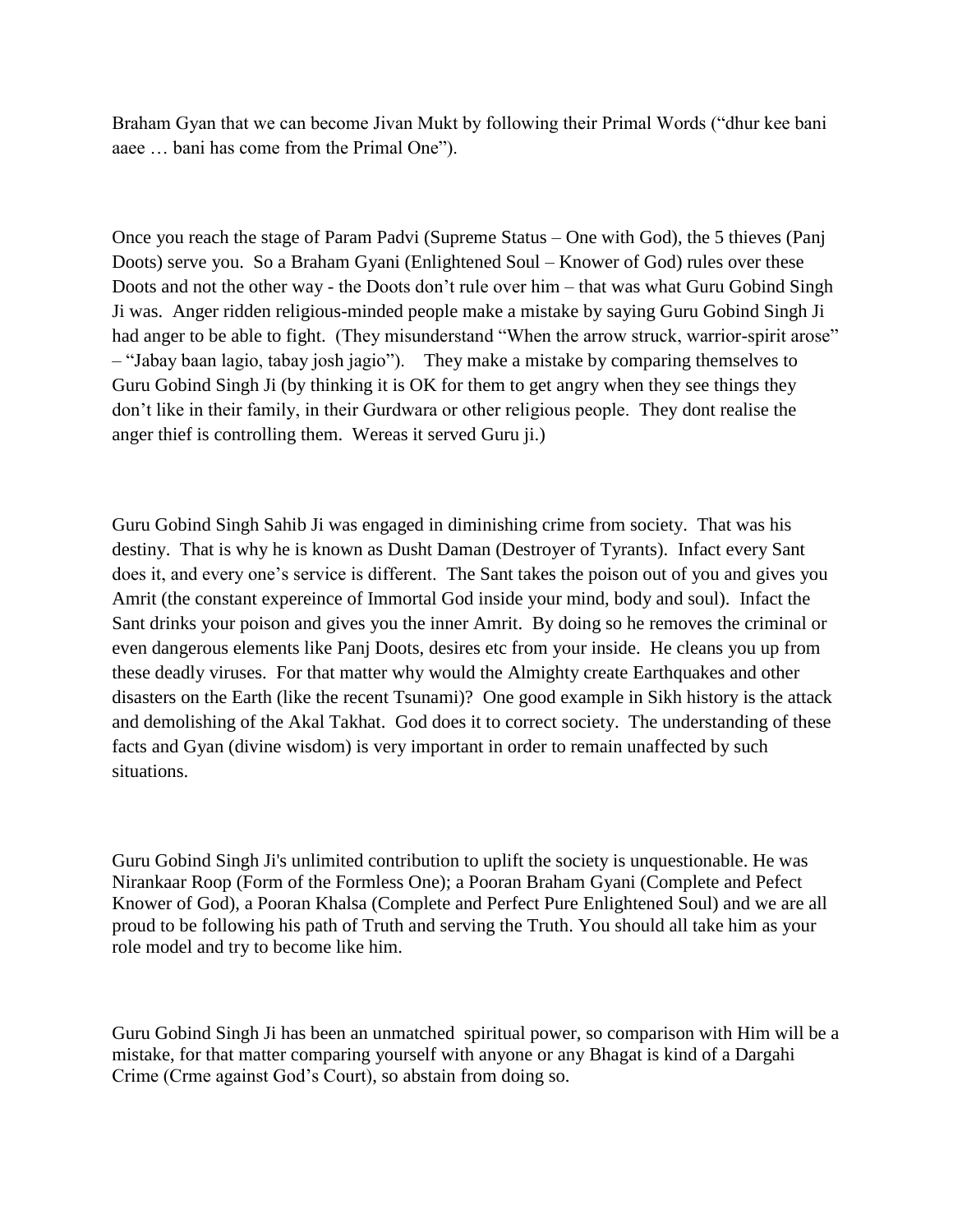Braham Gyan that we can become Jivan Mukt by following their Primal Words ("dhur kee bani aaee … bani has come from the Primal One").

Once you reach the stage of Param Padvi (Supreme Status – One with God), the 5 thieves (Panj Doots) serve you. So a Braham Gyani (Enlightened Soul – Knower of God) rules over these Doots and not the other way - the Doots don't rule over him – that was what Guru Gobind Singh Ji was. Anger ridden religious-minded people make a mistake by saying Guru Gobind Singh Ji had anger to be able to fight. (They misunderstand "When the arrow struck, warrior-spirit arose" – "Jabay baan lagio, tabay josh jagio"). They make a mistake by comparing themselves to Guru Gobind Singh Ji (by thinking it is OK for them to get angry when they see things they don't like in their family, in their Gurdwara or other religious people. They dont realise the anger thief is controlling them. Wereas it served Guru ji.)

Guru Gobind Singh Sahib Ji was engaged in diminishing crime from society. That was his destiny. That is why he is known as Dusht Daman (Destroyer of Tyrants). Infact every Sant does it, and every one's service is different. The Sant takes the poison out of you and gives you Amrit (the constant expereince of Immortal God inside your mind, body and soul). Infact the Sant drinks your poison and gives you the inner Amrit. By doing so he removes the criminal or even dangerous elements like Panj Doots, desires etc from your inside. He cleans you up from these deadly viruses. For that matter why would the Almighty create Earthquakes and other disasters on the Earth (like the recent Tsunami)? One good example in Sikh history is the attack and demolishing of the Akal Takhat. God does it to correct society. The understanding of these facts and Gyan (divine wisdom) is very important in order to remain unaffected by such situations.

Guru Gobind Singh Ji's unlimited contribution to uplift the society is unquestionable. He was Nirankaar Roop (Form of the Formless One); a Pooran Braham Gyani (Complete and Pefect Knower of God), a Pooran Khalsa (Complete and Perfect Pure Enlightened Soul) and we are all proud to be following his path of Truth and serving the Truth. You should all take him as your role model and try to become like him.

Guru Gobind Singh Ji has been an unmatched spiritual power, so comparison with Him will be a mistake, for that matter comparing yourself with anyone or any Bhagat is kind of a Dargahi Crime (Crme against God's Court), so abstain from doing so.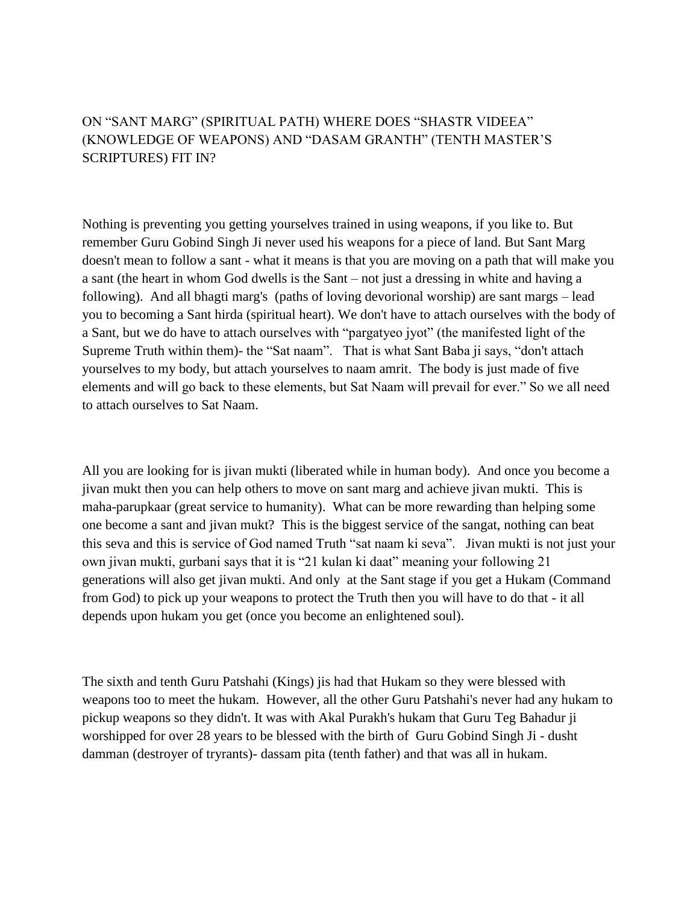## ON "SANT MARG" (SPIRITUAL PATH) WHERE DOES "SHASTR VIDEEA" (KNOWLEDGE OF WEAPONS) AND "DASAM GRANTH" (TENTH MASTER'S SCRIPTURES) FIT IN?

Nothing is preventing you getting yourselves trained in using weapons, if you like to. But remember Guru Gobind Singh Ji never used his weapons for a piece of land. But Sant Marg doesn't mean to follow a sant - what it means is that you are moving on a path that will make you a sant (the heart in whom God dwells is the Sant – not just a dressing in white and having a following). And all bhagti marg's (paths of loving devorional worship) are sant margs – lead you to becoming a Sant hirda (spiritual heart). We don't have to attach ourselves with the body of a Sant, but we do have to attach ourselves with "pargatyeo jyot" (the manifested light of the Supreme Truth within them)- the "Sat naam". That is what Sant Baba ji says, "don't attach yourselves to my body, but attach yourselves to naam amrit. The body is just made of five elements and will go back to these elements, but Sat Naam will prevail for ever." So we all need to attach ourselves to Sat Naam.

All you are looking for is jivan mukti (liberated while in human body). And once you become a jivan mukt then you can help others to move on sant marg and achieve jivan mukti. This is maha-parupkaar (great service to humanity). What can be more rewarding than helping some one become a sant and jivan mukt? This is the biggest service of the sangat, nothing can beat this seva and this is service of God named Truth "sat naam ki seva". Jivan mukti is not just your own jivan mukti, gurbani says that it is "21 kulan ki daat" meaning your following 21 generations will also get jivan mukti. And only at the Sant stage if you get a Hukam (Command from God) to pick up your weapons to protect the Truth then you will have to do that - it all depends upon hukam you get (once you become an enlightened soul).

The sixth and tenth Guru Patshahi (Kings) jis had that Hukam so they were blessed with weapons too to meet the hukam. However, all the other Guru Patshahi's never had any hukam to pickup weapons so they didn't. It was with Akal Purakh's hukam that Guru Teg Bahadur ji worshipped for over 28 years to be blessed with the birth of Guru Gobind Singh Ji - dusht damman (destroyer of tryrants)- dassam pita (tenth father) and that was all in hukam.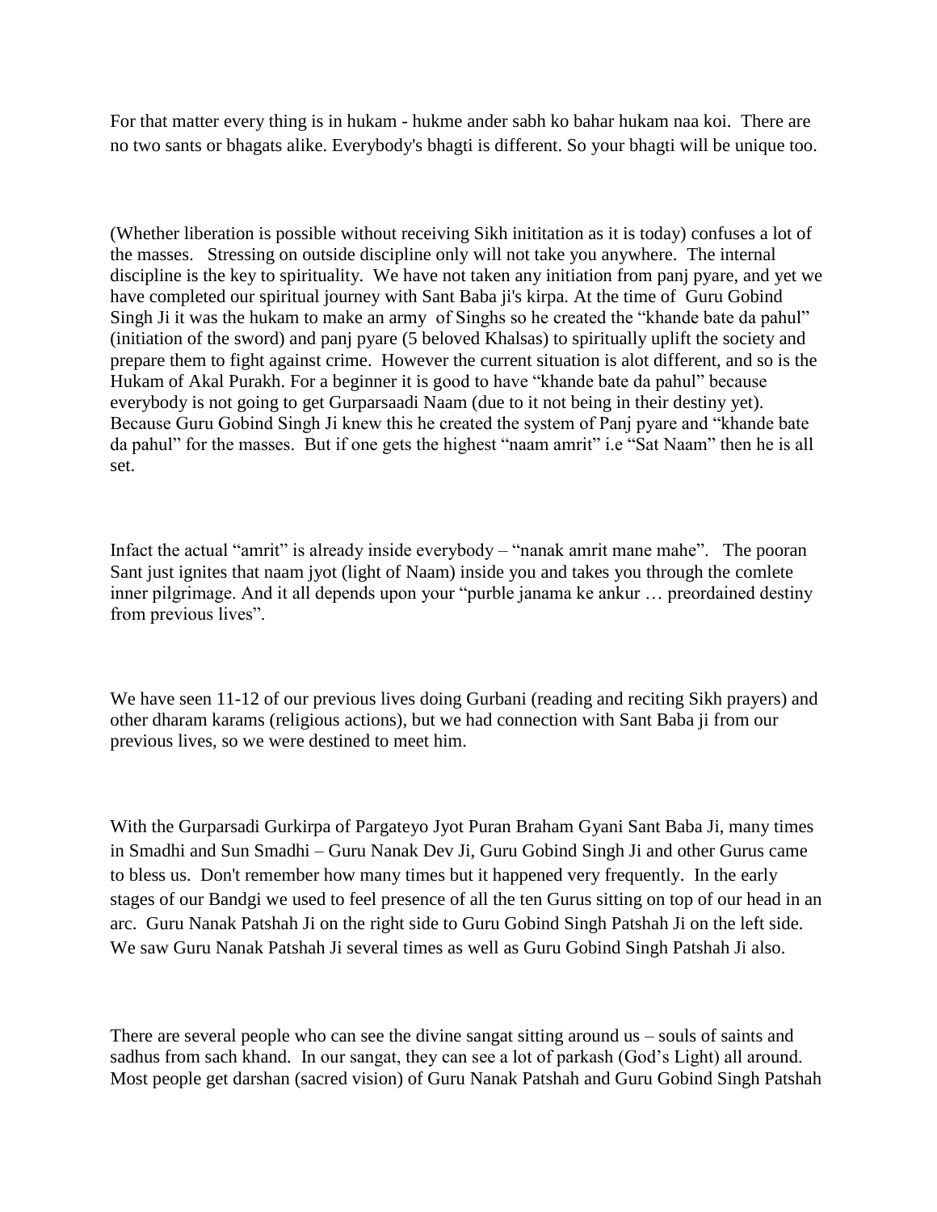For that matter every thing is in hukam - hukme ander sabh ko bahar hukam naa koi. There are no two sants or bhagats alike. Everybody's bhagti is different. So your bhagti will be unique too.

(Whether liberation is possible without receiving Sikh inititation as it is today) confuses a lot of the masses. Stressing on outside discipline only will not take you anywhere. The internal discipline is the key to spirituality. We have not taken any initiation from panj pyare, and yet we have completed our spiritual journey with Sant Baba ji's kirpa. At the time of Guru Gobind Singh Ji it was the hukam to make an army of Singhs so he created the "khande bate da pahul" (initiation of the sword) and panj pyare (5 beloved Khalsas) to spiritually uplift the society and prepare them to fight against crime. However the current situation is alot different, and so is the Hukam of Akal Purakh. For a beginner it is good to have "khande bate da pahul" because everybody is not going to get Gurparsaadi Naam (due to it not being in their destiny yet). Because Guru Gobind Singh Ji knew this he created the system of Panj pyare and "khande bate da pahul" for the masses. But if one gets the highest "naam amrit" i.e "Sat Naam" then he is all set.

Infact the actual "amrit" is already inside everybody – "nanak amrit mane mahe". The pooran Sant just ignites that naam jyot (light of Naam) inside you and takes you through the comlete inner pilgrimage. And it all depends upon your "purble janama ke ankur … preordained destiny from previous lives".

We have seen 11-12 of our previous lives doing Gurbani (reading and reciting Sikh prayers) and other dharam karams (religious actions), but we had connection with Sant Baba ji from our previous lives, so we were destined to meet him.

With the Gurparsadi Gurkirpa of Pargateyo Jyot Puran Braham Gyani Sant Baba Ji, many times in Smadhi and Sun Smadhi – Guru Nanak Dev Ji, Guru Gobind Singh Ji and other Gurus came to bless us. Don't remember how many times but it happened very frequently. In the early stages of our Bandgi we used to feel presence of all the ten Gurus sitting on top of our head in an arc. Guru Nanak Patshah Ji on the right side to Guru Gobind Singh Patshah Ji on the left side. We saw Guru Nanak Patshah Ji several times as well as Guru Gobind Singh Patshah Ji also.

There are several people who can see the divine sangat sitting around us – souls of saints and sadhus from sach khand. In our sangat, they can see a lot of parkash (God's Light) all around. Most people get darshan (sacred vision) of Guru Nanak Patshah and Guru Gobind Singh Patshah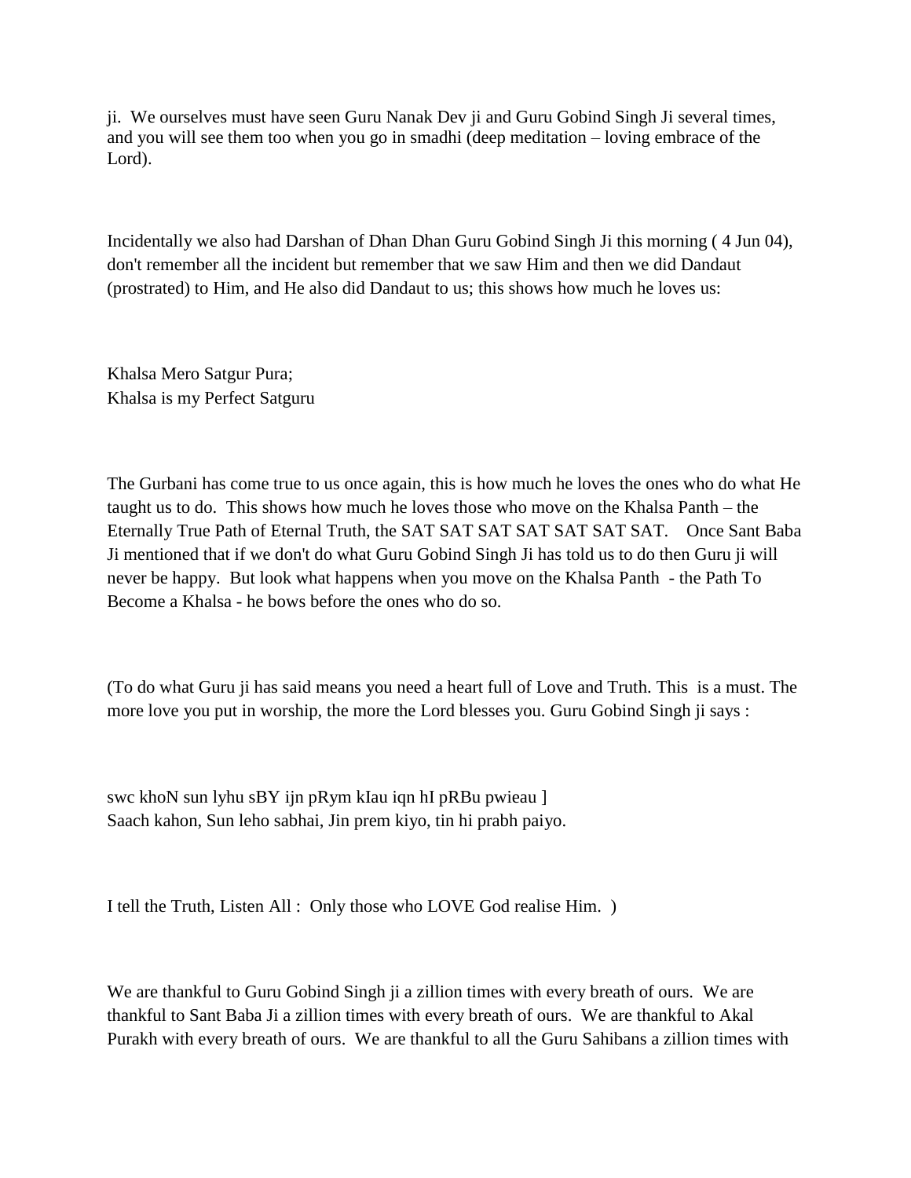ji. We ourselves must have seen Guru Nanak Dev ji and Guru Gobind Singh Ji several times, and you will see them too when you go in smadhi (deep meditation – loving embrace of the Lord).

Incidentally we also had Darshan of Dhan Dhan Guru Gobind Singh Ji this morning ( 4 Jun 04), don't remember all the incident but remember that we saw Him and then we did Dandaut (prostrated) to Him, and He also did Dandaut to us; this shows how much he loves us:

Khalsa Mero Satgur Pura;
Khalsa is my Perfect Satguru

The Gurbani has come true to us once again, this is how much he loves the ones who do what He taught us to do. This shows how much he loves those who move on the Khalsa Panth – the Eternally True Path of Eternal Truth, the SAT SAT SAT SAT SAT SAT SAT. Once Sant Baba Ji mentioned that if we don't do what Guru Gobind Singh Ji has told us to do then Guru ji will never be happy. But look what happens when you move on the Khalsa Panth - the Path To Become a Khalsa - he bows before the ones who do so.

(To do what Guru ji has said means you need a heart full of Love and Truth. This is a must. The more love you put in worship, the more the Lord blesses you. Guru Gobind Singh ji says :

swc khoN sun lyhu sBY ijn pRym kIau iqn hI pRBu pwieau ]
Saach kahon, Sun leho sabhai, Jin prem kiyo, tin hi prabh paiyo.

I tell the Truth, Listen All : Only those who LOVE God realise Him. )

We are thankful to Guru Gobind Singh ji a zillion times with every breath of ours. We are thankful to Sant Baba Ji a zillion times with every breath of ours. We are thankful to Akal Purakh with every breath of ours. We are thankful to all the Guru Sahibans a zillion times with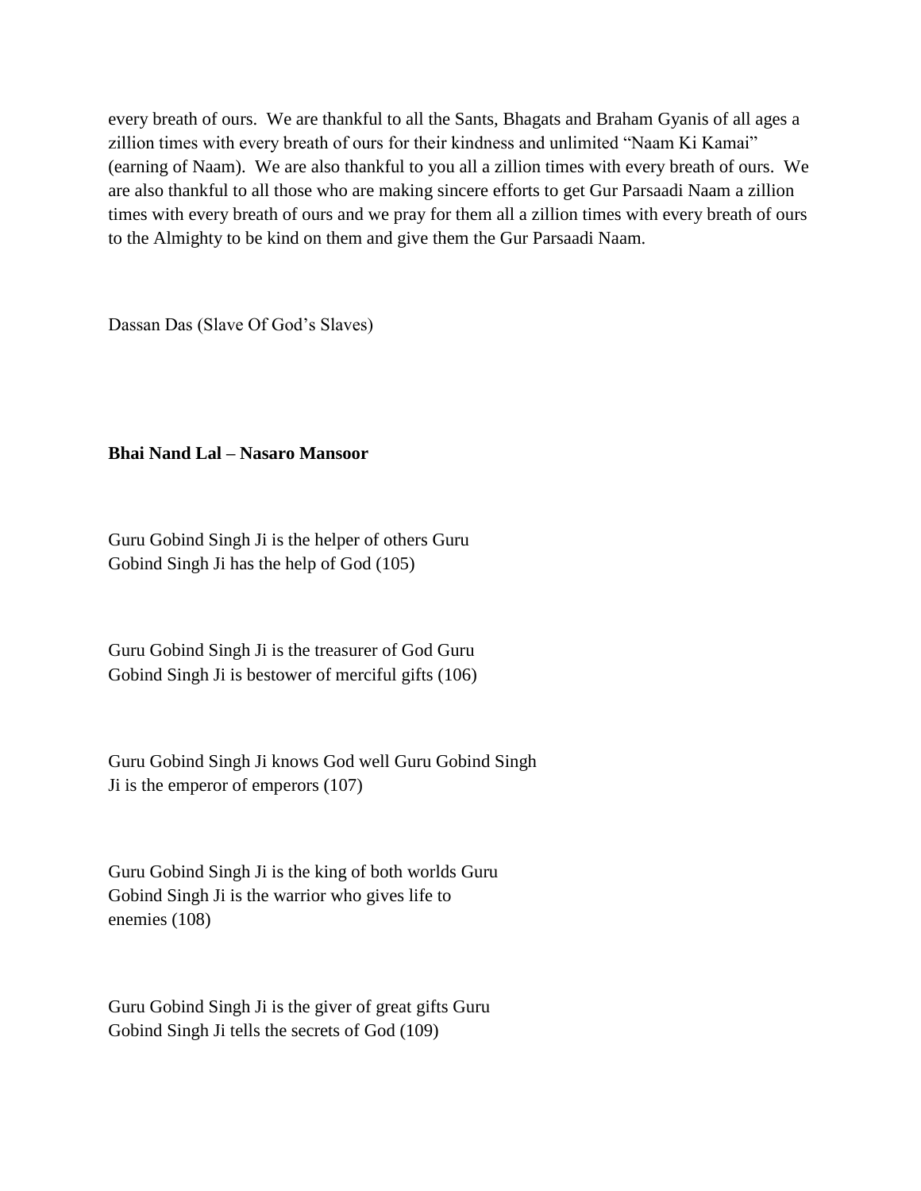every breath of ours. We are thankful to all the Sants, Bhagats and Braham Gyanis of all ages a zillion times with every breath of ours for their kindness and unlimited "Naam Ki Kamai" (earning of Naam). We are also thankful to you all a zillion times with every breath of ours. We are also thankful to all those who are making sincere efforts to get Gur Parsaadi Naam a zillion times with every breath of ours and we pray for them all a zillion times with every breath of ours to the Almighty to be kind on them and give them the Gur Parsaadi Naam.

Dassan Das (Slave Of God's Slaves)

**Bhai Nand Lal – Nasaro Mansoor**

Guru Gobind Singh Ji is the helper of others Guru Gobind Singh Ji has the help of God (105)

Guru Gobind Singh Ji is the treasurer of God Guru Gobind Singh Ji is bestower of merciful gifts (106)

Guru Gobind Singh Ji knows God well Guru Gobind Singh Ji is the emperor of emperors (107)

Guru Gobind Singh Ji is the king of both worlds Guru Gobind Singh Ji is the warrior who gives life to enemies (108)

Guru Gobind Singh Ji is the giver of great gifts Guru Gobind Singh Ji tells the secrets of God (109)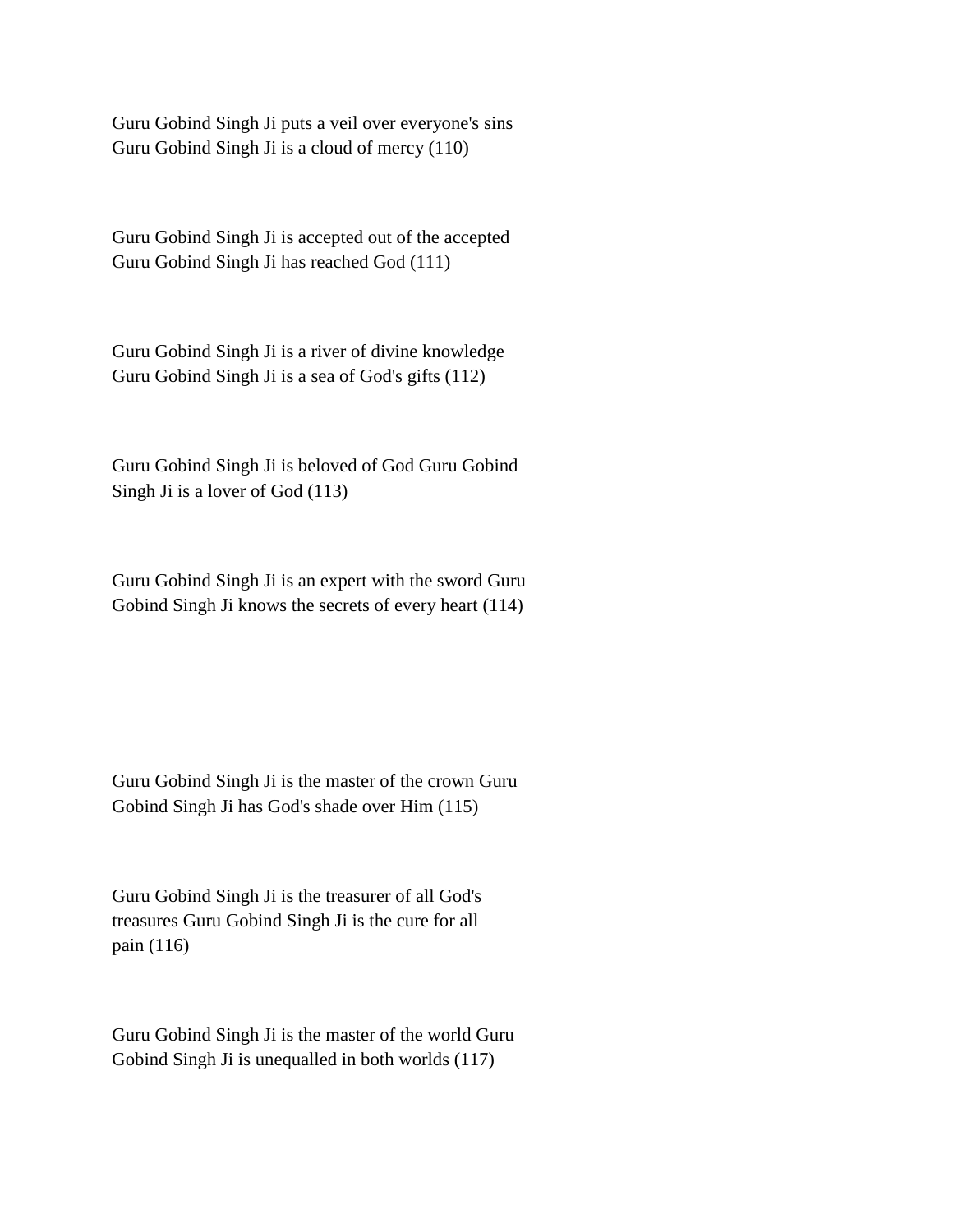Guru Gobind Singh Ji puts a veil over everyone's sins
Guru Gobind Singh Ji is a cloud of mercy (110)

Guru Gobind Singh Ji is accepted out of the accepted
Guru Gobind Singh Ji has reached God (111)

Guru Gobind Singh Ji is a river of divine knowledge
Guru Gobind Singh Ji is a sea of God's gifts (112)

Guru Gobind Singh Ji is beloved of God Guru Gobind Singh Ji is a lover of God (113)

Guru Gobind Singh Ji is an expert with the sword Guru Gobind Singh Ji knows the secrets of every heart (114)

Guru Gobind Singh Ji is the master of the crown Guru Gobind Singh Ji has God's shade over Him (115)

Guru Gobind Singh Ji is the treasurer of all God's treasures Guru Gobind Singh Ji is the cure for all pain (116)

Guru Gobind Singh Ji is the master of the world Guru Gobind Singh Ji is unequalled in both worlds (117)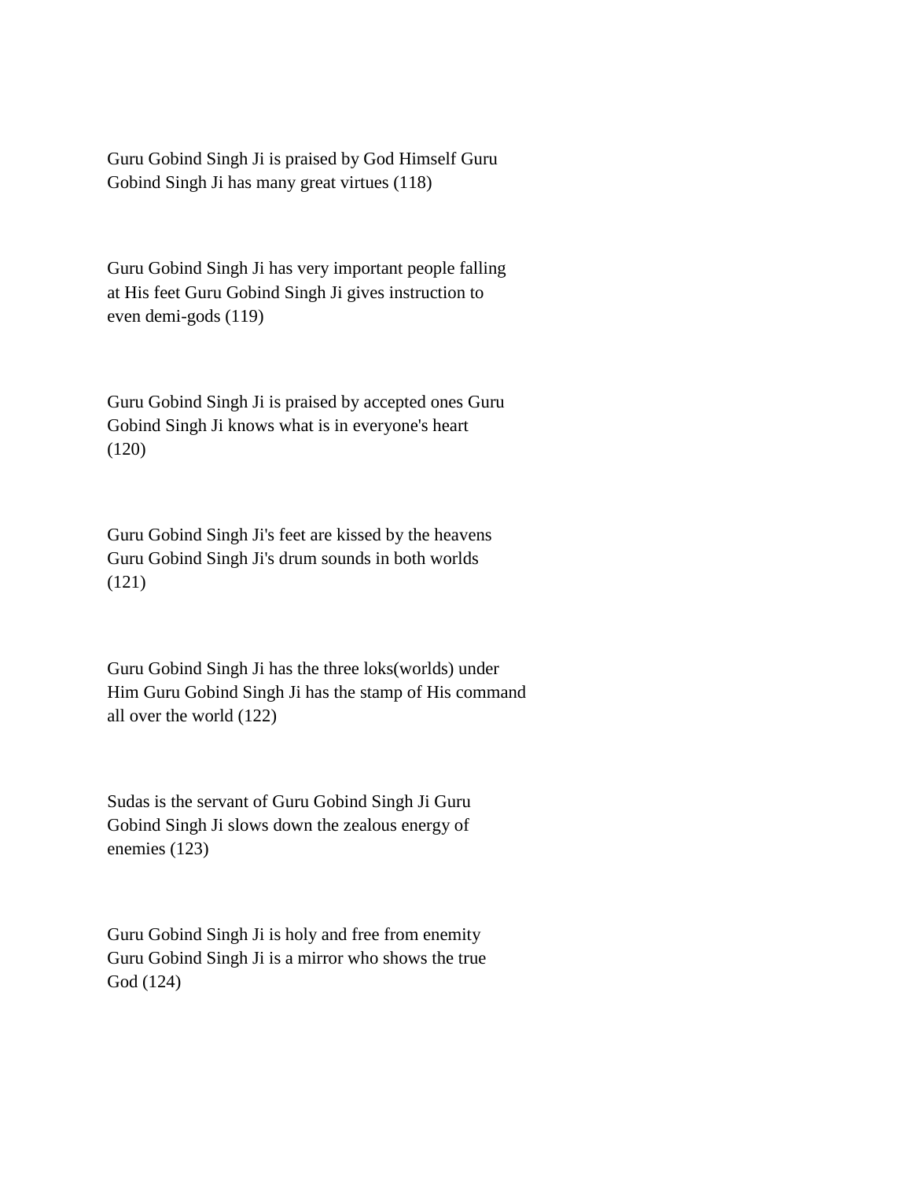Guru Gobind Singh Ji is praised by God Himself Guru Gobind Singh Ji has many great virtues (118)

Guru Gobind Singh Ji has very important people falling at His feet Guru Gobind Singh Ji gives instruction to even demi-gods (119)

Guru Gobind Singh Ji is praised by accepted ones Guru Gobind Singh Ji knows what is in everyone's heart (120)

Guru Gobind Singh Ji's feet are kissed by the heavens Guru Gobind Singh Ji's drum sounds in both worlds (121)

Guru Gobind Singh Ji has the three loks(worlds) under Him Guru Gobind Singh Ji has the stamp of His command all over the world (122)

Sudas is the servant of Guru Gobind Singh Ji Guru Gobind Singh Ji slows down the zealous energy of enemies (123)

Guru Gobind Singh Ji is holy and free from enemity Guru Gobind Singh Ji is a mirror who shows the true God (124)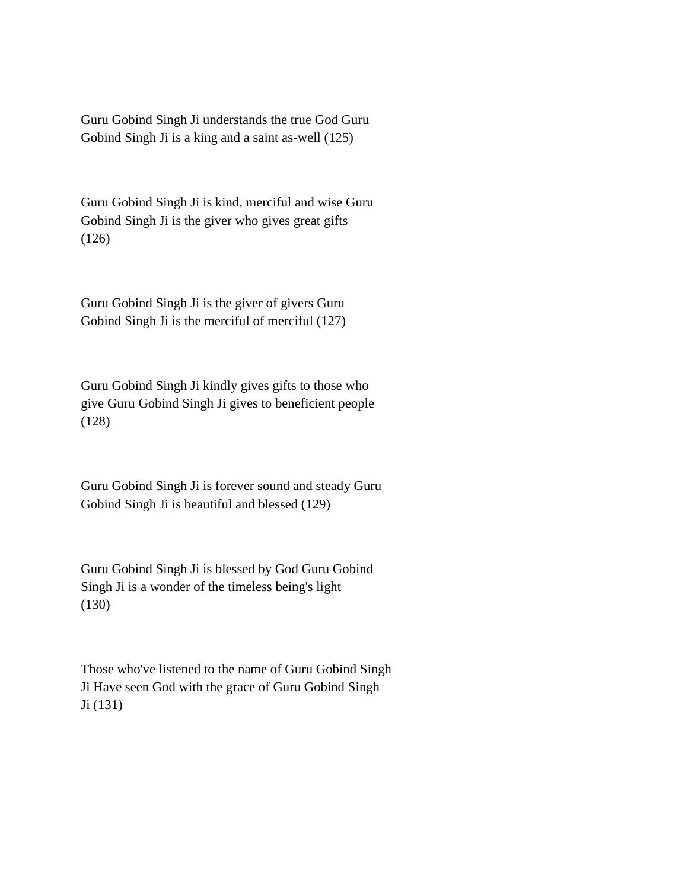Guru Gobind Singh Ji understands the true God Guru Gobind Singh Ji is a king and a saint as-well (125)

Guru Gobind Singh Ji is kind, merciful and wise Guru Gobind Singh Ji is the giver who gives great gifts (126)

Guru Gobind Singh Ji is the giver of givers Guru Gobind Singh Ji is the merciful of merciful (127)

Guru Gobind Singh Ji kindly gives gifts to those who give Guru Gobind Singh Ji gives to beneficient people (128)

Guru Gobind Singh Ji is forever sound and steady Guru Gobind Singh Ji is beautiful and blessed (129)

Guru Gobind Singh Ji is blessed by God Guru Gobind Singh Ji is a wonder of the timeless being's light (130)

Those who've listened to the name of Guru Gobind Singh Ji Have seen God with the grace of Guru Gobind Singh Ji (131)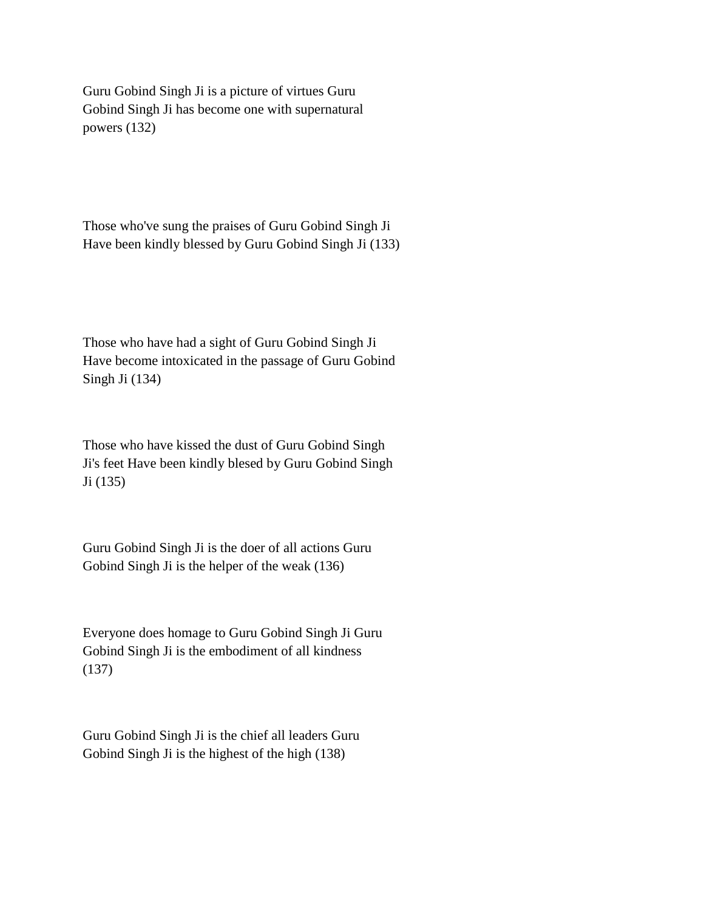Guru Gobind Singh Ji is a picture of virtues Guru Gobind Singh Ji has become one with supernatural powers (132)

Those who've sung the praises of Guru Gobind Singh Ji Have been kindly blessed by Guru Gobind Singh Ji (133)

Those who have had a sight of Guru Gobind Singh Ji Have become intoxicated in the passage of Guru Gobind Singh Ji (134)

Those who have kissed the dust of Guru Gobind Singh Ji's feet Have been kindly blesed by Guru Gobind Singh Ji (135)

Guru Gobind Singh Ji is the doer of all actions Guru Gobind Singh Ji is the helper of the weak (136)

Everyone does homage to Guru Gobind Singh Ji Guru Gobind Singh Ji is the embodiment of all kindness (137)

Guru Gobind Singh Ji is the chief all leaders Guru Gobind Singh Ji is the highest of the high (138)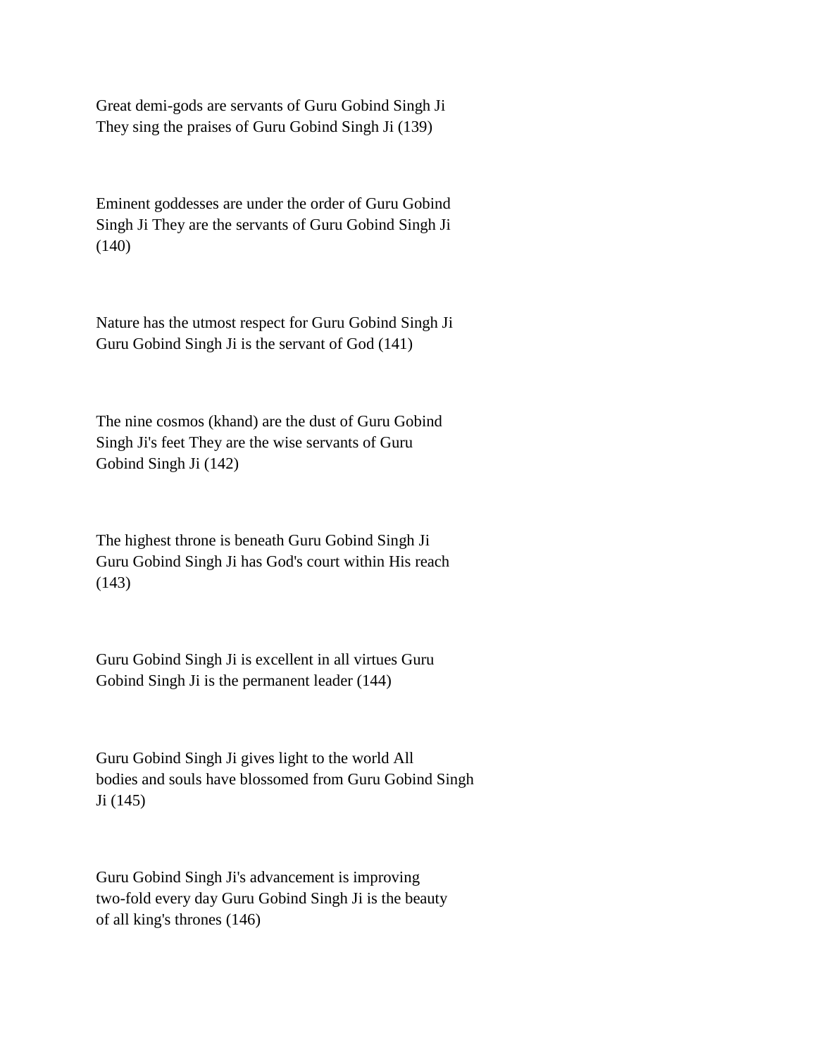Great demi-gods are servants of Guru Gobind Singh Ji They sing the praises of Guru Gobind Singh Ji (139)

Eminent goddesses are under the order of Guru Gobind Singh Ji They are the servants of Guru Gobind Singh Ji (140)

Nature has the utmost respect for Guru Gobind Singh Ji Guru Gobind Singh Ji is the servant of God (141)

The nine cosmos (khand) are the dust of Guru Gobind Singh Ji's feet They are the wise servants of Guru Gobind Singh Ji (142)

The highest throne is beneath Guru Gobind Singh Ji Guru Gobind Singh Ji has God's court within His reach (143)

Guru Gobind Singh Ji is excellent in all virtues Guru Gobind Singh Ji is the permanent leader (144)

Guru Gobind Singh Ji gives light to the world All bodies and souls have blossomed from Guru Gobind Singh Ji (145)

Guru Gobind Singh Ji's advancement is improving two-fold every day Guru Gobind Singh Ji is the beauty of all king's thrones (146)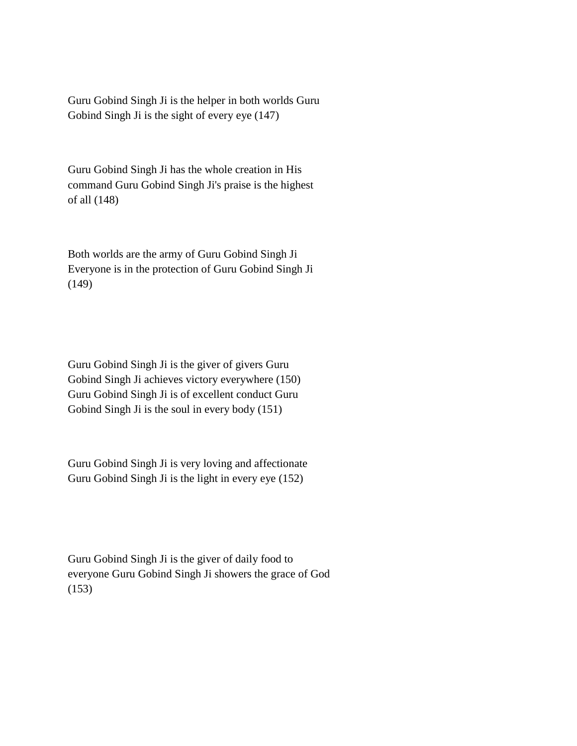Guru Gobind Singh Ji is the helper in both worlds Guru Gobind Singh Ji is the sight of every eye (147)

Guru Gobind Singh Ji has the whole creation in His command Guru Gobind Singh Ji's praise is the highest of all (148)

Both worlds are the army of Guru Gobind Singh Ji Everyone is in the protection of Guru Gobind Singh Ji (149)

Guru Gobind Singh Ji is the giver of givers Guru Gobind Singh Ji achieves victory everywhere (150) Guru Gobind Singh Ji is of excellent conduct Guru Gobind Singh Ji is the soul in every body (151)

Guru Gobind Singh Ji is very loving and affectionate Guru Gobind Singh Ji is the light in every eye (152)

Guru Gobind Singh Ji is the giver of daily food to everyone Guru Gobind Singh Ji showers the grace of God (153)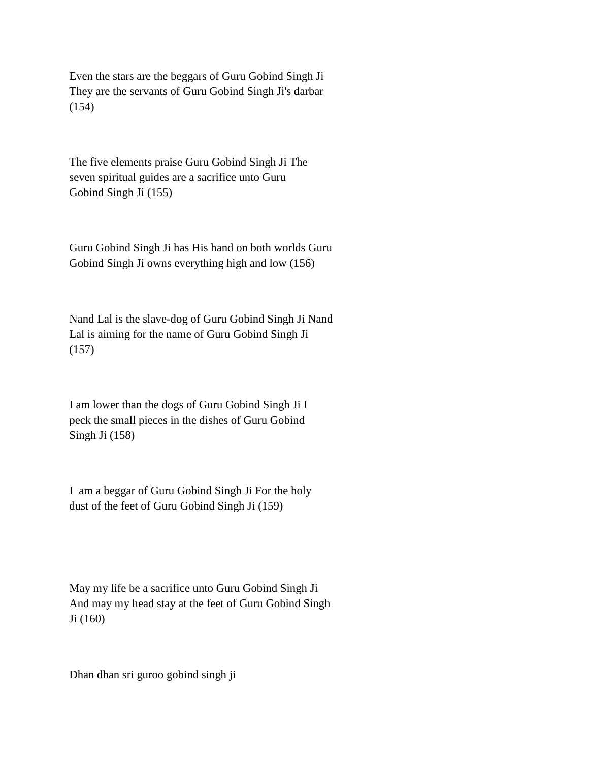Even the stars are the beggars of Guru Gobind Singh Ji They are the servants of Guru Gobind Singh Ji's darbar (154)

The five elements praise Guru Gobind Singh Ji The seven spiritual guides are a sacrifice unto Guru Gobind Singh Ji (155)

Guru Gobind Singh Ji has His hand on both worlds Guru Gobind Singh Ji owns everything high and low (156)

Nand Lal is the slave-dog of Guru Gobind Singh Ji Nand Lal is aiming for the name of Guru Gobind Singh Ji (157)

I am lower than the dogs of Guru Gobind Singh Ji I peck the small pieces in the dishes of Guru Gobind Singh Ji (158)

I am a beggar of Guru Gobind Singh Ji For the holy dust of the feet of Guru Gobind Singh Ji (159)

May my life be a sacrifice unto Guru Gobind Singh Ji And may my head stay at the feet of Guru Gobind Singh Ji (160)

Dhan dhan sri guroo gobind singh ji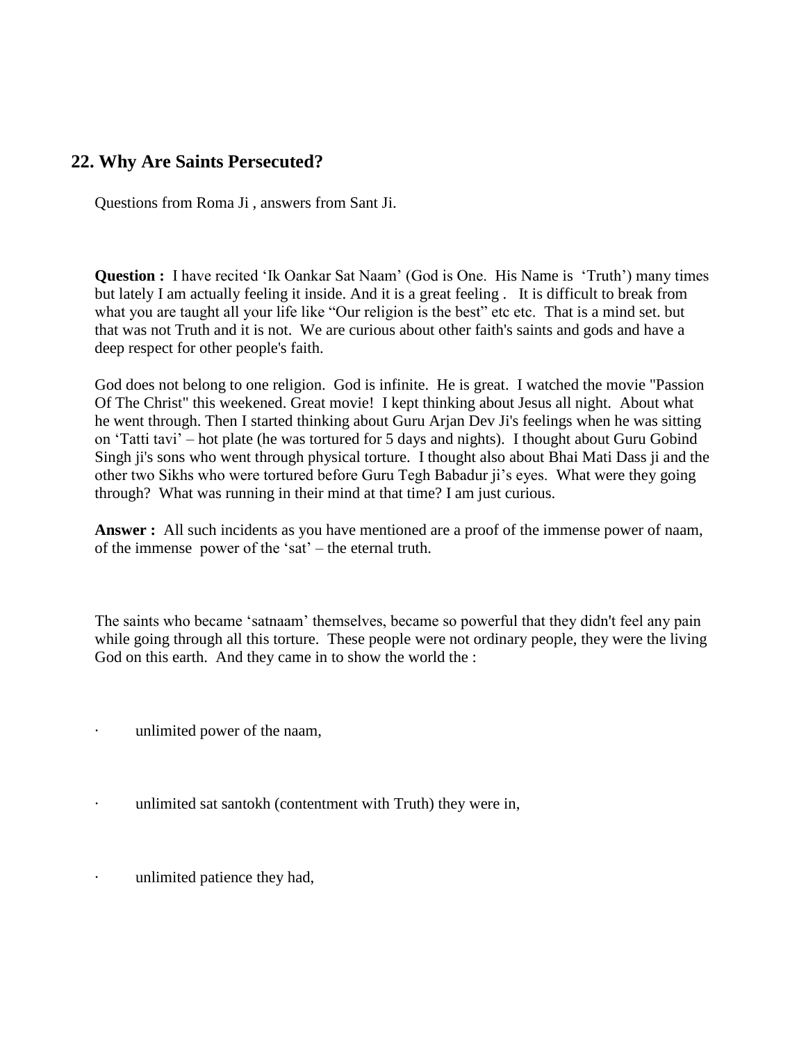## 22. Why Are Saints Persecuted?

Questions from Roma Ji , answers from Sant Ji.

**Question :** I have recited 'Ik Oankar Sat Naam' (God is One. His Name is 'Truth') many times but lately I am actually feeling it inside. And it is a great feeling . It is difficult to break from what you are taught all your life like "Our religion is the best" etc etc. That is a mind set. but that was not Truth and it is not. We are curious about other faith's saints and gods and have a deep respect for other people's faith.

God does not belong to one religion. God is infinite. He is great. I watched the movie "Passion Of The Christ" this weekened. Great movie! I kept thinking about Jesus all night. About what he went through. Then I started thinking about Guru Arjan Dev Ji's feelings when he was sitting on 'Tatti tavi' – hot plate (he was tortured for 5 days and nights). I thought about Guru Gobind Singh ji's sons who went through physical torture. I thought also about Bhai Mati Dass ji and the other two Sikhs who were tortured before Guru Tegh Babadur ji's eyes. What were they going through? What was running in their mind at that time? I am just curious.

**Answer :** All such incidents as you have mentioned are a proof of the immense power of naam, of the immense power of the 'sat' – the eternal truth.

The saints who became 'satnaam' themselves, became so powerful that they didn't feel any pain while going through all this torture. These people were not ordinary people, they were the living God on this earth. And they came in to show the world the :

- unlimited power of the naam,
- unlimited sat santokh (contentment with Truth) they were in,
- unlimited patience they had,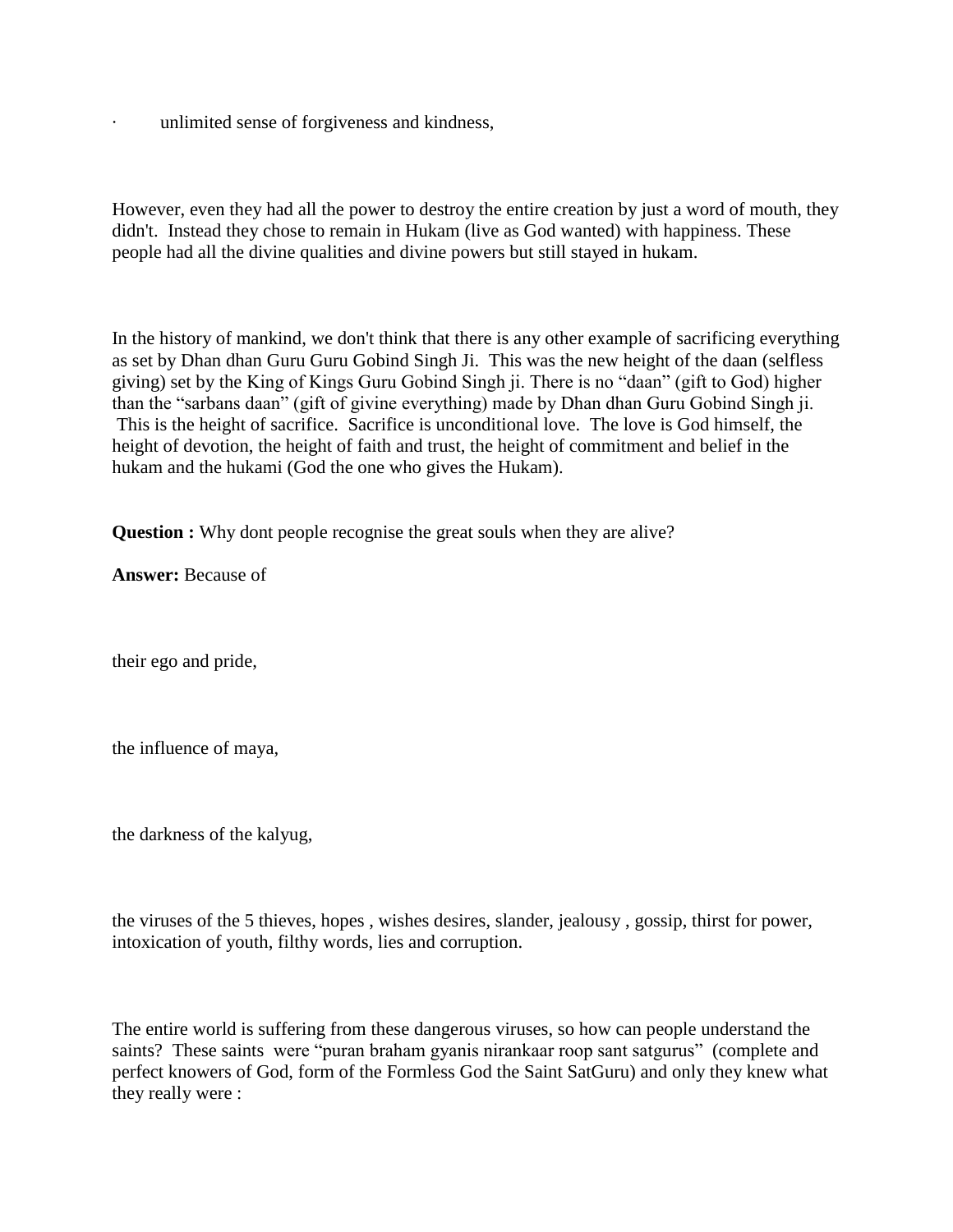- unlimited sense of forgiveness and kindness,

However, even they had all the power to destroy the entire creation by just a word of mouth, they didn't. Instead they chose to remain in Hukam (live as God wanted) with happiness. These people had all the divine qualities and divine powers but still stayed in hukam.

In the history of mankind, we don't think that there is any other example of sacrificing everything as set by Dhan dhan Guru Guru Gobind Singh Ji. This was the new height of the daan (selfless giving) set by the King of Kings Guru Gobind Singh ji. There is no "daan" (gift to God) higher than the "sarbans daan" (gift of givine everything) made by Dhan dhan Guru Gobind Singh ji. This is the height of sacrifice. Sacrifice is unconditional love. The love is God himself, the height of devotion, the height of faith and trust, the height of commitment and belief in the hukam and the hukami (God the one who gives the Hukam).

**Question :** Why dont people recognise the great souls when they are alive?

**Answer:** Because of

their ego and pride,

the influence of maya,

the darkness of the kalyug,

the viruses of the 5 thieves, hopes , wishes desires, slander, jealousy , gossip, thirst for power, intoxication of youth, filthy words, lies and corruption.

The entire world is suffering from these dangerous viruses, so how can people understand the saints? These saints were "puran braham gyanis nirankaar roop sant satgurus" (complete and perfect knowers of God, form of the Formless God the Saint SatGuru) and only they knew what they really were :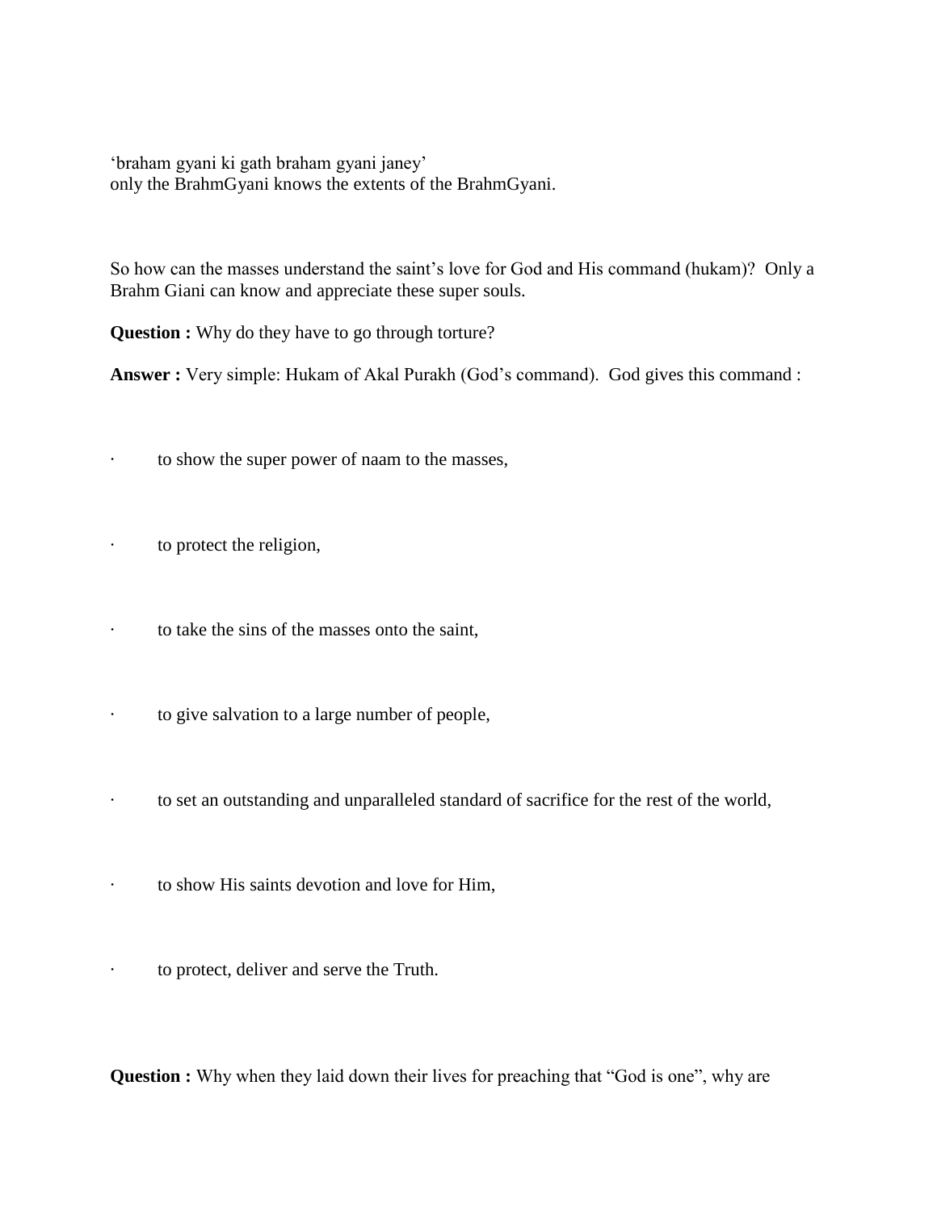'braham gyani ki gath braham gyani janey'
only the BrahmGyani knows the extents of the BrahmGyani.

So how can the masses understand the saint's love for God and His command (hukam)? Only a Brahm Giani can know and appreciate these super souls.

**Question :** Why do they have to go through torture?

**Answer :** Very simple: Hukam of Akal Purakh (God's command). God gives this command :

- to show the super power of naam to the masses,
- to protect the religion,
- to take the sins of the masses onto the saint,
- to give salvation to a large number of people,
- to set an outstanding and unparalleled standard of sacrifice for the rest of the world,
- to show His saints devotion and love for Him,
- to protect, deliver and serve the Truth.

**Question :** Why when they laid down their lives for preaching that "God is one", why are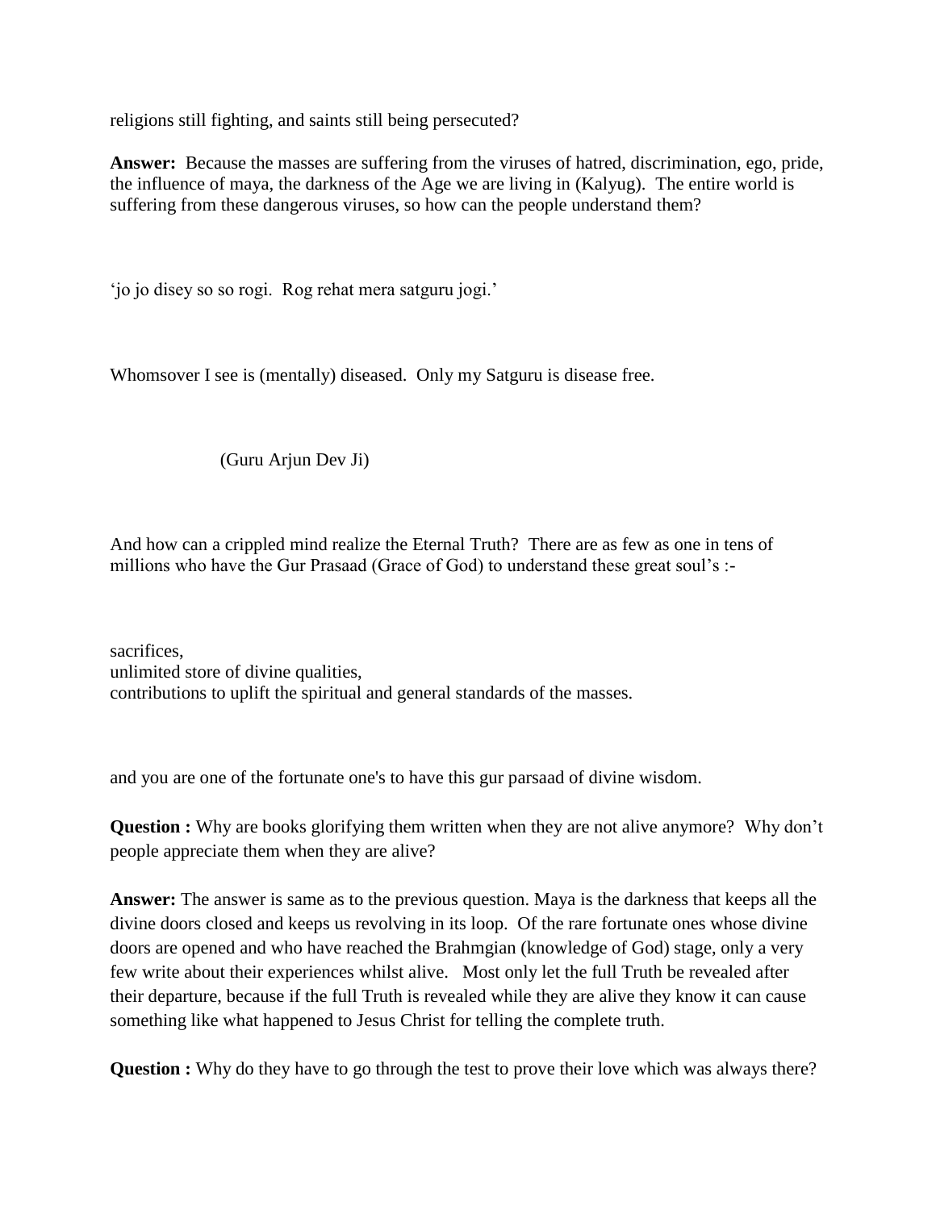religions still fighting, and saints still being persecuted?

**Answer:** Because the masses are suffering from the viruses of hatred, discrimination, ego, pride, the influence of maya, the darkness of the Age we are living in (Kalyug). The entire world is suffering from these dangerous viruses, so how can the people understand them?

'jo jo disey so so rogi. Rog rehat mera satguru jogi.'

Whomsover I see is (mentally) diseased. Only my Satguru is disease free.

(Guru Arjun Dev Ji)

And how can a crippled mind realize the Eternal Truth? There are as few as one in tens of millions who have the Gur Prasaad (Grace of God) to understand these great soul's :-

sacrifices,
unlimited store of divine qualities,
contributions to uplift the spiritual and general standards of the masses.

and you are one of the fortunate one's to have this gur parsaad of divine wisdom.

**Question :** Why are books glorifying them written when they are not alive anymore? Why don't people appreciate them when they are alive?

**Answer:** The answer is same as to the previous question. Maya is the darkness that keeps all the divine doors closed and keeps us revolving in its loop. Of the rare fortunate ones whose divine doors are opened and who have reached the Brahmgian (knowledge of God) stage, only a very few write about their experiences whilst alive. Most only let the full Truth be revealed after their departure, because if the full Truth is revealed while they are alive they know it can cause something like what happened to Jesus Christ for telling the complete truth.

**Question :** Why do they have to go through the test to prove their love which was always there?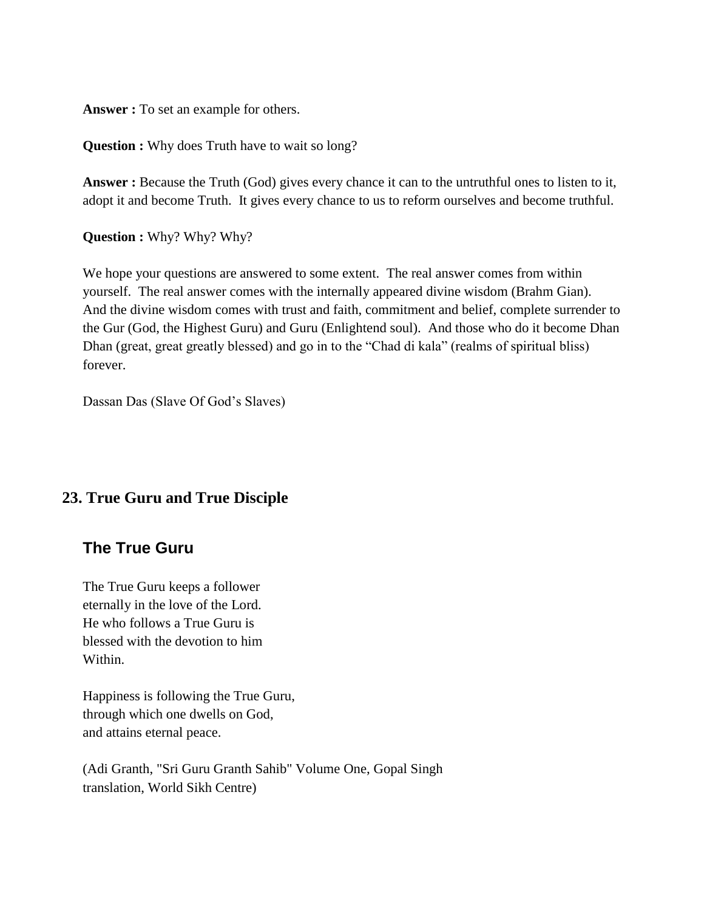**Answer :** To set an example for others.

**Question :** Why does Truth have to wait so long?

**Answer :** Because the Truth (God) gives every chance it can to the untruthful ones to listen to it, adopt it and become Truth. It gives every chance to us to reform ourselves and become truthful.

**Question :** Why? Why? Why?

We hope your questions are answered to some extent. The real answer comes from within yourself. The real answer comes with the internally appeared divine wisdom (Brahm Gian). And the divine wisdom comes with trust and faith, commitment and belief, complete surrender to the Gur (God, the Highest Guru) and Guru (Enlightend soul). And those who do it become Dhan Dhan (great, great greatly blessed) and go in to the "Chad di kala" (realms of spiritual bliss) forever.

Dassan Das (Slave Of God's Slaves)

## 23. True Guru and True Disciple

### The True Guru

The True Guru keeps a follower
eternally in the love of the Lord.
He who follows a True Guru is
blessed with the devotion to him
Within.

Happiness is following the True Guru,
through which one dwells on God,
and attains eternal peace.

(Adi Granth, "Sri Guru Granth Sahib" Volume One, Gopal Singh
translation, World Sikh Centre)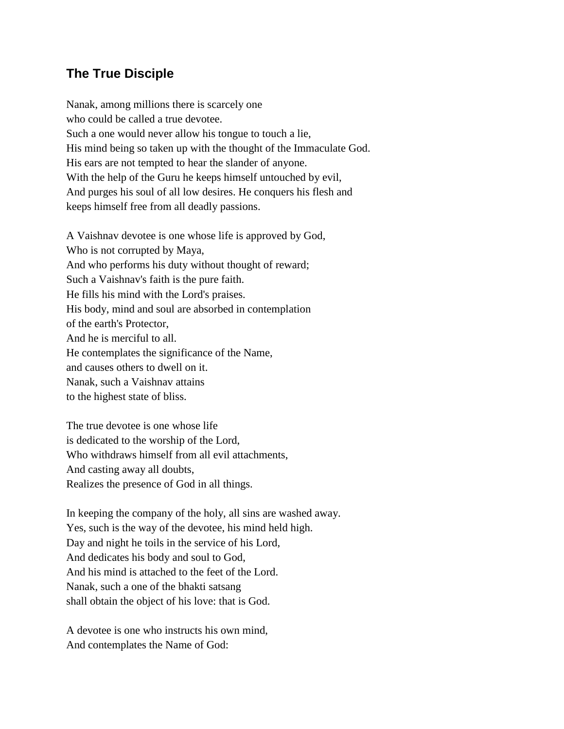## The True Disciple

Nanak, among millions there is scarcely one  
who could be called a true devotee.  
Such a one would never allow his tongue to touch a lie,  
His mind being so taken up with the thought of the Immaculate God.  
His ears are not tempted to hear the slander of anyone.  
With the help of the Guru he keeps himself untouched by evil,  
And purges his soul of all low desires. He conquers his flesh and  
keeps himself free from all deadly passions.

A Vaishnav devotee is one whose life is approved by God,  
Who is not corrupted by Maya,  
And who performs his duty without thought of reward;  
Such a Vaishnav's faith is the pure faith.  
He fills his mind with the Lord's praises.  
His body, mind and soul are absorbed in contemplation  
of the earth's Protector,  
And he is merciful to all.  
He contemplates the significance of the Name,  
and causes others to dwell on it.  
Nanak, such a Vaishnav attains  
to the highest state of bliss.

The true devotee is one whose life  
is dedicated to the worship of the Lord,  
Who withdraws himself from all evil attachments,  
And casting away all doubts,  
Realizes the presence of God in all things.

In keeping the company of the holy, all sins are washed away.  
Yes, such is the way of the devotee, his mind held high.  
Day and night he toils in the service of his Lord,  
And dedicates his body and soul to God,  
And his mind is attached to the feet of the Lord.  
Nanak, such a one of the bhakti satsang  
shall obtain the object of his love: that is God.

A devotee is one who instructs his own mind,  
And contemplates the Name of God: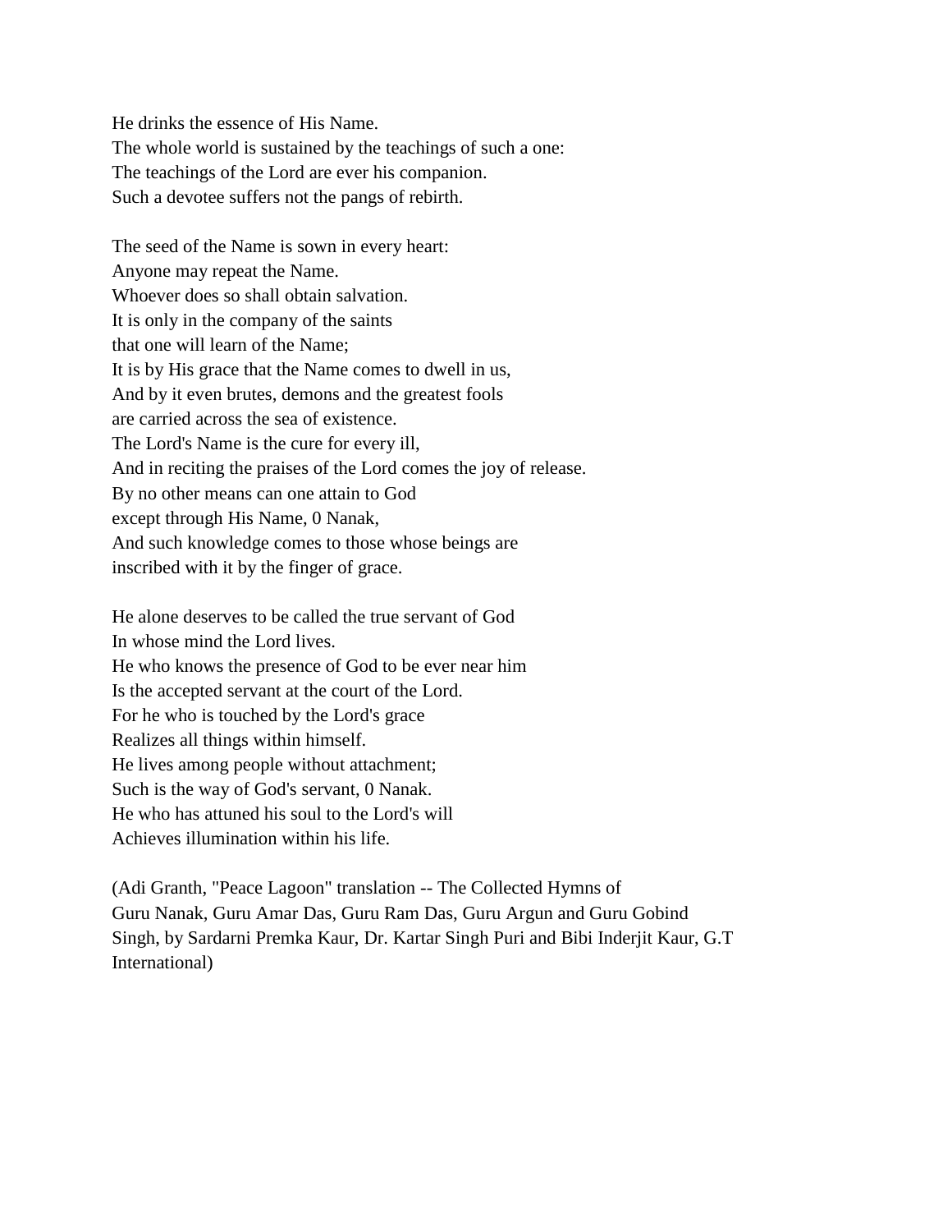He drinks the essence of His Name.  
The whole world is sustained by the teachings of such a one:  
The teachings of the Lord are ever his companion.  
Such a devotee suffers not the pangs of rebirth.

The seed of the Name is sown in every heart:  
Anyone may repeat the Name.  
Whoever does so shall obtain salvation.  
It is only in the company of the saints  
that one will learn of the Name;  
It is by His grace that the Name comes to dwell in us,  
And by it even brutes, demons and the greatest fools  
are carried across the sea of existence.  
The Lord's Name is the cure for every ill,  
And in reciting the praises of the Lord comes the joy of release.  
By no other means can one attain to God  
except through His Name, 0 Nanak,  
And such knowledge comes to those whose beings are  
inscribed with it by the finger of grace.

He alone deserves to be called the true servant of God  
In whose mind the Lord lives.  
He who knows the presence of God to be ever near him  
Is the accepted servant at the court of the Lord.  
For he who is touched by the Lord's grace  
Realizes all things within himself.  
He lives among people without attachment;  
Such is the way of God's servant, 0 Nanak.  
He who has attuned his soul to the Lord's will  
Achieves illumination within his life.

(Adi Granth, "Peace Lagoon" translation -- The Collected Hymns of Guru Nanak, Guru Amar Das, Guru Ram Das, Guru Argun and Guru Gobind Singh, by Sardarni Premka Kaur, Dr. Kartar Singh Puri and Bibi Inderjit Kaur, G.T International)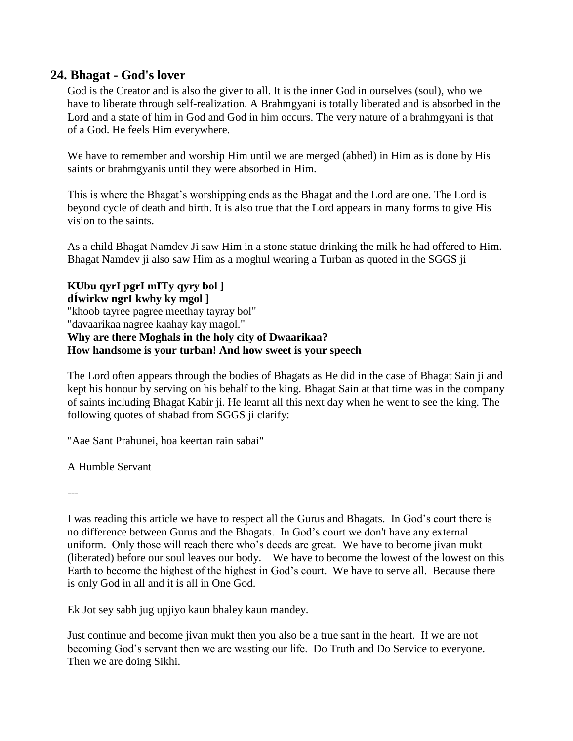## 24. Bhagat - God's lover

God is the Creator and is also the giver to all. It is the inner God in ourselves (soul), who we have to liberate through self-realization. A Brahmgyani is totally liberated and is absorbed in the Lord and a state of him in God and God in him occurs. The very nature of a brahmgyani is that of a God. He feels Him everywhere.

We have to remember and worship Him until we are merged (abhed) in Him as is done by His saints or brahmgyanis until they were absorbed in Him.

This is where the Bhagat's worshipping ends as the Bhagat and the Lord are one. The Lord is beyond cycle of death and birth. It is also true that the Lord appears in many forms to give His vision to the saints.

As a child Bhagat Namdev Ji saw Him in a stone statue drinking the milk he had offered to Him. Bhagat Namdev ji also saw Him as a moghul wearing a Turban as quoted in the SGGS ji –

**KUbu qyrI pgrI mITy qyry bol ]**
**dÍwirkw ngrI kwhy ky mgol ]**
"khoob tayree pagree meethay tayray bol"
"davaarikaa nagree kaahay kay magol."|
**Why are there Moghals in the holy city of Dwaarikaa?**
**How handsome is your turban! And how sweet is your speech**

The Lord often appears through the bodies of Bhagats as He did in the case of Bhagat Sain ji and kept his honour by serving on his behalf to the king. Bhagat Sain at that time was in the company of saints including Bhagat Kabir ji. He learnt all this next day when he went to see the king. The following quotes of shabad from SGGS ji clarify:

"Aae Sant Prahunei, hoa keertan rain sabai"

A Humble Servant

---

I was reading this article we have to respect all the Gurus and Bhagats. In God's court there is no difference between Gurus and the Bhagats. In God's court we don't have any external uniform. Only those will reach there who's deeds are great. We have to become jivan mukt (liberated) before our soul leaves our body. We have to become the lowest of the lowest on this Earth to become the highest of the highest in God's court. We have to serve all. Because there is only God in all and it is all in One God.

Ek Jot sey sabh jug upjiyo kaun bhaley kaun mandey.

Just continue and become jivan mukt then you also be a true sant in the heart. If we are not becoming God's servant then we are wasting our life. Do Truth and Do Service to everyone. Then we are doing Sikhi.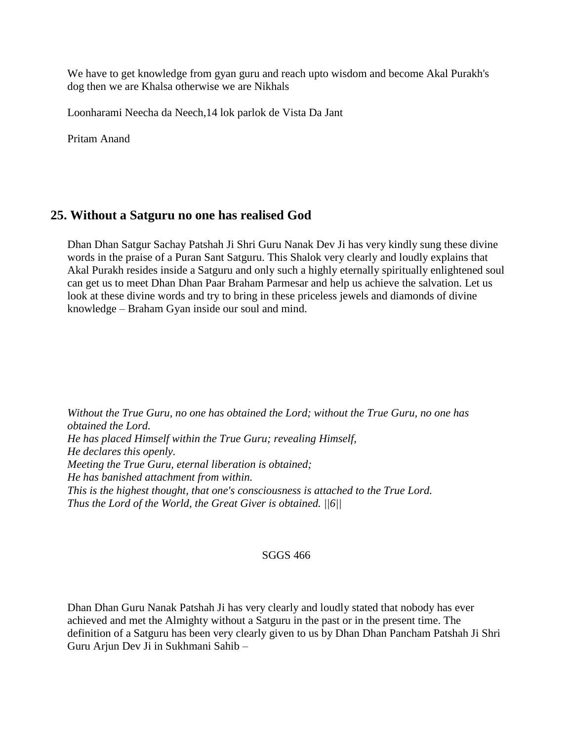We have to get knowledge from gyan guru and reach upto wisdom and become Akal Purakh's dog then we are Khalsa otherwise we are Nikhals

Loonharami Neecha da Neech,14 lok parlok de Vista Da Jant

Pritam Anand

## 25. Without a Satguru no one has realised God

Dhan Dhan Satgur Sachay Patshah Ji Shri Guru Nanak Dev Ji has very kindly sung these divine words in the praise of a Puran Sant Satguru. This Shalok very clearly and loudly explains that Akal Purakh resides inside a Satguru and only such a highly eternally spiritually enlightened soul can get us to meet Dhan Dhan Paar Braham Parmesar and help us achieve the salvation. Let us look at these divine words and try to bring in these priceless jewels and diamonds of divine knowledge – Braham Gyan inside our soul and mind.

*Without the True Guru, no one has obtained the Lord; without the True Guru, no one has obtained the Lord.*
*He has placed Himself within the True Guru; revealing Himself,*
*He declares this openly.*
*Meeting the True Guru, eternal liberation is obtained;*
*He has banished attachment from within.*
*This is the highest thought, that one's consciousness is attached to the True Lord.*
*Thus the Lord of the World, the Great Giver is obtained. ||6||*

SGGS 466

Dhan Dhan Guru Nanak Patshah Ji has very clearly and loudly stated that nobody has ever achieved and met the Almighty without a Satguru in the past or in the present time. The definition of a Satguru has been very clearly given to us by Dhan Dhan Pancham Patshah Ji Shri Guru Arjun Dev Ji in Sukhmani Sahib –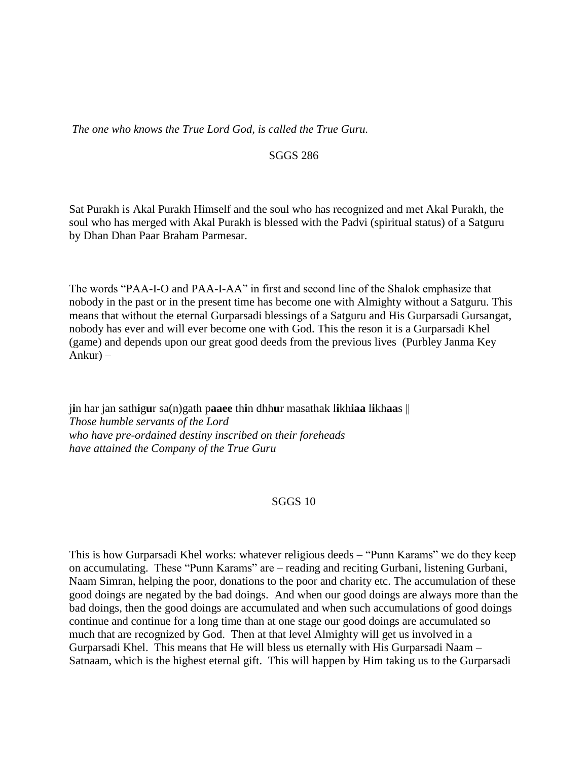*The one who knows the True Lord God, is called the True Guru.*

SGGS 286

Sat Purakh is Akal Purakh Himself and the soul who has recognized and met Akal Purakh, the soul who has merged with Akal Purakh is blessed with the Padvi (spiritual status) of a Satguru by Dhan Dhan Paar Braham Parmesar.

The words "PAA-I-O and PAA-I-AA" in first and second line of the Shalok emphasize that nobody in the past or in the present time has become one with Almighty without a Satguru. This means that without the eternal Gurparsadi blessings of a Satguru and His Gurparsadi Gursangat, nobody has ever and will ever become one with God. This the reson it is a Gurparsadi Khel (game) and depends upon our great good deeds from the previous lives (Purbley Janma Key Ankur) –

j**i**n har jan sath**igu**r sa(n)gath p**aaee** th**i**n dhh**u**r masathak l**i**kh**iaa** l**i**kh**aa**s ||
*Those humble servants of the Lord*
*who have pre-ordained destiny inscribed on their foreheads*
*have attained the Company of the True Guru*

SGGS 10

This is how Gurparsadi Khel works: whatever religious deeds – "Punn Karams" we do they keep on accumulating. These "Punn Karams" are – reading and reciting Gurbani, listening Gurbani, Naam Simran, helping the poor, donations to the poor and charity etc. The accumulation of these good doings are negated by the bad doings. And when our good doings are always more than the bad doings, then the good doings are accumulated and when such accumulations of good doings continue and continue for a long time than at one stage our good doings are accumulated so much that are recognized by God. Then at that level Almighty will get us involved in a Gurparsadi Khel. This means that He will bless us eternally with His Gurparsadi Naam – Satnaam, which is the highest eternal gift. This will happen by Him taking us to the Gurparsadi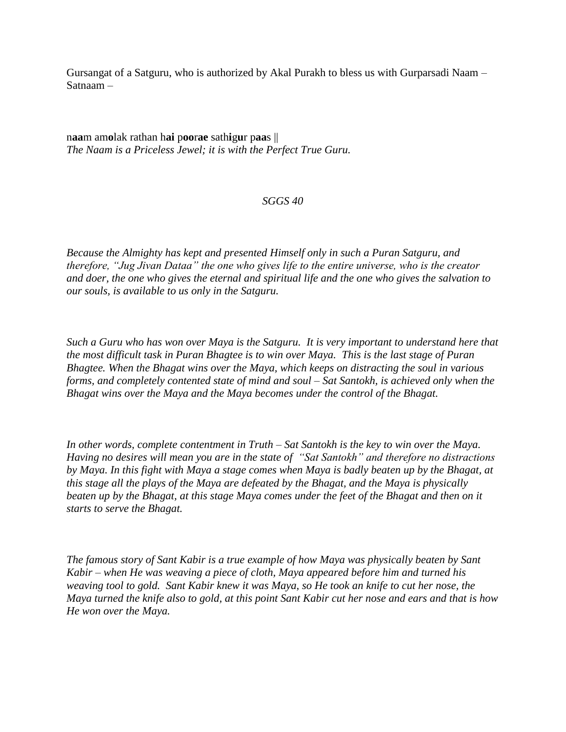Gursangat of a Satguru, who is authorized by Akal Purakh to bless us with Gurparsadi Naam – Satnaam –

n**aa**m am**o**lak rathan h**ai** p**oo**r**ae** sath**i**g**u**r p**aa**s ||
*The Naam is a Priceless Jewel; it is with the Perfect True Guru.*

*SGGS 40*

*Because the Almighty has kept and presented Himself only in such a Puran Satguru, and therefore, "Jug Jivan Dataa" the one who gives life to the entire universe, who is the creator and doer, the one who gives the eternal and spiritual life and the one who gives the salvation to our souls, is available to us only in the Satguru.*

*Such a Guru who has won over Maya is the Satguru. It is very important to understand here that the most difficult task in Puran Bhagtee is to win over Maya. This is the last stage of Puran Bhagtee. When the Bhagat wins over the Maya, which keeps on distracting the soul in various forms, and completely contented state of mind and soul – Sat Santokh, is achieved only when the Bhagat wins over the Maya and the Maya becomes under the control of the Bhagat.*

*In other words, complete contentment in Truth – Sat Santokh is the key to win over the Maya. Having no desires will mean you are in the state of "Sat Santokh" and therefore no distractions by Maya. In this fight with Maya a stage comes when Maya is badly beaten up by the Bhagat, at this stage all the plays of the Maya are defeated by the Bhagat, and the Maya is physically beaten up by the Bhagat, at this stage Maya comes under the feet of the Bhagat and then on it starts to serve the Bhagat.*

*The famous story of Sant Kabir is a true example of how Maya was physically beaten by Sant Kabir – when He was weaving a piece of cloth, Maya appeared before him and turned his weaving tool to gold. Sant Kabir knew it was Maya, so He took an knife to cut her nose, the Maya turned the knife also to gold, at this point Sant Kabir cut her nose and ears and that is how He won over the Maya.*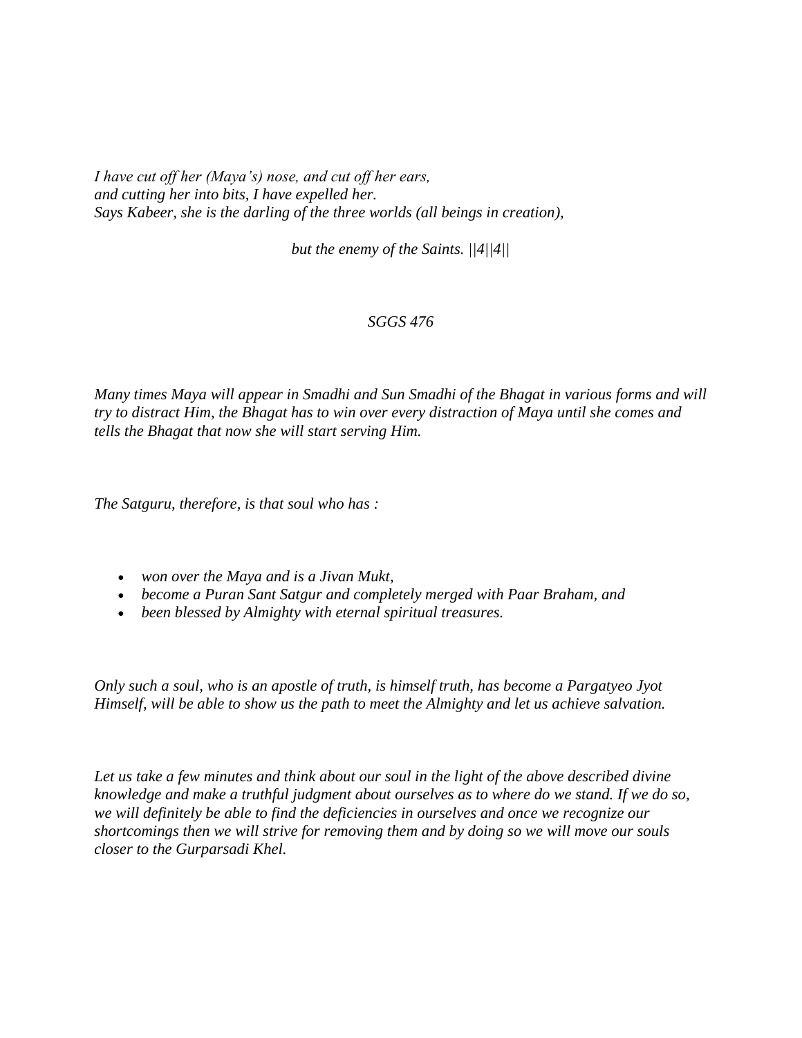*I have cut off her (Maya's) nose, and cut off her ears,*
*and cutting her into bits, I have expelled her.*
*Says Kabeer, she is the darling of the three worlds (all beings in creation),*

*but the enemy of the Saints. ||4||4||*

*SGGS 476*

*Many times Maya will appear in Smadhi and Sun Smadhi of the Bhagat in various forms and will try to distract Him, the Bhagat has to win over every distraction of Maya until she comes and tells the Bhagat that now she will start serving Him.*

*The Satguru, therefore, is that soul who has :*

- *won over the Maya and is a Jivan Mukt,*
- *become a Puran Sant Satgur and completely merged with Paar Braham, and*
- *been blessed by Almighty with eternal spiritual treasures.*

*Only such a soul, who is an apostle of truth, is himself truth, has become a Pargatyeo Jyot Himself, will be able to show us the path to meet the Almighty and let us achieve salvation.*

*Let us take a few minutes and think about our soul in the light of the above described divine knowledge and make a truthful judgment about ourselves as to where do we stand. If we do so, we will definitely be able to find the deficiencies in ourselves and once we recognize our shortcomings then we will strive for removing them and by doing so we will move our souls closer to the Gurparsadi Khel.*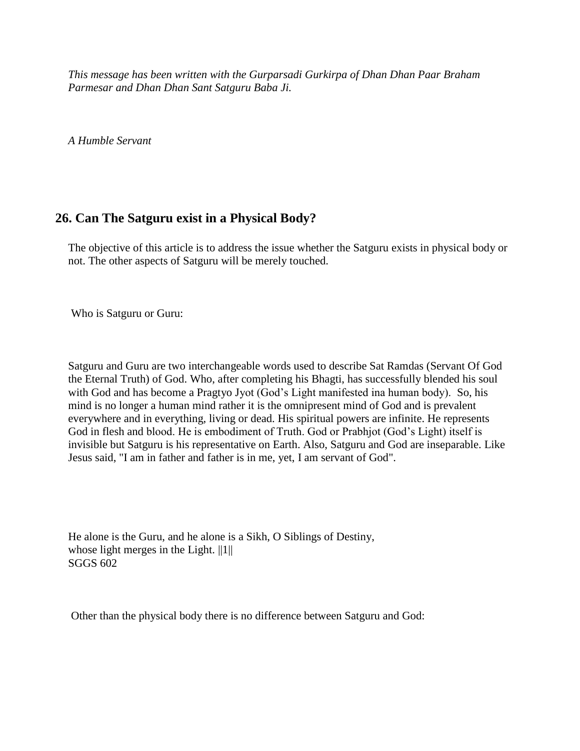*This message has been written with the Gurparsadi Gurkirpa of Dhan Dhan Paar Braham Parmesar and Dhan Dhan Sant Satguru Baba Ji.*

*A Humble Servant*

## 26. Can The Satguru exist in a Physical Body?

The objective of this article is to address the issue whether the Satguru exists in physical body or not. The other aspects of Satguru will be merely touched.

Who is Satguru or Guru:

Satguru and Guru are two interchangeable words used to describe Sat Ramdas (Servant Of God the Eternal Truth) of God. Who, after completing his Bhagti, has successfully blended his soul with God and has become a Pragtyo Jyot (God's Light manifested ina human body). So, his mind is no longer a human mind rather it is the omnipresent mind of God and is prevalent everywhere and in everything, living or dead. His spiritual powers are infinite. He represents God in flesh and blood. He is embodiment of Truth. God or Prabhjot (God's Light) itself is invisible but Satguru is his representative on Earth. Also, Satguru and God are inseparable. Like Jesus said, "I am in father and father is in me, yet, I am servant of God".

He alone is the Guru, and he alone is a Sikh, O Siblings of Destiny,
whose light merges in the Light. ||1||
SGGS 602

Other than the physical body there is no difference between Satguru and God: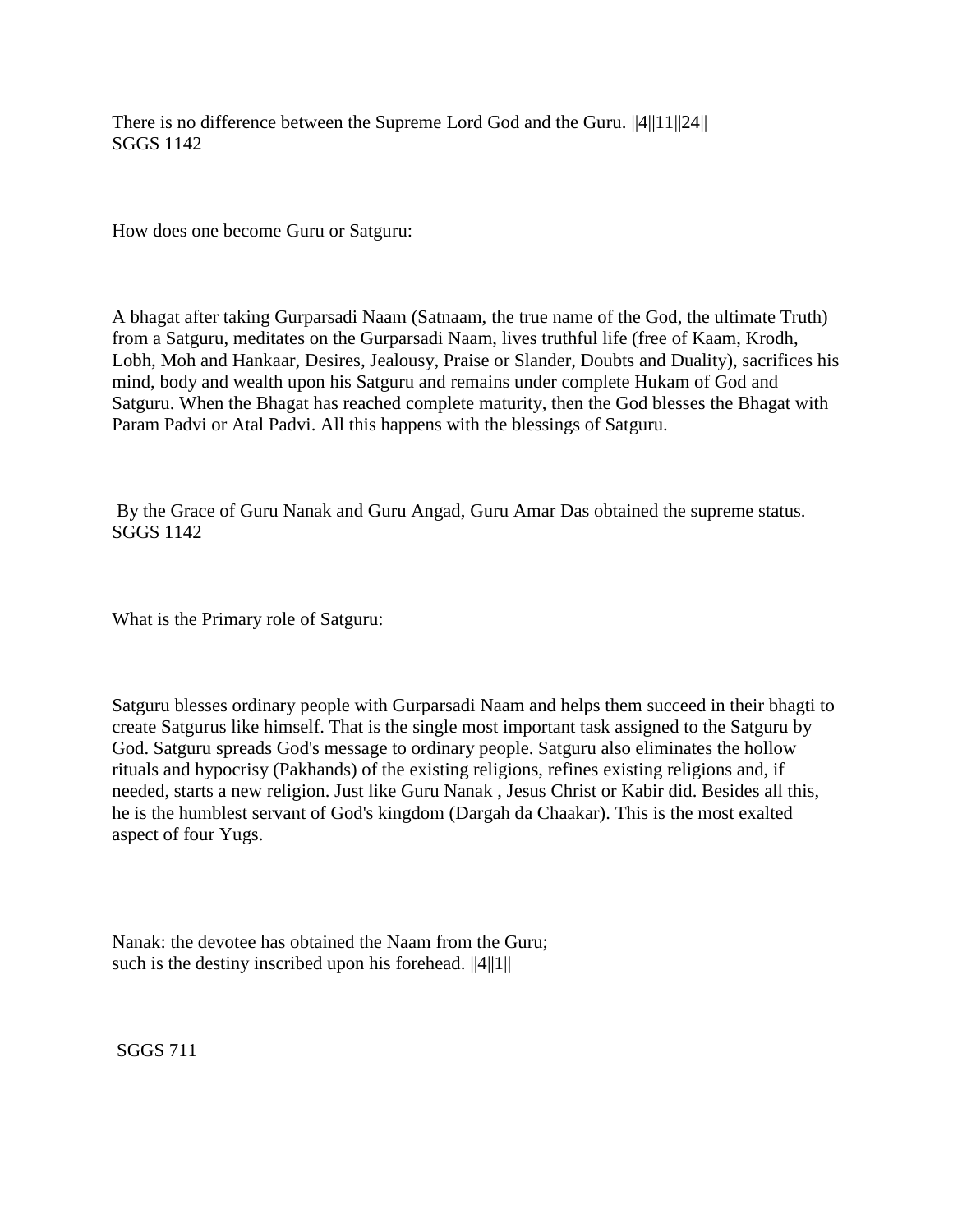There is no difference between the Supreme Lord God and the Guru. ||4||11||24||
SGGS 1142

How does one become Guru or Satguru:

A bhagat after taking Gurparsadi Naam (Satnaam, the true name of the God, the ultimate Truth) from a Satguru, meditates on the Gurparsadi Naam, lives truthful life (free of Kaam, Krodh, Lobh, Moh and Hankaar, Desires, Jealousy, Praise or Slander, Doubts and Duality), sacrifices his mind, body and wealth upon his Satguru and remains under complete Hukam of God and Satguru. When the Bhagat has reached complete maturity, then the God blesses the Bhagat with Param Padvi or Atal Padvi. All this happens with the blessings of Satguru.

By the Grace of Guru Nanak and Guru Angad, Guru Amar Das obtained the supreme status.
SGGS 1142

What is the Primary role of Satguru:

Satguru blesses ordinary people with Gurparsadi Naam and helps them succeed in their bhagti to create Satgurus like himself. That is the single most important task assigned to the Satguru by God. Satguru spreads God's message to ordinary people. Satguru also eliminates the hollow rituals and hypocrisy (Pakhands) of the existing religions, refines existing religions and, if needed, starts a new religion. Just like Guru Nanak , Jesus Christ or Kabir did. Besides all this, he is the humblest servant of God's kingdom (Dargah da Chaakar). This is the most exalted aspect of four Yugs.

Nanak: the devotee has obtained the Naam from the Guru;
such is the destiny inscribed upon his forehead. ||4||1||

SGGS 711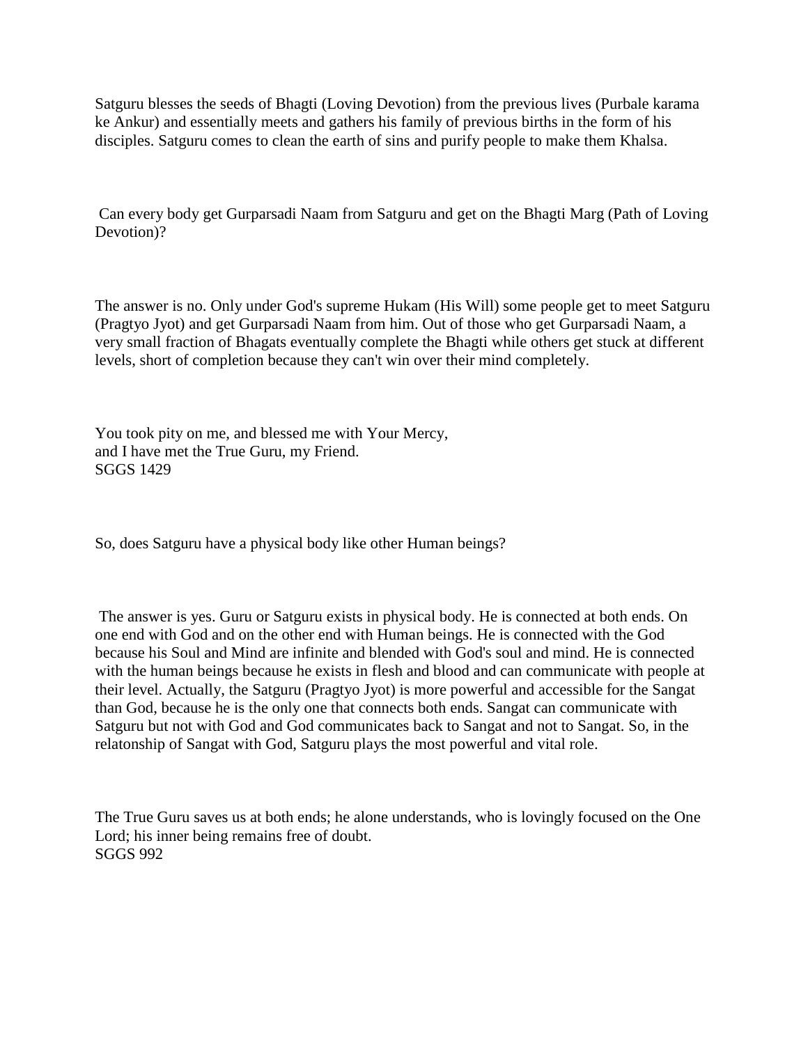Satguru blesses the seeds of Bhagti (Loving Devotion) from the previous lives (Purbale karama ke Ankur) and essentially meets and gathers his family of previous births in the form of his disciples. Satguru comes to clean the earth of sins and purify people to make them Khalsa.

Can every body get Gurparsadi Naam from Satguru and get on the Bhagti Marg (Path of Loving Devotion)?

The answer is no. Only under God's supreme Hukam (His Will) some people get to meet Satguru (Pragtyo Jyot) and get Gurparsadi Naam from him. Out of those who get Gurparsadi Naam, a very small fraction of Bhagats eventually complete the Bhagti while others get stuck at different levels, short of completion because they can't win over their mind completely.

You took pity on me, and blessed me with Your Mercy,
and I have met the True Guru, my Friend.
SGGS 1429

So, does Satguru have a physical body like other Human beings?

The answer is yes. Guru or Satguru exists in physical body. He is connected at both ends. On one end with God and on the other end with Human beings. He is connected with the God because his Soul and Mind are infinite and blended with God's soul and mind. He is connected with the human beings because he exists in flesh and blood and can communicate with people at their level. Actually, the Satguru (Pragtyo Jyot) is more powerful and accessible for the Sangat than God, because he is the only one that connects both ends. Sangat can communicate with Satguru but not with God and God communicates back to Sangat and not to Sangat. So, in the relatonship of Sangat with God, Satguru plays the most powerful and vital role.

The True Guru saves us at both ends; he alone understands, who is lovingly focused on the One Lord; his inner being remains free of doubt.
SGGS 992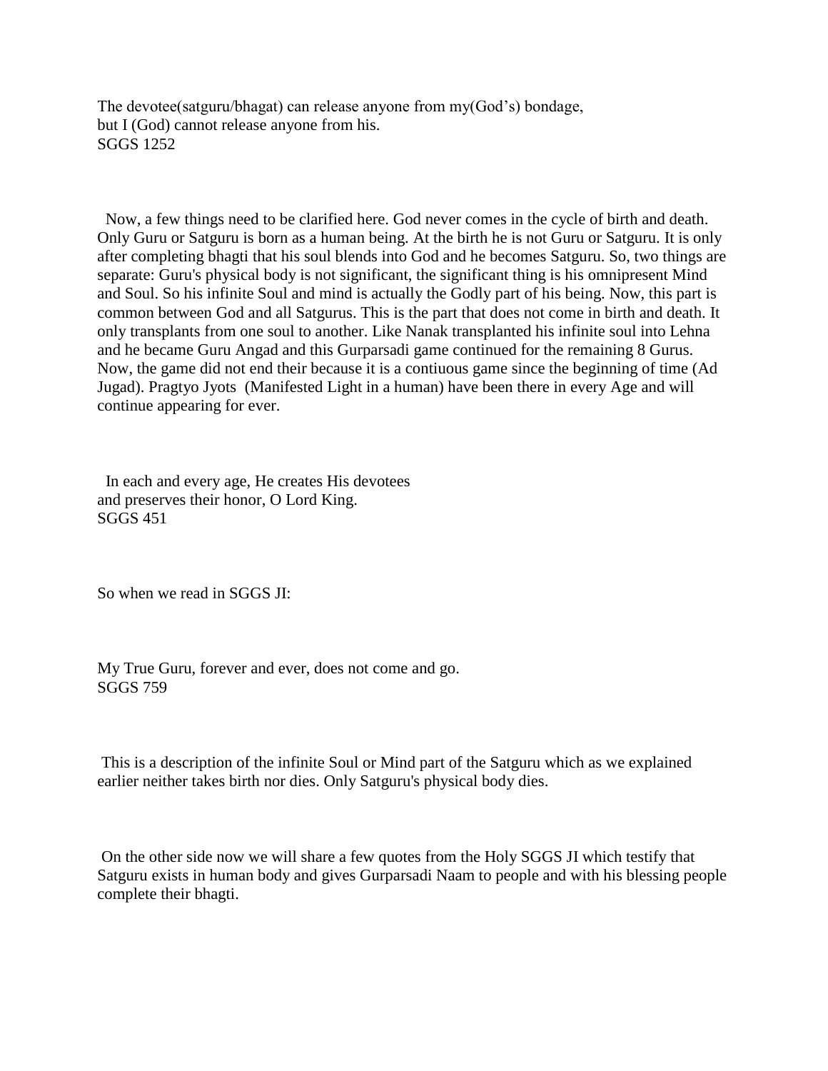The devotee(satguru/bhagat) can release anyone from my(God's) bondage,
but I (God) cannot release anyone from his.
SGGS 1252

Now, a few things need to be clarified here. God never comes in the cycle of birth and death. Only Guru or Satguru is born as a human being. At the birth he is not Guru or Satguru. It is only after completing bhagti that his soul blends into God and he becomes Satguru. So, two things are separate: Guru's physical body is not significant, the significant thing is his omnipresent Mind and Soul. So his infinite Soul and mind is actually the Godly part of his being. Now, this part is common between God and all Satgurus. This is the part that does not come in birth and death. It only transplants from one soul to another. Like Nanak transplanted his infinite soul into Lehna and he became Guru Angad and this Gurparsadi game continued for the remaining 8 Gurus. Now, the game did not end their because it is a contiuous game since the beginning of time (Ad Jugad). Pragtyo Jyots (Manifested Light in a human) have been there in every Age and will continue appearing for ever.

In each and every age, He creates His devotees
and preserves their honor, O Lord King.
SGGS 451

So when we read in SGGS JI:

My True Guru, forever and ever, does not come and go.
SGGS 759

This is a description of the infinite Soul or Mind part of the Satguru which as we explained earlier neither takes birth nor dies. Only Satguru's physical body dies.

On the other side now we will share a few quotes from the Holy SGGS JI which testify that Satguru exists in human body and gives Gurparsadi Naam to people and with his blessing people complete their bhagti.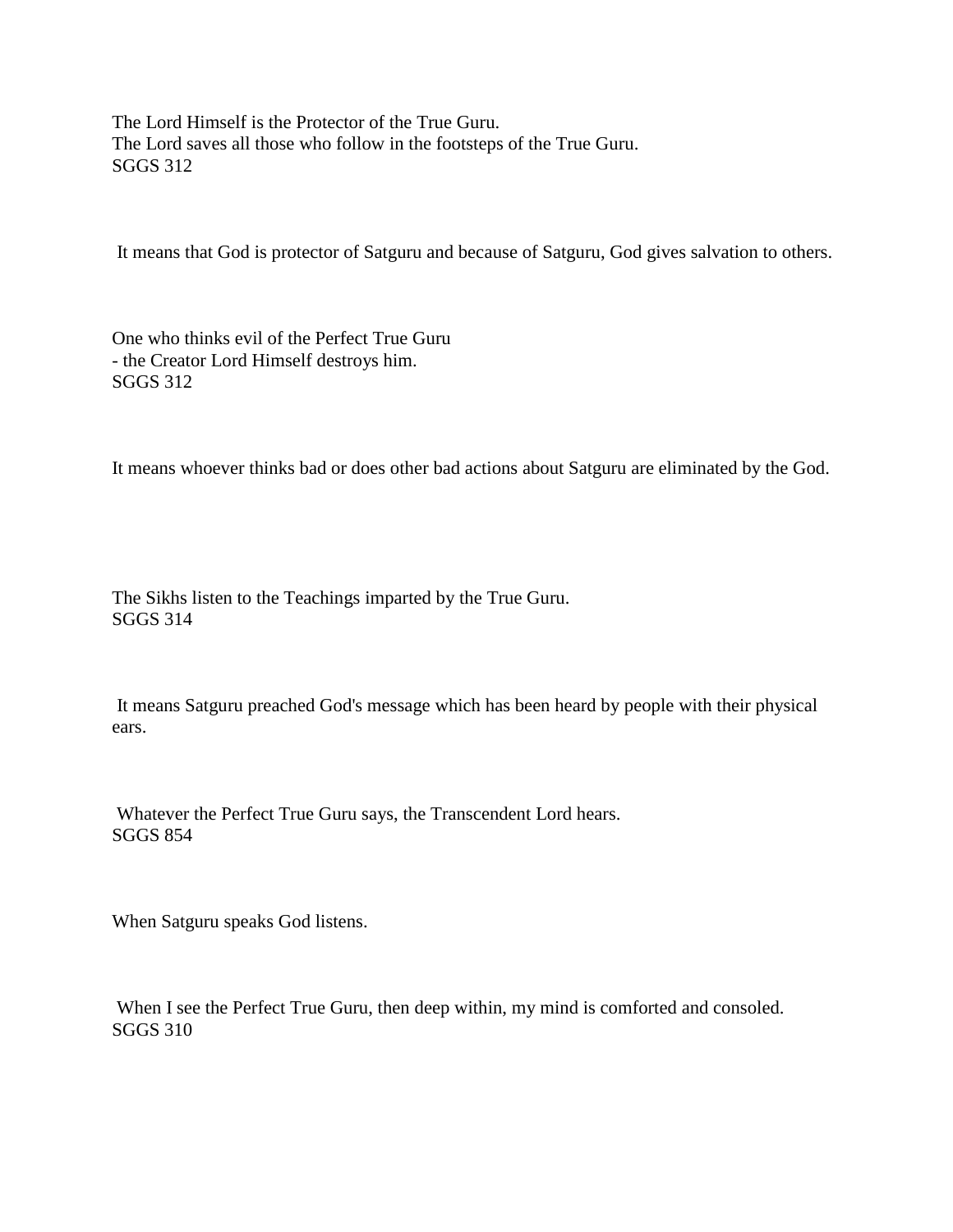The Lord Himself is the Protector of the True Guru.
The Lord saves all those who follow in the footsteps of the True Guru.
SGGS 312

It means that God is protector of Satguru and because of Satguru, God gives salvation to others.

One who thinks evil of the Perfect True Guru
- the Creator Lord Himself destroys him.
SGGS 312

It means whoever thinks bad or does other bad actions about Satguru are eliminated by the God.

The Sikhs listen to the Teachings imparted by the True Guru.
SGGS 314

It means Satguru preached God's message which has been heard by people with their physical ears.

Whatever the Perfect True Guru says, the Transcendent Lord hears.
SGGS 854

When Satguru speaks God listens.

When I see the Perfect True Guru, then deep within, my mind is comforted and consoled.
SGGS 310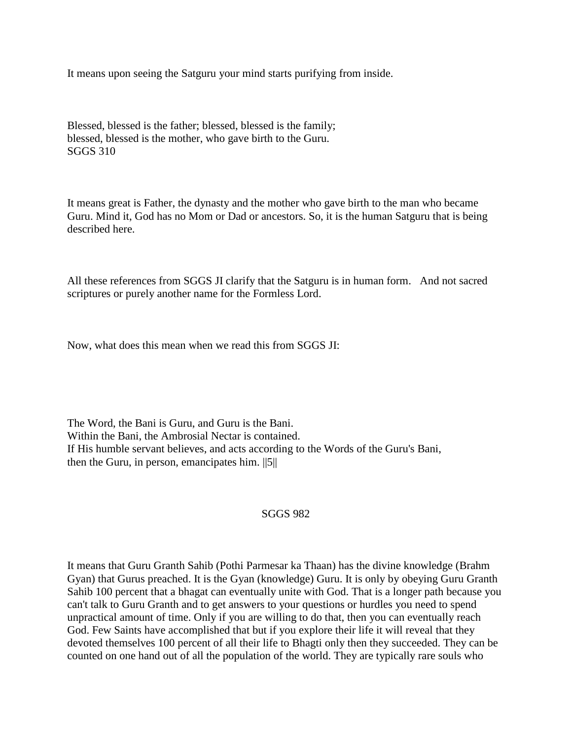It means upon seeing the Satguru your mind starts purifying from inside.

Blessed, blessed is the father; blessed, blessed is the family;
blessed, blessed is the mother, who gave birth to the Guru.
SGGS 310

It means great is Father, the dynasty and the mother who gave birth to the man who became Guru. Mind it, God has no Mom or Dad or ancestors. So, it is the human Satguru that is being described here.

All these references from SGGS JI clarify that the Satguru is in human form. And not sacred scriptures or purely another name for the Formless Lord.

Now, what does this mean when we read this from SGGS JI:

The Word, the Bani is Guru, and Guru is the Bani.
Within the Bani, the Ambrosial Nectar is contained.
If His humble servant believes, and acts according to the Words of the Guru's Bani,
then the Guru, in person, emancipates him. ||5||

SGGS 982

It means that Guru Granth Sahib (Pothi Parmesar ka Thaan) has the divine knowledge (Brahm Gyan) that Gurus preached. It is the Gyan (knowledge) Guru. It is only by obeying Guru Granth Sahib 100 percent that a bhagat can eventually unite with God. That is a longer path because you can't talk to Guru Granth and to get answers to your questions or hurdles you need to spend unpractical amount of time. Only if you are willing to do that, then you can eventually reach God. Few Saints have accomplished that but if you explore their life it will reveal that they devoted themselves 100 percent of all their life to Bhagti only then they succeeded. They can be counted on one hand out of all the population of the world. They are typically rare souls who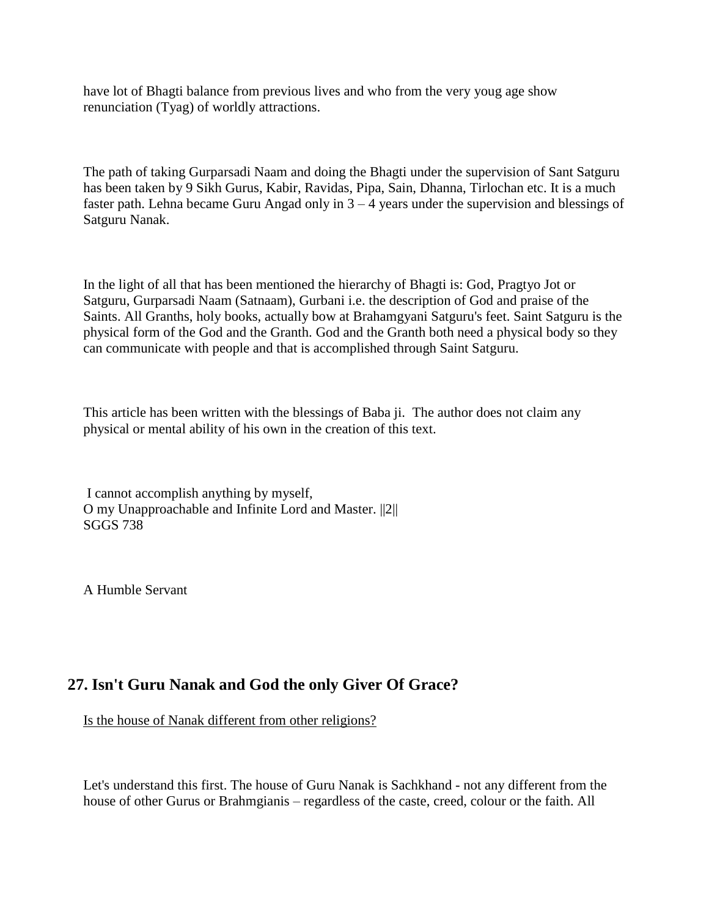have lot of Bhagti balance from previous lives and who from the very youg age show renunciation (Tyag) of worldly attractions.

The path of taking Gurparsadi Naam and doing the Bhagti under the supervision of Sant Satguru has been taken by 9 Sikh Gurus, Kabir, Ravidas, Pipa, Sain, Dhanna, Tirlochan etc. It is a much faster path. Lehna became Guru Angad only in 3 – 4 years under the supervision and blessings of Satguru Nanak.

In the light of all that has been mentioned the hierarchy of Bhagti is: God, Pragtyo Jot or Satguru, Gurparsadi Naam (Satnaam), Gurbani i.e. the description of God and praise of the Saints. All Granths, holy books, actually bow at Brahamgyani Satguru's feet. Saint Satguru is the physical form of the God and the Granth. God and the Granth both need a physical body so they can communicate with people and that is accomplished through Saint Satguru.

This article has been written with the blessings of Baba ji. The author does not claim any physical or mental ability of his own in the creation of this text.

I cannot accomplish anything by myself,
O my Unapproachable and Infinite Lord and Master. ||2||
SGGS 738

A Humble Servant

## 27. Isn't Guru Nanak and God the only Giver Of Grace?

<u>Is the house of Nanak different from other religions?</u>

Let's understand this first. The house of Guru Nanak is Sachkhand - not any different from the house of other Gurus or Brahmgianis – regardless of the caste, creed, colour or the faith. All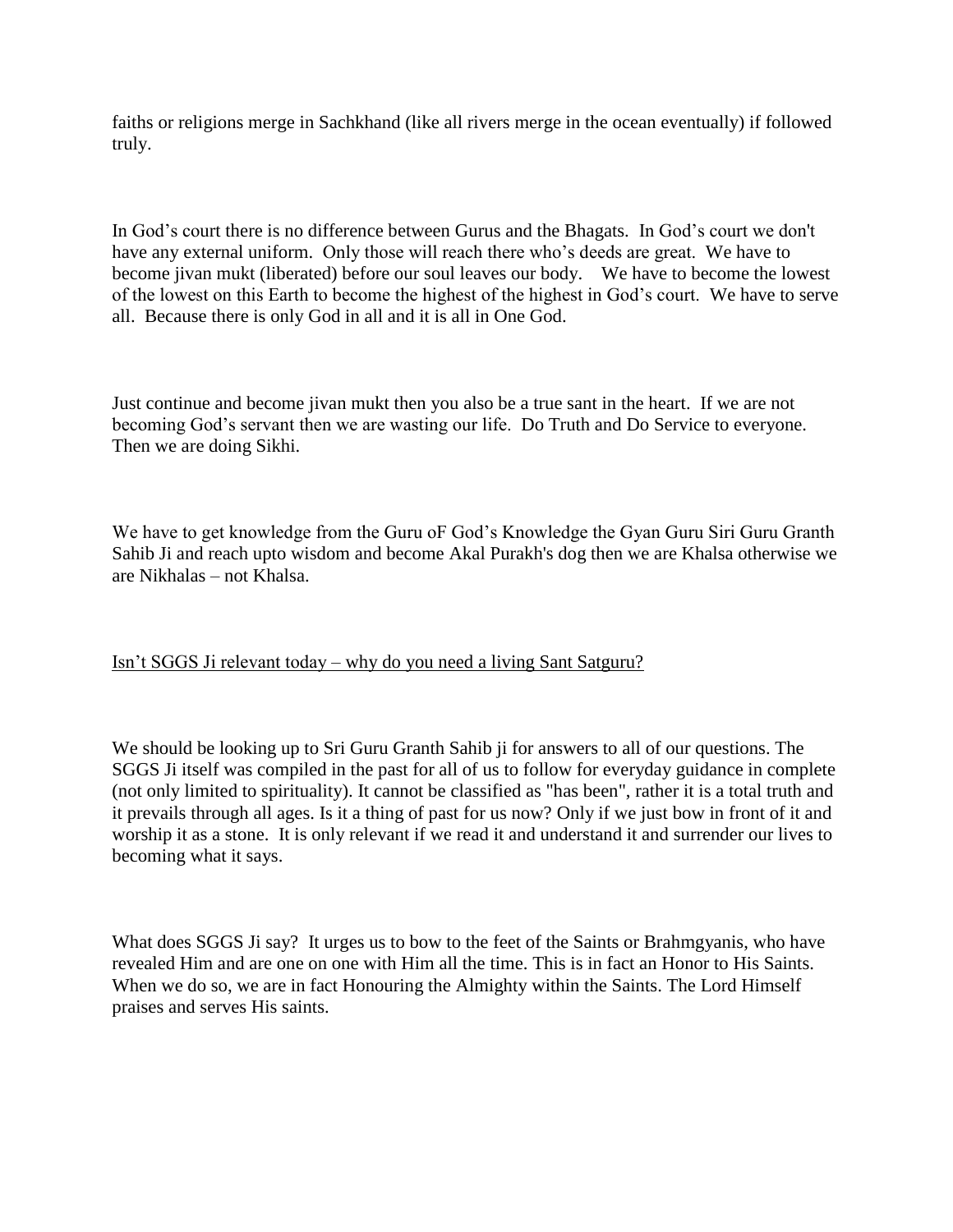faiths or religions merge in Sachkhand (like all rivers merge in the ocean eventually) if followed truly.

In God's court there is no difference between Gurus and the Bhagats. In God's court we don't have any external uniform. Only those will reach there who's deeds are great. We have to become jivan mukt (liberated) before our soul leaves our body. We have to become the lowest of the lowest on this Earth to become the highest of the highest in God's court. We have to serve all. Because there is only God in all and it is all in One God.

Just continue and become jivan mukt then you also be a true sant in the heart. If we are not becoming God's servant then we are wasting our life. Do Truth and Do Service to everyone. Then we are doing Sikhi.

We have to get knowledge from the Guru oF God's Knowledge the Gyan Guru Siri Guru Granth Sahib Ji and reach upto wisdom and become Akal Purakh's dog then we are Khalsa otherwise we are Nikhalas – not Khalsa.

<u>Isn't SGGS Ji relevant today – why do you need a living Sant Satguru?</u>

We should be looking up to Sri Guru Granth Sahib ji for answers to all of our questions. The SGGS Ji itself was compiled in the past for all of us to follow for everyday guidance in complete (not only limited to spirituality). It cannot be classified as "has been", rather it is a total truth and it prevails through all ages. Is it a thing of past for us now? Only if we just bow in front of it and worship it as a stone. It is only relevant if we read it and understand it and surrender our lives to becoming what it says.

What does SGGS Ji say? It urges us to bow to the feet of the Saints or Brahmgyanis, who have revealed Him and are one on one with Him all the time. This is in fact an Honor to His Saints. When we do so, we are in fact Honouring the Almighty within the Saints. The Lord Himself praises and serves His saints.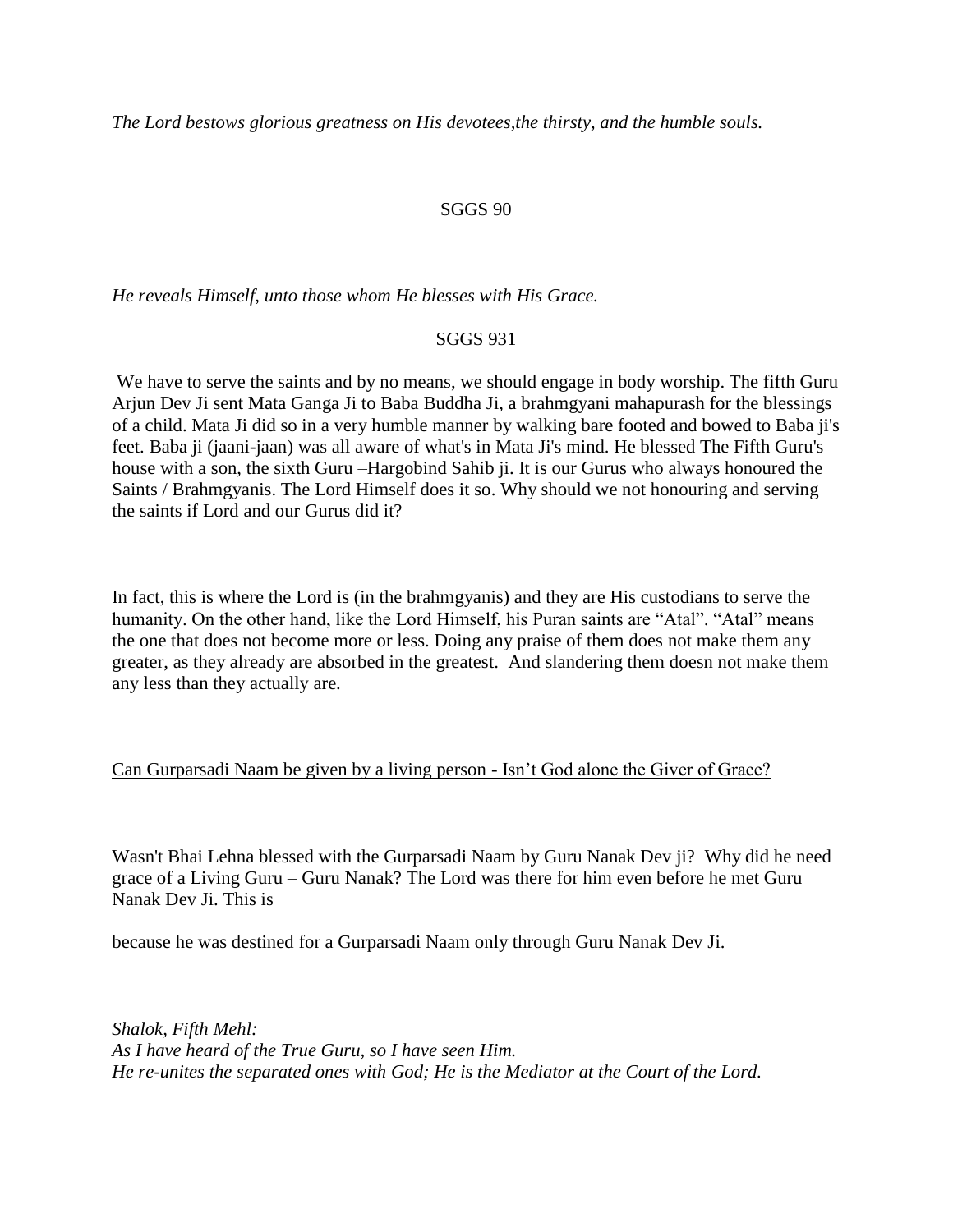*The Lord bestows glorious greatness on His devotees,the thirsty, and the humble souls.*

SGGS 90

*He reveals Himself, unto those whom He blesses with His Grace.*

SGGS 931

We have to serve the saints and by no means, we should engage in body worship. The fifth Guru Arjun Dev Ji sent Mata Ganga Ji to Baba Buddha Ji, a brahmgyani mahapurash for the blessings of a child. Mata Ji did so in a very humble manner by walking bare footed and bowed to Baba ji's feet. Baba ji (jaani-jaan) was all aware of what's in Mata Ji's mind. He blessed The Fifth Guru's house with a son, the sixth Guru –Hargobind Sahib ji. It is our Gurus who always honoured the Saints / Brahmgyanis. The Lord Himself does it so. Why should we not honouring and serving the saints if Lord and our Gurus did it?

In fact, this is where the Lord is (in the brahmgyanis) and they are His custodians to serve the humanity. On the other hand, like the Lord Himself, his Puran saints are "Atal". "Atal" means the one that does not become more or less. Doing any praise of them does not make them any greater, as they already are absorbed in the greatest. And slandering them doesn not make them any less than they actually are.

<u>Can Gurparsadi Naam be given by a living person - Isn't God alone the Giver of Grace?</u>

Wasn't Bhai Lehna blessed with the Gurparsadi Naam by Guru Nanak Dev ji? Why did he need grace of a Living Guru – Guru Nanak? The Lord was there for him even before he met Guru Nanak Dev Ji. This is

because he was destined for a Gurparsadi Naam only through Guru Nanak Dev Ji.

*Shalok, Fifth Mehl:*
*As I have heard of the True Guru, so I have seen Him.*
*He re-unites the separated ones with God; He is the Mediator at the Court of the Lord.*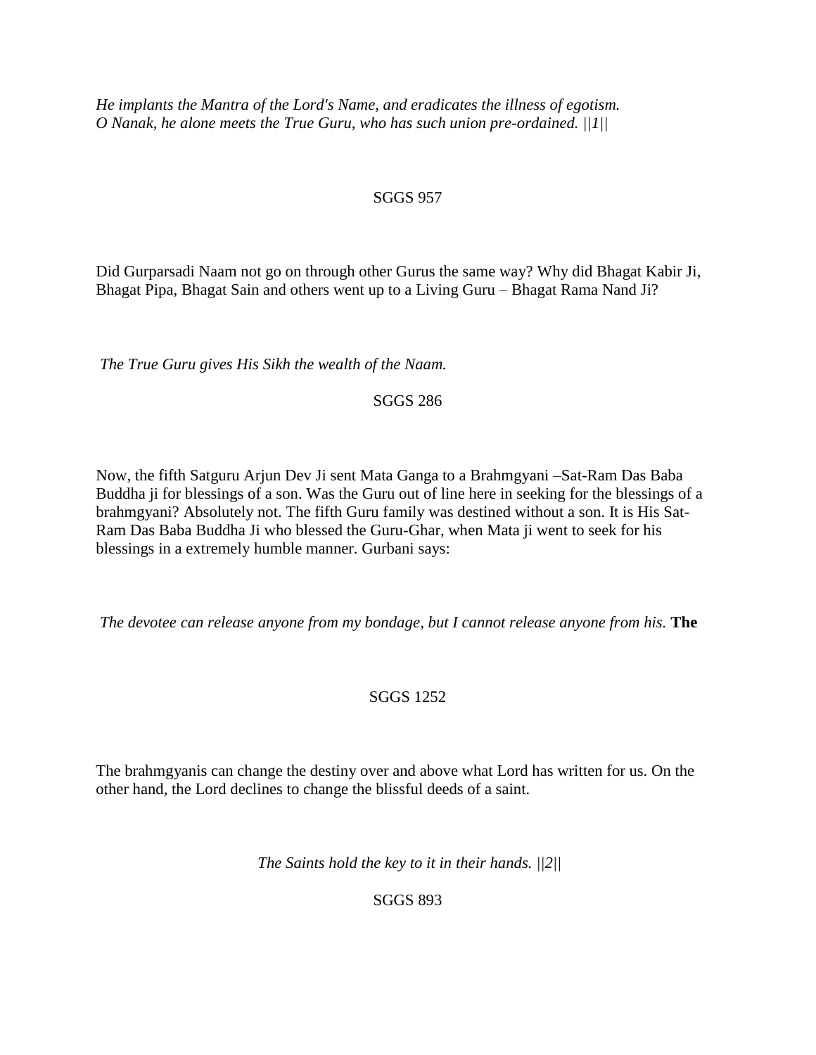*He implants the Mantra of the Lord's Name, and eradicates the illness of egotism.*
*O Nanak, he alone meets the True Guru, who has such union pre-ordained. ||1||*

SGGS 957

Did Gurparsadi Naam not go on through other Gurus the same way? Why did Bhagat Kabir Ji, Bhagat Pipa, Bhagat Sain and others went up to a Living Guru – Bhagat Rama Nand Ji?

*The True Guru gives His Sikh the wealth of the Naam.*

SGGS 286

Now, the fifth Satguru Arjun Dev Ji sent Mata Ganga to a Brahmgyani –Sat-Ram Das Baba Buddha ji for blessings of a son. Was the Guru out of line here in seeking for the blessings of a brahmgyani? Absolutely not. The fifth Guru family was destined without a son. It is His Sat-Ram Das Baba Buddha Ji who blessed the Guru-Ghar, when Mata ji went to seek for his blessings in a extremely humble manner. Gurbani says:

*The devotee can release anyone from my bondage, but I cannot release anyone from his.* **The**

SGGS 1252

The brahmgyanis can change the destiny over and above what Lord has written for us. On the other hand, the Lord declines to change the blissful deeds of a saint.

*The Saints hold the key to it in their hands. ||2||*

SGGS 893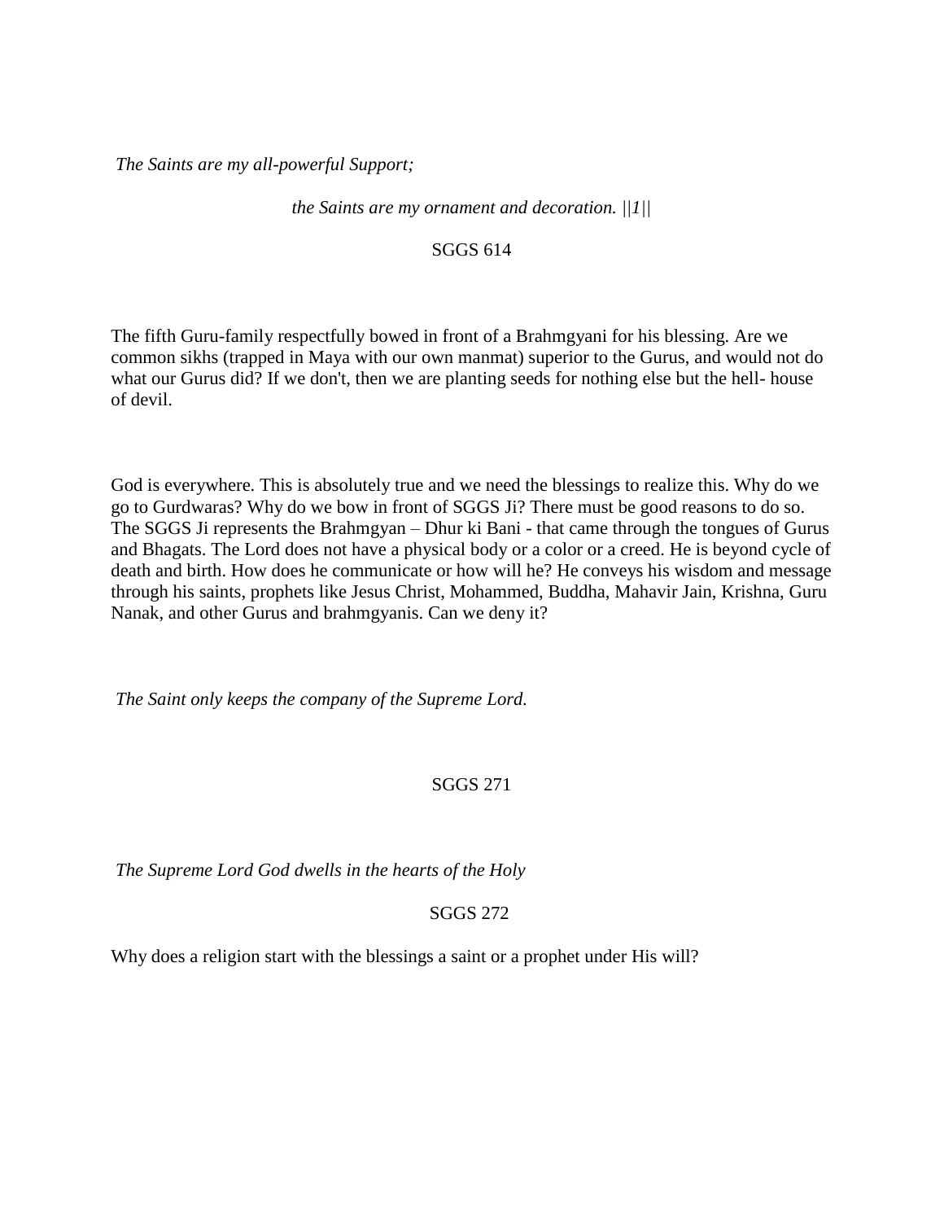*The Saints are my all-powerful Support;*

*the Saints are my ornament and decoration. ||1||*

SGGS 614

The fifth Guru-family respectfully bowed in front of a Brahmgyani for his blessing. Are we common sikhs (trapped in Maya with our own manmat) superior to the Gurus, and would not do what our Gurus did? If we don't, then we are planting seeds for nothing else but the hell- house of devil.

God is everywhere. This is absolutely true and we need the blessings to realize this. Why do we go to Gurdwaras? Why do we bow in front of SGGS Ji? There must be good reasons to do so. The SGGS Ji represents the Brahmgyan – Dhur ki Bani - that came through the tongues of Gurus and Bhagats. The Lord does not have a physical body or a color or a creed. He is beyond cycle of death and birth. How does he communicate or how will he? He conveys his wisdom and message through his saints, prophets like Jesus Christ, Mohammed, Buddha, Mahavir Jain, Krishna, Guru Nanak, and other Gurus and brahmgyanis. Can we deny it?

*The Saint only keeps the company of the Supreme Lord.*

SGGS 271

*The Supreme Lord God dwells in the hearts of the Holy*

SGGS 272

Why does a religion start with the blessings a saint or a prophet under His will?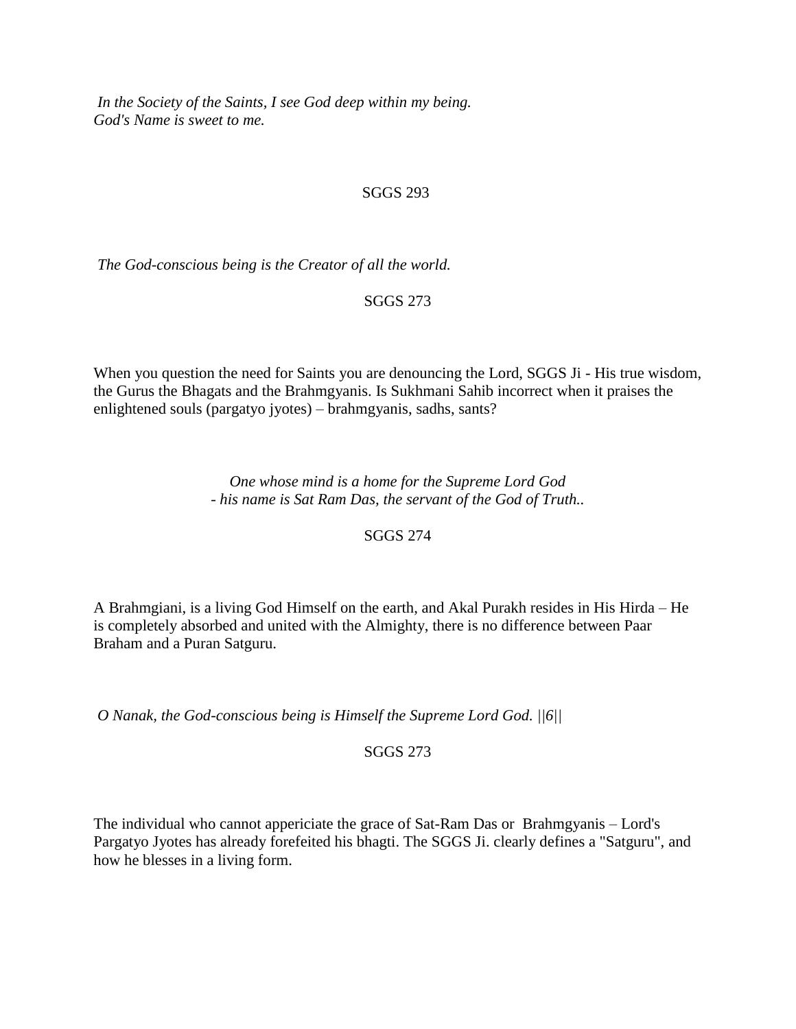*In the Society of the Saints, I see God deep within my being.*
*God's Name is sweet to me.*

SGGS 293

*The God-conscious being is the Creator of all the world.*

SGGS 273

When you question the need for Saints you are denouncing the Lord, SGGS Ji - His true wisdom, the Gurus the Bhagats and the Brahmgyanis. Is Sukhmani Sahib incorrect when it praises the enlightened souls (pargatyo jyotes) – brahmgyanis, sadhs, sants?

*One whose mind is a home for the Supreme Lord God*
*- his name is Sat Ram Das, the servant of the God of Truth..*

SGGS 274

A Brahmgiani, is a living God Himself on the earth, and Akal Purakh resides in His Hirda – He is completely absorbed and united with the Almighty, there is no difference between Paar Braham and a Puran Satguru.

*O Nanak, the God-conscious being is Himself the Supreme Lord God. ||6||*

SGGS 273

The individual who cannot appericiate the grace of Sat-Ram Das or Brahmgyanis – Lord's Pargatyo Jyotes has already forefeited his bhagti. The SGGS Ji. clearly defines a "Satguru", and how he blesses in a living form.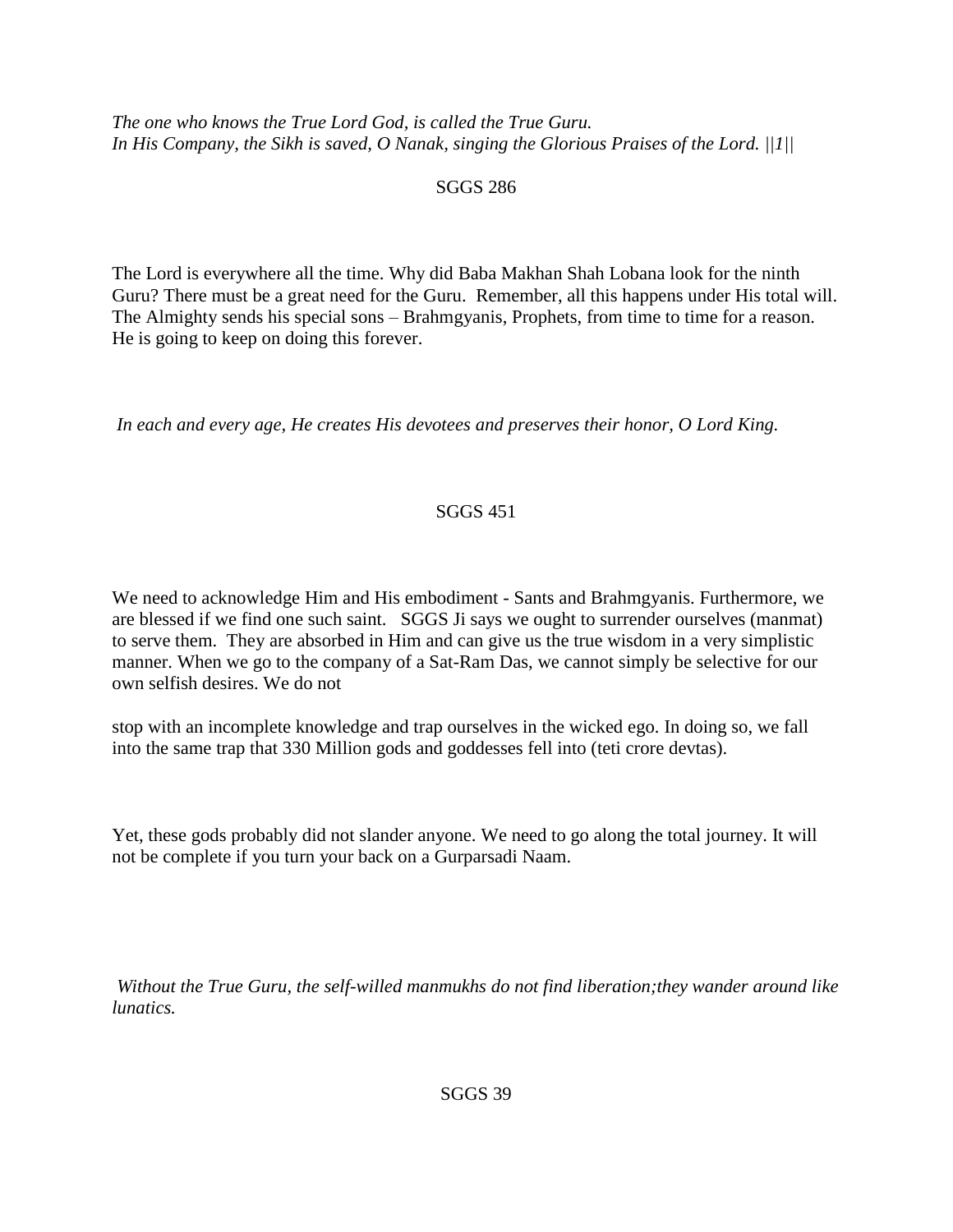*The one who knows the True Lord God, is called the True Guru.*
*In His Company, the Sikh is saved, O Nanak, singing the Glorious Praises of the Lord. ||1||*

SGGS 286

The Lord is everywhere all the time. Why did Baba Makhan Shah Lobana look for the ninth Guru? There must be a great need for the Guru. Remember, all this happens under His total will. The Almighty sends his special sons – Brahmgyanis, Prophets, from time to time for a reason. He is going to keep on doing this forever.

*In each and every age, He creates His devotees and preserves their honor, O Lord King.*

SGGS 451

We need to acknowledge Him and His embodiment - Sants and Brahmgyanis. Furthermore, we are blessed if we find one such saint. SGGS Ji says we ought to surrender ourselves (manmat) to serve them. They are absorbed in Him and can give us the true wisdom in a very simplistic manner. When we go to the company of a Sat-Ram Das, we cannot simply be selective for our own selfish desires. We do not

stop with an incomplete knowledge and trap ourselves in the wicked ego. In doing so, we fall into the same trap that 330 Million gods and goddesses fell into (teti crore devtas).

Yet, these gods probably did not slander anyone. We need to go along the total journey. It will not be complete if you turn your back on a Gurparsadi Naam.

*Without the True Guru, the self-willed manmukhs do not find liberation;they wander around like lunatics.*

SGGS 39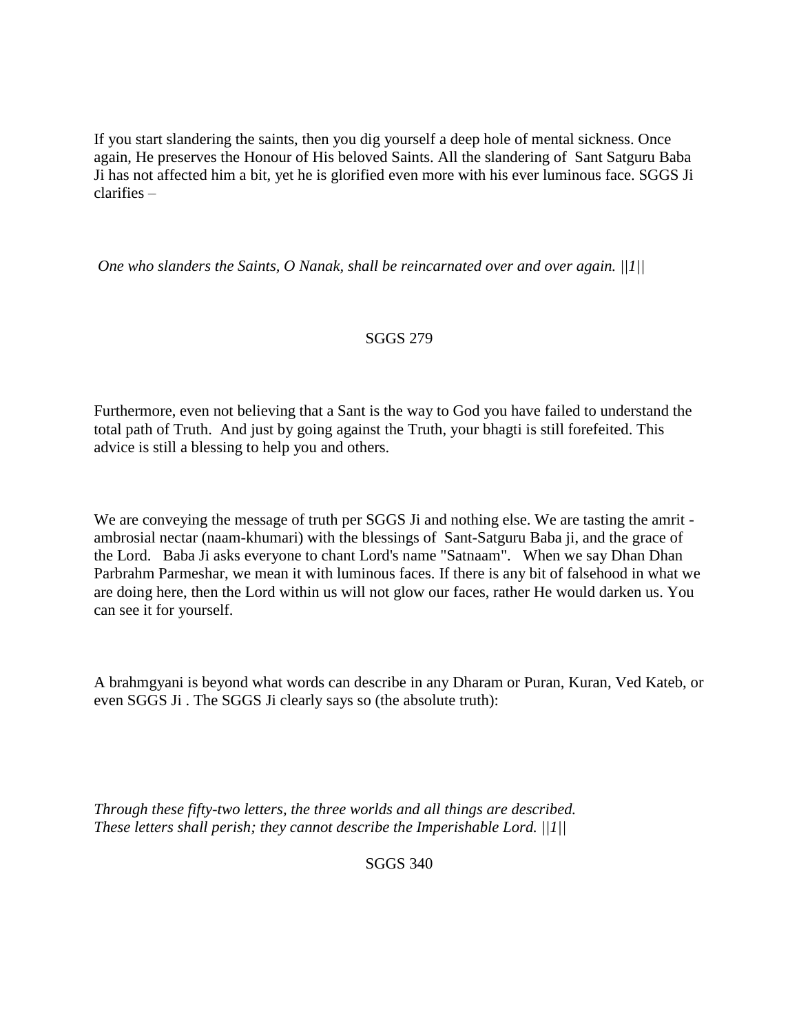If you start slandering the saints, then you dig yourself a deep hole of mental sickness. Once again, He preserves the Honour of His beloved Saints. All the slandering of Sant Satguru Baba Ji has not affected him a bit, yet he is glorified even more with his ever luminous face. SGGS Ji clarifies –

*One who slanders the Saints, O Nanak, shall be reincarnated over and over again. ||1||*

SGGS 279

Furthermore, even not believing that a Sant is the way to God you have failed to understand the total path of Truth. And just by going against the Truth, your bhagti is still forefeited. This advice is still a blessing to help you and others.

We are conveying the message of truth per SGGS Ji and nothing else. We are tasting the amrit - ambrosial nectar (naam-khumari) with the blessings of Sant-Satguru Baba ji, and the grace of the Lord. Baba Ji asks everyone to chant Lord's name "Satnaam". When we say Dhan Dhan Parbrahm Parmeshar, we mean it with luminous faces. If there is any bit of falsehood in what we are doing here, then the Lord within us will not glow our faces, rather He would darken us. You can see it for yourself.

A brahmgyani is beyond what words can describe in any Dharam or Puran, Kuran, Ved Kateb, or even SGGS Ji . The SGGS Ji clearly says so (the absolute truth):

*Through these fifty-two letters, the three worlds and all things are described.*
*These letters shall perish; they cannot describe the Imperishable Lord. ||1||*

SGGS 340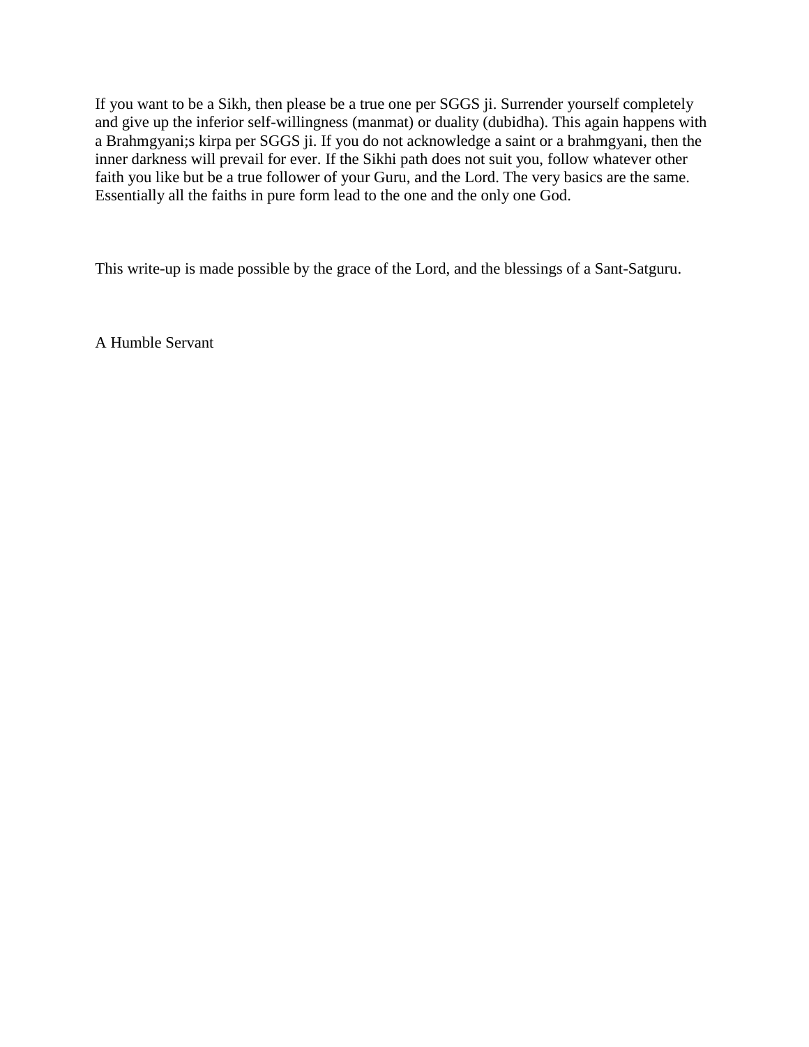If you want to be a Sikh, then please be a true one per SGGS ji. Surrender yourself completely and give up the inferior self-willingness (manmat) or duality (dubidha). This again happens with a Brahmgyani;s kirpa per SGGS ji. If you do not acknowledge a saint or a brahmgyani, then the inner darkness will prevail for ever. If the Sikhi path does not suit you, follow whatever other faith you like but be a true follower of your Guru, and the Lord. The very basics are the same. Essentially all the faiths in pure form lead to the one and the only one God.

This write-up is made possible by the grace of the Lord, and the blessings of a Sant-Satguru.

A Humble Servant